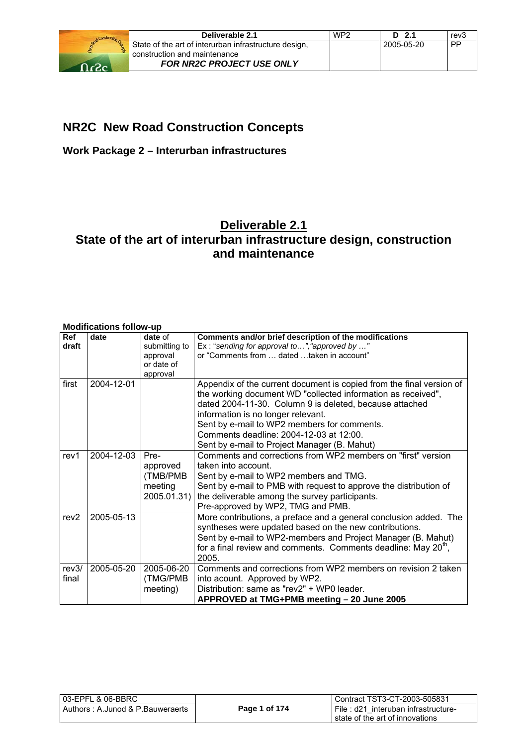# NR2C New Road Construction Concepts

## Work Package 2 – Interurban infrastructures

# Deliverable 2.1
# State of the art of interurban infrastructure design, construction and maintenance

**Modifications follow-up**

| Ref draft | date | date of submitting to approval or date of approval | Comments and/or brief description of the modifications<br>Ex : "*sending for approval to…*","*approved by …*"<br>or "Comments from … dated …taken in account" |
|---|---|---|---|
| first | 2004-12-01 | | Appendix of the current document is copied from the final version of the working document WD "collected information as received", dated 2004-11-30. Column 9 is deleted, because attached information is no longer relevant.<br>Sent by e-mail to WP2 members for comments.<br>Comments deadline: 2004-12-03 at 12:00.<br>Sent by e-mail to Project Manager (B. Mahut) |
| rev1 | 2004-12-03 | Pre-approved (TMB/PMB meeting 2005.01.31) | Comments and corrections from WP2 members on "first" version taken into account.<br>Sent by e-mail to WP2 members and TMG.<br>Sent by e-mail to PMB with request to approve the distribution of the deliverable among the survey participants.<br>Pre-approved by WP2, TMG and PMB. |
| rev2 | 2005-05-13 | | More contributions, a preface and a general conclusion added. The syntheses were updated based on the new contributions.<br>Sent by e-mail to WP2-members and Project Manager (B. Mahut) for a final review and comments. Comments deadline: May 20th, 2005. |
| rev3/ final | 2005-05-20 | 2005-06-20 (TMG/PMB meeting) | Comments and corrections from WP2 members on revision 2 taken into acount. Approved by WP2.<br>Distribution: same as "rev2" + WP0 leader.<br>**APPROVED at TMG+PMB meeting – 20 June 2005** |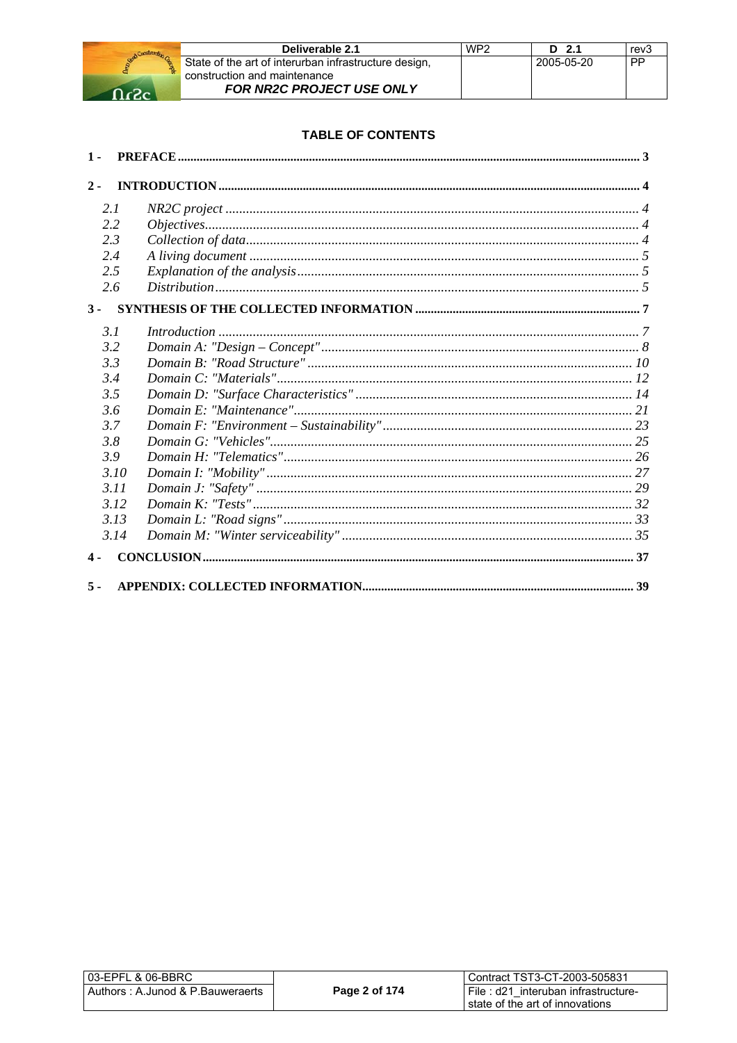## TABLE OF CONTENTS

**1 - PREFACE** ... 3

**2 - INTRODUCTION** ... 4

- 2.1 *NR2C project* ... 4
- 2.2 *Objectives* ... 4
- 2.3 *Collection of data* ... 4
- 2.4 *A living document* ... 5
- 2.5 *Explanation of the analysis* ... 5
- 2.6 *Distribution* ... 5

**3 - SYNTHESIS OF THE COLLECTED INFORMATION** ... 7

- 3.1 *Introduction* ... 7
- 3.2 *Domain A: "Design – Concept"* ... 8
- 3.3 *Domain B: "Road Structure"* ... 10
- 3.4 *Domain C: "Materials"* ... 12
- 3.5 *Domain D: "Surface Characteristics"* ... 14
- 3.6 *Domain E: "Maintenance"* ... 21
- 3.7 *Domain F: "Environment – Sustainability"* ... 23
- 3.8 *Domain G: "Vehicles"* ... 25
- 3.9 *Domain H: "Telematics"* ... 26
- 3.10 *Domain I: "Mobility"* ... 27
- 3.11 *Domain J: "Safety"* ... 29
- 3.12 *Domain K: "Tests"* ... 32
- 3.13 *Domain L: "Road signs"* ... 33
- 3.14 *Domain M: "Winter serviceability"* ... 35

**4 - CONCLUSION** ... 37

**5 - APPENDIX: COLLECTED INFORMATION** ... 39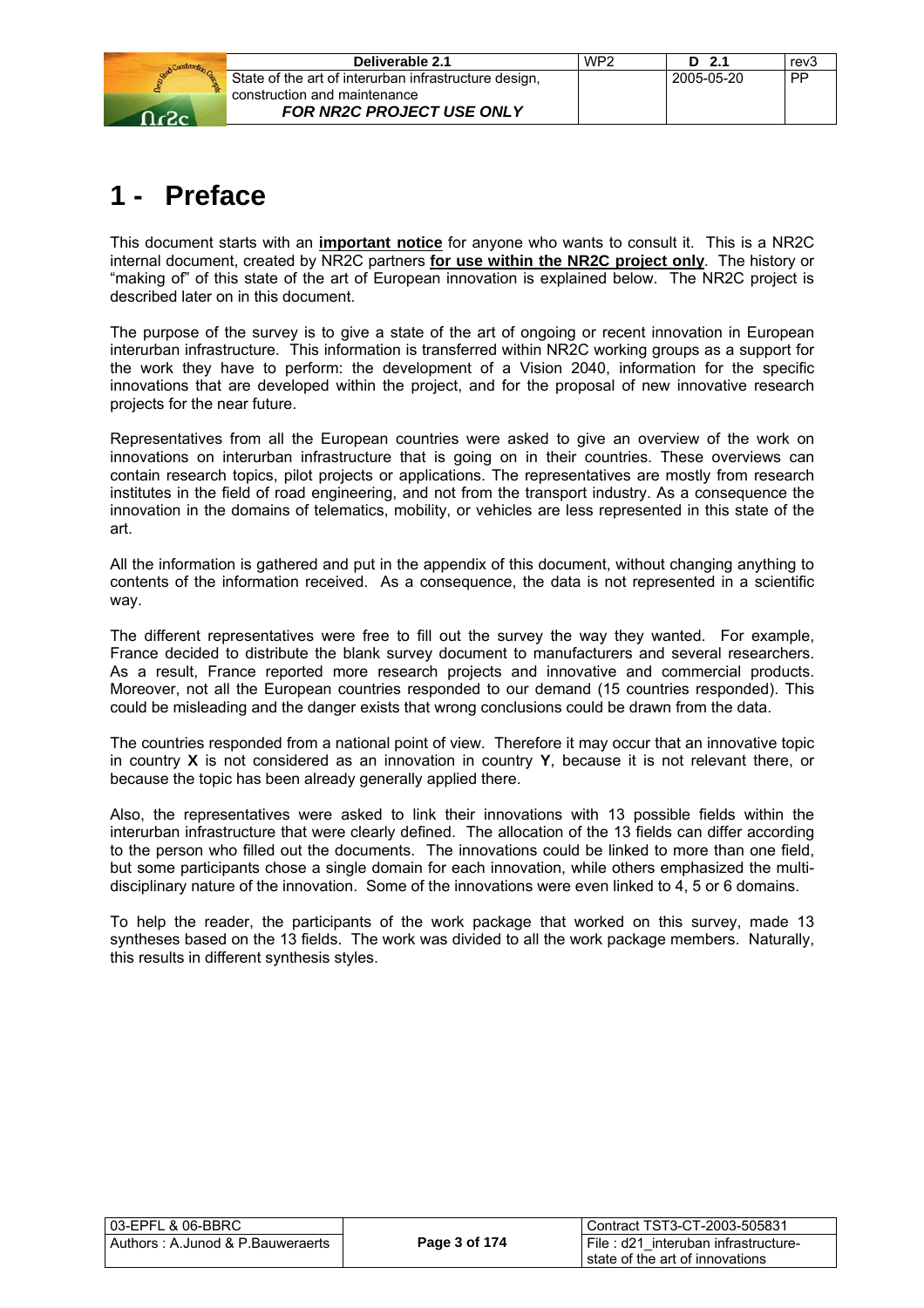# 1 - Preface

This document starts with an **important notice** for anyone who wants to consult it. This is a NR2C internal document, created by NR2C partners **for use within the NR2C project only**. The history or "making of" of this state of the art of European innovation is explained below. The NR2C project is described later on in this document.

The purpose of the survey is to give a state of the art of ongoing or recent innovation in European interurban infrastructure. This information is transferred within NR2C working groups as a support for the work they have to perform: the development of a Vision 2040, information for the specific innovations that are developed within the project, and for the proposal of new innovative research projects for the near future.

Representatives from all the European countries were asked to give an overview of the work on innovations on interurban infrastructure that is going on in their countries. These overviews can contain research topics, pilot projects or applications. The representatives are mostly from research institutes in the field of road engineering, and not from the transport industry. As a consequence the innovation in the domains of telematics, mobility, or vehicles are less represented in this state of the art.

All the information is gathered and put in the appendix of this document, without changing anything to contents of the information received. As a consequence, the data is not represented in a scientific way.

The different representatives were free to fill out the survey the way they wanted. For example, France decided to distribute the blank survey document to manufacturers and several researchers. As a result, France reported more research projects and innovative and commercial products. Moreover, not all the European countries responded to our demand (15 countries responded). This could be misleading and the danger exists that wrong conclusions could be drawn from the data.

The countries responded from a national point of view. Therefore it may occur that an innovative topic in country **X** is not considered as an innovation in country **Y**, because it is not relevant there, or because the topic has been already generally applied there.

Also, the representatives were asked to link their innovations with 13 possible fields within the interurban infrastructure that were clearly defined. The allocation of the 13 fields can differ according to the person who filled out the documents. The innovations could be linked to more than one field, but some participants chose a single domain for each innovation, while others emphasized the multi-disciplinary nature of the innovation. Some of the innovations were even linked to 4, 5 or 6 domains.

To help the reader, the participants of the work package that worked on this survey, made 13 syntheses based on the 13 fields. The work was divided to all the work package members. Naturally, this results in different synthesis styles.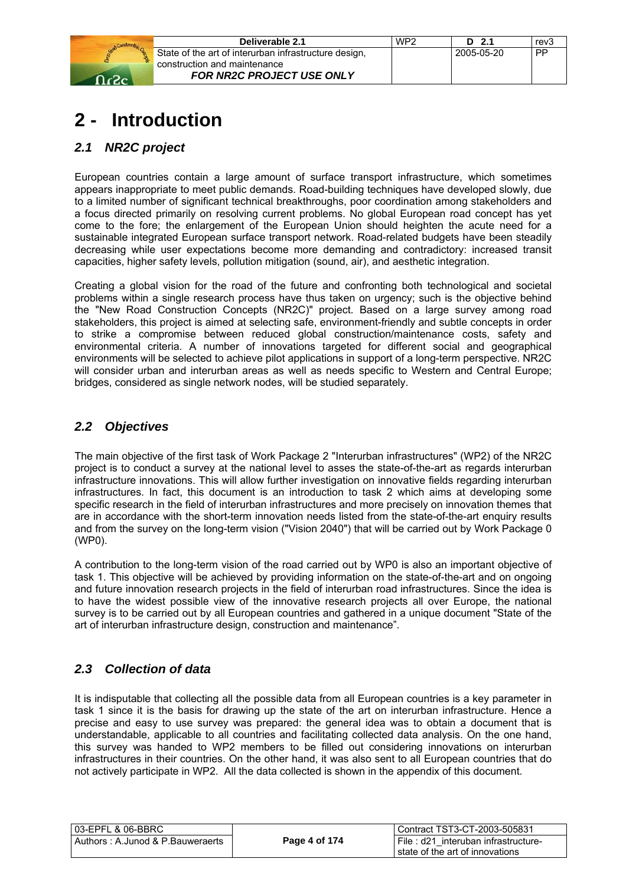# 2 - Introduction

## 2.1 NR2C project

European countries contain a large amount of surface transport infrastructure, which sometimes appears inappropriate to meet public demands. Road-building techniques have developed slowly, due to a limited number of significant technical breakthroughs, poor coordination among stakeholders and a focus directed primarily on resolving current problems. No global European road concept has yet come to the fore; the enlargement of the European Union should heighten the acute need for a sustainable integrated European surface transport network. Road-related budgets have been steadily decreasing while user expectations become more demanding and contradictory: increased transit capacities, higher safety levels, pollution mitigation (sound, air), and aesthetic integration.

Creating a global vision for the road of the future and confronting both technological and societal problems within a single research process have thus taken on urgency; such is the objective behind the "New Road Construction Concepts (NR2C)" project. Based on a large survey among road stakeholders, this project is aimed at selecting safe, environment-friendly and subtle concepts in order to strike a compromise between reduced global construction/maintenance costs, safety and environmental criteria. A number of innovations targeted for different social and geographical environments will be selected to achieve pilot applications in support of a long-term perspective. NR2C will consider urban and interurban areas as well as needs specific to Western and Central Europe; bridges, considered as single network nodes, will be studied separately.

## 2.2 Objectives

The main objective of the first task of Work Package 2 "Interurban infrastructures" (WP2) of the NR2C project is to conduct a survey at the national level to asses the state-of-the-art as regards interurban infrastructure innovations. This will allow further investigation on innovative fields regarding interurban infrastructures. In fact, this document is an introduction to task 2 which aims at developing some specific research in the field of interurban infrastructures and more precisely on innovation themes that are in accordance with the short-term innovation needs listed from the state-of-the-art enquiry results and from the survey on the long-term vision ("Vision 2040") that will be carried out by Work Package 0 (WP0).

A contribution to the long-term vision of the road carried out by WP0 is also an important objective of task 1. This objective will be achieved by providing information on the state-of-the-art and on ongoing and future innovation research projects in the field of interurban road infrastructures. Since the idea is to have the widest possible view of the innovative research projects all over Europe, the national survey is to be carried out by all European countries and gathered in a unique document "State of the art of interurban infrastructure design, construction and maintenance".

## 2.3 Collection of data

It is indisputable that collecting all the possible data from all European countries is a key parameter in task 1 since it is the basis for drawing up the state of the art on interurban infrastructure. Hence a precise and easy to use survey was prepared: the general idea was to obtain a document that is understandable, applicable to all countries and facilitating collected data analysis. On the one hand, this survey was handed to WP2 members to be filled out considering innovations on interurban infrastructures in their countries. On the other hand, it was also sent to all European countries that do not actively participate in WP2. All the data collected is shown in the appendix of this document.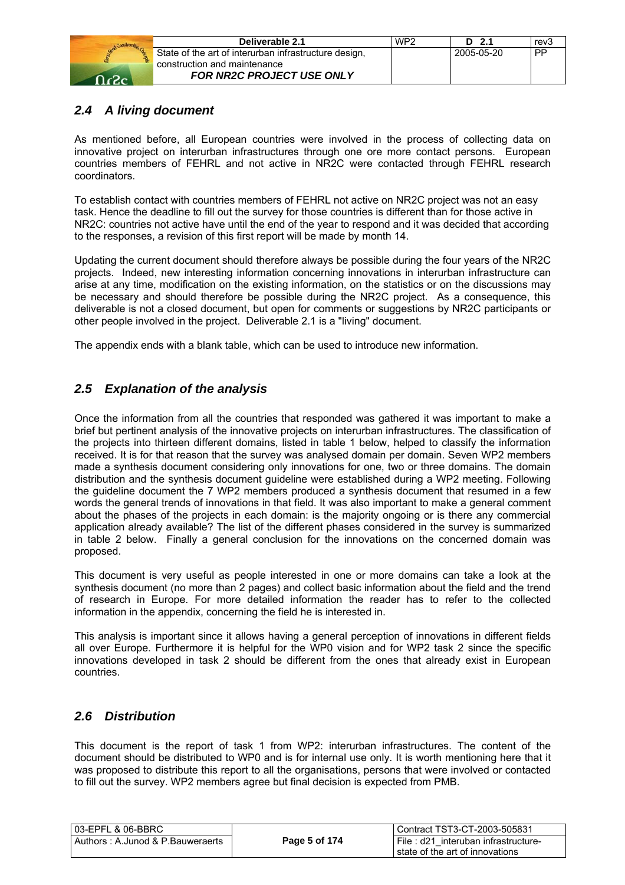## *2.4 A living document*

As mentioned before, all European countries were involved in the process of collecting data on innovative project on interurban infrastructures through one ore more contact persons. European countries members of FEHRL and not active in NR2C were contacted through FEHRL research coordinators.

To establish contact with countries members of FEHRL not active on NR2C project was not an easy task. Hence the deadline to fill out the survey for those countries is different than for those active in NR2C: countries not active have until the end of the year to respond and it was decided that according to the responses, a revision of this first report will be made by month 14.

Updating the current document should therefore always be possible during the four years of the NR2C projects. Indeed, new interesting information concerning innovations in interurban infrastructure can arise at any time, modification on the existing information, on the statistics or on the discussions may be necessary and should therefore be possible during the NR2C project. As a consequence, this deliverable is not a closed document, but open for comments or suggestions by NR2C participants or other people involved in the project. Deliverable 2.1 is a "living" document.

The appendix ends with a blank table, which can be used to introduce new information.

## *2.5 Explanation of the analysis*

Once the information from all the countries that responded was gathered it was important to make a brief but pertinent analysis of the innovative projects on interurban infrastructures. The classification of the projects into thirteen different domains, listed in table 1 below, helped to classify the information received. It is for that reason that the survey was analysed domain per domain. Seven WP2 members made a synthesis document considering only innovations for one, two or three domains. The domain distribution and the synthesis document guideline were established during a WP2 meeting. Following the guideline document the 7 WP2 members produced a synthesis document that resumed in a few words the general trends of innovations in that field. It was also important to make a general comment about the phases of the projects in each domain: is the majority ongoing or is there any commercial application already available? The list of the different phases considered in the survey is summarized in table 2 below. Finally a general conclusion for the innovations on the concerned domain was proposed.

This document is very useful as people interested in one or more domains can take a look at the synthesis document (no more than 2 pages) and collect basic information about the field and the trend of research in Europe. For more detailed information the reader has to refer to the collected information in the appendix, concerning the field he is interested in.

This analysis is important since it allows having a general perception of innovations in different fields all over Europe. Furthermore it is helpful for the WP0 vision and for WP2 task 2 since the specific innovations developed in task 2 should be different from the ones that already exist in European countries.

## *2.6 Distribution*

This document is the report of task 1 from WP2: interurban infrastructures. The content of the document should be distributed to WP0 and is for internal use only. It is worth mentioning here that it was proposed to distribute this report to all the organisations, persons that were involved or contacted to fill out the survey. WP2 members agree but final decision is expected from PMB.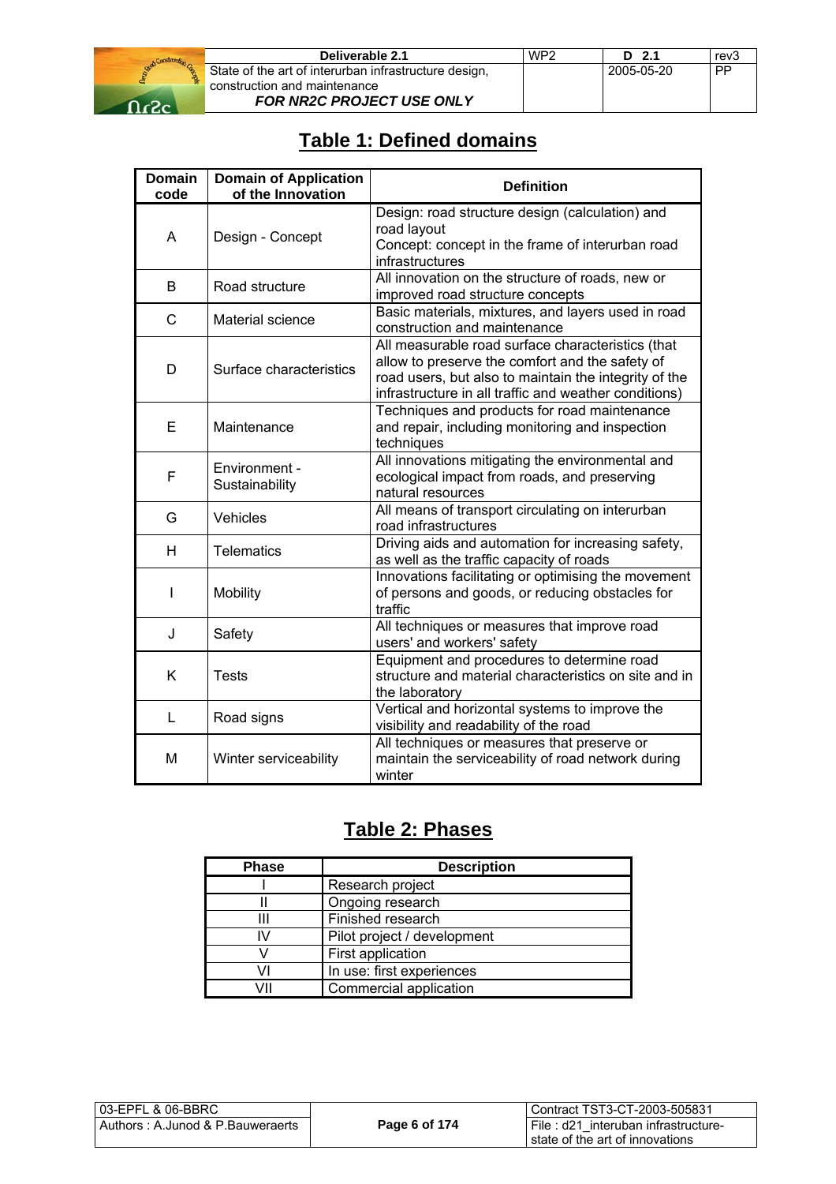## Table 1: Defined domains

| Domain code | Domain of Application of the Innovation | Definition |
|---|---|---|
| A | Design - Concept | Design: road structure design (calculation) and road layout<br>Concept: concept in the frame of interurban road infrastructures |
| B | Road structure | All innovation on the structure of roads, new or improved road structure concepts |
| C | Material science | Basic materials, mixtures, and layers used in road construction and maintenance |
| D | Surface characteristics | All measurable road surface characteristics (that allow to preserve the comfort and the safety of road users, but also to maintain the integrity of the infrastructure in all traffic and weather conditions) |
| E | Maintenance | Techniques and products for road maintenance and repair, including monitoring and inspection techniques |
| F | Environment - Sustainability | All innovations mitigating the environmental and ecological impact from roads, and preserving natural resources |
| G | Vehicles | All means of transport circulating on interurban road infrastructures |
| H | Telematics | Driving aids and automation for increasing safety, as well as the traffic capacity of roads |
| I | Mobility | Innovations facilitating or optimising the movement of persons and goods, or reducing obstacles for traffic |
| J | Safety | All techniques or measures that improve road users' and workers' safety |
| K | Tests | Equipment and procedures to determine road structure and material characteristics on site and in the laboratory |
| L | Road signs | Vertical and horizontal systems to improve the visibility and readability of the road |
| M | Winter serviceability | All techniques or measures that preserve or maintain the serviceability of road network during winter |

## Table 2: Phases

| Phase | Description |
|---|---|
| I | Research project |
| II | Ongoing research |
| III | Finished research |
| IV | Pilot project / development |
| V | First application |
| VI | In use: first experiences |
| VII | Commercial application |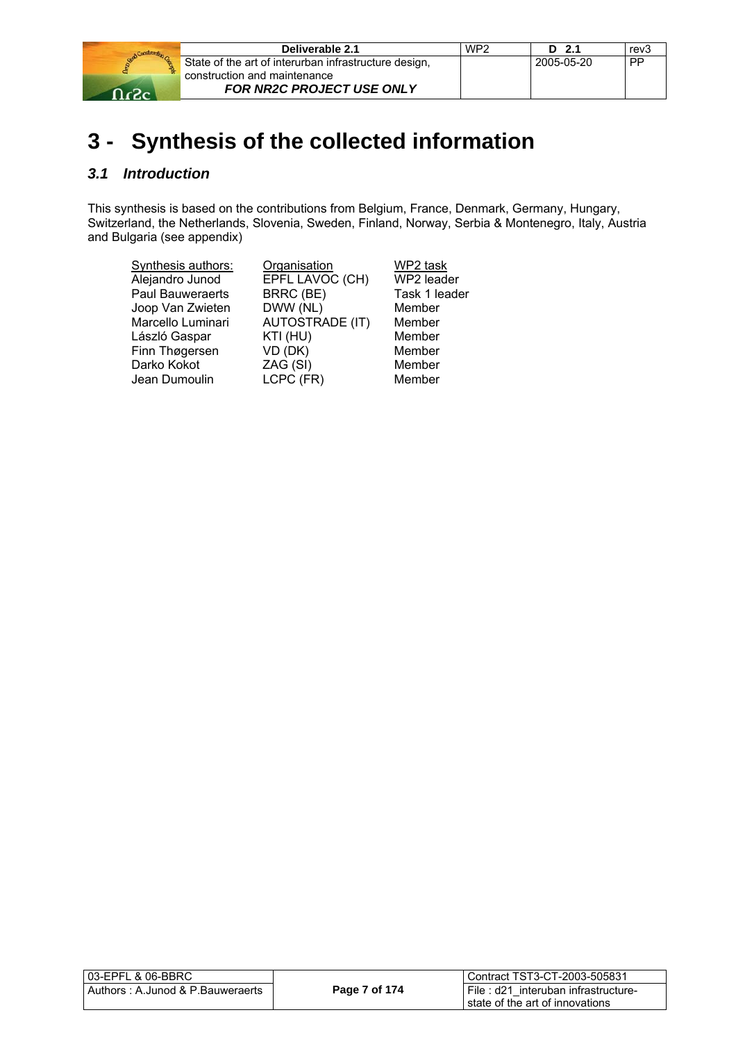# 3 - Synthesis of the collected information

## 3.1 Introduction

This synthesis is based on the contributions from Belgium, France, Denmark, Germany, Hungary, Switzerland, the Netherlands, Slovenia, Sweden, Finland, Norway, Serbia & Montenegro, Italy, Austria and Bulgaria (see appendix)

| Synthesis authors: | Organisation | WP2 task |
|---|---|---|
| Alejandro Junod | EPFL LAVOC (CH) | WP2 leader |
| Paul Bauweraerts | BRRC (BE) | Task 1 leader |
| Joop Van Zwieten | DWW (NL) | Member |
| Marcello Luminari | AUTOSTRADE (IT) | Member |
| László Gaspar | KTI (HU) | Member |
| Finn Thøgersen | VD (DK) | Member |
| Darko Kokot | ZAG (SI) | Member |
| Jean Dumoulin | LCPC (FR) | Member |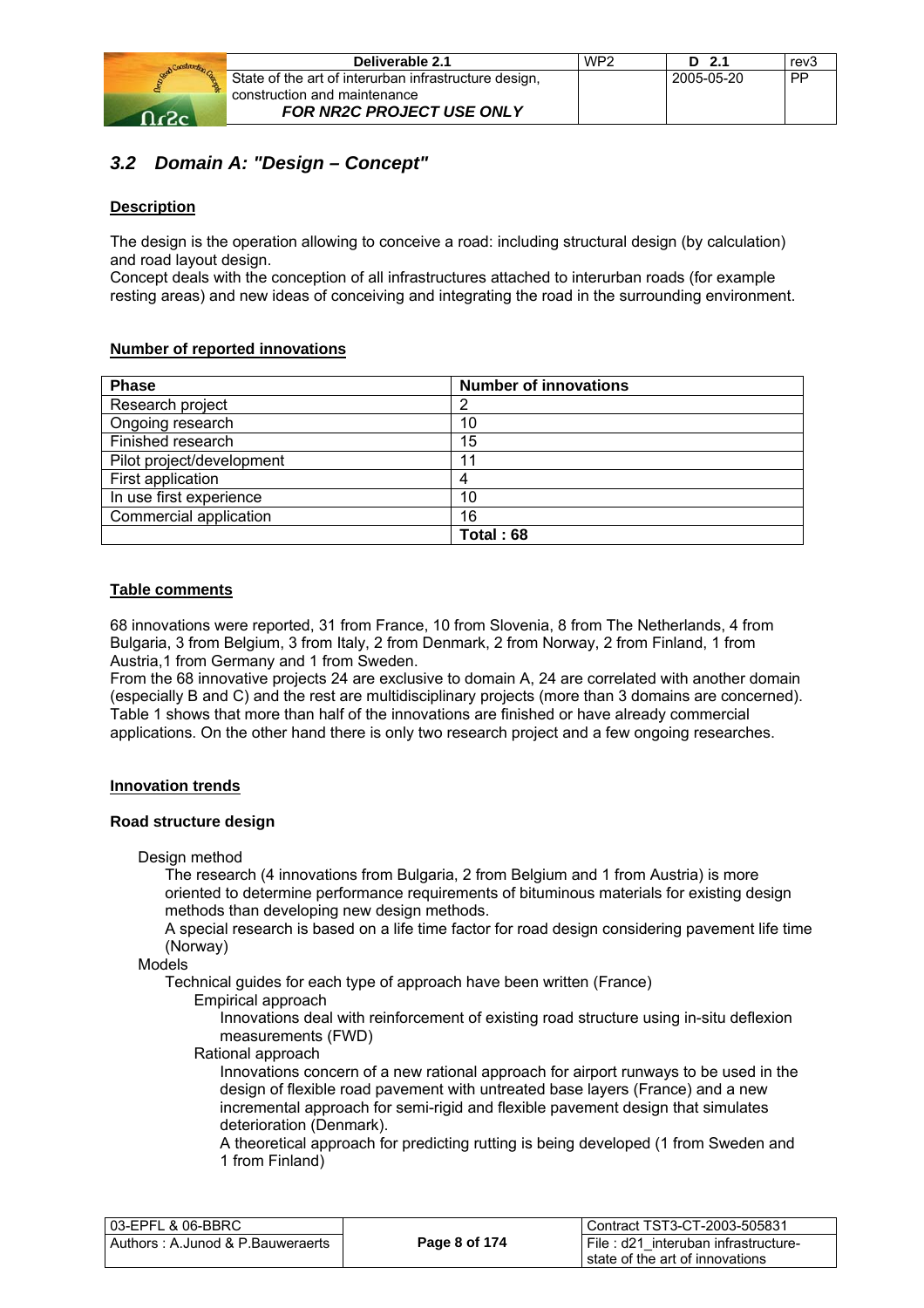## 3.2 *Domain A: "Design – Concept"*

**Description**

The design is the operation allowing to conceive a road: including structural design (by calculation) and road layout design.
Concept deals with the conception of all infrastructures attached to interurban roads (for example resting areas) and new ideas of conceiving and integrating the road in the surrounding environment.

**Number of reported innovations**

| Phase | Number of innovations |
|---|---|
| Research project | 2 |
| Ongoing research | 10 |
| Finished research | 15 |
| Pilot project/development | 11 |
| First application | 4 |
| In use first experience | 10 |
| Commercial application | 16 |
| | **Total : 68** |

**Table comments**

68 innovations were reported, 31 from France, 10 from Slovenia, 8 from The Netherlands, 4 from Bulgaria, 3 from Belgium, 3 from Italy, 2 from Denmark, 2 from Norway, 2 from Finland, 1 from Austria,1 from Germany and 1 from Sweden.
From the 68 innovative projects 24 are exclusive to domain A, 24 are correlated with another domain (especially B and C) and the rest are multidisciplinary projects (more than 3 domains are concerned). Table 1 shows that more than half of the innovations are finished or have already commercial applications. On the other hand there is only two research project and a few ongoing researches.

**Innovation trends**

**Road structure design**

Design method

The research (4 innovations from Bulgaria, 2 from Belgium and 1 from Austria) is more oriented to determine performance requirements of bituminous materials for existing design methods than developing new design methods.
A special research is based on a life time factor for road design considering pavement life time (Norway)

Models

Technical guides for each type of approach have been written (France)

Empirical approach

Innovations deal with reinforcement of existing road structure using in-situ deflexion measurements (FWD)

Rational approach

Innovations concern of a new rational approach for airport runways to be used in the design of flexible road pavement with untreated base layers (France) and a new incremental approach for semi-rigid and flexible pavement design that simulates deterioration (Denmark).
A theoretical approach for predicting rutting is being developed (1 from Sweden and 1 from Finland)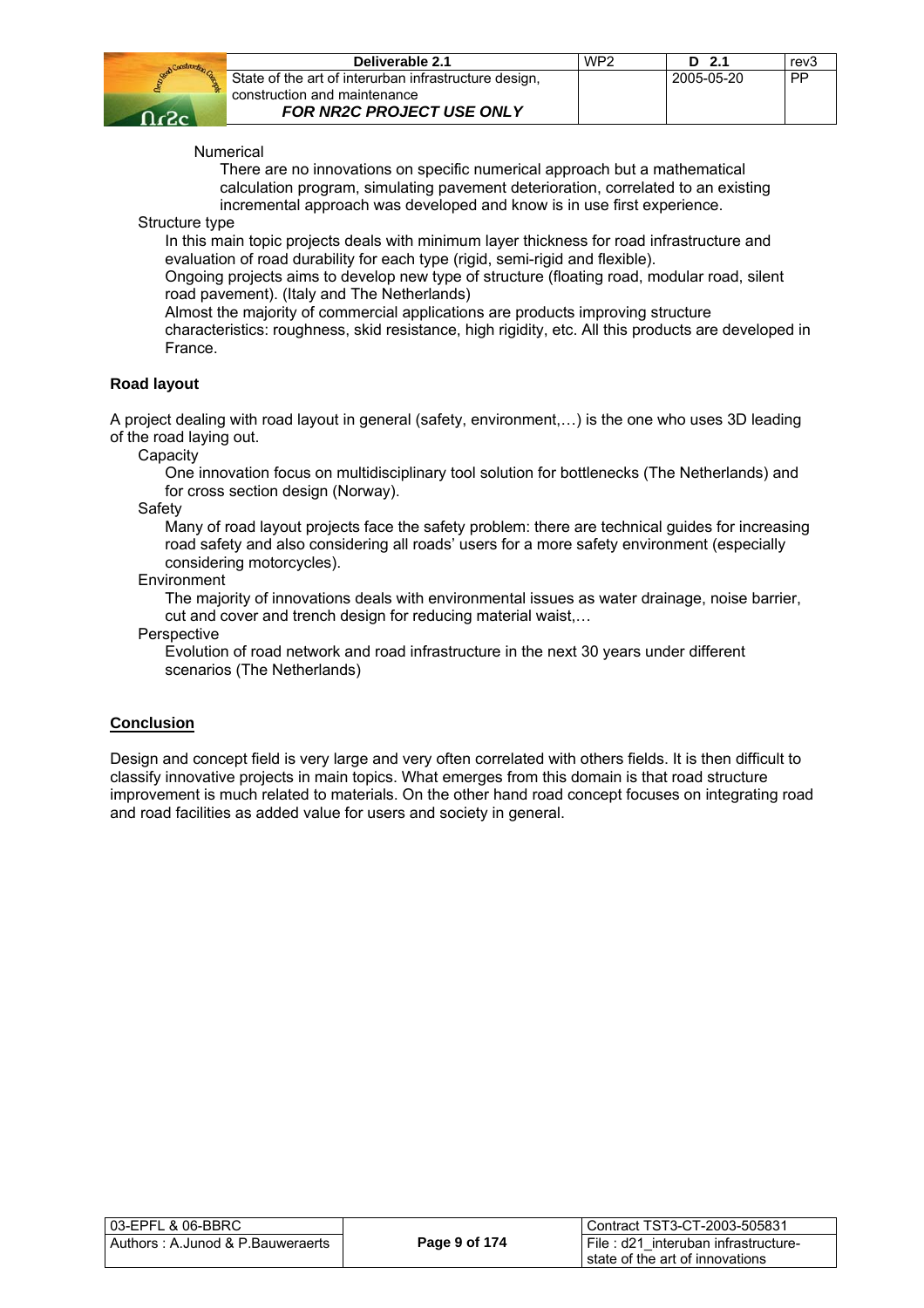Numerical

There are no innovations on specific numerical approach but a mathematical calculation program, simulating pavement deterioration, correlated to an existing incremental approach was developed and know is in use first experience.

Structure type

In this main topic projects deals with minimum layer thickness for road infrastructure and evaluation of road durability for each type (rigid, semi-rigid and flexible).

Ongoing projects aims to develop new type of structure (floating road, modular road, silent road pavement). (Italy and The Netherlands)

Almost the majority of commercial applications are products improving structure characteristics: roughness, skid resistance, high rigidity, etc. All this products are developed in France.

**Road layout**

A project dealing with road layout in general (safety, environment,…) is the one who uses 3D leading of the road laying out.

Capacity

One innovation focus on multidisciplinary tool solution for bottlenecks (The Netherlands) and for cross section design (Norway).

Safety

Many of road layout projects face the safety problem: there are technical guides for increasing road safety and also considering all roads' users for a more safety environment (especially considering motorcycles).

Environment

The majority of innovations deals with environmental issues as water drainage, noise barrier, cut and cover and trench design for reducing material waist,…

Perspective

Evolution of road network and road infrastructure in the next 30 years under different scenarios (The Netherlands)

**Conclusion**

Design and concept field is very large and very often correlated with others fields. It is then difficult to classify innovative projects in main topics. What emerges from this domain is that road structure improvement is much related to materials. On the other hand road concept focuses on integrating road and road facilities as added value for users and society in general.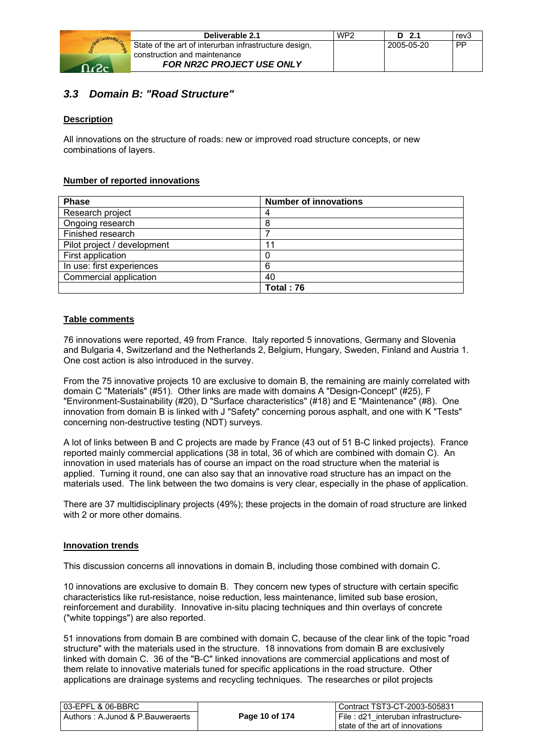### 3.3 *Domain B: "Road Structure"*

**Description**

All innovations on the structure of roads: new or improved road structure concepts, or new combinations of layers.

**Number of reported innovations**

| Phase | Number of innovations |
|---|---|
| Research project | 4 |
| Ongoing research | 8 |
| Finished research | 7 |
| Pilot project / development | 11 |
| First application | 0 |
| In use: first experiences | 6 |
| Commercial application | 40 |
| | **Total : 76** |

**Table comments**

76 innovations were reported, 49 from France. Italy reported 5 innovations, Germany and Slovenia and Bulgaria 4, Switzerland and the Netherlands 2, Belgium, Hungary, Sweden, Finland and Austria 1. One cost action is also introduced in the survey.

From the 75 innovative projects 10 are exclusive to domain B, the remaining are mainly correlated with domain C "Materials" (#51). Other links are made with domains A "Design-Concept" (#25), F "Environment-Sustainability (#20), D "Surface characteristics" (#18) and E "Maintenance" (#8). One innovation from domain B is linked with J "Safety" concerning porous asphalt, and one with K "Tests" concerning non-destructive testing (NDT) surveys.

A lot of links between B and C projects are made by France (43 out of 51 B-C linked projects). France reported mainly commercial applications (38 in total, 36 of which are combined with domain C). An innovation in used materials has of course an impact on the road structure when the material is applied. Turning it round, one can also say that an innovative road structure has an impact on the materials used. The link between the two domains is very clear, especially in the phase of application.

There are 37 multidisciplinary projects (49%); these projects in the domain of road structure are linked with 2 or more other domains.

**Innovation trends**

This discussion concerns all innovations in domain B, including those combined with domain C.

10 innovations are exclusive to domain B. They concern new types of structure with certain specific characteristics like rut-resistance, noise reduction, less maintenance, limited sub base erosion, reinforcement and durability. Innovative in-situ placing techniques and thin overlays of concrete ("white toppings") are also reported.

51 innovations from domain B are combined with domain C, because of the clear link of the topic "road structure" with the materials used in the structure. 18 innovations from domain B are exclusively linked with domain C. 36 of the "B-C" linked innovations are commercial applications and most of them relate to innovative materials tuned for specific applications in the road structure. Other applications are drainage systems and recycling techniques. The researches or pilot projects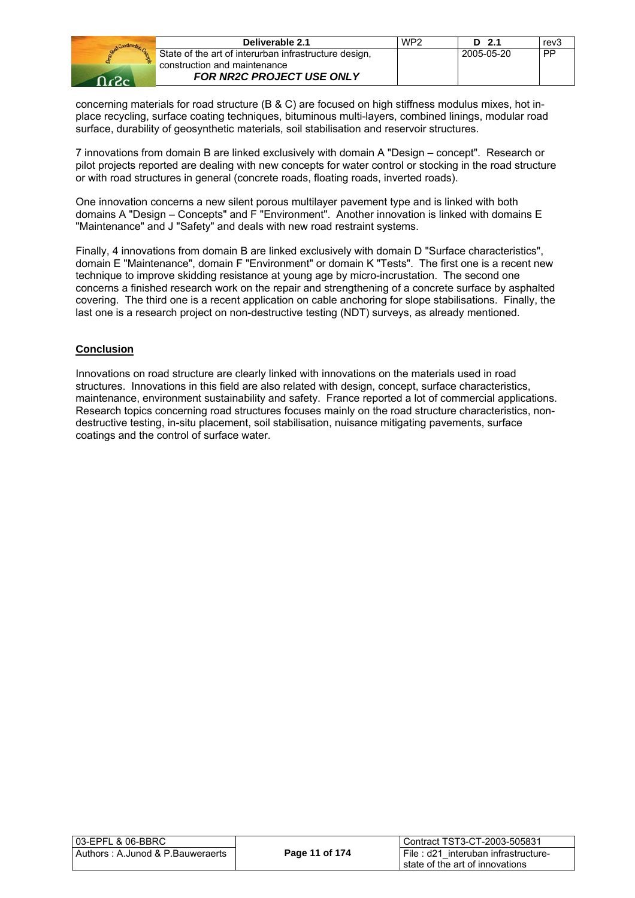concerning materials for road structure (B & C) are focused on high stiffness modulus mixes, hot in-place recycling, surface coating techniques, bituminous multi-layers, combined linings, modular road surface, durability of geosynthetic materials, soil stabilisation and reservoir structures.

7 innovations from domain B are linked exclusively with domain A "Design – concept". Research or pilot projects reported are dealing with new concepts for water control or stocking in the road structure or with road structures in general (concrete roads, floating roads, inverted roads).

One innovation concerns a new silent porous multilayer pavement type and is linked with both domains A "Design – Concepts" and F "Environment". Another innovation is linked with domains E "Maintenance" and J "Safety" and deals with new road restraint systems.

Finally, 4 innovations from domain B are linked exclusively with domain D "Surface characteristics", domain E "Maintenance", domain F "Environment" or domain K "Tests". The first one is a recent new technique to improve skidding resistance at young age by micro-incrustation. The second one concerns a finished research work on the repair and strengthening of a concrete surface by asphalted covering. The third one is a recent application on cable anchoring for slope stabilisations. Finally, the last one is a research project on non-destructive testing (NDT) surveys, as already mentioned.

**Conclusion**

Innovations on road structure are clearly linked with innovations on the materials used in road structures. Innovations in this field are also related with design, concept, surface characteristics, maintenance, environment sustainability and safety. France reported a lot of commercial applications. Research topics concerning road structures focuses mainly on the road structure characteristics, non-destructive testing, in-situ placement, soil stabilisation, nuisance mitigating pavements, surface coatings and the control of surface water.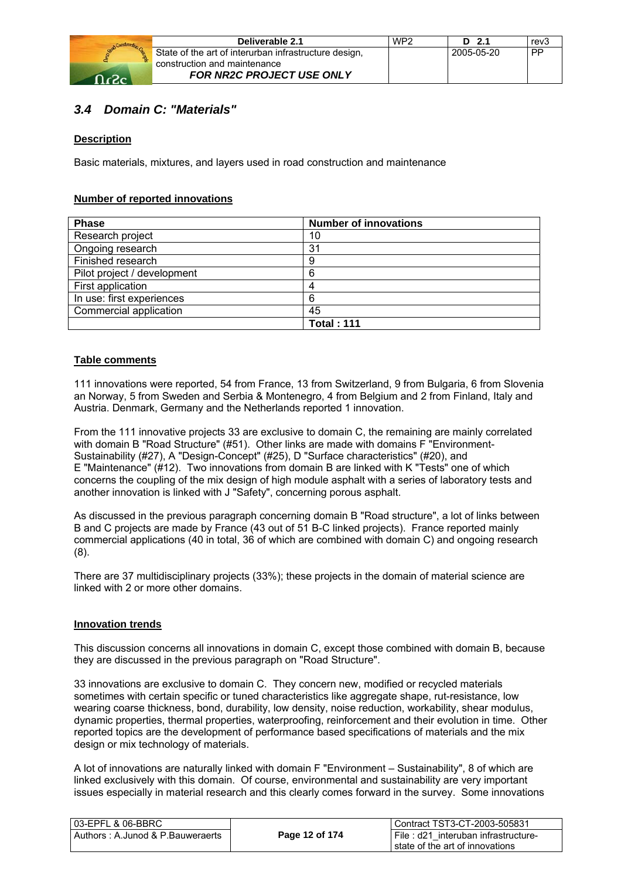### *3.4 Domain C: "Materials"*

**Description**

Basic materials, mixtures, and layers used in road construction and maintenance

**Number of reported innovations**

| Phase | Number of innovations |
|---|---|
| Research project | 10 |
| Ongoing research | 31 |
| Finished research | 9 |
| Pilot project / development | 6 |
| First application | 4 |
| In use: first experiences | 6 |
| Commercial application | 45 |
| | **Total : 111** |

**Table comments**

111 innovations were reported, 54 from France, 13 from Switzerland, 9 from Bulgaria, 6 from Slovenia an Norway, 5 from Sweden and Serbia & Montenegro, 4 from Belgium and 2 from Finland, Italy and Austria. Denmark, Germany and the Netherlands reported 1 innovation.

From the 111 innovative projects 33 are exclusive to domain C, the remaining are mainly correlated with domain B "Road Structure" (#51). Other links are made with domains F "Environment-Sustainability (#27), A "Design-Concept" (#25), D "Surface characteristics" (#20), and E "Maintenance" (#12). Two innovations from domain B are linked with K "Tests" one of which concerns the coupling of the mix design of high module asphalt with a series of laboratory tests and another innovation is linked with J "Safety", concerning porous asphalt.

As discussed in the previous paragraph concerning domain B "Road structure", a lot of links between B and C projects are made by France (43 out of 51 B-C linked projects). France reported mainly commercial applications (40 in total, 36 of which are combined with domain C) and ongoing research (8).

There are 37 multidisciplinary projects (33%); these projects in the domain of material science are linked with 2 or more other domains.

**Innovation trends**

This discussion concerns all innovations in domain C, except those combined with domain B, because they are discussed in the previous paragraph on "Road Structure".

33 innovations are exclusive to domain C. They concern new, modified or recycled materials sometimes with certain specific or tuned characteristics like aggregate shape, rut-resistance, low wearing coarse thickness, bond, durability, low density, noise reduction, workability, shear modulus, dynamic properties, thermal properties, waterproofing, reinforcement and their evolution in time. Other reported topics are the development of performance based specifications of materials and the mix design or mix technology of materials.

A lot of innovations are naturally linked with domain F "Environment – Sustainability", 8 of which are linked exclusively with this domain. Of course, environmental and sustainability are very important issues especially in material research and this clearly comes forward in the survey. Some innovations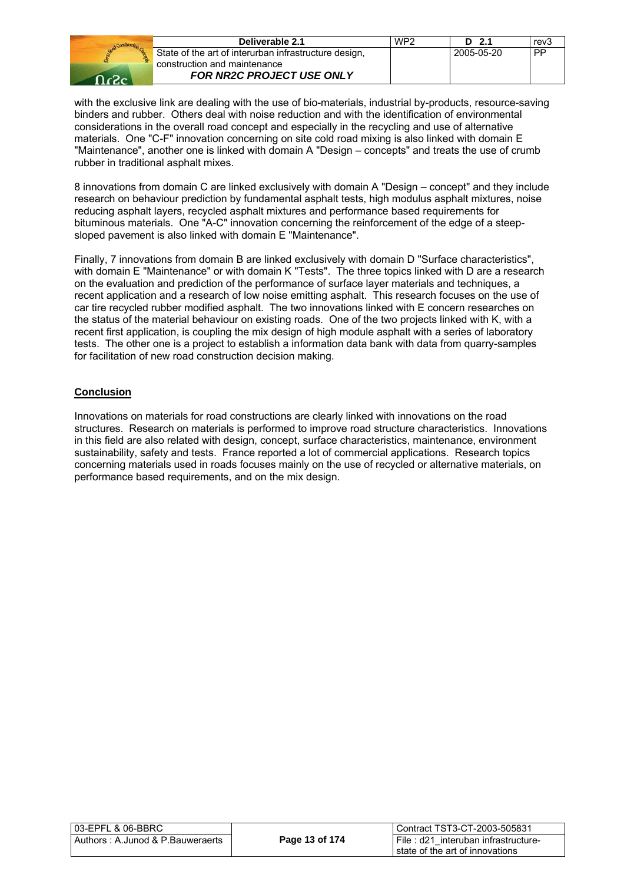with the exclusive link are dealing with the use of bio-materials, industrial by-products, resource-saving binders and rubber. Others deal with noise reduction and with the identification of environmental considerations in the overall road concept and especially in the recycling and use of alternative materials. One "C-F" innovation concerning on site cold road mixing is also linked with domain E "Maintenance", another one is linked with domain A "Design – concepts" and treats the use of crumb rubber in traditional asphalt mixes.

8 innovations from domain C are linked exclusively with domain A "Design – concept" and they include research on behaviour prediction by fundamental asphalt tests, high modulus asphalt mixtures, noise reducing asphalt layers, recycled asphalt mixtures and performance based requirements for bituminous materials. One "A-C" innovation concerning the reinforcement of the edge of a steep-sloped pavement is also linked with domain E "Maintenance".

Finally, 7 innovations from domain B are linked exclusively with domain D "Surface characteristics", with domain E "Maintenance" or with domain K "Tests". The three topics linked with D are a research on the evaluation and prediction of the performance of surface layer materials and techniques, a recent application and a research of low noise emitting asphalt. This research focuses on the use of car tire recycled rubber modified asphalt. The two innovations linked with E concern researches on the status of the material behaviour on existing roads. One of the two projects linked with K, with a recent first application, is coupling the mix design of high module asphalt with a series of laboratory tests. The other one is a project to establish a information data bank with data from quarry-samples for facilitation of new road construction decision making.

**Conclusion**

Innovations on materials for road constructions are clearly linked with innovations on the road structures. Research on materials is performed to improve road structure characteristics. Innovations in this field are also related with design, concept, surface characteristics, maintenance, environment sustainability, safety and tests. France reported a lot of commercial applications. Research topics concerning materials used in roads focuses mainly on the use of recycled or alternative materials, on performance based requirements, and on the mix design.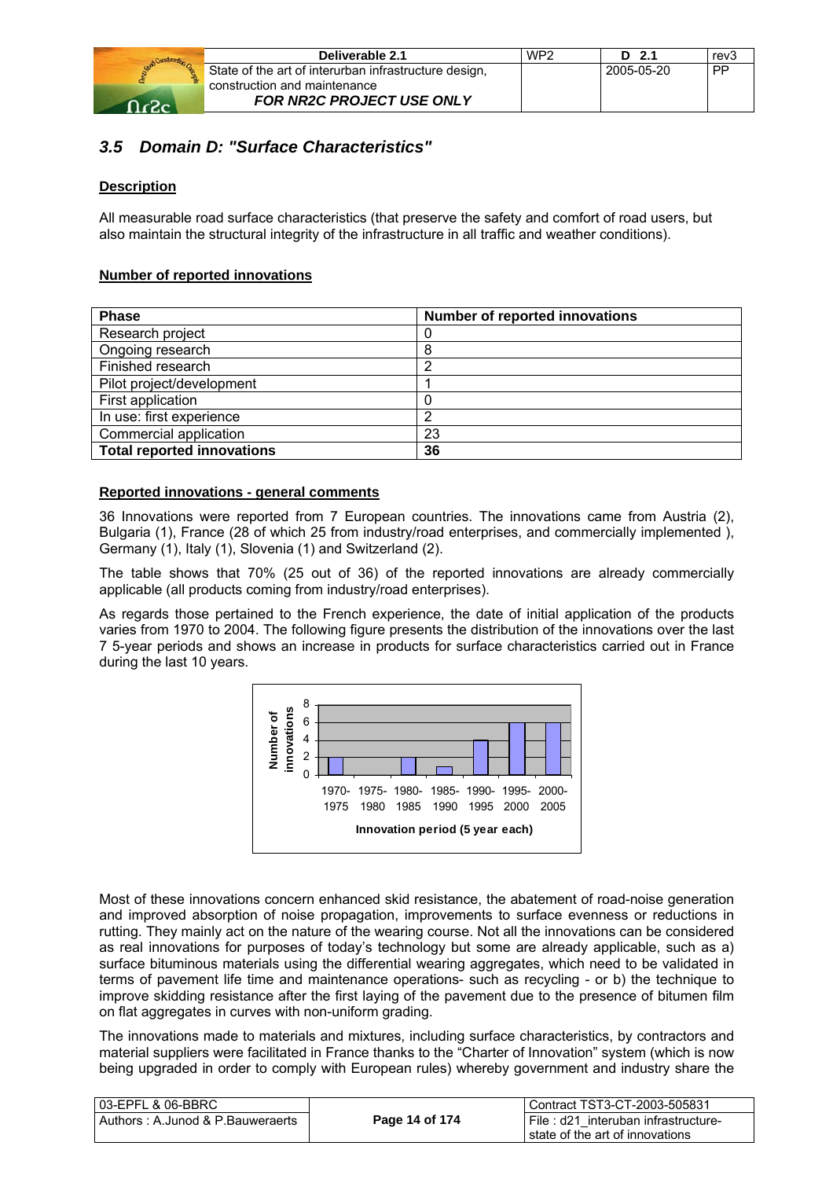## 3.5 Domain D: "Surface Characteristics"

**Description**

All measurable road surface characteristics (that preserve the safety and comfort of road users, but also maintain the structural integrity of the infrastructure in all traffic and weather conditions).

**Number of reported innovations**

| Phase | Number of reported innovations |
|---|---|
| Research project | 0 |
| Ongoing research | 8 |
| Finished research | 2 |
| Pilot project/development | 1 |
| First application | 0 |
| In use: first experience | 2 |
| Commercial application | 23 |
| **Total reported innovations** | **36** |

**Reported innovations - general comments**

36 Innovations were reported from 7 European countries. The innovations came from Austria (2), Bulgaria (1), France (28 of which 25 from industry/road enterprises, and commercially implemented ), Germany (1), Italy (1), Slovenia (1) and Switzerland (2).

The table shows that 70% (25 out of 36) of the reported innovations are already commercially applicable (all products coming from industry/road enterprises).

As regards those pertained to the French experience, the date of initial application of the products varies from 1970 to 2004. The following figure presents the distribution of the innovations over the last 7 5-year periods and shows an increase in products for surface characteristics carried out in France during the last 10 years.

Most of these innovations concern enhanced skid resistance, the abatement of road-noise generation and improved absorption of noise propagation, improvements to surface evenness or reductions in rutting. They mainly act on the nature of the wearing course. Not all the innovations can be considered as real innovations for purposes of today's technology but some are already applicable, such as a) surface bituminous materials using the differential wearing aggregates, which need to be validated in terms of pavement life time and maintenance operations- such as recycling - or b) the technique to improve skidding resistance after the first laying of the pavement due to the presence of bitumen film on flat aggregates in curves with non-uniform grading.

The innovations made to materials and mixtures, including surface characteristics, by contractors and material suppliers were facilitated in France thanks to the "Charter of Innovation" system (which is now being upgraded in order to comply with European rules) whereby government and industry share the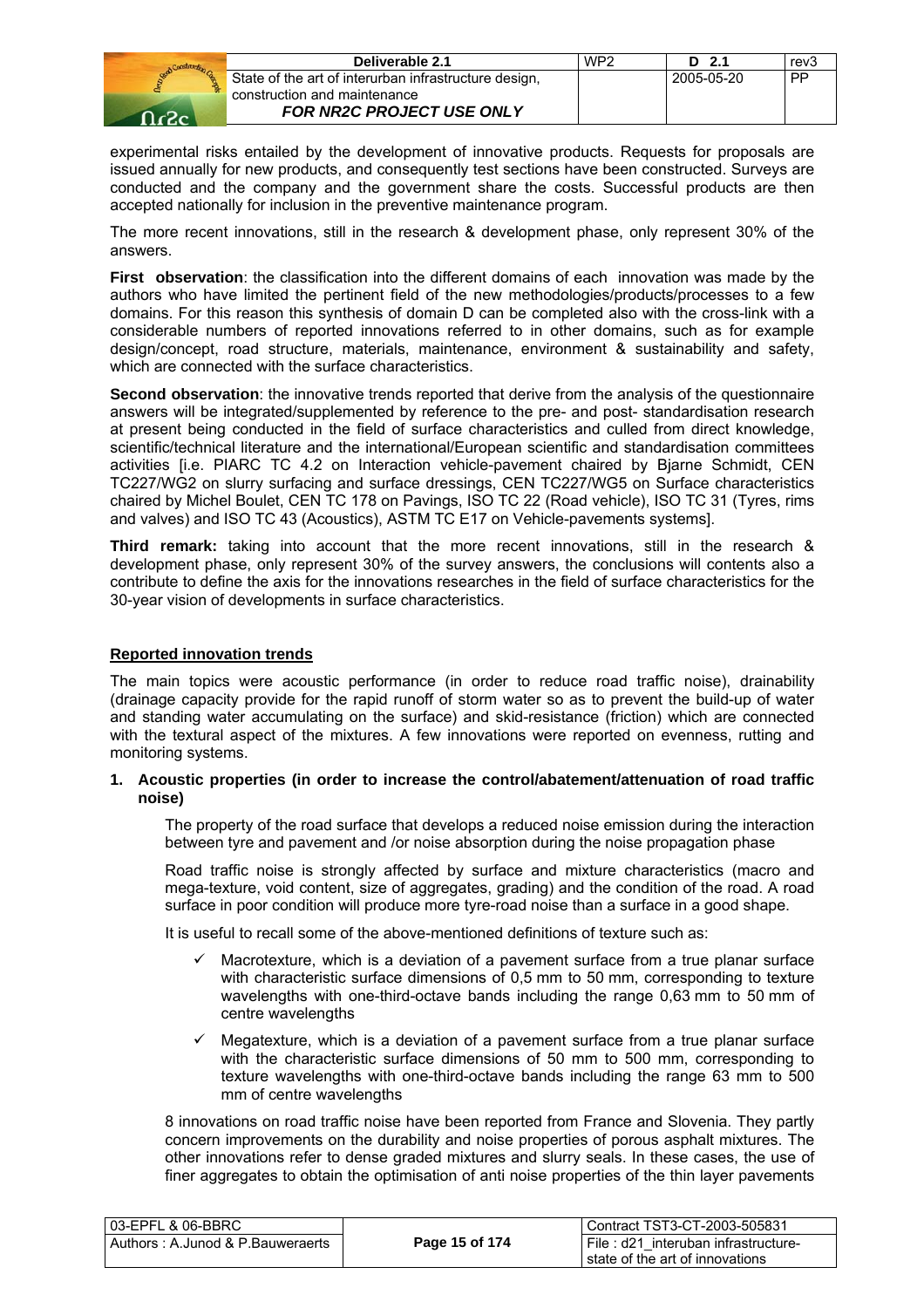experimental risks entailed by the development of innovative products. Requests for proposals are issued annually for new products, and consequently test sections have been constructed. Surveys are conducted and the company and the government share the costs. Successful products are then accepted nationally for inclusion in the preventive maintenance program.

The more recent innovations, still in the research & development phase, only represent 30% of the answers.

**First observation**: the classification into the different domains of each innovation was made by the authors who have limited the pertinent field of the new methodologies/products/processes to a few domains. For this reason this synthesis of domain D can be completed also with the cross-link with a considerable numbers of reported innovations referred to in other domains, such as for example design/concept, road structure, materials, maintenance, environment & sustainability and safety, which are connected with the surface characteristics.

**Second observation**: the innovative trends reported that derive from the analysis of the questionnaire answers will be integrated/supplemented by reference to the pre- and post- standardisation research at present being conducted in the field of surface characteristics and culled from direct knowledge, scientific/technical literature and the international/European scientific and standardisation committees activities [i.e. PIARC TC 4.2 on Interaction vehicle-pavement chaired by Bjarne Schmidt, CEN TC227/WG2 on slurry surfacing and surface dressings, CEN TC227/WG5 on Surface characteristics chaired by Michel Boulet, CEN TC 178 on Pavings, ISO TC 22 (Road vehicle), ISO TC 31 (Tyres, rims and valves) and ISO TC 43 (Acoustics), ASTM TC E17 on Vehicle-pavements systems].

**Third remark:** taking into account that the more recent innovations, still in the research & development phase, only represent 30% of the survey answers, the conclusions will contents also a contribute to define the axis for the innovations researches in the field of surface characteristics for the 30-year vision of developments in surface characteristics.

## Reported innovation trends

The main topics were acoustic performance (in order to reduce road traffic noise), drainability (drainage capacity provide for the rapid runoff of storm water so as to prevent the build-up of water and standing water accumulating on the surface) and skid-resistance (friction) which are connected with the textural aspect of the mixtures. A few innovations were reported on evenness, rutting and monitoring systems.

**1. Acoustic properties (in order to increase the control/abatement/attenuation of road traffic noise)**

The property of the road surface that develops a reduced noise emission during the interaction between tyre and pavement and /or noise absorption during the noise propagation phase

Road traffic noise is strongly affected by surface and mixture characteristics (macro and mega-texture, void content, size of aggregates, grading) and the condition of the road. A road surface in poor condition will produce more tyre-road noise than a surface in a good shape.

It is useful to recall some of the above-mentioned definitions of texture such as:

- ✓ Macrotexture, which is a deviation of a pavement surface from a true planar surface with characteristic surface dimensions of 0,5 mm to 50 mm, corresponding to texture wavelengths with one-third-octave bands including the range 0,63 mm to 50 mm of centre wavelengths
- ✓ Megatexture, which is a deviation of a pavement surface from a true planar surface with the characteristic surface dimensions of 50 mm to 500 mm, corresponding to texture wavelengths with one-third-octave bands including the range 63 mm to 500 mm of centre wavelengths

8 innovations on road traffic noise have been reported from France and Slovenia. They partly concern improvements on the durability and noise properties of porous asphalt mixtures. The other innovations refer to dense graded mixtures and slurry seals. In these cases, the use of finer aggregates to obtain the optimisation of anti noise properties of the thin layer pavements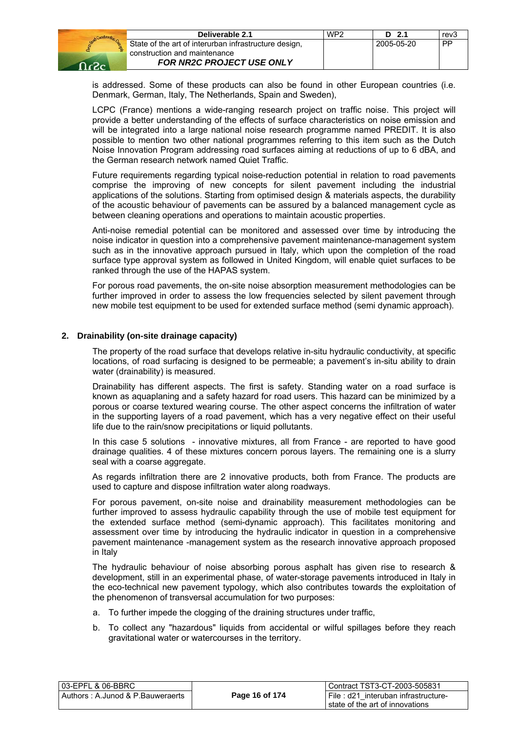is addressed. Some of these products can also be found in other European countries (i.e. Denmark, German, Italy, The Netherlands, Spain and Sweden),

LCPC (France) mentions a wide-ranging research project on traffic noise. This project will provide a better understanding of the effects of surface characteristics on noise emission and will be integrated into a large national noise research programme named PREDIT. It is also possible to mention two other national programmes referring to this item such as the Dutch Noise Innovation Program addressing road surfaces aiming at reductions of up to 6 dBA, and the German research network named Quiet Traffic.

Future requirements regarding typical noise-reduction potential in relation to road pavements comprise the improving of new concepts for silent pavement including the industrial applications of the solutions. Starting from optimised design & materials aspects, the durability of the acoustic behaviour of pavements can be assured by a balanced management cycle as between cleaning operations and operations to maintain acoustic properties.

Anti-noise remedial potential can be monitored and assessed over time by introducing the noise indicator in question into a comprehensive pavement maintenance-management system such as in the innovative approach pursued in Italy, which upon the completion of the road surface type approval system as followed in United Kingdom, will enable quiet surfaces to be ranked through the use of the HAPAS system.

For porous road pavements, the on-site noise absorption measurement methodologies can be further improved in order to assess the low frequencies selected by silent pavement through new mobile test equipment to be used for extended surface method (semi dynamic approach).

## 2. Drainability (on-site drainage capacity)

The property of the road surface that develops relative in-situ hydraulic conductivity, at specific locations, of road surfacing is designed to be permeable; a pavement's in-situ ability to drain water (drainability) is measured.

Drainability has different aspects. The first is safety. Standing water on a road surface is known as aquaplaning and a safety hazard for road users. This hazard can be minimized by a porous or coarse textured wearing course. The other aspect concerns the infiltration of water in the supporting layers of a road pavement, which has a very negative effect on their useful life due to the rain/snow precipitations or liquid pollutants.

In this case 5 solutions - innovative mixtures, all from France - are reported to have good drainage qualities. 4 of these mixtures concern porous layers. The remaining one is a slurry seal with a coarse aggregate.

As regards infiltration there are 2 innovative products, both from France. The products are used to capture and dispose infiltration water along roadways.

For porous pavement, on-site noise and drainability measurement methodologies can be further improved to assess hydraulic capability through the use of mobile test equipment for the extended surface method (semi-dynamic approach). This facilitates monitoring and assessment over time by introducing the hydraulic indicator in question in a comprehensive pavement maintenance -management system as the research innovative approach proposed in Italy

The hydraulic behaviour of noise absorbing porous asphalt has given rise to research & development, still in an experimental phase, of water-storage pavements introduced in Italy in the eco-technical new pavement typology, which also contributes towards the exploitation of the phenomenon of transversal accumulation for two purposes:

a. To further impede the clogging of the draining structures under traffic,

b. To collect any "hazardous" liquids from accidental or wilful spillages before they reach gravitational water or watercourses in the territory.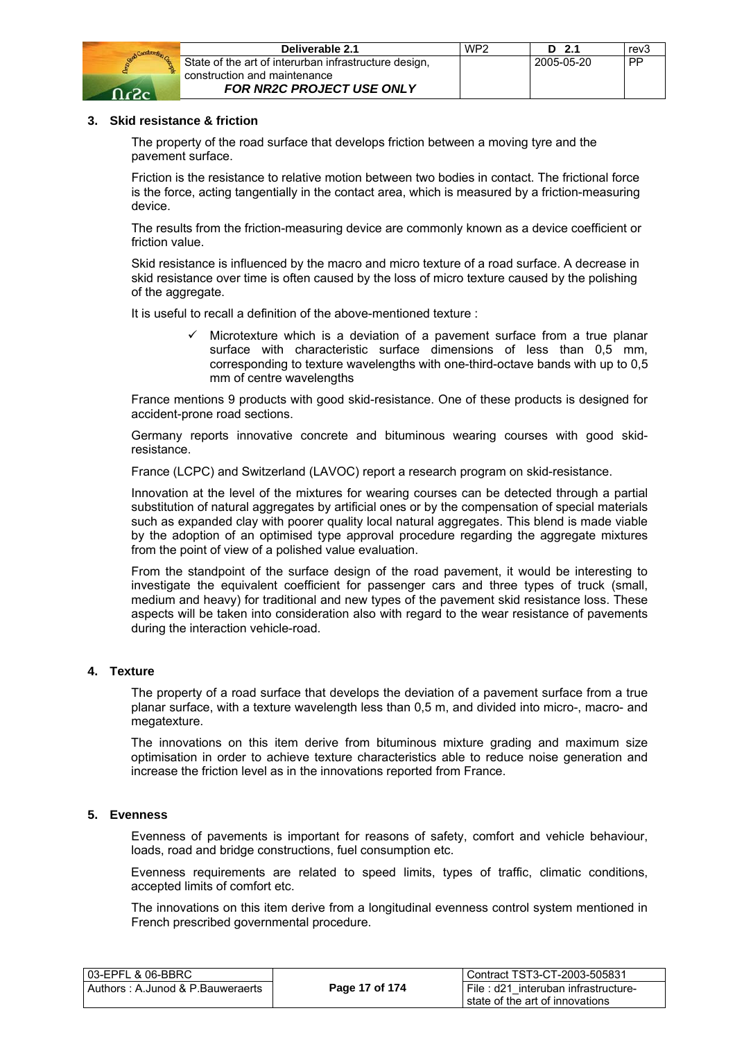### 3. Skid resistance & friction

The property of the road surface that develops friction between a moving tyre and the pavement surface.

Friction is the resistance to relative motion between two bodies in contact. The frictional force is the force, acting tangentially in the contact area, which is measured by a friction-measuring device.

The results from the friction-measuring device are commonly known as a device coefficient or friction value.

Skid resistance is influenced by the macro and micro texture of a road surface. A decrease in skid resistance over time is often caused by the loss of micro texture caused by the polishing of the aggregate.

It is useful to recall a definition of the above-mentioned texture :

- ✓ Microtexture which is a deviation of a pavement surface from a true planar surface with characteristic surface dimensions of less than 0,5 mm, corresponding to texture wavelengths with one-third-octave bands with up to 0,5 mm of centre wavelengths

France mentions 9 products with good skid-resistance. One of these products is designed for accident-prone road sections.

Germany reports innovative concrete and bituminous wearing courses with good skid-resistance.

France (LCPC) and Switzerland (LAVOC) report a research program on skid-resistance.

Innovation at the level of the mixtures for wearing courses can be detected through a partial substitution of natural aggregates by artificial ones or by the compensation of special materials such as expanded clay with poorer quality local natural aggregates. This blend is made viable by the adoption of an optimised type approval procedure regarding the aggregate mixtures from the point of view of a polished value evaluation.

From the standpoint of the surface design of the road pavement, it would be interesting to investigate the equivalent coefficient for passenger cars and three types of truck (small, medium and heavy) for traditional and new types of the pavement skid resistance loss. These aspects will be taken into consideration also with regard to the wear resistance of pavements during the interaction vehicle-road.

### 4. Texture

The property of a road surface that develops the deviation of a pavement surface from a true planar surface, with a texture wavelength less than 0,5 m, and divided into micro-, macro- and megatexture.

The innovations on this item derive from bituminous mixture grading and maximum size optimisation in order to achieve texture characteristics able to reduce noise generation and increase the friction level as in the innovations reported from France.

### 5. Evenness

Evenness of pavements is important for reasons of safety, comfort and vehicle behaviour, loads, road and bridge constructions, fuel consumption etc.

Evenness requirements are related to speed limits, types of traffic, climatic conditions, accepted limits of comfort etc.

The innovations on this item derive from a longitudinal evenness control system mentioned in French prescribed governmental procedure.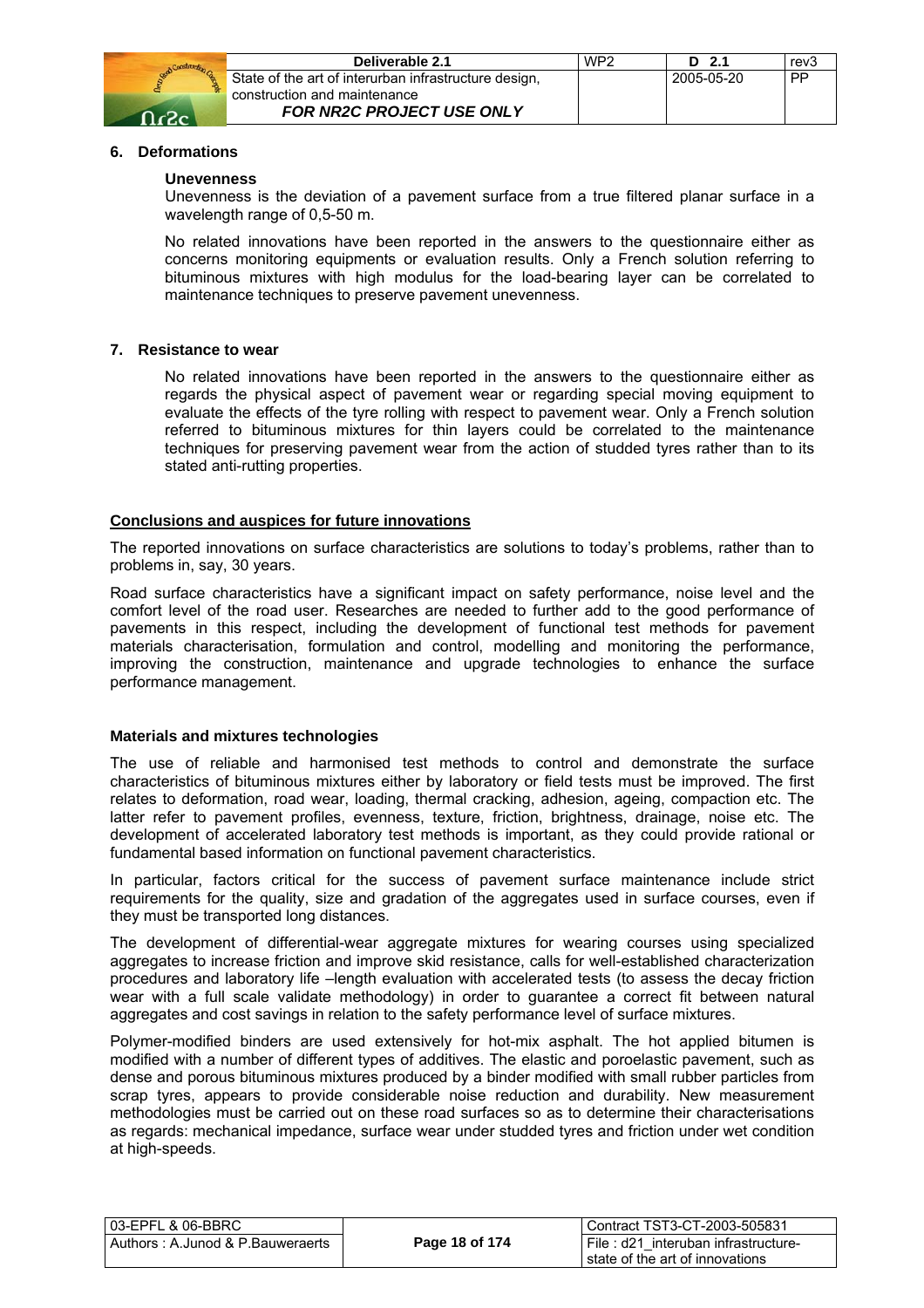## 6. Deformations

### Unevenness

Unevenness is the deviation of a pavement surface from a true filtered planar surface in a wavelength range of 0,5-50 m.

No related innovations have been reported in the answers to the questionnaire either as concerns monitoring equipments or evaluation results. Only a French solution referring to bituminous mixtures with high modulus for the load-bearing layer can be correlated to maintenance techniques to preserve pavement unevenness.

## 7. Resistance to wear

No related innovations have been reported in the answers to the questionnaire either as regards the physical aspect of pavement wear or regarding special moving equipment to evaluate the effects of the tyre rolling with respect to pavement wear. Only a French solution referred to bituminous mixtures for thin layers could be correlated to the maintenance techniques for preserving pavement wear from the action of studded tyres rather than to its stated anti-rutting properties.

## Conclusions and auspices for future innovations

The reported innovations on surface characteristics are solutions to today's problems, rather than to problems in, say, 30 years.

Road surface characteristics have a significant impact on safety performance, noise level and the comfort level of the road user. Researches are needed to further add to the good performance of pavements in this respect, including the development of functional test methods for pavement materials characterisation, formulation and control, modelling and monitoring the performance, improving the construction, maintenance and upgrade technologies to enhance the surface performance management.

### Materials and mixtures technologies

The use of reliable and harmonised test methods to control and demonstrate the surface characteristics of bituminous mixtures either by laboratory or field tests must be improved. The first relates to deformation, road wear, loading, thermal cracking, adhesion, ageing, compaction etc. The latter refer to pavement profiles, evenness, texture, friction, brightness, drainage, noise etc. The development of accelerated laboratory test methods is important, as they could provide rational or fundamental based information on functional pavement characteristics.

In particular, factors critical for the success of pavement surface maintenance include strict requirements for the quality, size and gradation of the aggregates used in surface courses, even if they must be transported long distances.

The development of differential-wear aggregate mixtures for wearing courses using specialized aggregates to increase friction and improve skid resistance, calls for well-established characterization procedures and laboratory life –length evaluation with accelerated tests (to assess the decay friction wear with a full scale validate methodology) in order to guarantee a correct fit between natural aggregates and cost savings in relation to the safety performance level of surface mixtures.

Polymer-modified binders are used extensively for hot-mix asphalt. The hot applied bitumen is modified with a number of different types of additives. The elastic and poroelastic pavement, such as dense and porous bituminous mixtures produced by a binder modified with small rubber particles from scrap tyres, appears to provide considerable noise reduction and durability. New measurement methodologies must be carried out on these road surfaces so as to determine their characterisations as regards: mechanical impedance, surface wear under studded tyres and friction under wet condition at high-speeds.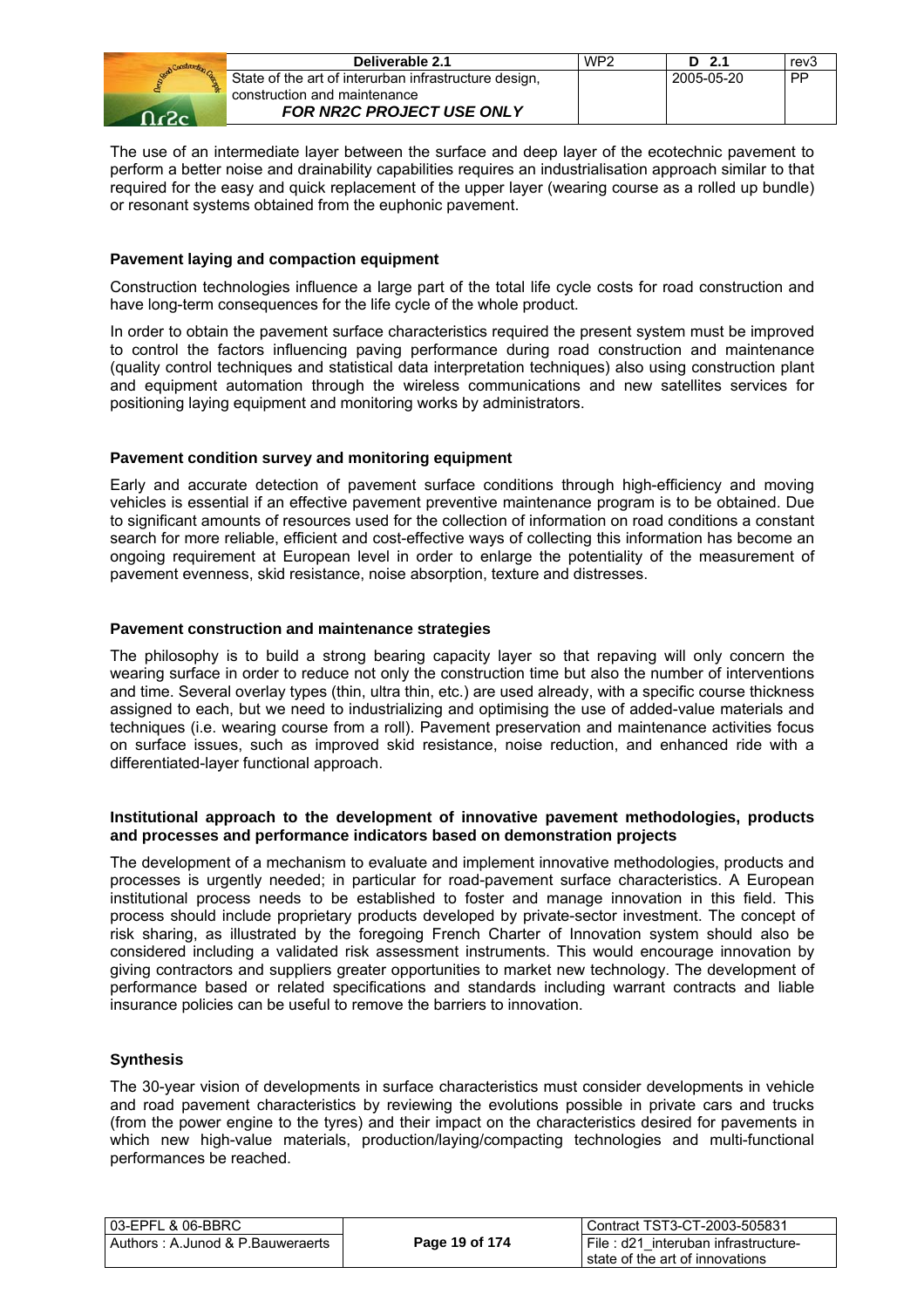The use of an intermediate layer between the surface and deep layer of the ecotechnic pavement to perform a better noise and drainability capabilities requires an industrialisation approach similar to that required for the easy and quick replacement of the upper layer (wearing course as a rolled up bundle) or resonant systems obtained from the euphonic pavement.

**Pavement laying and compaction equipment**

Construction technologies influence a large part of the total life cycle costs for road construction and have long-term consequences for the life cycle of the whole product.

In order to obtain the pavement surface characteristics required the present system must be improved to control the factors influencing paving performance during road construction and maintenance (quality control techniques and statistical data interpretation techniques) also using construction plant and equipment automation through the wireless communications and new satellites services for positioning laying equipment and monitoring works by administrators.

**Pavement condition survey and monitoring equipment**

Early and accurate detection of pavement surface conditions through high-efficiency and moving vehicles is essential if an effective pavement preventive maintenance program is to be obtained. Due to significant amounts of resources used for the collection of information on road conditions a constant search for more reliable, efficient and cost-effective ways of collecting this information has become an ongoing requirement at European level in order to enlarge the potentiality of the measurement of pavement evenness, skid resistance, noise absorption, texture and distresses.

**Pavement construction and maintenance strategies**

The philosophy is to build a strong bearing capacity layer so that repaving will only concern the wearing surface in order to reduce not only the construction time but also the number of interventions and time. Several overlay types (thin, ultra thin, etc.) are used already, with a specific course thickness assigned to each, but we need to industrializing and optimising the use of added-value materials and techniques (i.e. wearing course from a roll). Pavement preservation and maintenance activities focus on surface issues, such as improved skid resistance, noise reduction, and enhanced ride with a differentiated-layer functional approach.

**Institutional approach to the development of innovative pavement methodologies, products and processes and performance indicators based on demonstration projects**

The development of a mechanism to evaluate and implement innovative methodologies, products and processes is urgently needed; in particular for road-pavement surface characteristics. A European institutional process needs to be established to foster and manage innovation in this field. This process should include proprietary products developed by private-sector investment. The concept of risk sharing, as illustrated by the foregoing French Charter of Innovation system should also be considered including a validated risk assessment instruments. This would encourage innovation by giving contractors and suppliers greater opportunities to market new technology. The development of performance based or related specifications and standards including warrant contracts and liable insurance policies can be useful to remove the barriers to innovation.

**Synthesis**

The 30-year vision of developments in surface characteristics must consider developments in vehicle and road pavement characteristics by reviewing the evolutions possible in private cars and trucks (from the power engine to the tyres) and their impact on the characteristics desired for pavements in which new high-value materials, production/laying/compacting technologies and multi-functional performances be reached.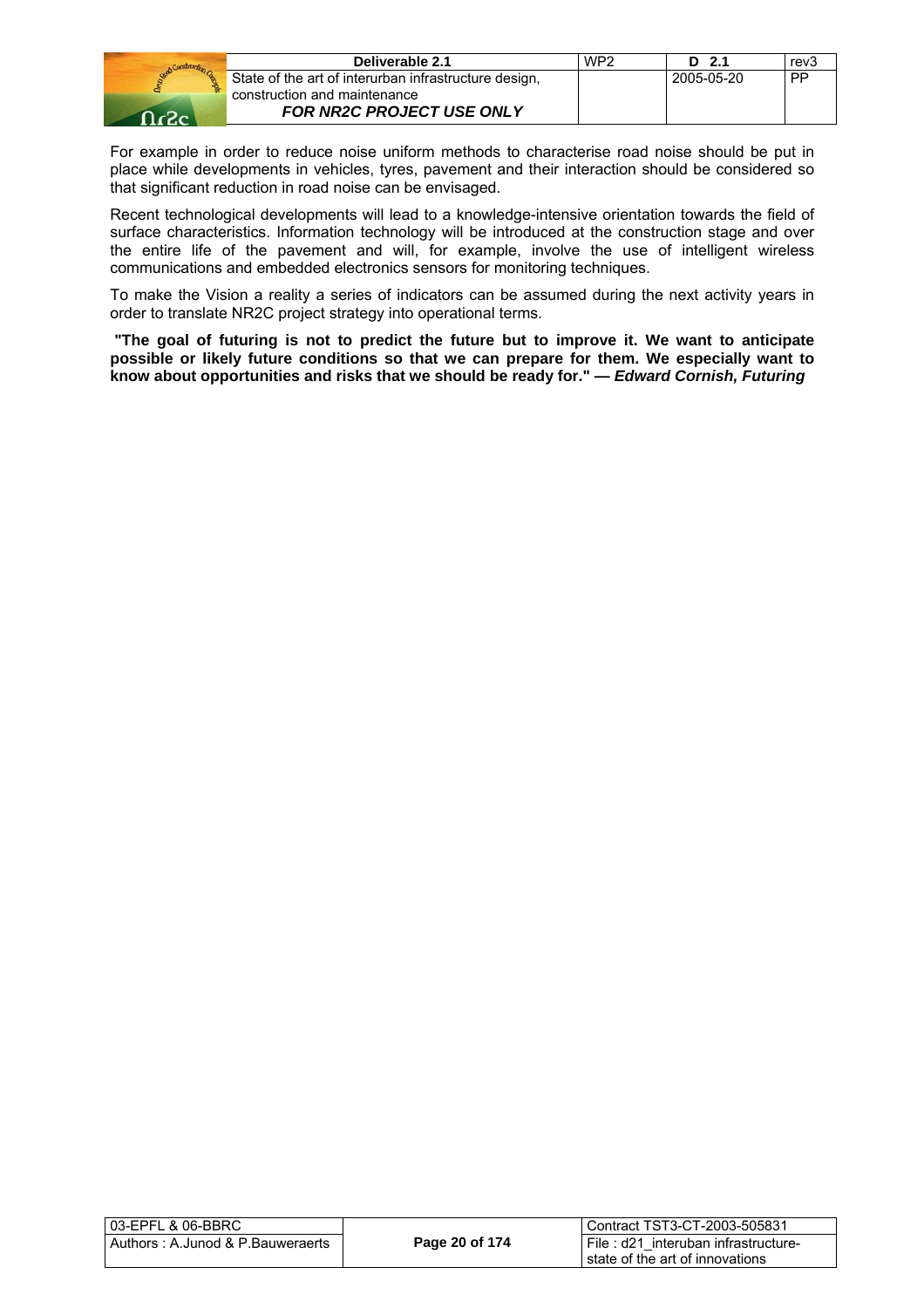For example in order to reduce noise uniform methods to characterise road noise should be put in place while developments in vehicles, tyres, pavement and their interaction should be considered so that significant reduction in road noise can be envisaged.

Recent technological developments will lead to a knowledge-intensive orientation towards the field of surface characteristics. Information technology will be introduced at the construction stage and over the entire life of the pavement and will, for example, involve the use of intelligent wireless communications and embedded electronics sensors for monitoring techniques.

To make the Vision a reality a series of indicators can be assumed during the next activity years in order to translate NR2C project strategy into operational terms.

**"The goal of futuring is not to predict the future but to improve it. We want to anticipate possible or likely future conditions so that we can prepare for them. We especially want to know about opportunities and risks that we should be ready for." —** ***Edward Cornish, Futuring***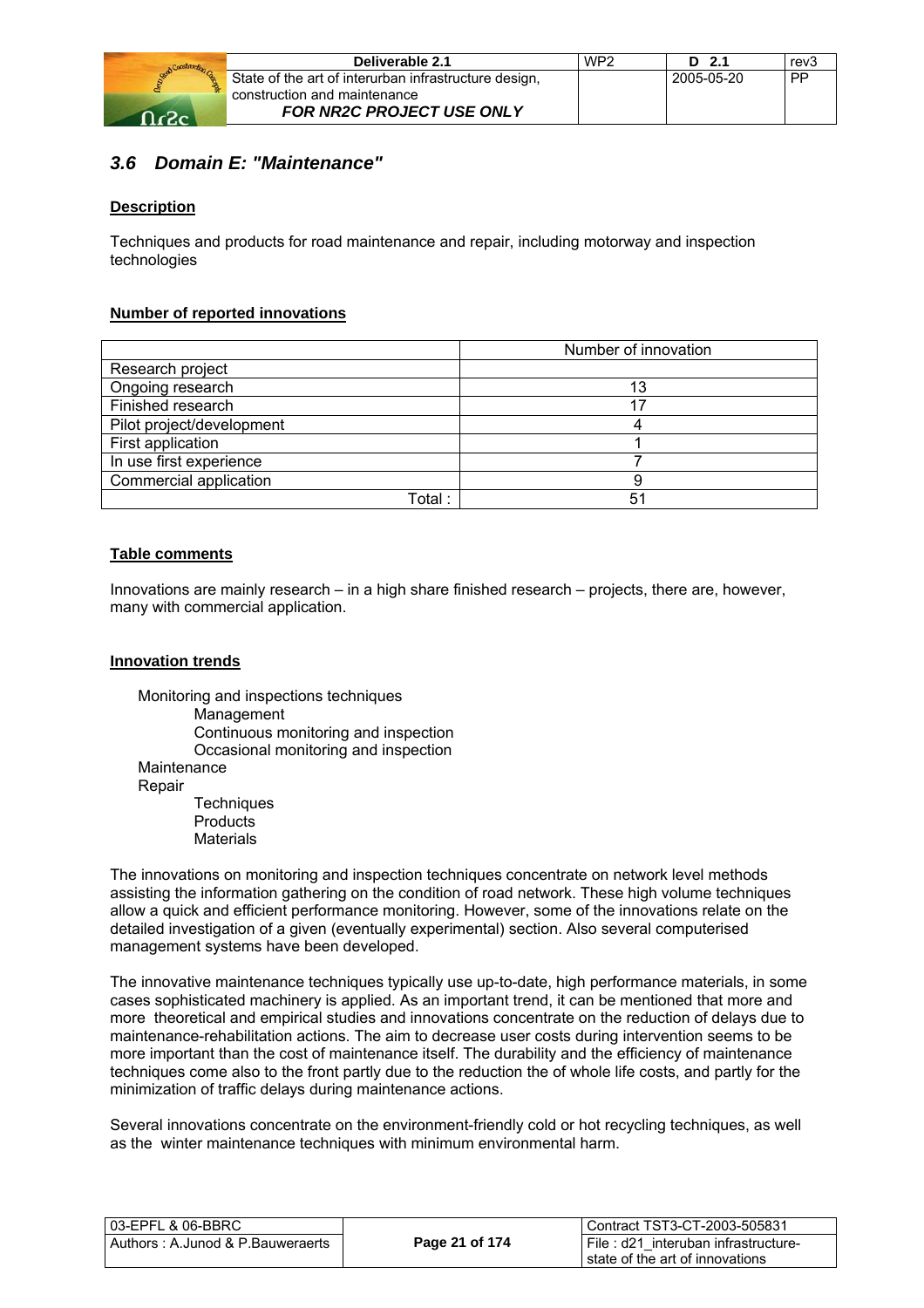## 3.6 Domain E: "Maintenance"

**Description**

Techniques and products for road maintenance and repair, including motorway and inspection technologies

**Number of reported innovations**

| | Number of innovation |
|---|---|
| Research project | |
| Ongoing research | 13 |
| Finished research | 17 |
| Pilot project/development | 4 |
| First application | 1 |
| In use first experience | 7 |
| Commercial application | 9 |
| Total : | 51 |

**Table comments**

Innovations are mainly research – in a high share finished research – projects, there are, however, many with commercial application.

**Innovation trends**

- Monitoring and inspections techniques
  - Management
  - Continuous monitoring and inspection
  - Occasional monitoring and inspection
- Maintenance
- Repair
  - Techniques
  - Products
  - Materials

The innovations on monitoring and inspection techniques concentrate on network level methods assisting the information gathering on the condition of road network. These high volume techniques allow a quick and efficient performance monitoring. However, some of the innovations relate on the detailed investigation of a given (eventually experimental) section. Also several computerised management systems have been developed.

The innovative maintenance techniques typically use up-to-date, high performance materials, in some cases sophisticated machinery is applied. As an important trend, it can be mentioned that more and more theoretical and empirical studies and innovations concentrate on the reduction of delays due to maintenance-rehabilitation actions. The aim to decrease user costs during intervention seems to be more important than the cost of maintenance itself. The durability and the efficiency of maintenance techniques come also to the front partly due to the reduction the of whole life costs, and partly for the minimization of traffic delays during maintenance actions.

Several innovations concentrate on the environment-friendly cold or hot recycling techniques, as well as the winter maintenance techniques with minimum environmental harm.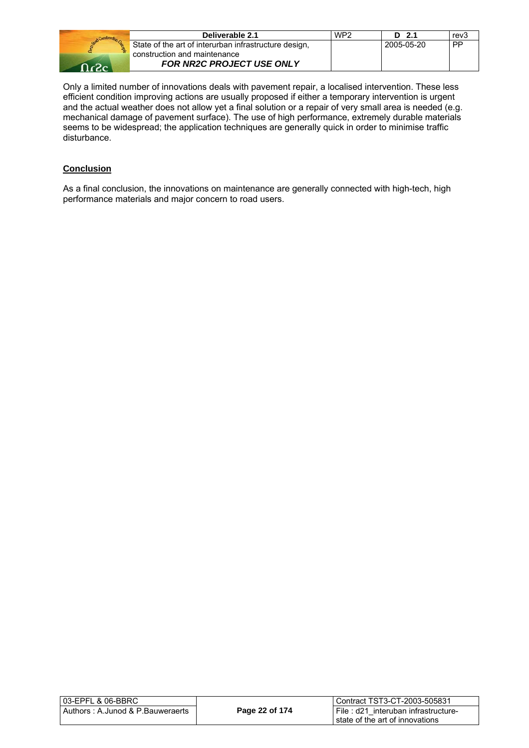Only a limited number of innovations deals with pavement repair, a localised intervention. These less efficient condition improving actions are usually proposed if either a temporary intervention is urgent and the actual weather does not allow yet a final solution or a repair of very small area is needed (e.g. mechanical damage of pavement surface). The use of high performance, extremely durable materials seems to be widespread; the application techniques are generally quick in order to minimise traffic disturbance.

**Conclusion**

As a final conclusion, the innovations on maintenance are generally connected with high-tech, high performance materials and major concern to road users.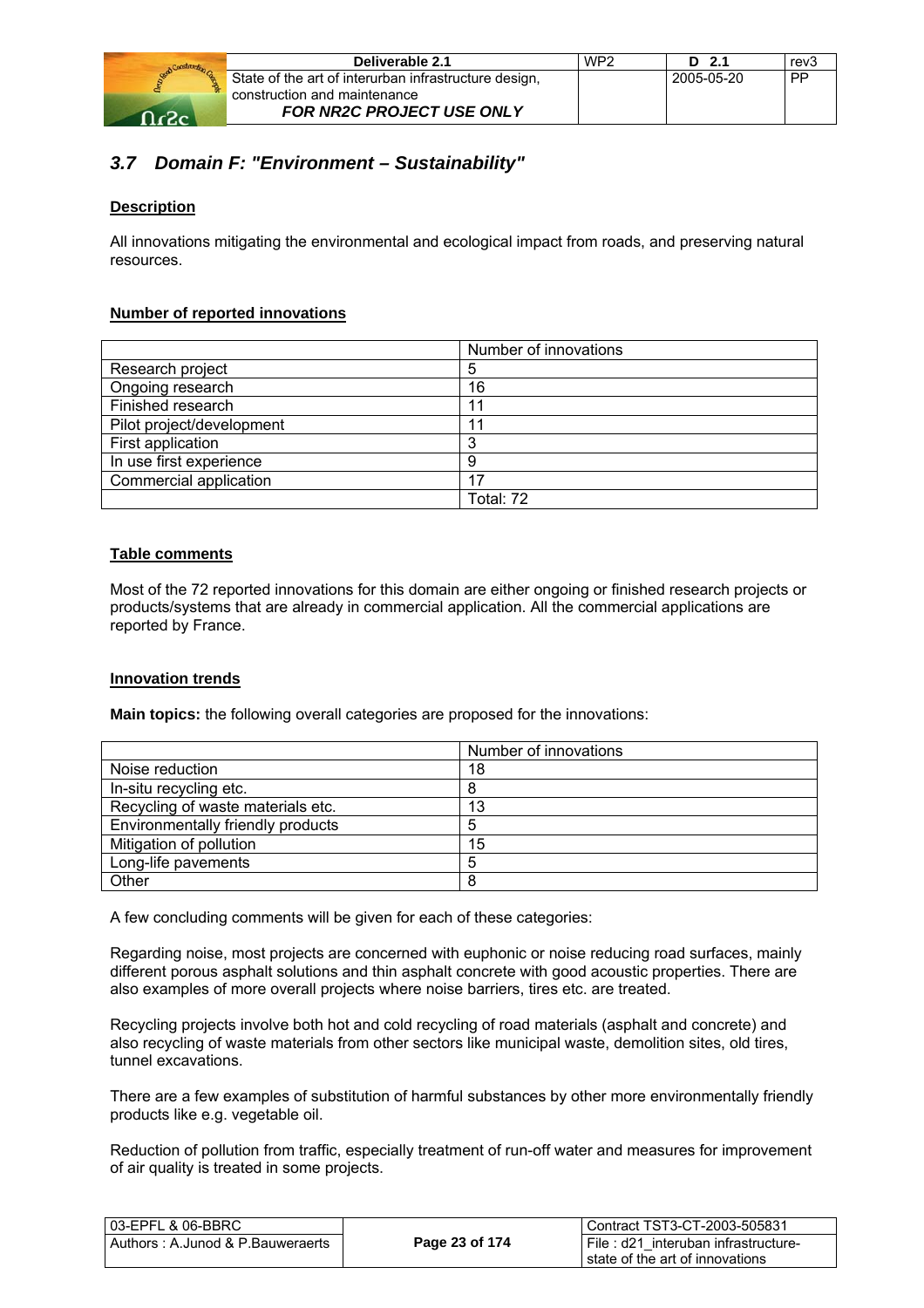### 3.7 *Domain F: "Environment – Sustainability"*

**Description**

All innovations mitigating the environmental and ecological impact from roads, and preserving natural resources.

**Number of reported innovations**

| | Number of innovations |
|---|---|
| Research project | 5 |
| Ongoing research | 16 |
| Finished research | 11 |
| Pilot project/development | 11 |
| First application | 3 |
| In use first experience | 9 |
| Commercial application | 17 |
| | Total: 72 |

**Table comments**

Most of the 72 reported innovations for this domain are either ongoing or finished research projects or products/systems that are already in commercial application. All the commercial applications are reported by France.

**Innovation trends**

**Main topics:** the following overall categories are proposed for the innovations:

| | Number of innovations |
|---|---|
| Noise reduction | 18 |
| In-situ recycling etc. | 8 |
| Recycling of waste materials etc. | 13 |
| Environmentally friendly products | 5 |
| Mitigation of pollution | 15 |
| Long-life pavements | 5 |
| Other | 8 |

A few concluding comments will be given for each of these categories:

Regarding noise, most projects are concerned with euphonic or noise reducing road surfaces, mainly different porous asphalt solutions and thin asphalt concrete with good acoustic properties. There are also examples of more overall projects where noise barriers, tires etc. are treated.

Recycling projects involve both hot and cold recycling of road materials (asphalt and concrete) and also recycling of waste materials from other sectors like municipal waste, demolition sites, old tires, tunnel excavations.

There are a few examples of substitution of harmful substances by other more environmentally friendly products like e.g. vegetable oil.

Reduction of pollution from traffic, especially treatment of run-off water and measures for improvement of air quality is treated in some projects.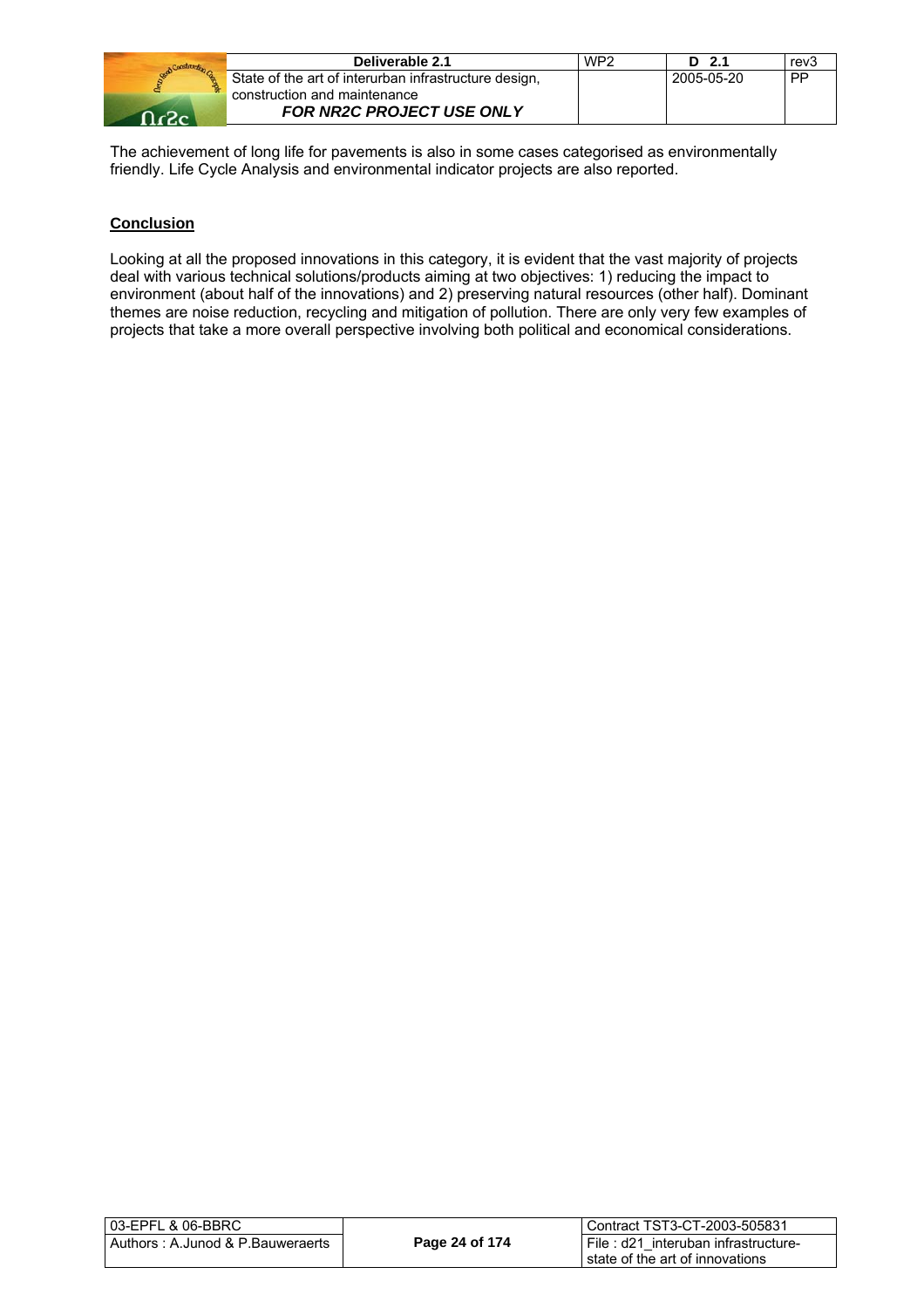The achievement of long life for pavements is also in some cases categorised as environmentally friendly. Life Cycle Analysis and environmental indicator projects are also reported.

**Conclusion**

Looking at all the proposed innovations in this category, it is evident that the vast majority of projects deal with various technical solutions/products aiming at two objectives: 1) reducing the impact to environment (about half of the innovations) and 2) preserving natural resources (other half). Dominant themes are noise reduction, recycling and mitigation of pollution. There are only very few examples of projects that take a more overall perspective involving both political and economical considerations.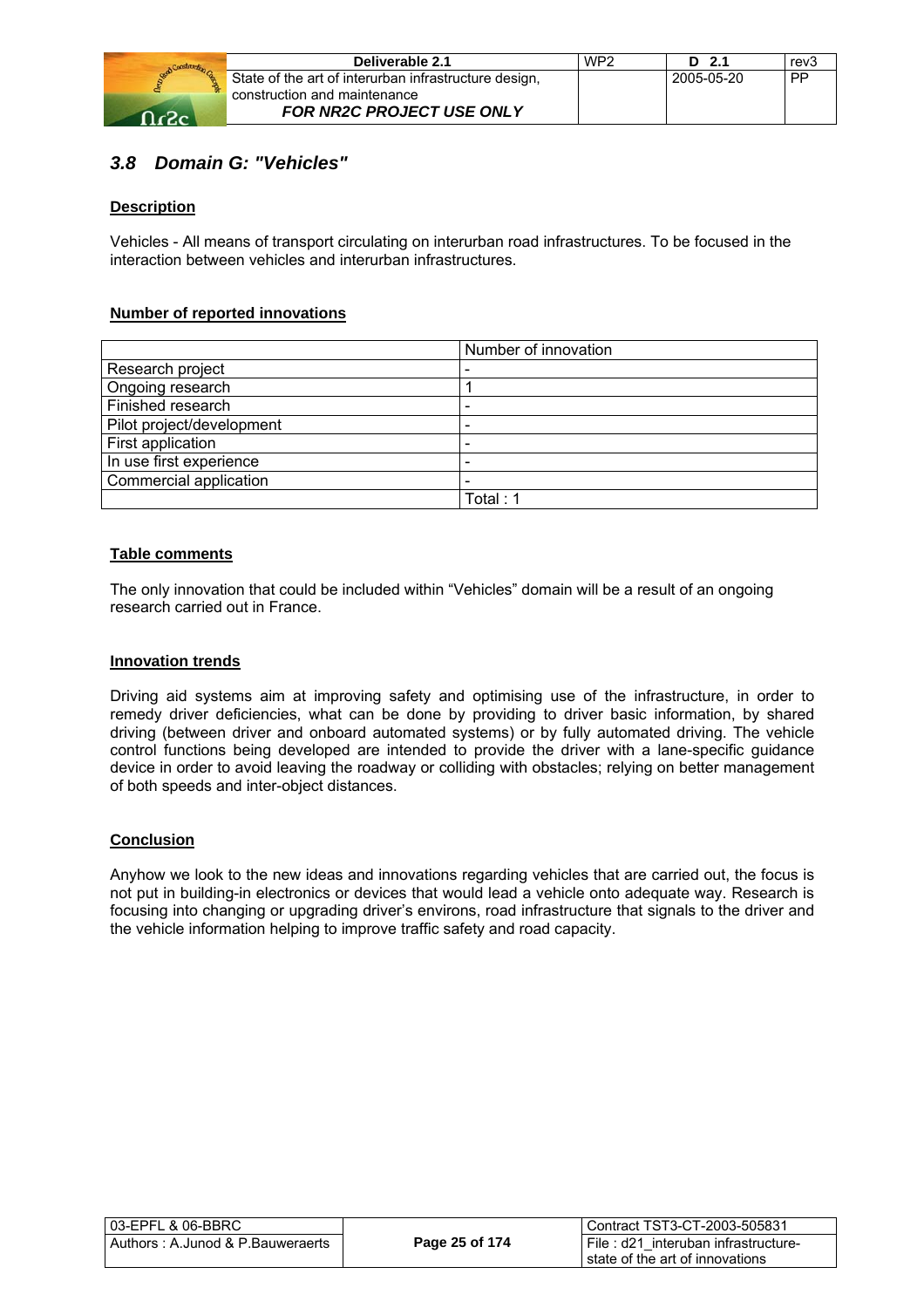## *3.8 Domain G: "Vehicles"*

**Description**

Vehicles - All means of transport circulating on interurban road infrastructures. To be focused in the interaction between vehicles and interurban infrastructures.

**Number of reported innovations**

| | Number of innovation |
|---|---|
| Research project | - |
| Ongoing research | 1 |
| Finished research | - |
| Pilot project/development | - |
| First application | - |
| In use first experience | - |
| Commercial application | - |
| | Total : 1 |

**Table comments**

The only innovation that could be included within "Vehicles" domain will be a result of an ongoing research carried out in France.

**Innovation trends**

Driving aid systems aim at improving safety and optimising use of the infrastructure, in order to remedy driver deficiencies, what can be done by providing to driver basic information, by shared driving (between driver and onboard automated systems) or by fully automated driving. The vehicle control functions being developed are intended to provide the driver with a lane-specific guidance device in order to avoid leaving the roadway or colliding with obstacles; relying on better management of both speeds and inter-object distances.

**Conclusion**

Anyhow we look to the new ideas and innovations regarding vehicles that are carried out, the focus is not put in building-in electronics or devices that would lead a vehicle onto adequate way. Research is focusing into changing or upgrading driver's environs, road infrastructure that signals to the driver and the vehicle information helping to improve traffic safety and road capacity.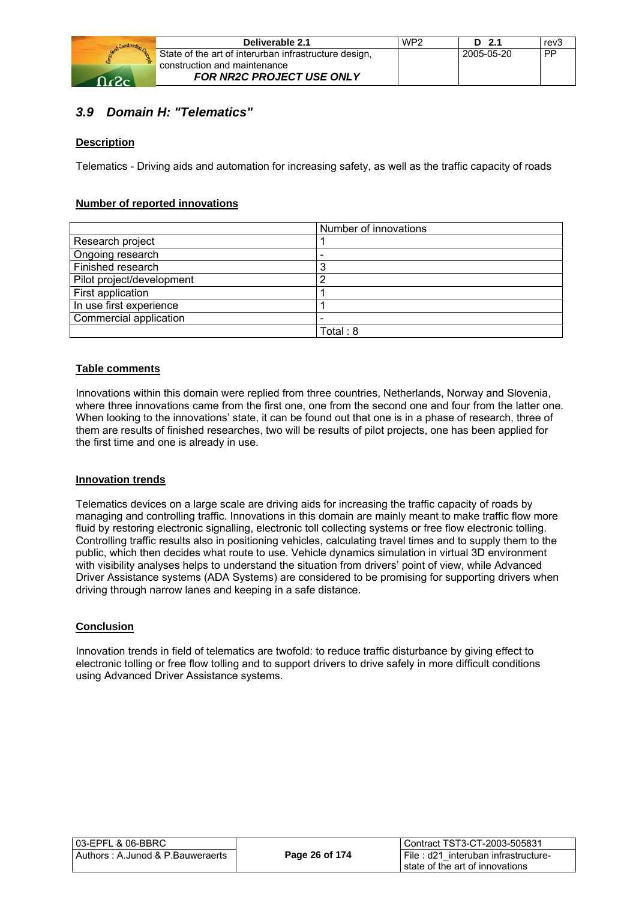## 3.9 Domain H: "Telematics"

**Description**

Telematics - Driving aids and automation for increasing safety, as well as the traffic capacity of roads

**Number of reported innovations**

| | Number of innovations |
|---|---|
| Research project | 1 |
| Ongoing research | - |
| Finished research | 3 |
| Pilot project/development | 2 |
| First application | 1 |
| In use first experience | 1 |
| Commercial application | - |
| | Total : 8 |

**Table comments**

Innovations within this domain were replied from three countries, Netherlands, Norway and Slovenia, where three innovations came from the first one, one from the second one and four from the latter one. When looking to the innovations' state, it can be found out that one is in a phase of research, three of them are results of finished researches, two will be results of pilot projects, one has been applied for the first time and one is already in use.

**Innovation trends**

Telematics devices on a large scale are driving aids for increasing the traffic capacity of roads by managing and controlling traffic. Innovations in this domain are mainly meant to make traffic flow more fluid by restoring electronic signalling, electronic toll collecting systems or free flow electronic tolling. Controlling traffic results also in positioning vehicles, calculating travel times and to supply them to the public, which then decides what route to use. Vehicle dynamics simulation in virtual 3D environment with visibility analyses helps to understand the situation from drivers' point of view, while Advanced Driver Assistance systems (ADA Systems) are considered to be promising for supporting drivers when driving through narrow lanes and keeping in a safe distance.

**Conclusion**

Innovation trends in field of telematics are twofold: to reduce traffic disturbance by giving effect to electronic tolling or free flow tolling and to support drivers to drive safely in more difficult conditions using Advanced Driver Assistance systems.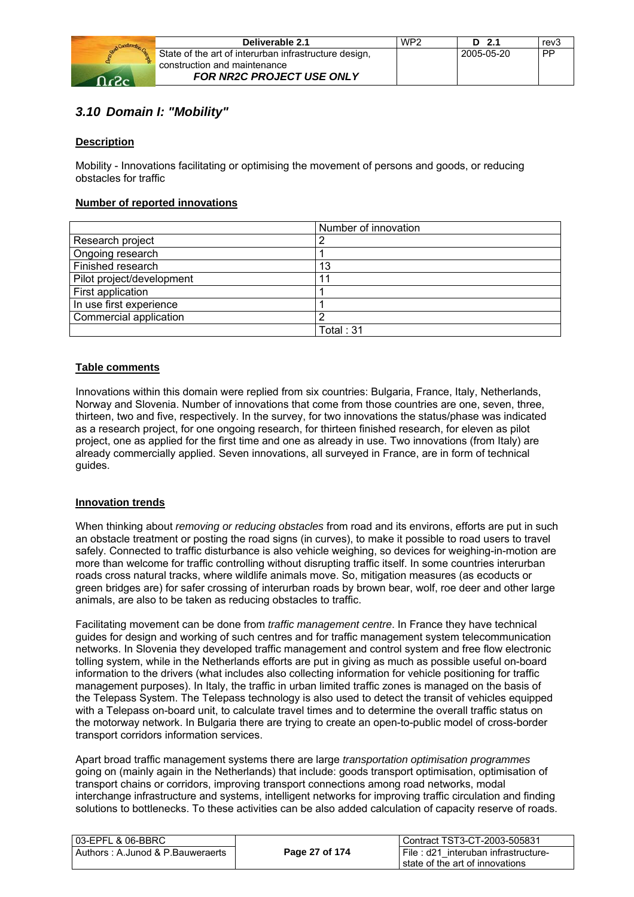### 3.10 Domain I: "Mobility"

**Description**

Mobility - Innovations facilitating or optimising the movement of persons and goods, or reducing obstacles for traffic

**Number of reported innovations**

| | Number of innovation |
|---|---|
| Research project | 2 |
| Ongoing research | 1 |
| Finished research | 13 |
| Pilot project/development | 11 |
| First application | 1 |
| In use first experience | 1 |
| Commercial application | 2 |
| | Total : 31 |

**Table comments**

Innovations within this domain were replied from six countries: Bulgaria, France, Italy, Netherlands, Norway and Slovenia. Number of innovations that come from those countries are one, seven, three, thirteen, two and five, respectively. In the survey, for two innovations the status/phase was indicated as a research project, for one ongoing research, for thirteen finished research, for eleven as pilot project, one as applied for the first time and one as already in use. Two innovations (from Italy) are already commercially applied. Seven innovations, all surveyed in France, are in form of technical guides.

**Innovation trends**

When thinking about *removing or reducing obstacles* from road and its environs, efforts are put in such an obstacle treatment or posting the road signs (in curves), to make it possible to road users to travel safely. Connected to traffic disturbance is also vehicle weighing, so devices for weighing-in-motion are more than welcome for traffic controlling without disrupting traffic itself. In some countries interurban roads cross natural tracks, where wildlife animals move. So, mitigation measures (as ecoducts or green bridges are) for safer crossing of interurban roads by brown bear, wolf, roe deer and other large animals, are also to be taken as reducing obstacles to traffic.

Facilitating movement can be done from *traffic management centre*. In France they have technical guides for design and working of such centres and for traffic management system telecommunication networks. In Slovenia they developed traffic management and control system and free flow electronic tolling system, while in the Netherlands efforts are put in giving as much as possible useful on-board information to the drivers (what includes also collecting information for vehicle positioning for traffic management purposes). In Italy, the traffic in urban limited traffic zones is managed on the basis of the Telepass System. The Telepass technology is also used to detect the transit of vehicles equipped with a Telepass on-board unit, to calculate travel times and to determine the overall traffic status on the motorway network. In Bulgaria there are trying to create an open-to-public model of cross-border transport corridors information services.

Apart broad traffic management systems there are large *transportation optimisation programmes* going on (mainly again in the Netherlands) that include: goods transport optimisation, optimisation of transport chains or corridors, improving transport connections among road networks, modal interchange infrastructure and systems, intelligent networks for improving traffic circulation and finding solutions to bottlenecks. To these activities can be also added calculation of capacity reserve of roads.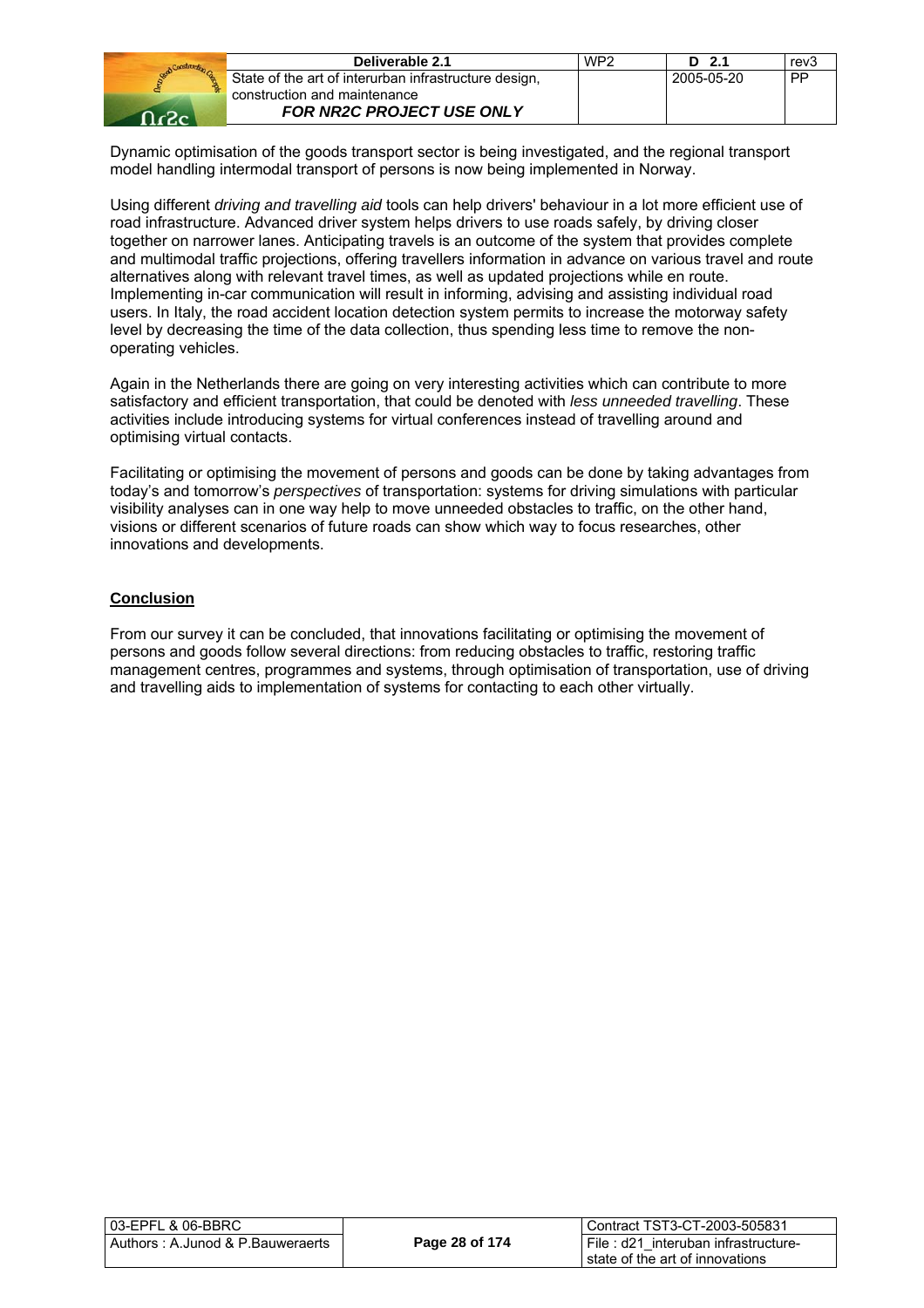Dynamic optimisation of the goods transport sector is being investigated, and the regional transport model handling intermodal transport of persons is now being implemented in Norway.

Using different *driving and travelling aid* tools can help drivers' behaviour in a lot more efficient use of road infrastructure. Advanced driver system helps drivers to use roads safely, by driving closer together on narrower lanes. Anticipating travels is an outcome of the system that provides complete and multimodal traffic projections, offering travellers information in advance on various travel and route alternatives along with relevant travel times, as well as updated projections while en route. Implementing in-car communication will result in informing, advising and assisting individual road users. In Italy, the road accident location detection system permits to increase the motorway safety level by decreasing the time of the data collection, thus spending less time to remove the non-operating vehicles.

Again in the Netherlands there are going on very interesting activities which can contribute to more satisfactory and efficient transportation, that could be denoted with *less unneeded travelling*. These activities include introducing systems for virtual conferences instead of travelling around and optimising virtual contacts.

Facilitating or optimising the movement of persons and goods can be done by taking advantages from today's and tomorrow's *perspectives* of transportation: systems for driving simulations with particular visibility analyses can in one way help to move unneeded obstacles to traffic, on the other hand, visions or different scenarios of future roads can show which way to focus researches, other innovations and developments.

**Conclusion**

From our survey it can be concluded, that innovations facilitating or optimising the movement of persons and goods follow several directions: from reducing obstacles to traffic, restoring traffic management centres, programmes and systems, through optimisation of transportation, use of driving and travelling aids to implementation of systems for contacting to each other virtually.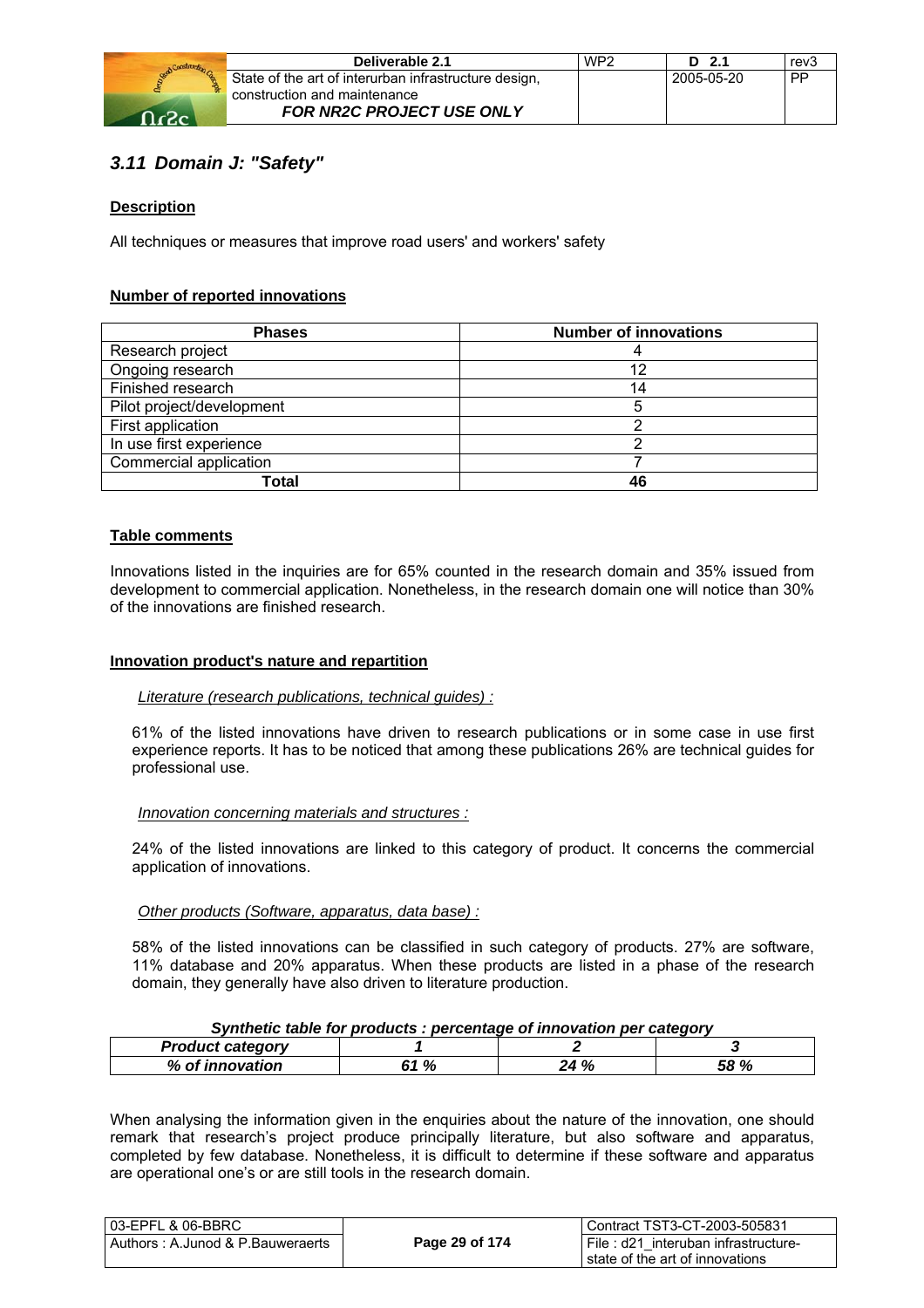### 3.11 Domain J: "Safety"

**Description**

All techniques or measures that improve road users' and workers' safety

**Number of reported innovations**

| Phases | Number of innovations |
|---|---|
| Research project | 4 |
| Ongoing research | 12 |
| Finished research | 14 |
| Pilot project/development | 5 |
| First application | 2 |
| In use first experience | 2 |
| Commercial application | 7 |
| **Total** | **46** |

**Table comments**

Innovations listed in the inquiries are for 65% counted in the research domain and 35% issued from development to commercial application. Nonetheless, in the research domain one will notice than 30% of the innovations are finished research.

**Innovation product's nature and repartition**

*Literature (research publications, technical guides) :*

61% of the listed innovations have driven to research publications or in some case in use first experience reports. It has to be noticed that among these publications 26% are technical guides for professional use.

*Innovation concerning materials and structures :*

24% of the listed innovations are linked to this category of product. It concerns the commercial application of innovations.

*Other products (Software, apparatus, data base) :*

58% of the listed innovations can be classified in such category of products. 27% are software, 11% database and 20% apparatus. When these products are listed in a phase of the research domain, they generally have also driven to literature production.

***Synthetic table for products : percentage of innovation per category***

| *Product category* | *1* | *2* | *3* |
|---|---|---|---|
| *% of innovation* | *61 %* | *24 %* | *58 %* |

When analysing the information given in the enquiries about the nature of the innovation, one should remark that research's project produce principally literature, but also software and apparatus, completed by few database. Nonetheless, it is difficult to determine if these software and apparatus are operational one's or are still tools in the research domain.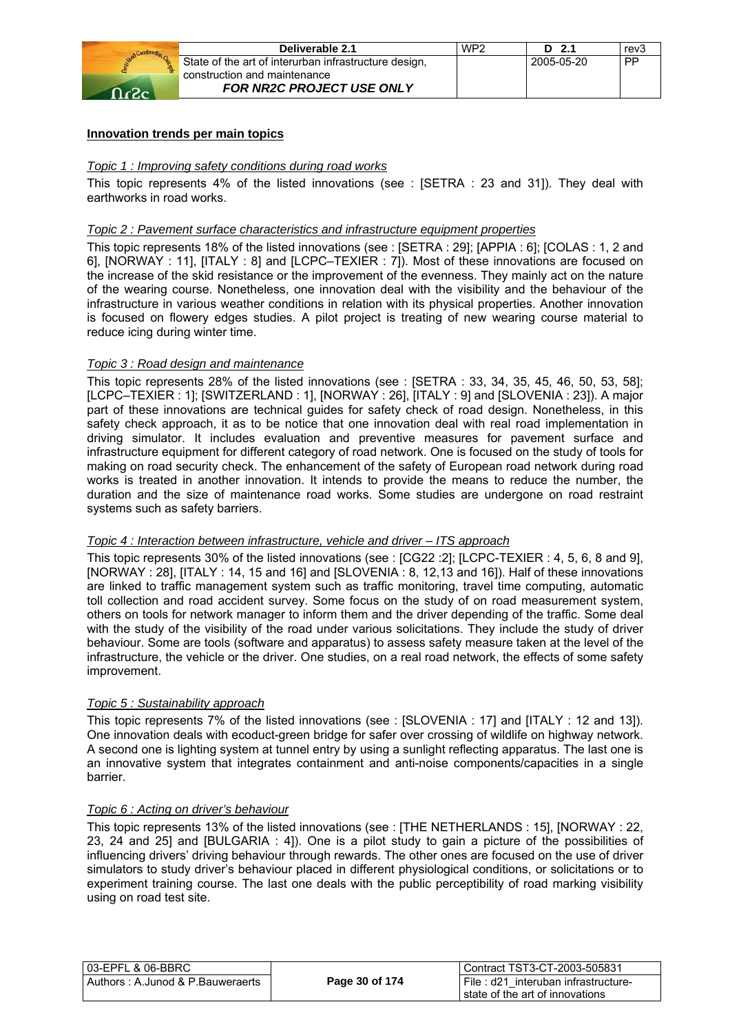**Innovation trends per main topics**

*Topic 1 : Improving safety conditions during road works*

This topic represents 4% of the listed innovations (see : [SETRA : 23 and 31]). They deal with earthworks in road works.

*Topic 2 : Pavement surface characteristics and infrastructure equipment properties*

This topic represents 18% of the listed innovations (see : [SETRA : 29]; [APPIA : 6]; [COLAS : 1, 2 and 6], [NORWAY : 11], [ITALY : 8] and [LCPC–TEXIER : 7]). Most of these innovations are focused on the increase of the skid resistance or the improvement of the evenness. They mainly act on the nature of the wearing course. Nonetheless, one innovation deal with the visibility and the behaviour of the infrastructure in various weather conditions in relation with its physical properties. Another innovation is focused on flowery edges studies. A pilot project is treating of new wearing course material to reduce icing during winter time.

*Topic 3 : Road design and maintenance*

This topic represents 28% of the listed innovations (see : [SETRA : 33, 34, 35, 45, 46, 50, 53, 58]; [LCPC–TEXIER : 1]; [SWITZERLAND : 1], [NORWAY : 26], [ITALY : 9] and [SLOVENIA : 23]). A major part of these innovations are technical guides for safety check of road design. Nonetheless, in this safety check approach, it as to be notice that one innovation deal with real road implementation in driving simulator. It includes evaluation and preventive measures for pavement surface and infrastructure equipment for different category of road network. One is focused on the study of tools for making on road security check. The enhancement of the safety of European road network during road works is treated in another innovation. It intends to provide the means to reduce the number, the duration and the size of maintenance road works. Some studies are undergone on road restraint systems such as safety barriers.

*Topic 4 : Interaction between infrastructure, vehicle and driver – ITS approach*

This topic represents 30% of the listed innovations (see : [CG22 :2]; [LCPC-TEXIER : 4, 5, 6, 8 and 9], [NORWAY : 28], [ITALY : 14, 15 and 16] and [SLOVENIA : 8, 12,13 and 16]). Half of these innovations are linked to traffic management system such as traffic monitoring, travel time computing, automatic toll collection and road accident survey. Some focus on the study of on road measurement system, others on tools for network manager to inform them and the driver depending of the traffic. Some deal with the study of the visibility of the road under various solicitations. They include the study of driver behaviour. Some are tools (software and apparatus) to assess safety measure taken at the level of the infrastructure, the vehicle or the driver. One studies, on a real road network, the effects of some safety improvement.

*Topic 5 : Sustainability approach*

This topic represents 7% of the listed innovations (see : [SLOVENIA : 17] and [ITALY : 12 and 13]). One innovation deals with ecoduct-green bridge for safer over crossing of wildlife on highway network. A second one is lighting system at tunnel entry by using a sunlight reflecting apparatus. The last one is an innovative system that integrates containment and anti-noise components/capacities in a single barrier.

*Topic 6 : Acting on driver's behaviour*

This topic represents 13% of the listed innovations (see : [THE NETHERLANDS : 15], [NORWAY : 22, 23, 24 and 25] and [BULGARIA : 4]). One is a pilot study to gain a picture of the possibilities of influencing drivers' driving behaviour through rewards. The other ones are focused on the use of driver simulators to study driver's behaviour placed in different physiological conditions, or solicitations or to experiment training course. The last one deals with the public perceptibility of road marking visibility using on road test site.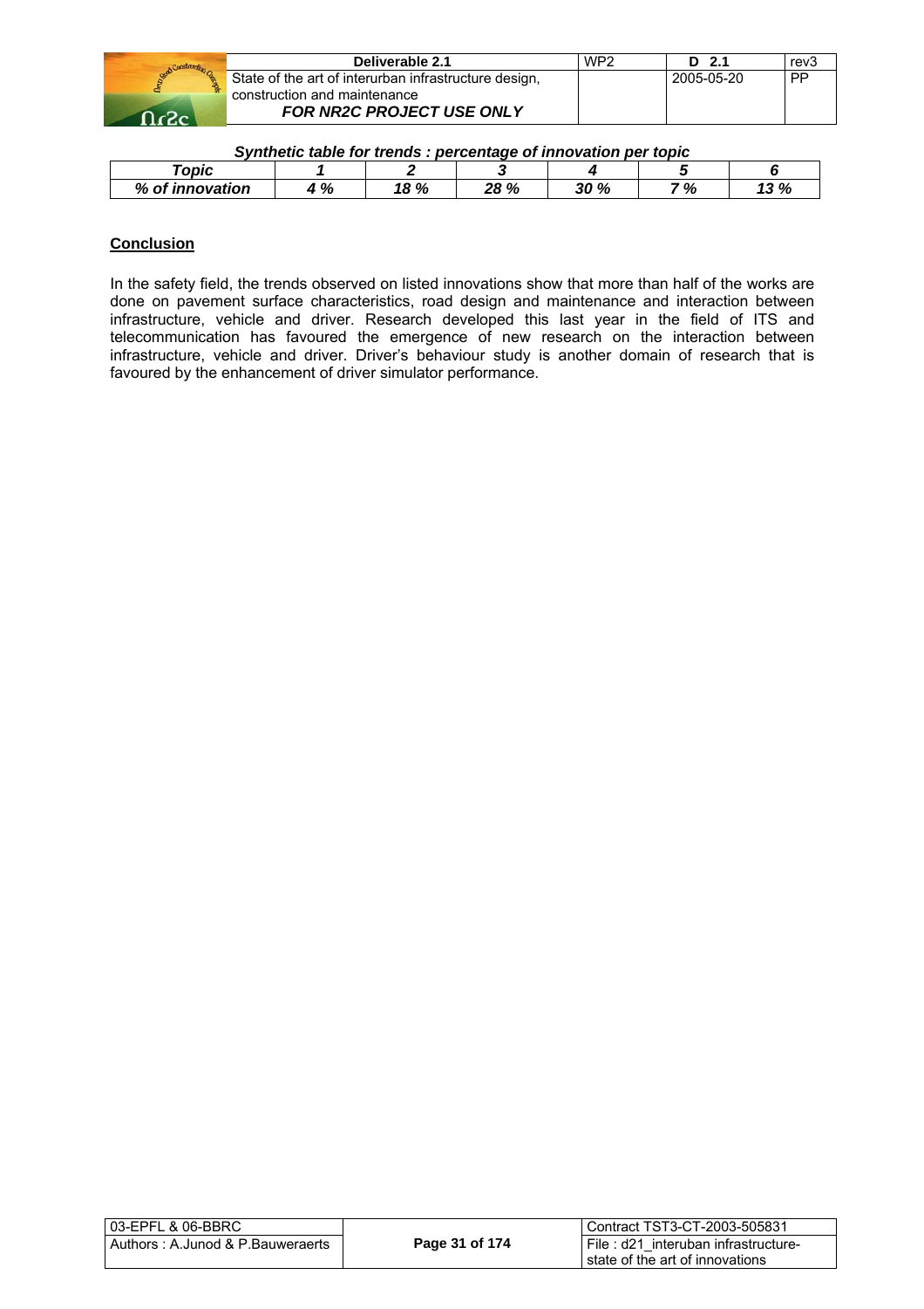***Synthetic table for trends : percentage of innovation per topic***

| ***Topic*** | ***1*** | ***2*** | ***3*** | ***4*** | ***5*** | ***6*** |
|---|---|---|---|---|---|---|
| ***% of innovation*** | ***4 %*** | ***18 %*** | ***28 %*** | ***30 %*** | ***7 %*** | ***13 %*** |

**Conclusion**

In the safety field, the trends observed on listed innovations show that more than half of the works are done on pavement surface characteristics, road design and maintenance and interaction between infrastructure, vehicle and driver. Research developed this last year in the field of ITS and telecommunication has favoured the emergence of new research on the interaction between infrastructure, vehicle and driver. Driver's behaviour study is another domain of research that is favoured by the enhancement of driver simulator performance.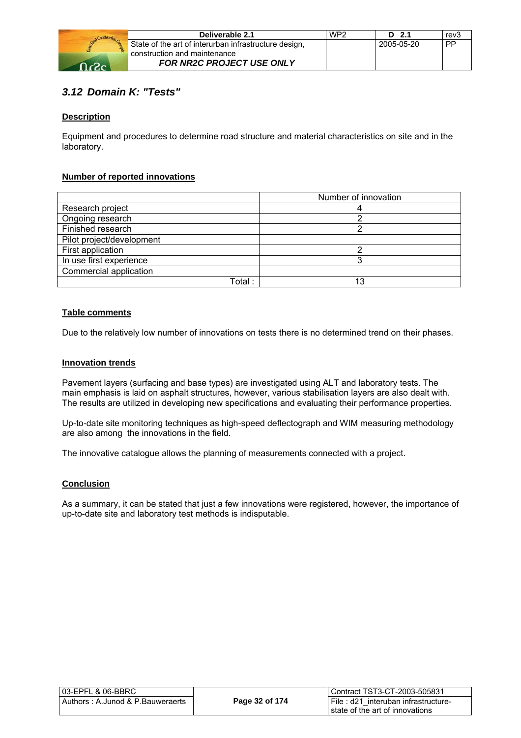### 3.12 Domain K: "Tests"

**Description**

Equipment and procedures to determine road structure and material characteristics on site and in the laboratory.

**Number of reported innovations**

| | Number of innovation |
|---|---|
| Research project | 4 |
| Ongoing research | 2 |
| Finished research | 2 |
| Pilot project/development | |
| First application | 2 |
| In use first experience | 3 |
| Commercial application | |
| Total : | 13 |

**Table comments**

Due to the relatively low number of innovations on tests there is no determined trend on their phases.

**Innovation trends**

Pavement layers (surfacing and base types) are investigated using ALT and laboratory tests. The main emphasis is laid on asphalt structures, however, various stabilisation layers are also dealt with. The results are utilized in developing new specifications and evaluating their performance properties.

Up-to-date site monitoring techniques as high-speed deflectograph and WIM measuring methodology are also among the innovations in the field.

The innovative catalogue allows the planning of measurements connected with a project.

**Conclusion**

As a summary, it can be stated that just a few innovations were registered, however, the importance of up-to-date site and laboratory test methods is indisputable.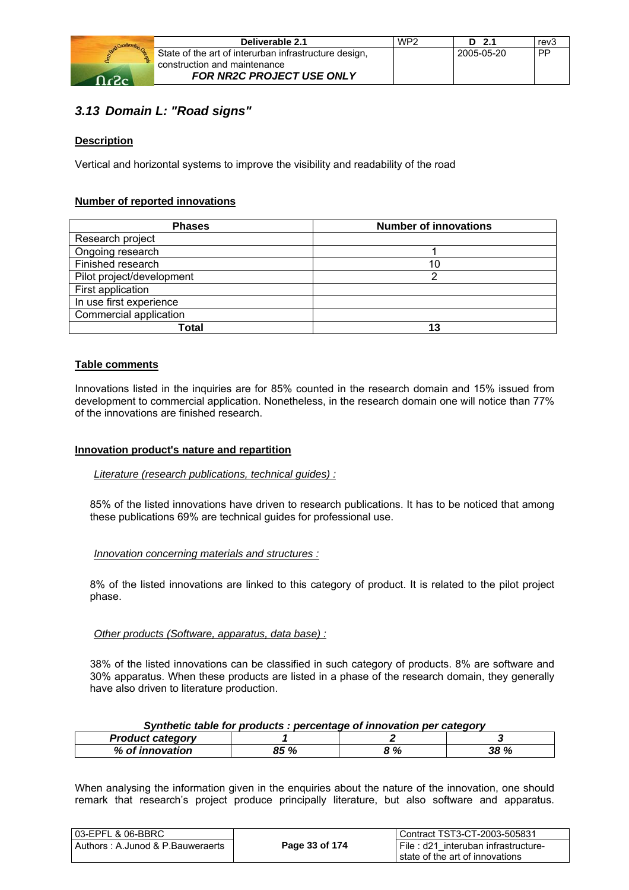### *3.13 Domain L: "Road signs"*

**Description**

Vertical and horizontal systems to improve the visibility and readability of the road

**Number of reported innovations**

| Phases | Number of innovations |
|---|---|
| Research project | |
| Ongoing research | 1 |
| Finished research | 10 |
| Pilot project/development | 2 |
| First application | |
| In use first experience | |
| Commercial application | |
| **Total** | **13** |

**Table comments**

Innovations listed in the inquiries are for 85% counted in the research domain and 15% issued from development to commercial application. Nonetheless, in the research domain one will notice than 77% of the innovations are finished research.

**Innovation product's nature and repartition**

*Literature (research publications, technical guides) :*

85% of the listed innovations have driven to research publications. It has to be noticed that among these publications 69% are technical guides for professional use.

*Innovation concerning materials and structures :*

8% of the listed innovations are linked to this category of product. It is related to the pilot project phase.

*Other products (Software, apparatus, data base) :*

38% of the listed innovations can be classified in such category of products. 8% are software and 30% apparatus. When these products are listed in a phase of the research domain, they generally have also driven to literature production.

***Synthetic table for products : percentage of innovation per category***

| *Product category* | *1* | *2* | *3* |
|---|---|---|---|
| *% of innovation* | *85 %* | *8 %* | *38 %* |

When analysing the information given in the enquiries about the nature of the innovation, one should remark that research's project produce principally literature, but also software and apparatus.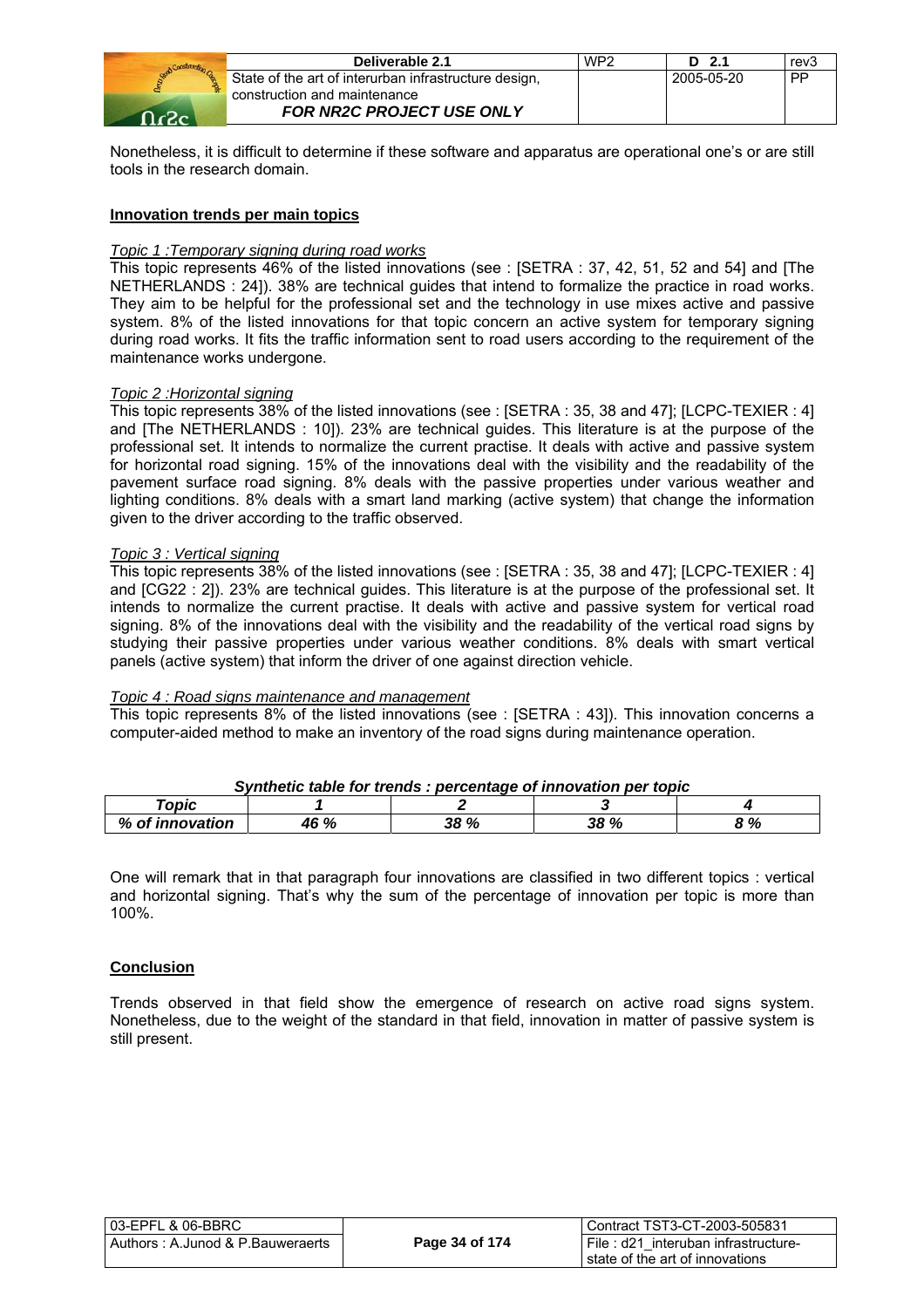Nonetheless, it is difficult to determine if these software and apparatus are operational one's or are still tools in the research domain.

**Innovation trends per main topics**

*Topic 1 :Temporary signing during road works*

This topic represents 46% of the listed innovations (see : [SETRA : 37, 42, 51, 52 and 54] and [The NETHERLANDS : 24]). 38% are technical guides that intend to formalize the practice in road works. They aim to be helpful for the professional set and the technology in use mixes active and passive system. 8% of the listed innovations for that topic concern an active system for temporary signing during road works. It fits the traffic information sent to road users according to the requirement of the maintenance works undergone.

*Topic 2 :Horizontal signing*

This topic represents 38% of the listed innovations (see : [SETRA : 35, 38 and 47]; [LCPC-TEXIER : 4] and [The NETHERLANDS : 10]). 23% are technical guides. This literature is at the purpose of the professional set. It intends to normalize the current practise. It deals with active and passive system for horizontal road signing. 15% of the innovations deal with the visibility and the readability of the pavement surface road signing. 8% deals with the passive properties under various weather and lighting conditions. 8% deals with a smart land marking (active system) that change the information given to the driver according to the traffic observed.

*Topic 3 : Vertical signing*

This topic represents 38% of the listed innovations (see : [SETRA : 35, 38 and 47]; [LCPC-TEXIER : 4] and [CG22 : 2]). 23% are technical guides. This literature is at the purpose of the professional set. It intends to normalize the current practise. It deals with active and passive system for vertical road signing. 8% of the innovations deal with the visibility and the readability of the vertical road signs by studying their passive properties under various weather conditions. 8% deals with smart vertical panels (active system) that inform the driver of one against direction vehicle.

*Topic 4 : Road signs maintenance and management*

This topic represents 8% of the listed innovations (see : [SETRA : 43]). This innovation concerns a computer-aided method to make an inventory of the road signs during maintenance operation.

***Synthetic table for trends : percentage of innovation per topic***

| *Topic* | *1* | *2* | *3* | *4* |
|---|---|---|---|---|
| *% of innovation* | *46 %* | *38 %* | *38 %* | *8 %* |

One will remark that in that paragraph four innovations are classified in two different topics : vertical and horizontal signing. That's why the sum of the percentage of innovation per topic is more than 100%.

**Conclusion**

Trends observed in that field show the emergence of research on active road signs system. Nonetheless, due to the weight of the standard in that field, innovation in matter of passive system is still present.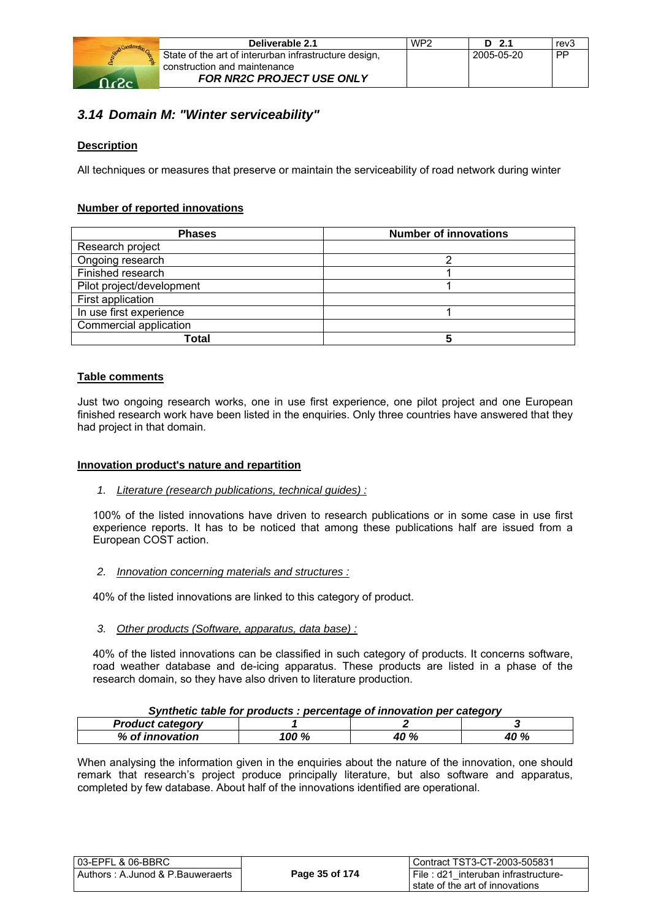### 3.14 Domain M: "Winter serviceability"

**Description**

All techniques or measures that preserve or maintain the serviceability of road network during winter

**Number of reported innovations**

| Phases | Number of innovations |
|---|---|
| Research project | |
| Ongoing research | 2 |
| Finished research | 1 |
| Pilot project/development | 1 |
| First application | |
| In use first experience | 1 |
| Commercial application | |
| **Total** | **5** |

**Table comments**

Just two ongoing research works, one in use first experience, one pilot project and one European finished research work have been listed in the enquiries. Only three countries have answered that they had project in that domain.

**Innovation product's nature and repartition**

1. Literature (research publications, technical guides) :

100% of the listed innovations have driven to research publications or in some case in use first experience reports. It has to be noticed that among these publications half are issued from a European COST action.

2. Innovation concerning materials and structures :

40% of the listed innovations are linked to this category of product.

3. Other products (Software, apparatus, data base) :

40% of the listed innovations can be classified in such category of products. It concerns software, road weather database and de-icing apparatus. These products are listed in a phase of the research domain, so they have also driven to literature production.

***Synthetic table for products : percentage of innovation per category***

| *Product category* | *1* | *2* | *3* |
|---|---|---|---|
| *% of innovation* | *100 %* | *40 %* | *40 %* |

When analysing the information given in the enquiries about the nature of the innovation, one should remark that research's project produce principally literature, but also software and apparatus, completed by few database. About half of the innovations identified are operational.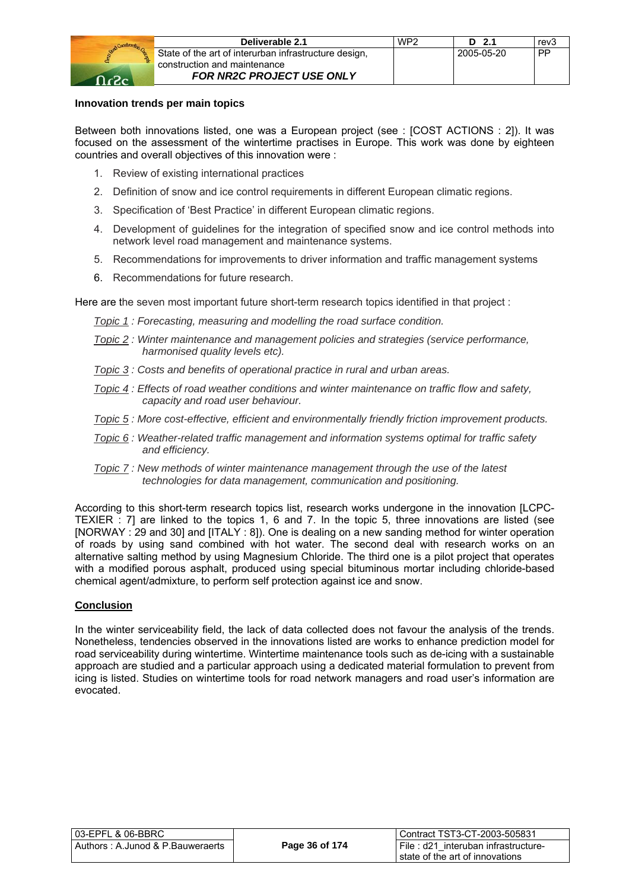**Innovation trends per main topics**

Between both innovations listed, one was a European project (see : [COST ACTIONS : 2]). It was focused on the assessment of the wintertime practises in Europe. This work was done by eighteen countries and overall objectives of this innovation were :

1. Review of existing international practices
2. Definition of snow and ice control requirements in different European climatic regions.
3. Specification of 'Best Practice' in different European climatic regions.
4. Development of guidelines for the integration of specified snow and ice control methods into network level road management and maintenance systems.
5. Recommendations for improvements to driver information and traffic management systems
6. Recommendations for future research.

Here are the seven most important future short-term research topics identified in that project :

*Topic 1 : Forecasting, measuring and modelling the road surface condition.*

*Topic 2 : Winter maintenance and management policies and strategies (service performance, harmonised quality levels etc).*

*Topic 3 : Costs and benefits of operational practice in rural and urban areas.*

*Topic 4 : Effects of road weather conditions and winter maintenance on traffic flow and safety, capacity and road user behaviour.*

*Topic 5 : More cost-effective, efficient and environmentally friendly friction improvement products.*

*Topic 6 : Weather-related traffic management and information systems optimal for traffic safety and efficiency.*

*Topic 7 : New methods of winter maintenance management through the use of the latest technologies for data management, communication and positioning.*

According to this short-term research topics list, research works undergone in the innovation [LCPC-TEXIER : 7] are linked to the topics 1, 6 and 7. In the topic 5, three innovations are listed (see [NORWAY : 29 and 30] and [ITALY : 8]). One is dealing on a new sanding method for winter operation of roads by using sand combined with hot water. The second deal with research works on an alternative salting method by using Magnesium Chloride. The third one is a pilot project that operates with a modified porous asphalt, produced using special bituminous mortar including chloride-based chemical agent/admixture, to perform self protection against ice and snow.

**Conclusion**

In the winter serviceability field, the lack of data collected does not favour the analysis of the trends. Nonetheless, tendencies observed in the innovations listed are works to enhance prediction model for road serviceability during wintertime. Wintertime maintenance tools such as de-icing with a sustainable approach are studied and a particular approach using a dedicated material formulation to prevent from icing is listed. Studies on wintertime tools for road network managers and road user's information are evocated.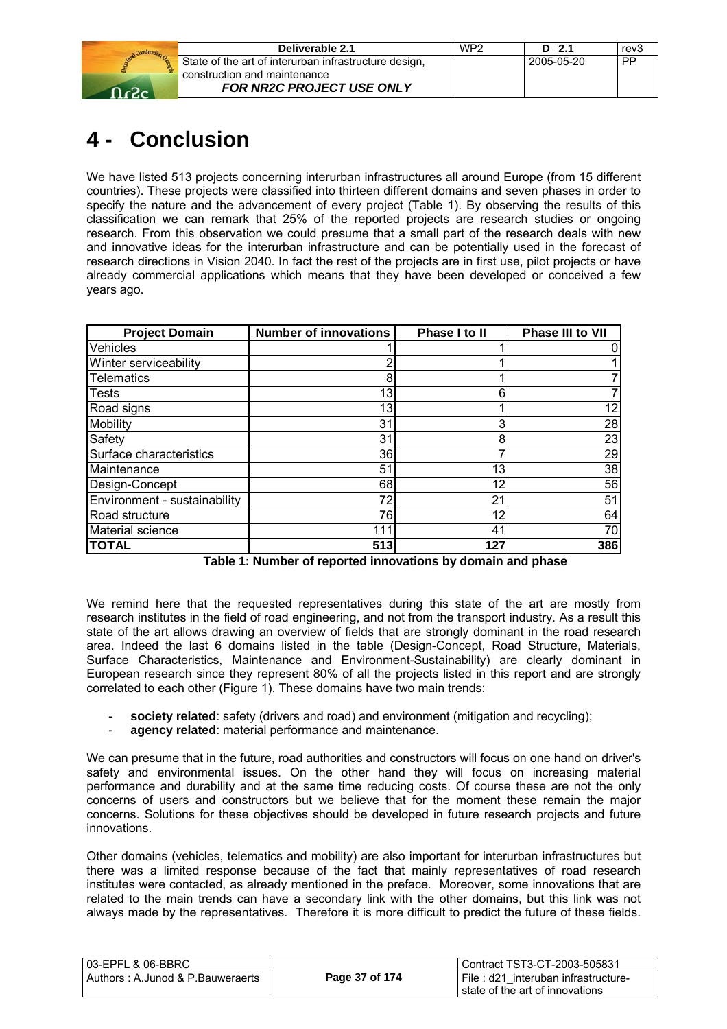# 4 - Conclusion

We have listed 513 projects concerning interurban infrastructures all around Europe (from 15 different countries). These projects were classified into thirteen different domains and seven phases in order to specify the nature and the advancement of every project (Table 1). By observing the results of this classification we can remark that 25% of the reported projects are research studies or ongoing research. From this observation we could presume that a small part of the research deals with new and innovative ideas for the interurban infrastructure and can be potentially used in the forecast of research directions in Vision 2040. In fact the rest of the projects are in first use, pilot projects or have already commercial applications which means that they have been developed or conceived a few years ago.

| Project Domain | Number of innovations | Phase I to II | Phase III to VII |
|---|---|---|---|
| Vehicles | 1 | 1 | 0 |
| Winter serviceability | 2 | 1 | 1 |
| Telematics | 8 | 1 | 7 |
| Tests | 13 | 6 | 7 |
| Road signs | 13 | 1 | 12 |
| Mobility | 31 | 3 | 28 |
| Safety | 31 | 8 | 23 |
| Surface characteristics | 36 | 7 | 29 |
| Maintenance | 51 | 13 | 38 |
| Design-Concept | 68 | 12 | 56 |
| Environment - sustainability | 72 | 21 | 51 |
| Road structure | 76 | 12 | 64 |
| Material science | 111 | 41 | 70 |
| **TOTAL** | **513** | **127** | **386** |

**Table 1: Number of reported innovations by domain and phase**

We remind here that the requested representatives during this state of the art are mostly from research institutes in the field of road engineering, and not from the transport industry. As a result this state of the art allows drawing an overview of fields that are strongly dominant in the road research area. Indeed the last 6 domains listed in the table (Design-Concept, Road Structure, Materials, Surface Characteristics, Maintenance and Environment-Sustainability) are clearly dominant in European research since they represent 80% of all the projects listed in this report and are strongly correlated to each other (Figure 1). These domains have two main trends:

- **society related**: safety (drivers and road) and environment (mitigation and recycling);
- **agency related**: material performance and maintenance.

We can presume that in the future, road authorities and constructors will focus on one hand on driver's safety and environmental issues. On the other hand they will focus on increasing material performance and durability and at the same time reducing costs. Of course these are not the only concerns of users and constructors but we believe that for the moment these remain the major concerns. Solutions for these objectives should be developed in future research projects and future innovations.

Other domains (vehicles, telematics and mobility) are also important for interurban infrastructures but there was a limited response because of the fact that mainly representatives of road research institutes were contacted, as already mentioned in the preface. Moreover, some innovations that are related to the main trends can have a secondary link with the other domains, but this link was not always made by the representatives. Therefore it is more difficult to predict the future of these fields.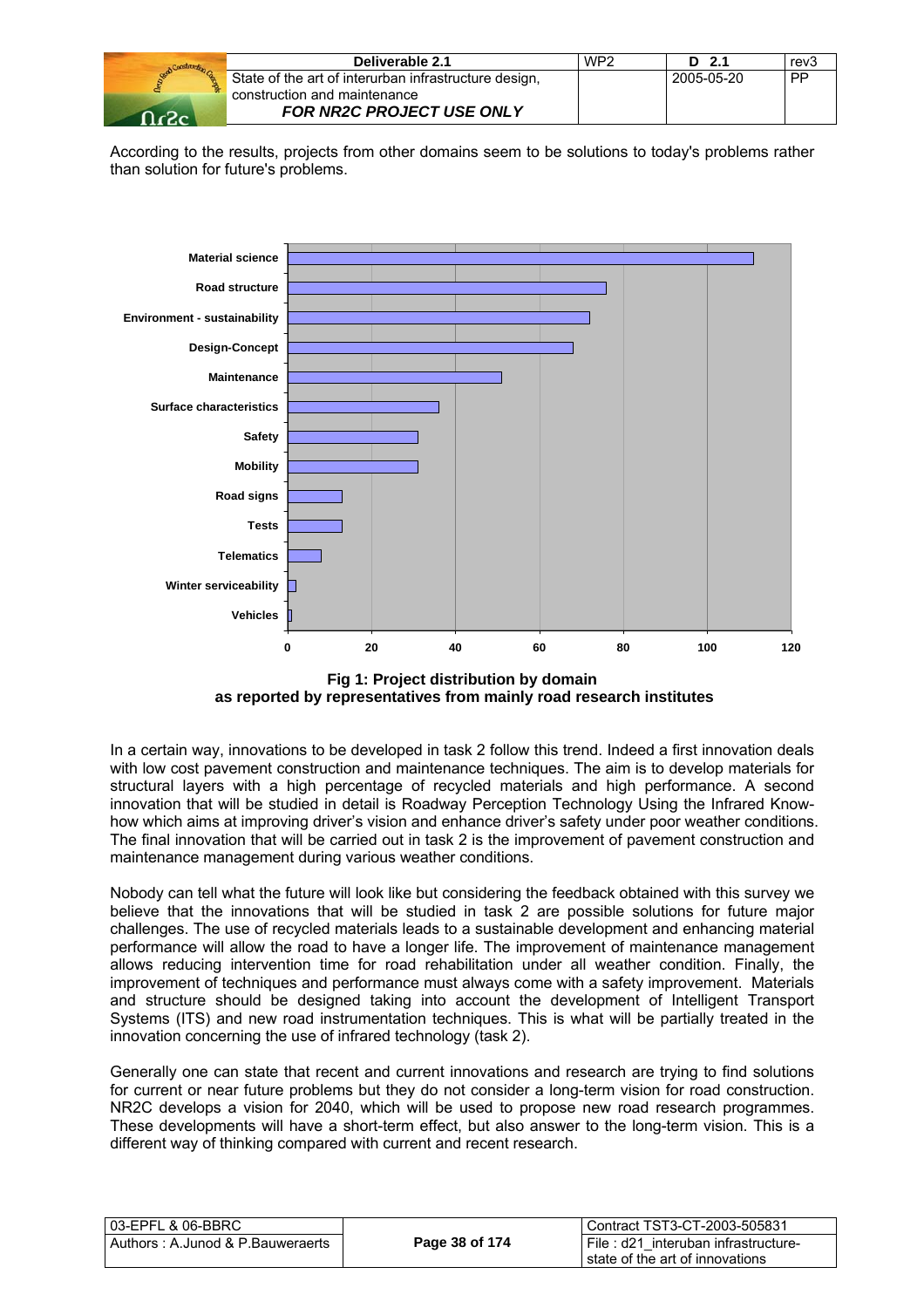According to the results, projects from other domains seem to be solutions to today's problems rather than solution for future's problems.

**Fig 1: Project distribution by domain as reported by representatives from mainly road research institutes**

In a certain way, innovations to be developed in task 2 follow this trend. Indeed a first innovation deals with low cost pavement construction and maintenance techniques. The aim is to develop materials for structural layers with a high percentage of recycled materials and high performance. A second innovation that will be studied in detail is Roadway Perception Technology Using the Infrared Know-how which aims at improving driver's vision and enhance driver's safety under poor weather conditions. The final innovation that will be carried out in task 2 is the improvement of pavement construction and maintenance management during various weather conditions.

Nobody can tell what the future will look like but considering the feedback obtained with this survey we believe that the innovations that will be studied in task 2 are possible solutions for future major challenges. The use of recycled materials leads to a sustainable development and enhancing material performance will allow the road to have a longer life. The improvement of maintenance management allows reducing intervention time for road rehabilitation under all weather condition. Finally, the improvement of techniques and performance must always come with a safety improvement. Materials and structure should be designed taking into account the development of Intelligent Transport Systems (ITS) and new road instrumentation techniques. This is what will be partially treated in the innovation concerning the use of infrared technology (task 2).

Generally one can state that recent and current innovations and research are trying to find solutions for current or near future problems but they do not consider a long-term vision for road construction. NR2C develops a vision for 2040, which will be used to propose new road research programmes. These developments will have a short-term effect, but also answer to the long-term vision. This is a different way of thinking compared with current and recent research.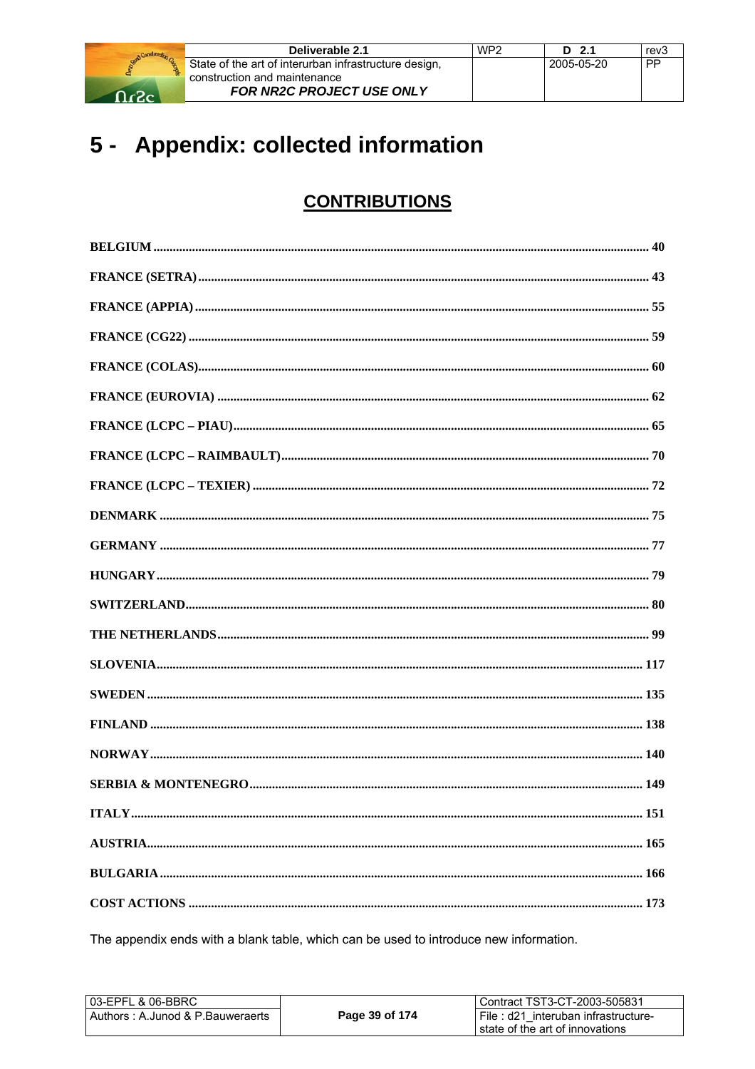# 5 - Appendix: collected information

## CONTRIBUTIONS

BELGIUM ........................................................................................................................................ 40

FRANCE (SETRA) .......................................................................................................................... 43

FRANCE (APPIA) ........................................................................................................................... 55

FRANCE (CG22) ............................................................................................................................. 59

FRANCE (COLAS) .......................................................................................................................... 60

FRANCE (EUROVIA) ..................................................................................................................... 62

FRANCE (LCPC – PIAU) ................................................................................................................ 65

FRANCE (LCPC – RAIMBAULT) ................................................................................................. 70

FRANCE (LCPC – TEXIER) .......................................................................................................... 72

DENMARK ...................................................................................................................................... 75

GERMANY ...................................................................................................................................... 77

HUNGARY ....................................................................................................................................... 79

SWITZERLAND .............................................................................................................................. 80

THE NETHERLANDS ..................................................................................................................... 99

SLOVENIA ...................................................................................................................................... 117

SWEDEN ......................................................................................................................................... 135

FINLAND ........................................................................................................................................ 138

NORWAY ........................................................................................................................................ 140

SERBIA & MONTENEGRO ........................................................................................................... 149

ITALY .............................................................................................................................................. 151

AUSTRIA ......................................................................................................................................... 165

BULGARIA ..................................................................................................................................... 166

COST ACTIONS ............................................................................................................................ 173

The appendix ends with a blank table, which can be used to introduce new information.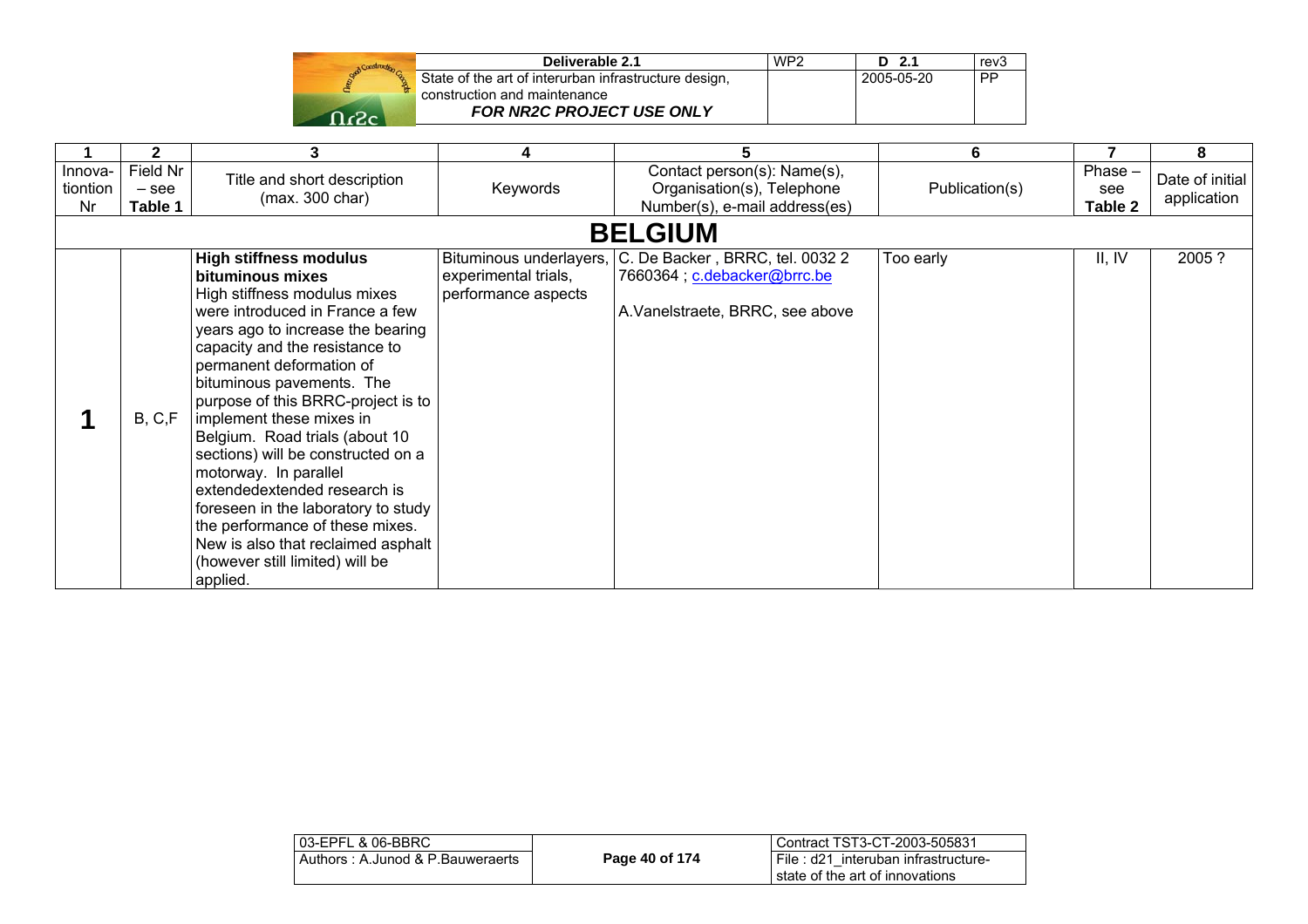| 1 | 2 | 3 | 4 | 5 | 6 | 7 | 8 |
|---|---|---|---|---|---|---|---|
| Innova-tiontion Nr | Field Nr – see Table 1 | Title and short description (max. 300 char) | Keywords | Contact person(s): Name(s), Organisation(s), Telephone Number(s), e-mail address(es) | Publication(s) | Phase – see Table 2 | Date of initial application |
| **BELGIUM** | | | | | | | |
| **1** | B, C,F | **High stiffness modulus bituminous mixes** High stiffness modulus mixes were introduced in France a few years ago to increase the bearing capacity and the resistance to permanent deformation of bituminous pavements. The purpose of this BRRC-project is to implement these mixes in Belgium. Road trials (about 10 sections) will be constructed on a motorway. In parallel extendedextended research is foreseen in the laboratory to study the performance of these mixes. New is also that reclaimed asphalt (however still limited) will be applied. | Bituminous underlayers, experimental trials, performance aspects | C. De Backer , BRRC, tel. 0032 2 7660364 ; c.debacker@brrc.be<br><br>A.Vanelstraete, BRRC, see above | Too early | II, IV | 2005 ? |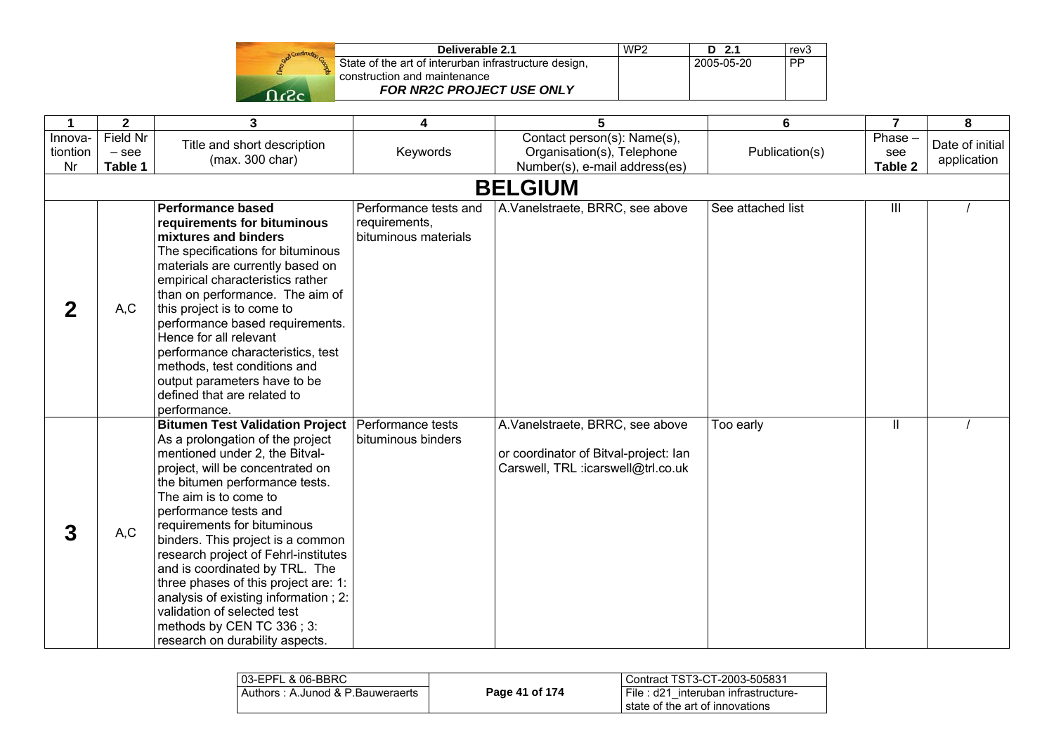| 1 | 2 | 3 | 4 | 5 | 6 | 7 | 8 |
|---|---|---|---|---|---|---|---|
| Innovation Nr | Field Nr – see Table 1 | Title and short description (max. 300 char) | Keywords | Contact person(s): Name(s), Organisation(s), Telephone Number(s), e-mail address(es) | Publication(s) | Phase – see Table 2 | Date of initial application |
| **BELGIUM** | | | | | | | |
| **2** | A,C | **Performance based requirements for bituminous mixtures and binders** The specifications for bituminous materials are currently based on empirical characteristics rather than on performance. The aim of this project is to come to performance based requirements. Hence for all relevant performance characteristics, test methods, test conditions and output parameters have to be defined that are related to performance. | Performance tests and requirements, bituminous materials | A.Vanelstraete, BRRC, see above | See attached list | III | / |
| **3** | A,C | **Bitumen Test Validation Project** As a prolongation of the project mentioned under 2, the Bitval-project, will be concentrated on the bitumen performance tests. The aim is to come to performance tests and requirements for bituminous binders. This project is a common research project of Fehrl-institutes and is coordinated by TRL. The three phases of this project are: 1: analysis of existing information ; 2: validation of selected test methods by CEN TC 336 ; 3: research on durability aspects. | Performance tests bituminous binders | A.Vanelstraete, BRRC, see above<br><br>or coordinator of Bitval-project: Ian Carswell, TRL :icarswell@trl.co.uk | Too early | II | / |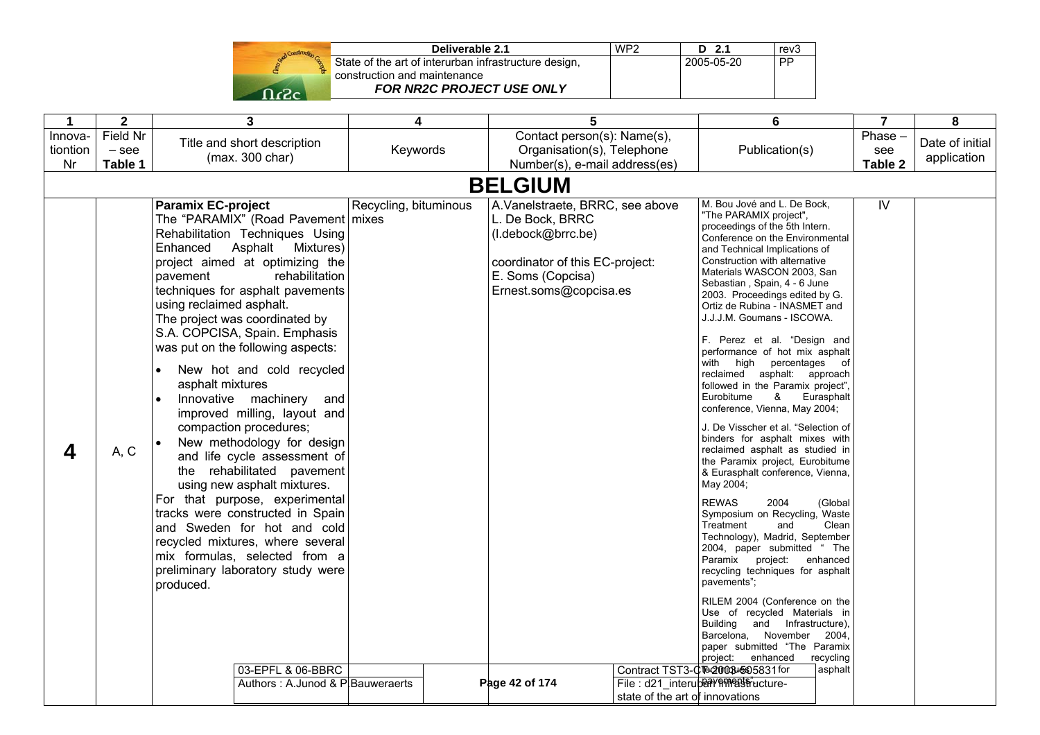| 1 | 2 | 3 | 4 | 5 | 6 | 7 | 8 |
|---|---|---|---|---|---|---|---|
| Innovationtion Nr | Field Nr – see Table 1 | Title and short description (max. 300 char) | Keywords | Contact person(s): Name(s), Organisation(s), Telephone Number(s), e-mail address(es) | Publication(s) | Phase – see Table 2 | Date of initial application |
| **BELGIUM** | | | | | | | |
| **4** | A, C | **Paramix EC-project** The "PARAMIX" (Road Pavement Rehabilitation Techniques Using Enhanced Asphalt Mixtures) project aimed at optimizing the pavement rehabilitation techniques for asphalt pavements using reclaimed asphalt. The project was coordinated by S.A. COPCISA, Spain. Emphasis was put on the following aspects: • New hot and cold recycled asphalt mixtures • Innovative machinery and improved milling, layout and compaction procedures; • New methodology for design and life cycle assessment of the rehabilitated pavement using new asphalt mixtures. For that purpose, experimental tracks were constructed in Spain and Sweden for hot and cold recycled mixtures, where several mix formulas, selected from a preliminary laboratory study were produced. | Recycling, bituminous mixes | A.Vanelstraete, BRRC, see above L. De Bock, BRRC (l.debock@brrc.be) coordinator of this EC-project: E. Soms (Copcisa) Ernest.soms@copcisa.es | M. Bou Jové and L. De Bock, "The PARAMIX project", proceedings of the 5th Intern. Conference on the Environmental and Technical Implications of Construction with alternative Materials WASCON 2003, San Sebastian , Spain, 4 - 6 June 2003. Proceedings edited by G. Ortiz de Rubina - INASMET and J.J.J.M. Goumans - ISCOWA. F. Perez et al. "Design and performance of hot mix asphalt with high percentages of reclaimed asphalt: approach followed in the Paramix project", Eurobitume & Eurasphalt conference, Vienna, May 2004; J. De Visscher et al. "Selection of binders for asphalt mixes with reclaimed asphalt as studied in the Paramix project, Eurobitume & Eurasphalt conference, Vienna, May 2004; REWAS 2004 (Global Symposium on Recycling, Waste Treatment and Clean Technology), Madrid, September 2004, paper submitted " The Paramix project: enhanced recycling techniques for asphalt pavements"; RILEM 2004 (Conference on the Use of recycled Materials in Building and Infrastructure), Barcelona, November 2004, paper submitted "The Paramix project: enhanced recycling techniques for asphalt pavements" | IV | |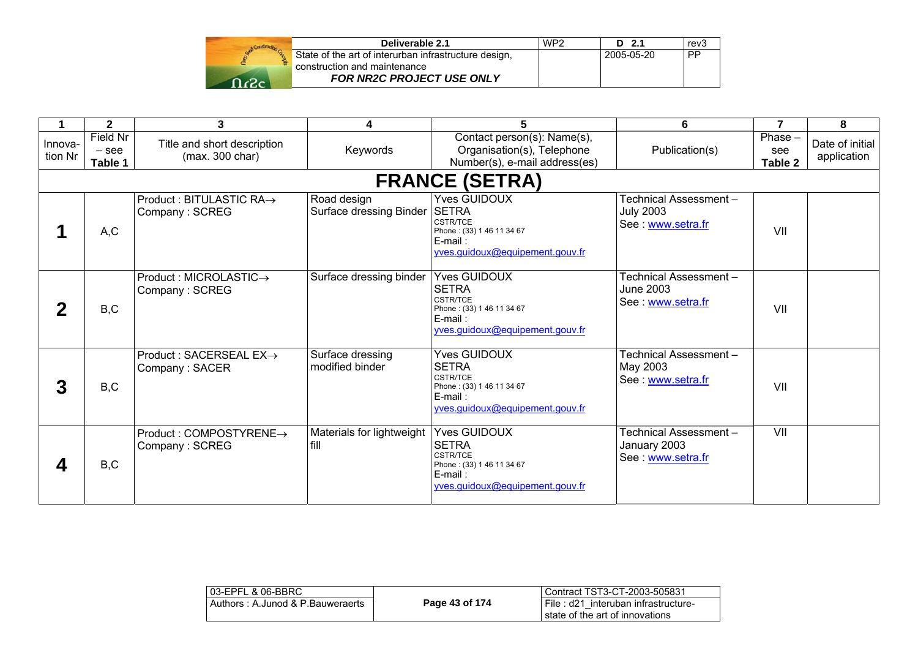| 1 | 2 | 3 | 4 | 5 | 6 | 7 | 8 |
|---|---|---|---|---|---|---|---|
| Innova-tion Nr | Field Nr – see **Table 1** | Title and short description (max. 300 char) | Keywords | Contact person(s): Name(s), Organisation(s), Telephone Number(s), e-mail address(es) | Publication(s) | Phase – see **Table 2** | Date of initial application |
| **FRANCE (SETRA)** | | | | | | | |
| **1** | A,C | Product : BITULASTIC RA→<br>Company : SCREG | Road design<br>Surface dressing Binder | Yves GUIDOUX<br>SETRA<br>CSTR/TCE<br>Phone : (33) 1 46 11 34 67<br>E-mail :<br>yves.guidoux@equipement.gouv.fr | Technical Assessment – July 2003<br>See : www.setra.fr | VII | |
| **2** | B,C | Product : MICROLASTIC→<br>Company : SCREG | Surface dressing binder | Yves GUIDOUX<br>SETRA<br>CSTR/TCE<br>Phone : (33) 1 46 11 34 67<br>E-mail :<br>yves.guidoux@equipement.gouv.fr | Technical Assessment – June 2003<br>See : www.setra.fr | VII | |
| **3** | B,C | Product : SACERSEAL EX→<br>Company : SACER | Surface dressing modified binder | Yves GUIDOUX<br>SETRA<br>CSTR/TCE<br>Phone : (33) 1 46 11 34 67<br>E-mail :<br>yves.guidoux@equipement.gouv.fr | Technical Assessment – May 2003<br>See : www.setra.fr | VII | |
| **4** | B,C | Product : COMPOSTYRENE→<br>Company : SCREG | Materials for lightweight fill | Yves GUIDOUX<br>SETRA<br>CSTR/TCE<br>Phone : (33) 1 46 11 34 67<br>E-mail :<br>yves.guidoux@equipement.gouv.fr | Technical Assessment – January 2003<br>See : www.setra.fr | VII | |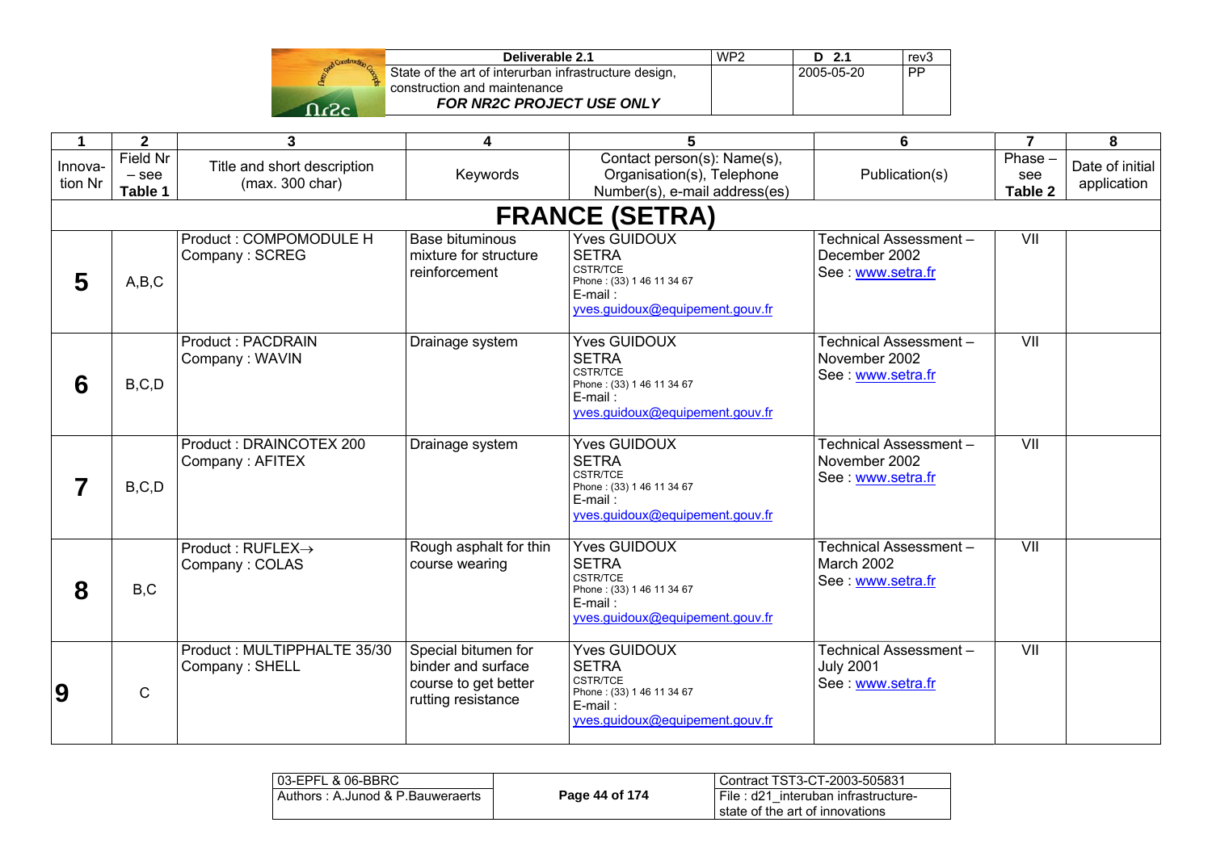| 1 | 2 | 3 | 4 | 5 | 6 | 7 | 8 |
|---|---|---|---|---|---|---|---|
| Innovation Nr | Field Nr – see **Table 1** | Title and short description (max. 300 char) | Keywords | Contact person(s): Name(s), Organisation(s), Telephone Number(s), e-mail address(es) | Publication(s) | Phase – see **Table 2** | Date of initial application |
| **FRANCE (SETRA)** | | | | | | | |
| **5** | A,B,C | Product : COMPOMODULE H<br>Company : SCREG | Base bituminous mixture for structure reinforcement | Yves GUIDOUX<br>SETRA<br>CSTR/TCE<br>Phone : (33) 1 46 11 34 67<br>E-mail :<br>yves.guidoux@equipement.gouv.fr | Technical Assessment – December 2002<br>See : www.setra.fr | VII | |
| **6** | B,C,D | Product : PACDRAIN<br>Company : WAVIN | Drainage system | Yves GUIDOUX<br>SETRA<br>CSTR/TCE<br>Phone : (33) 1 46 11 34 67<br>E-mail :<br>yves.guidoux@equipement.gouv.fr | Technical Assessment – November 2002<br>See : www.setra.fr | VII | |
| **7** | B,C,D | Product : DRAINCOTEX 200<br>Company : AFITEX | Drainage system | Yves GUIDOUX<br>SETRA<br>CSTR/TCE<br>Phone : (33) 1 46 11 34 67<br>E-mail :<br>yves.guidoux@equipement.gouv.fr | Technical Assessment – November 2002<br>See : www.setra.fr | VII | |
| **8** | B,C | Product : RUFLEX→<br>Company : COLAS | Rough asphalt for thin course wearing | Yves GUIDOUX<br>SETRA<br>CSTR/TCE<br>Phone : (33) 1 46 11 34 67<br>E-mail :<br>yves.guidoux@equipement.gouv.fr | Technical Assessment – March 2002<br>See : www.setra.fr | VII | |
| **9** | C | Product : MULTIPPHALTE 35/30<br>Company : SHELL | Special bitumen for binder and surface course to get better rutting resistance | Yves GUIDOUX<br>SETRA<br>CSTR/TCE<br>Phone : (33) 1 46 11 34 67<br>E-mail :<br>yves.guidoux@equipement.gouv.fr | Technical Assessment – July 2001<br>See : www.setra.fr | VII | |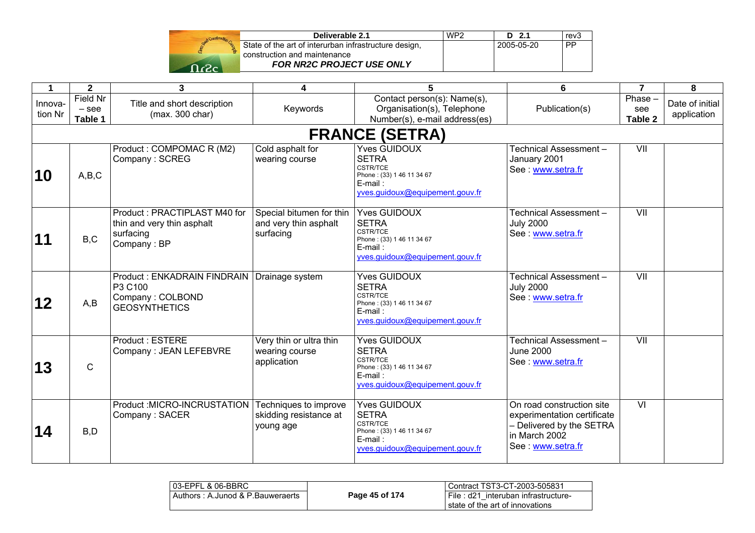| 1 | 2 | 3 | 4 | 5 | 6 | 7 | 8 |
|---|---|---|---|---|---|---|---|
| Innova-tion Nr | Field Nr – see **Table 1** | Title and short description (max. 300 char) | Keywords | Contact person(s): Name(s), Organisation(s), Telephone Number(s), e-mail address(es) | Publication(s) | Phase – see **Table 2** | Date of initial application |
| **FRANCE (SETRA)** | | | | | | | |
| **10** | A,B,C | Product : COMPOMAC R (M2) Company : SCREG | Cold asphalt for wearing course | Yves GUIDOUX SETRA CSTR/TCE Phone : (33) 1 46 11 34 67 E-mail : yves.guidoux@equipement.gouv.fr | Technical Assessment – January 2001 See : www.setra.fr | VII | |
| **11** | B,C | Product : PRACTIPLAST M40 for thin and very thin asphalt surfacing Company : BP | Special bitumen for thin and very thin asphalt surfacing | Yves GUIDOUX SETRA CSTR/TCE Phone : (33) 1 46 11 34 67 E-mail : yves.guidoux@equipement.gouv.fr | Technical Assessment – July 2000 See : www.setra.fr | VII | |
| **12** | A,B | Product : ENKADRAIN FINDRAIN P3 C100 Company : COLBOND GEOSYNTHETICS | Drainage system | Yves GUIDOUX SETRA CSTR/TCE Phone : (33) 1 46 11 34 67 E-mail : yves.guidoux@equipement.gouv.fr | Technical Assessment – July 2000 See : www.setra.fr | VII | |
| **13** | C | Product : ESTERE Company : JEAN LEFEBVRE | Very thin or ultra thin wearing course application | Yves GUIDOUX SETRA CSTR/TCE Phone : (33) 1 46 11 34 67 E-mail : yves.guidoux@equipement.gouv.fr | Technical Assessment – June 2000 See : www.setra.fr | VII | |
| **14** | B,D | Product :MICRO-INCRUSTATION Company : SACER | Techniques to improve skidding resistance at young age | Yves GUIDOUX SETRA CSTR/TCE Phone : (33) 1 46 11 34 67 E-mail : yves.guidoux@equipement.gouv.fr | On road construction site experimentation certificate – Delivered by the SETRA in March 2002 See : www.setra.fr | VI | |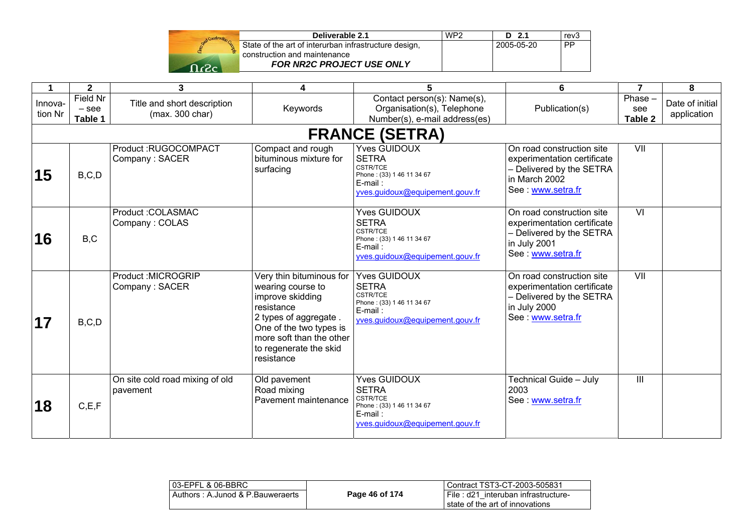| 1 | 2 | 3 | 4 | 5 | 6 | 7 | 8 |
|---|---|---|---|---|---|---|---|
| Innova-tion Nr | Field Nr – see **Table 1** | Title and short description (max. 300 char) | Keywords | Contact person(s): Name(s), Organisation(s), Telephone Number(s), e-mail address(es) | Publication(s) | Phase – see **Table 2** | Date of initial application |
| **FRANCE (SETRA)** | | | | | | | |
| **15** | B,C,D | Product :RUGOCOMPACT<br>Company : SACER | Compact and rough bituminous mixture for surfacing | Yves GUIDOUX<br>SETRA<br>CSTR/TCE<br>Phone : (33) 1 46 11 34 67<br>E-mail :<br>yves.guidoux@equipement.gouv.fr | On road construction site experimentation certificate – Delivered by the SETRA in March 2002<br>See : www.setra.fr | VII | |
| **16** | B,C | Product :COLASMAC<br>Company : COLAS | | Yves GUIDOUX<br>SETRA<br>CSTR/TCE<br>Phone : (33) 1 46 11 34 67<br>E-mail :<br>yves.guidoux@equipement.gouv.fr | On road construction site experimentation certificate – Delivered by the SETRA in July 2001<br>See : www.setra.fr | VI | |
| **17** | B,C,D | Product :MICROGRIP<br>Company : SACER | Very thin bituminous for wearing course to improve skidding resistance<br>2 types of aggregate . One of the two types is more soft than the other to regenerate the skid resistance | Yves GUIDOUX<br>SETRA<br>CSTR/TCE<br>Phone : (33) 1 46 11 34 67<br>E-mail :<br>yves.guidoux@equipement.gouv.fr | On road construction site experimentation certificate – Delivered by the SETRA in July 2000<br>See : www.setra.fr | VII | |
| **18** | C,E,F | On site cold road mixing of old pavement | Old pavement<br>Road mixing<br>Pavement maintenance | Yves GUIDOUX<br>SETRA<br>CSTR/TCE<br>Phone : (33) 1 46 11 34 67<br>E-mail :<br>yves.guidoux@equipement.gouv.fr | Technical Guide – July 2003<br>See : www.setra.fr | III | |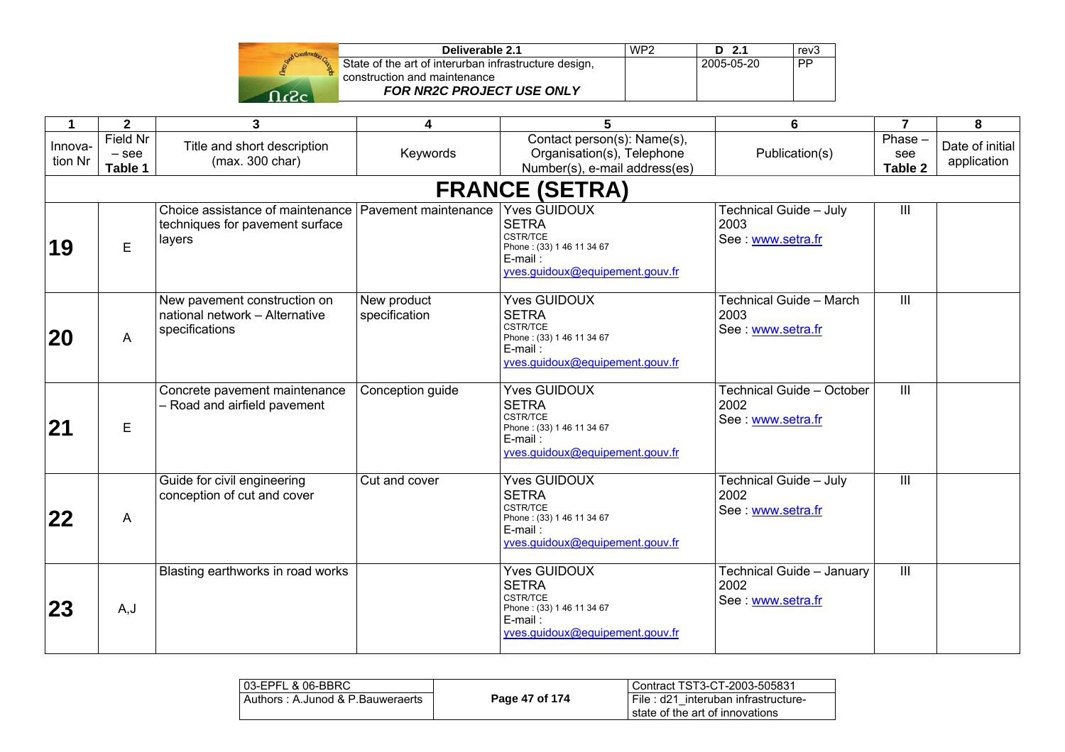| 1 | 2 | 3 | 4 | 5 | 6 | 7 | 8 |
|---|---|---|---|---|---|---|---|
| Innovation Nr | Field Nr – see **Table 1** | Title and short description (max. 300 char) | Keywords | Contact person(s): Name(s), Organisation(s), Telephone Number(s), e-mail address(es) | Publication(s) | Phase – see **Table 2** | Date of initial application |
| | | | **FRANCE (SETRA)** | | | | |
| **19** | E | Choice assistance of maintenance techniques for pavement surface layers | Pavement maintenance | Yves GUIDOUX SETRA CSTR/TCE Phone : (33) 1 46 11 34 67 E-mail : yves.guidoux@equipement.gouv.fr | Technical Guide – July 2003 See : www.setra.fr | III | |
| **20** | A | New pavement construction on national network – Alternative specifications | New product specification | Yves GUIDOUX SETRA CSTR/TCE Phone : (33) 1 46 11 34 67 E-mail : yves.guidoux@equipement.gouv.fr | Technical Guide – March 2003 See : www.setra.fr | III | |
| **21** | E | Concrete pavement maintenance – Road and airfield pavement | Conception guide | Yves GUIDOUX SETRA CSTR/TCE Phone : (33) 1 46 11 34 67 E-mail : yves.guidoux@equipement.gouv.fr | Technical Guide – October 2002 See : www.setra.fr | III | |
| **22** | A | Guide for civil engineering conception of cut and cover | Cut and cover | Yves GUIDOUX SETRA CSTR/TCE Phone : (33) 1 46 11 34 67 E-mail : yves.guidoux@equipement.gouv.fr | Technical Guide – July 2002 See : www.setra.fr | III | |
| **23** | A,J | Blasting earthworks in road works | | Yves GUIDOUX SETRA CSTR/TCE Phone : (33) 1 46 11 34 67 E-mail : yves.guidoux@equipement.gouv.fr | Technical Guide – January 2002 See : www.setra.fr | III | |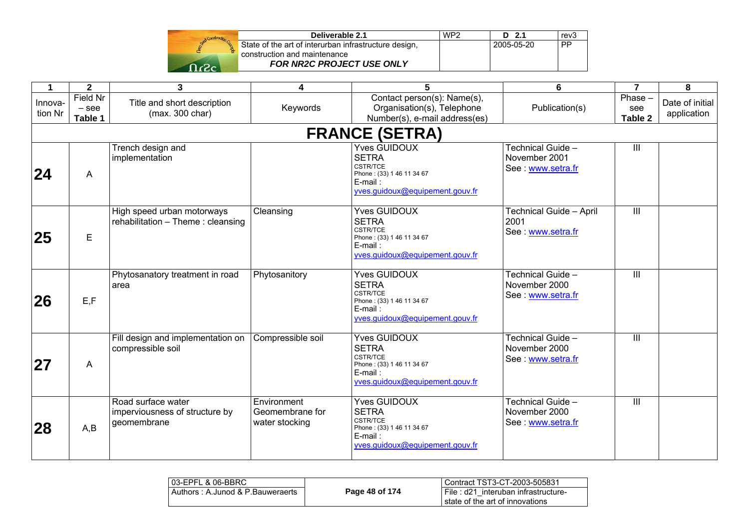| 1 | 2 | 3 | 4 | 5 | 6 | 7 | 8 |
|---|---|---|---|---|---|---|---|
| Innova-tion Nr | Field Nr – see **Table 1** | Title and short description (max. 300 char) | Keywords | Contact person(s): Name(s), Organisation(s), Telephone Number(s), e-mail address(es) | Publication(s) | Phase – see **Table 2** | Date of initial application |
| **FRANCE (SETRA)** | | | | | | | |
| **24** | A | Trench design and implementation | | Yves GUIDOUX SETRA CSTR/TCE Phone : (33) 1 46 11 34 67 E-mail : yves.guidoux@equipement.gouv.fr | Technical Guide – November 2001 See : www.setra.fr | III | |
| **25** | E | High speed urban motorways rehabilitation – Theme : cleansing | Cleansing | Yves GUIDOUX SETRA CSTR/TCE Phone : (33) 1 46 11 34 67 E-mail : yves.guidoux@equipement.gouv.fr | Technical Guide – April 2001 See : www.setra.fr | III | |
| **26** | E,F | Phytosanatory treatment in road area | Phytosanitory | Yves GUIDOUX SETRA CSTR/TCE Phone : (33) 1 46 11 34 67 E-mail : yves.guidoux@equipement.gouv.fr | Technical Guide – November 2000 See : www.setra.fr | III | |
| **27** | A | Fill design and implementation on compressible soil | Compressible soil | Yves GUIDOUX SETRA CSTR/TCE Phone : (33) 1 46 11 34 67 E-mail : yves.guidoux@equipement.gouv.fr | Technical Guide – November 2000 See : www.setra.fr | III | |
| **28** | A,B | Road surface water imperviousness of structure by geomembrane | Environment Geomembrane for water stocking | Yves GUIDOUX SETRA CSTR/TCE Phone : (33) 1 46 11 34 67 E-mail : yves.guidoux@equipement.gouv.fr | Technical Guide – November 2000 See : www.setra.fr | III | |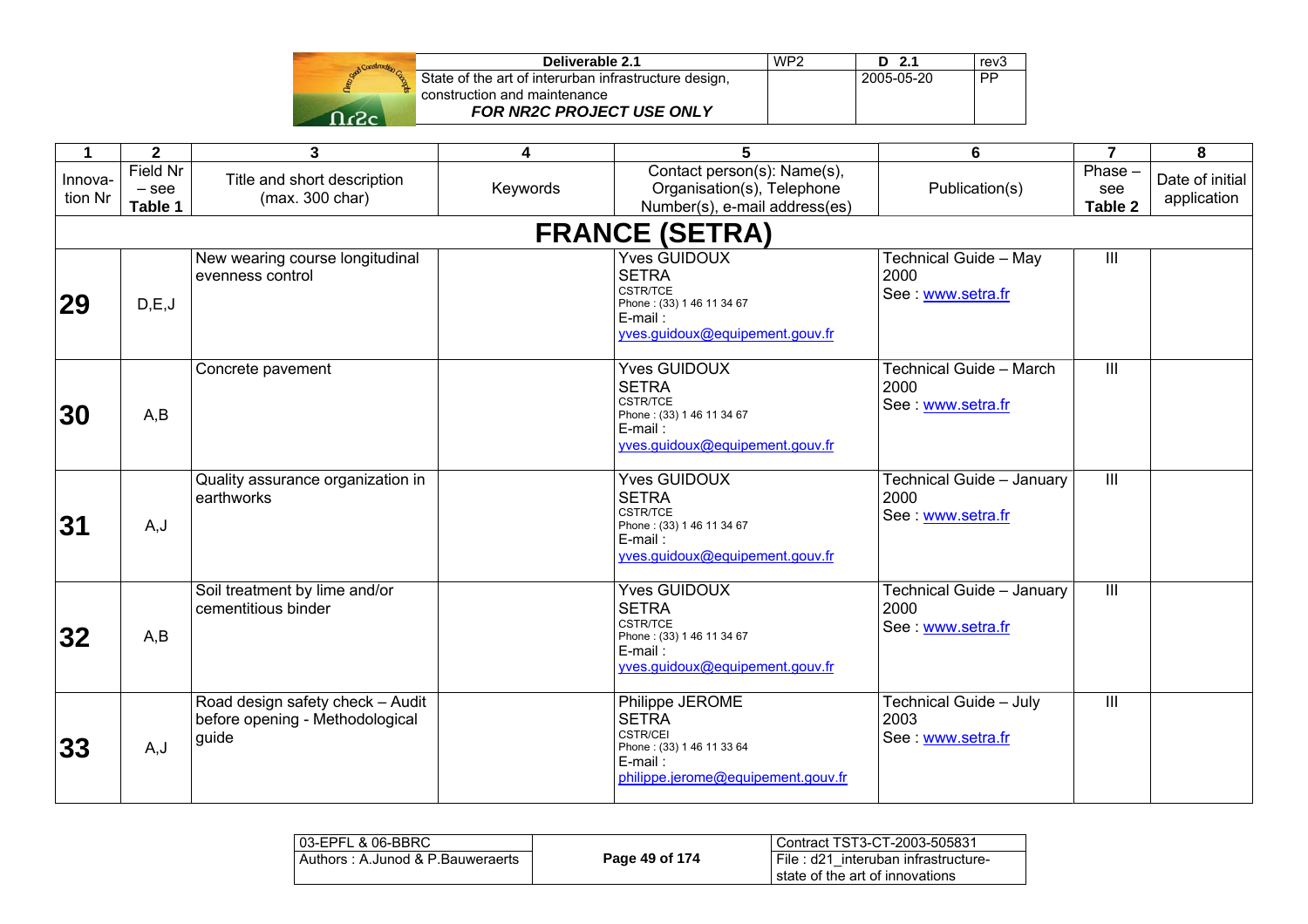| 1 | 2 | 3 | 4 | 5 | 6 | 7 | 8 |
|---|---|---|---|---|---|---|---|
| Innova-tion Nr | Field Nr – see **Table 1** | Title and short description (max. 300 char) | Keywords | Contact person(s): Name(s), Organisation(s), Telephone Number(s), e-mail address(es) | Publication(s) | Phase – see **Table 2** | Date of initial application |
| **FRANCE (SETRA)** | | | | | | | |
| **29** | D,E,J | New wearing course longitudinal evenness control | | Yves GUIDOUX<br>SETRA<br>CSTR/TCE<br>Phone : (33) 1 46 11 34 67<br>E-mail :<br>yves.guidoux@equipement.gouv.fr | Technical Guide – May 2000<br>See : www.setra.fr | III | |
| **30** | A,B | Concrete pavement | | Yves GUIDOUX<br>SETRA<br>CSTR/TCE<br>Phone : (33) 1 46 11 34 67<br>E-mail :<br>yves.guidoux@equipement.gouv.fr | Technical Guide – March 2000<br>See : www.setra.fr | III | |
| **31** | A,J | Quality assurance organization in earthworks | | Yves GUIDOUX<br>SETRA<br>CSTR/TCE<br>Phone : (33) 1 46 11 34 67<br>E-mail :<br>yves.guidoux@equipement.gouv.fr | Technical Guide – January 2000<br>See : www.setra.fr | III | |
| **32** | A,B | Soil treatment by lime and/or cementitious binder | | Yves GUIDOUX<br>SETRA<br>CSTR/TCE<br>Phone : (33) 1 46 11 34 67<br>E-mail :<br>yves.guidoux@equipement.gouv.fr | Technical Guide – January 2000<br>See : www.setra.fr | III | |
| **33** | A,J | Road design safety check – Audit before opening - Methodological guide | | Philippe JEROME<br>SETRA<br>CSTR/CEI<br>Phone : (33) 1 46 11 33 64<br>E-mail :<br>philippe.jerome@equipement.gouv.fr | Technical Guide – July 2003<br>See : www.setra.fr | III | |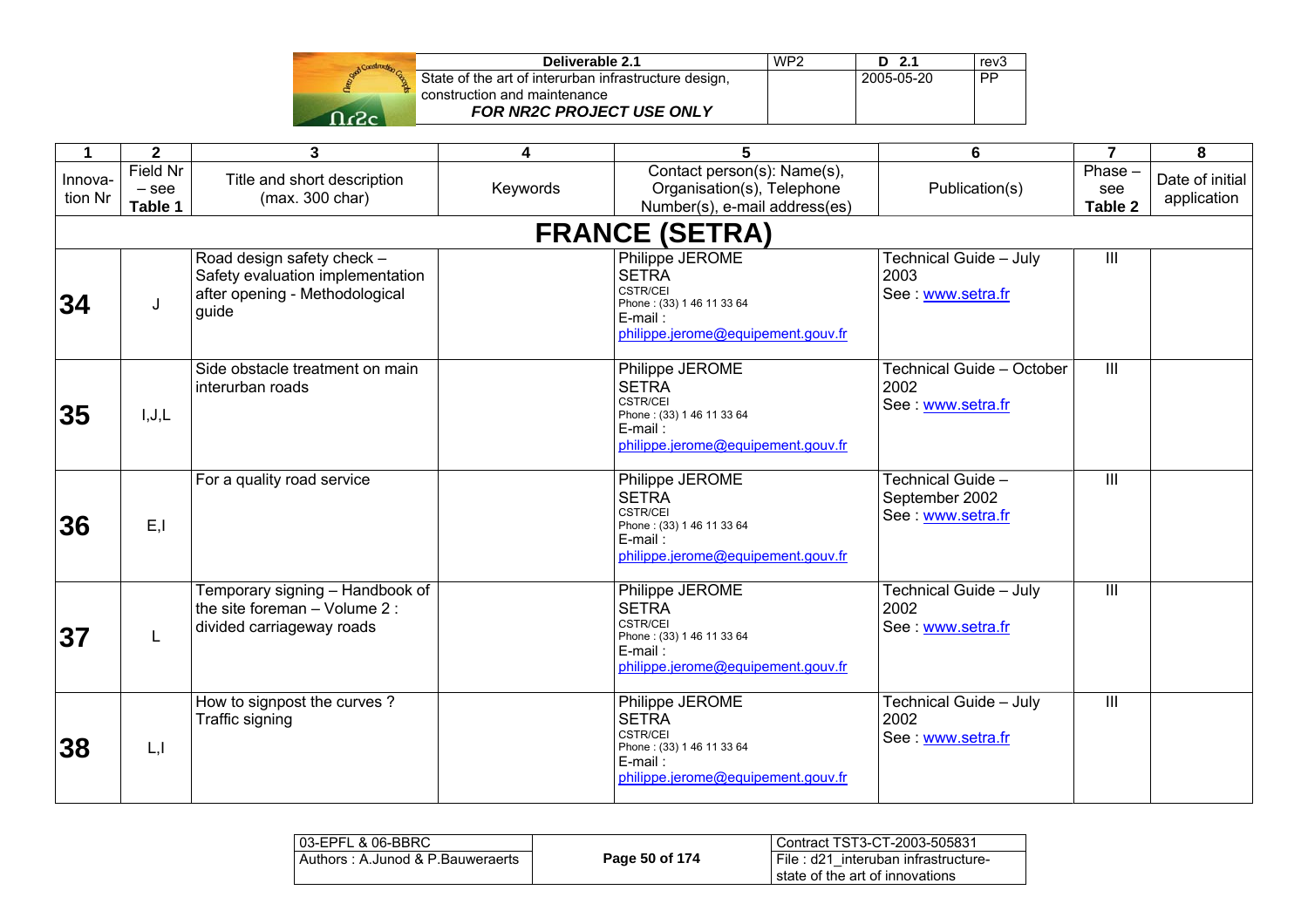| 1 | 2 | 3 | 4 | 5 | 6 | 7 | 8 |
|---|---|---|---|---|---|---|---|
| Innovation Nr | Field Nr – see **Table 1** | Title and short description (max. 300 char) | Keywords | Contact person(s): Name(s), Organisation(s), Telephone Number(s), e-mail address(es) | Publication(s) | Phase – see **Table 2** | Date of initial application |
| | | | **FRANCE (SETRA)** | | | | |
| **34** | J | Road design safety check – Safety evaluation implementation after opening - Methodological guide | | Philippe JEROME<br>SETRA<br>CSTR/CEI<br>Phone : (33) 1 46 11 33 64<br>E-mail :<br>philippe.jerome@equipement.gouv.fr | Technical Guide – July 2003<br>See : www.setra.fr | III | |
| **35** | I,J,L | Side obstacle treatment on main interurban roads | | Philippe JEROME<br>SETRA<br>CSTR/CEI<br>Phone : (33) 1 46 11 33 64<br>E-mail :<br>philippe.jerome@equipement.gouv.fr | Technical Guide – October 2002<br>See : www.setra.fr | III | |
| **36** | E,I | For a quality road service | | Philippe JEROME<br>SETRA<br>CSTR/CEI<br>Phone : (33) 1 46 11 33 64<br>E-mail :<br>philippe.jerome@equipement.gouv.fr | Technical Guide – September 2002<br>See : www.setra.fr | III | |
| **37** | L | Temporary signing – Handbook of the site foreman – Volume 2 : divided carriageway roads | | Philippe JEROME<br>SETRA<br>CSTR/CEI<br>Phone : (33) 1 46 11 33 64<br>E-mail :<br>philippe.jerome@equipement.gouv.fr | Technical Guide – July 2002<br>See : www.setra.fr | III | |
| **38** | L,I | How to signpost the curves ? Traffic signing | | Philippe JEROME<br>SETRA<br>CSTR/CEI<br>Phone : (33) 1 46 11 33 64<br>E-mail :<br>philippe.jerome@equipement.gouv.fr | Technical Guide – July 2002<br>See : www.setra.fr | III | |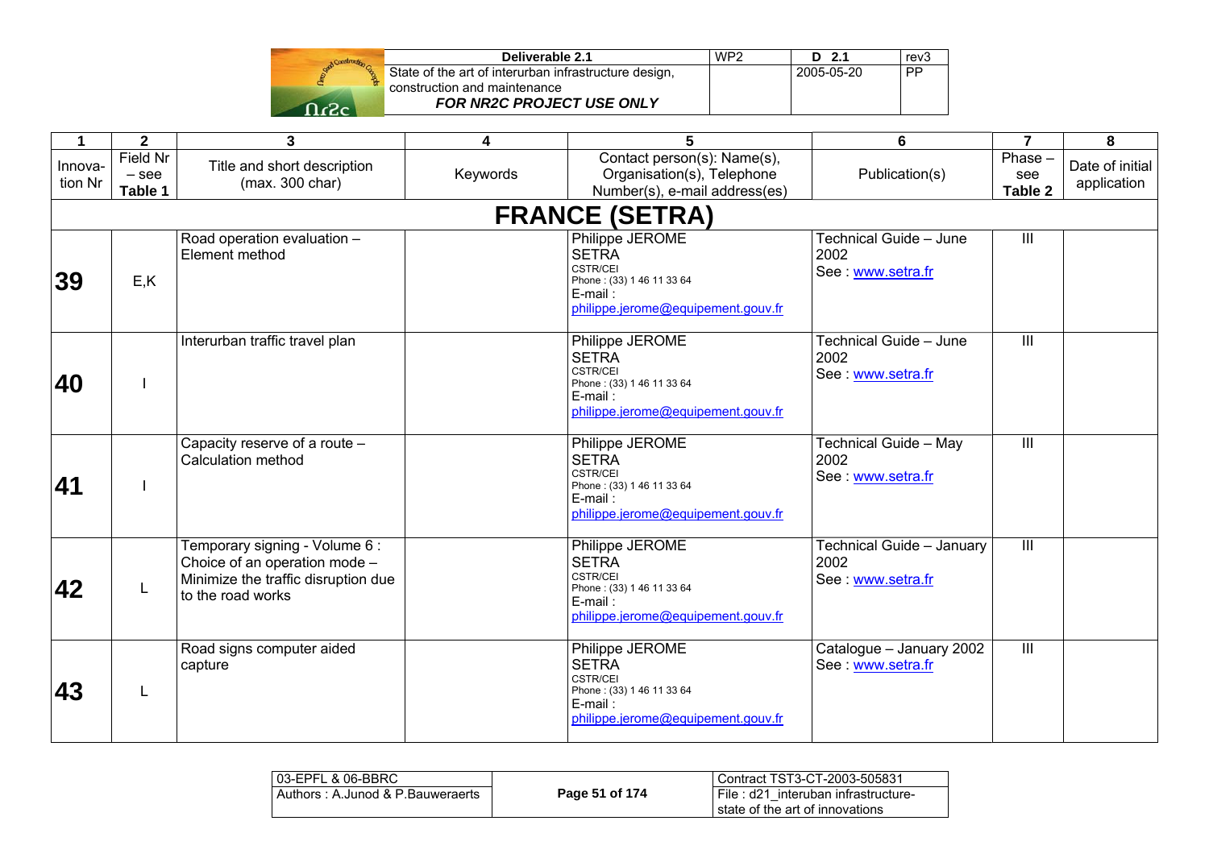| 1 | 2 | 3 | 4 | 5 | 6 | 7 | 8 |
|---|---|---|---|---|---|---|---|
| Innova-tion Nr | Field Nr – see **Table 1** | Title and short description (max. 300 char) | Keywords | Contact person(s): Name(s), Organisation(s), Telephone Number(s), e-mail address(es) | Publication(s) | Phase – see **Table 2** | Date of initial application |
| | | | | **FRANCE (SETRA)** | | | |
| **39** | E,K | Road operation evaluation – Element method | | Philippe JEROME SETRA CSTR/CEI Phone : (33) 1 46 11 33 64 E-mail : philippe.jerome@equipement.gouv.fr | Technical Guide – June 2002 See : www.setra.fr | III | |
| **40** | I | Interurban traffic travel plan | | Philippe JEROME SETRA CSTR/CEI Phone : (33) 1 46 11 33 64 E-mail : philippe.jerome@equipement.gouv.fr | Technical Guide – June 2002 See : www.setra.fr | III | |
| **41** | I | Capacity reserve of a route – Calculation method | | Philippe JEROME SETRA CSTR/CEI Phone : (33) 1 46 11 33 64 E-mail : philippe.jerome@equipement.gouv.fr | Technical Guide – May 2002 See : www.setra.fr | III | |
| **42** | L | Temporary signing - Volume 6 : Choice of an operation mode – Minimize the traffic disruption due to the road works | | Philippe JEROME SETRA CSTR/CEI Phone : (33) 1 46 11 33 64 E-mail : philippe.jerome@equipement.gouv.fr | Technical Guide – January 2002 See : www.setra.fr | III | |
| **43** | L | Road signs computer aided capture | | Philippe JEROME SETRA CSTR/CEI Phone : (33) 1 46 11 33 64 E-mail : philippe.jerome@equipement.gouv.fr | Catalogue – January 2002 See : www.setra.fr | III | |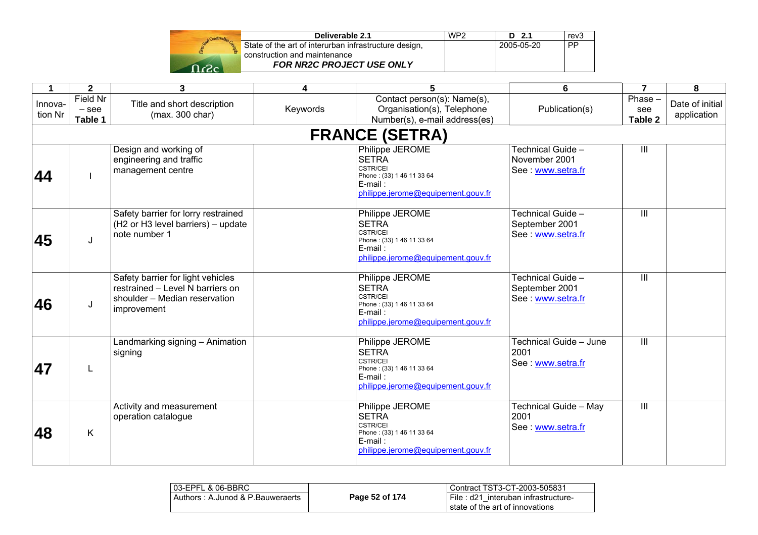| 1 | 2 | 3 | 4 | 5 | 6 | 7 | 8 |
|---|---|---|---|---|---|---|---|
| Innova-tion Nr | Field Nr – see **Table 1** | Title and short description (max. 300 char) | Keywords | Contact person(s): Name(s), Organisation(s), Telephone Number(s), e-mail address(es) | Publication(s) | Phase – see **Table 2** | Date of initial application |
| | | | | **FRANCE (SETRA)** | | | |
| **44** | I | Design and working of engineering and traffic management centre | | Philippe JEROME<br>SETRA<br>CSTR/CEI<br>Phone : (33) 1 46 11 33 64<br>E-mail :<br>philippe.jerome@equipement.gouv.fr | Technical Guide – November 2001<br>See : www.setra.fr | III | |
| **45** | J | Safety barrier for lorry restrained (H2 or H3 level barriers) – update note number 1 | | Philippe JEROME<br>SETRA<br>CSTR/CEI<br>Phone : (33) 1 46 11 33 64<br>E-mail :<br>philippe.jerome@equipement.gouv.fr | Technical Guide – September 2001<br>See : www.setra.fr | III | |
| **46** | J | Safety barrier for light vehicles restrained – Level N barriers on shoulder – Median reservation improvement | | Philippe JEROME<br>SETRA<br>CSTR/CEI<br>Phone : (33) 1 46 11 33 64<br>E-mail :<br>philippe.jerome@equipement.gouv.fr | Technical Guide – September 2001<br>See : www.setra.fr | III | |
| **47** | L | Landmarking signing – Animation signing | | Philippe JEROME<br>SETRA<br>CSTR/CEI<br>Phone : (33) 1 46 11 33 64<br>E-mail :<br>philippe.jerome@equipement.gouv.fr | Technical Guide – June 2001<br>See : www.setra.fr | III | |
| **48** | K | Activity and measurement operation catalogue | | Philippe JEROME<br>SETRA<br>CSTR/CEI<br>Phone : (33) 1 46 11 33 64<br>E-mail :<br>philippe.jerome@equipement.gouv.fr | Technical Guide – May 2001<br>See : www.setra.fr | III | |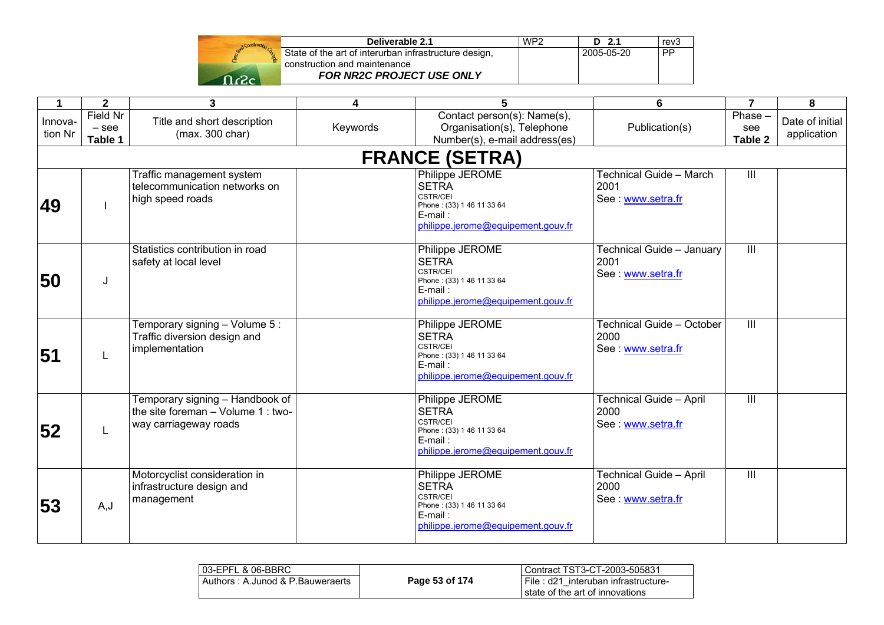| 1 | 2 | 3 | 4 | 5 | 6 | 7 | 8 |
|---|---|---|---|---|---|---|---|
| Innova-tion Nr | Field Nr – see **Table 1** | Title and short description (max. 300 char) | Keywords | Contact person(s): Name(s), Organisation(s), Telephone Number(s), e-mail address(es) | Publication(s) | Phase – see **Table 2** | Date of initial application |
| **FRANCE (SETRA)** | | | | | | | |
| **49** | I | Traffic management system telecommunication networks on high speed roads | | Philippe JEROME SETRA CSTR/CEI Phone : (33) 1 46 11 33 64 E-mail : philippe.jerome@equipement.gouv.fr | Technical Guide – March 2001 See : www.setra.fr | III | |
| **50** | J | Statistics contribution in road safety at local level | | Philippe JEROME SETRA CSTR/CEI Phone : (33) 1 46 11 33 64 E-mail : philippe.jerome@equipement.gouv.fr | Technical Guide – January 2001 See : www.setra.fr | III | |
| **51** | L | Temporary signing – Volume 5 : Traffic diversion design and implementation | | Philippe JEROME SETRA CSTR/CEI Phone : (33) 1 46 11 33 64 E-mail : philippe.jerome@equipement.gouv.fr | Technical Guide – October 2000 See : www.setra.fr | III | |
| **52** | L | Temporary signing – Handbook of the site foreman – Volume 1 : two-way carriageway roads | | Philippe JEROME SETRA CSTR/CEI Phone : (33) 1 46 11 33 64 E-mail : philippe.jerome@equipement.gouv.fr | Technical Guide – April 2000 See : www.setra.fr | III | |
| **53** | A,J | Motorcyclist consideration in infrastructure design and management | | Philippe JEROME SETRA CSTR/CEI Phone : (33) 1 46 11 33 64 E-mail : philippe.jerome@equipement.gouv.fr | Technical Guide – April 2000 See : www.setra.fr | III | |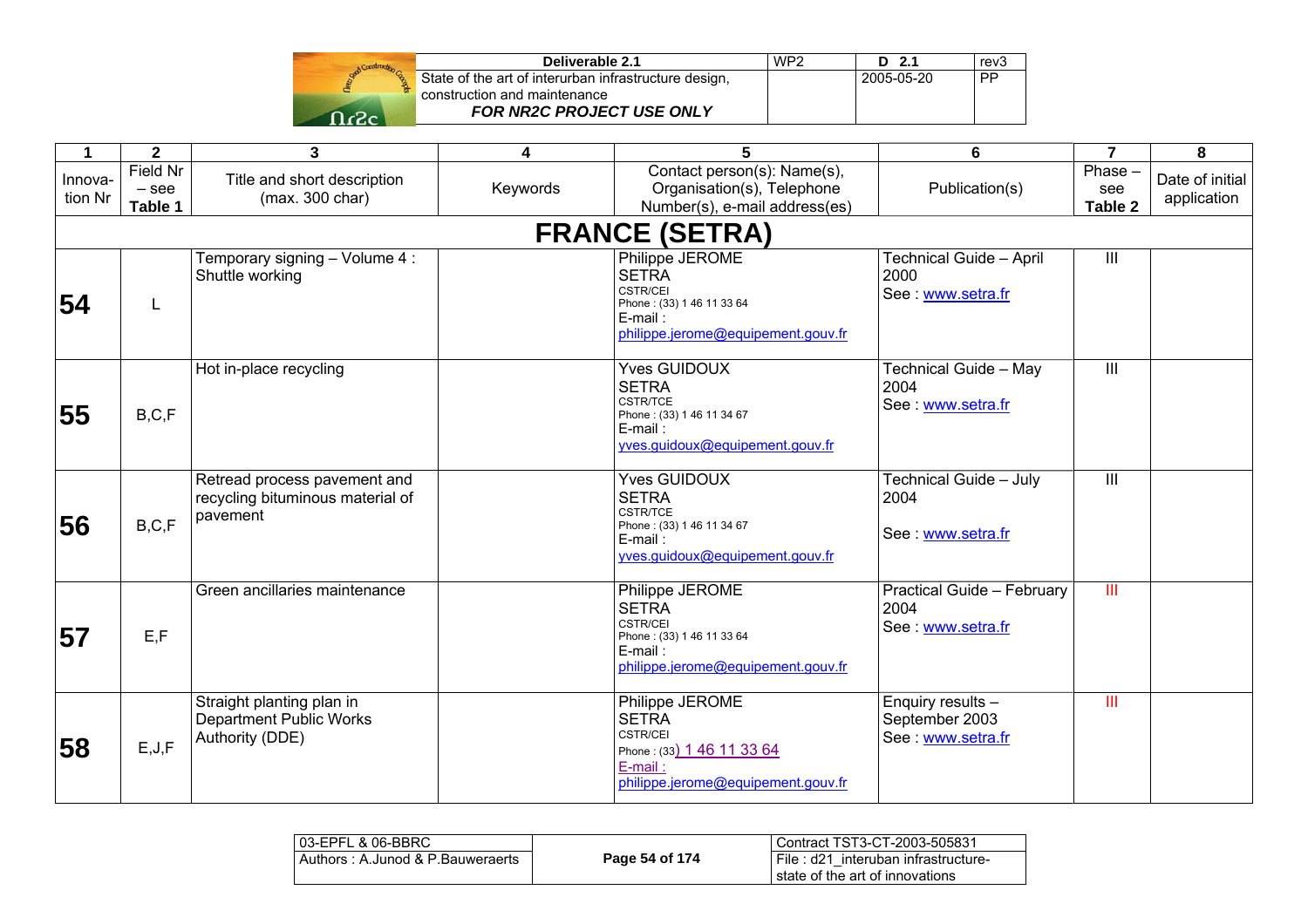| 1 | 2 | 3 | 4 | 5 | 6 | 7 | 8 |
|---|---|---|---|---|---|---|---|
| Innova-tion Nr | Field Nr – see **Table 1** | Title and short description (max. 300 char) | Keywords | Contact person(s): Name(s), Organisation(s), Telephone Number(s), e-mail address(es) | Publication(s) | Phase – see **Table 2** | Date of initial application |
| **FRANCE (SETRA)** | | | | | | | |
| **54** | L | Temporary signing – Volume 4 : Shuttle working | | Philippe JEROME SETRA CSTR/CEI Phone : (33) 1 46 11 33 64 E-mail : philippe.jerome@equipement.gouv.fr | Technical Guide – April 2000 See : www.setra.fr | III | |
| **55** | B,C,F | Hot in-place recycling | | Yves GUIDOUX SETRA CSTR/TCE Phone : (33) 1 46 11 34 67 E-mail : yves.guidoux@equipement.gouv.fr | Technical Guide – May 2004 See : www.setra.fr | III | |
| **56** | B,C,F | Retread process pavement and recycling bituminous material of pavement | | Yves GUIDOUX SETRA CSTR/TCE Phone : (33) 1 46 11 34 67 E-mail : yves.guidoux@equipement.gouv.fr | Technical Guide – July 2004 See : www.setra.fr | III | |
| **57** | E,F | Green ancillaries maintenance | | Philippe JEROME SETRA CSTR/CEI Phone : (33) 1 46 11 33 64 E-mail : philippe.jerome@equipement.gouv.fr | Practical Guide – February 2004 See : www.setra.fr | III | |
| **58** | E,J,F | Straight planting plan in Department Public Works Authority (DDE) | | Philippe JEROME SETRA CSTR/CEI Phone : (33) 1 46 11 33 64 E-mail : philippe.jerome@equipement.gouv.fr | Enquiry results – September 2003 See : www.setra.fr | III | |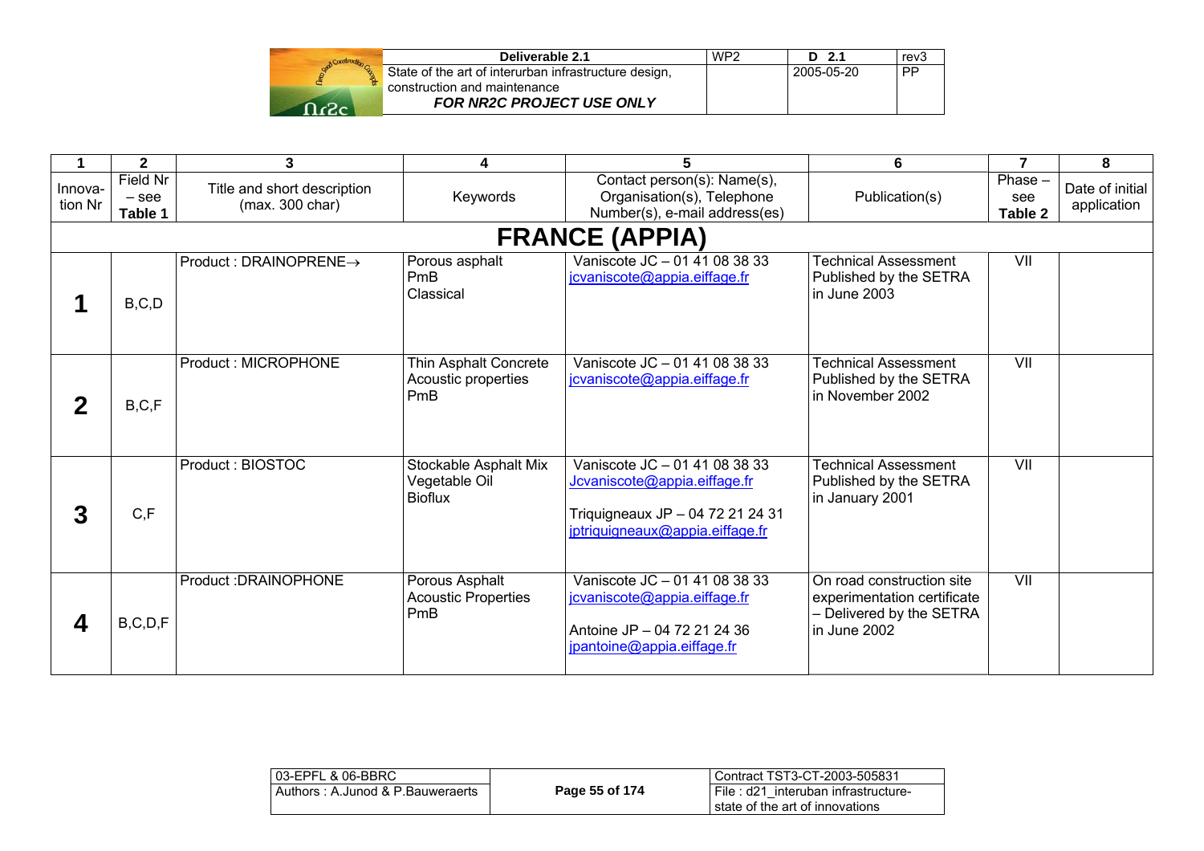| 1 | 2 | 3 | 4 | 5 | 6 | 7 | 8 |
|---|---|---|---|---|---|---|---|
| Innova-tion Nr | Field Nr – see **Table 1** | Title and short description (max. 300 char) | Keywords | Contact person(s): Name(s), Organisation(s), Telephone Number(s), e-mail address(es) | Publication(s) | Phase – see **Table 2** | Date of initial application |
| **FRANCE (APPIA)** | | | | | | | |
| **1** | B,C,D | Product : DRAINOPRENE→ | Porous asphalt<br>PmB<br>Classical | Vaniscote JC – 01 41 08 38 33<br>jcvaniscote@appia.eiffage.fr | Technical Assessment Published by the SETRA in June 2003 | VII | |
| **2** | B,C,F | Product : MICROPHONE | Thin Asphalt Concrete<br>Acoustic properties<br>PmB | Vaniscote JC – 01 41 08 38 33<br>jcvaniscote@appia.eiffage.fr | Technical Assessment Published by the SETRA in November 2002 | VII | |
| **3** | C,F | Product : BIOSTOC | Stockable Asphalt Mix<br>Vegetable Oil<br>Bioflux | Vaniscote JC – 01 41 08 38 33<br>Jcvaniscote@appia.eiffage.fr<br><br>Triquigneaux JP – 04 72 21 24 31<br>jptriquigneaux@appia.eiffage.fr | Technical Assessment Published by the SETRA in January 2001 | VII | |
| **4** | B,C,D,F | Product :DRAINOPHONE | Porous Asphalt<br>Acoustic Properties<br>PmB | Vaniscote JC – 01 41 08 38 33<br>jcvaniscote@appia.eiffage.fr<br><br>Antoine JP – 04 72 21 24 36<br>jpantoine@appia.eiffage.fr | On road construction site experimentation certificate – Delivered by the SETRA in June 2002 | VII | |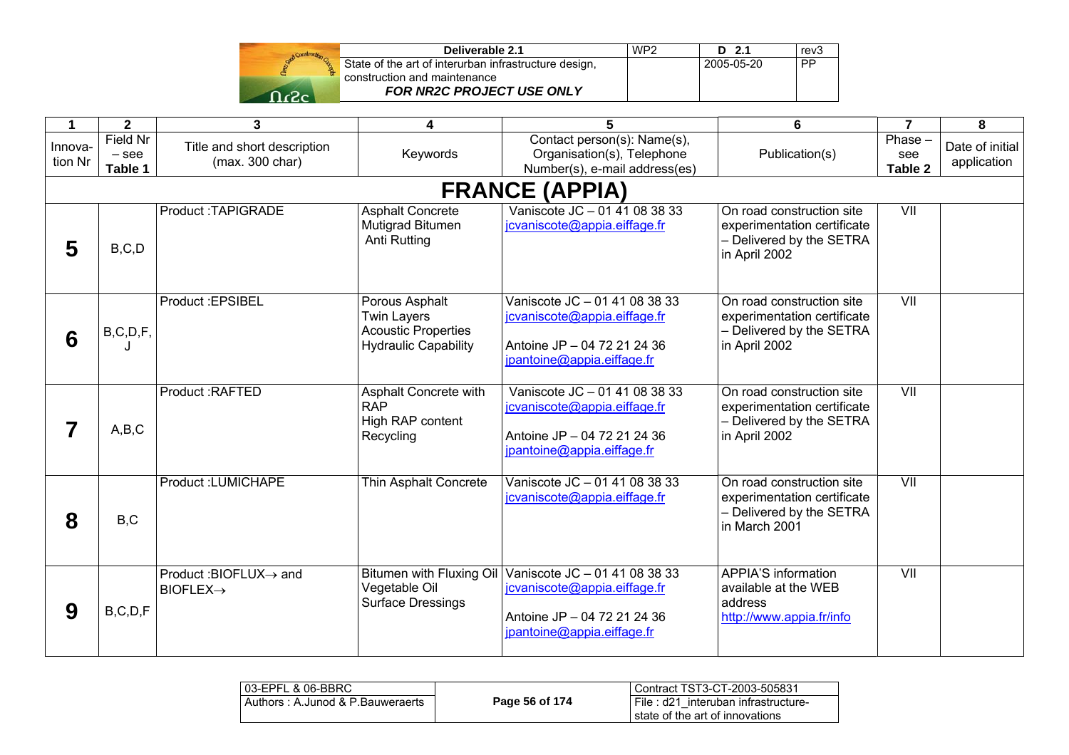| 1 | 2 | 3 | 4 | 5 | 6 | 7 | 8 |
|---|---|---|---|---|---|---|---|
| Innova-tion Nr | Field Nr – see **Table 1** | Title and short description (max. 300 char) | Keywords | Contact person(s): Name(s), Organisation(s), Telephone Number(s), e-mail address(es) | Publication(s) | Phase – see **Table 2** | Date of initial application |
| **FRANCE (APPIA)** | | | | | | | |
| **5** | B,C,D | Product :TAPIGRADE | Asphalt Concrete<br>Mutigrad Bitumen<br>Anti Rutting | Vaniscote JC – 01 41 08 38 33<br>jcvaniscote@appia.eiffage.fr | On road construction site experimentation certificate – Delivered by the SETRA in April 2002 | VII | |
| **6** | B,C,D,F,J | Product :EPSIBEL | Porous Asphalt<br>Twin Layers<br>Acoustic Properties<br>Hydraulic Capability | Vaniscote JC – 01 41 08 38 33<br>jcvaniscote@appia.eiffage.fr<br><br>Antoine JP – 04 72 21 24 36<br>jpantoine@appia.eiffage.fr | On road construction site experimentation certificate – Delivered by the SETRA in April 2002 | VII | |
| **7** | A,B,C | Product :RAFTED | Asphalt Concrete with RAP<br>High RAP content<br>Recycling | Vaniscote JC – 01 41 08 38 33<br>jcvaniscote@appia.eiffage.fr<br><br>Antoine JP – 04 72 21 24 36<br>jpantoine@appia.eiffage.fr | On road construction site experimentation certificate – Delivered by the SETRA in April 2002 | VII | |
| **8** | B,C | Product :LUMICHAPE | Thin Asphalt Concrete | Vaniscote JC – 01 41 08 38 33<br>jcvaniscote@appia.eiffage.fr | On road construction site experimentation certificate – Delivered by the SETRA in March 2001 | VII | |
| **9** | B,C,D,F | Product :BIOFLUX→ and BIOFLEX→ | Bitumen with Fluxing Oil<br>Vegetable Oil<br>Surface Dressings | Vaniscote JC – 01 41 08 38 33<br>jcvaniscote@appia.eiffage.fr<br><br>Antoine JP – 04 72 21 24 36<br>jpantoine@appia.eiffage.fr | APPIA'S information available at the WEB address http://www.appia.fr/info | VII | |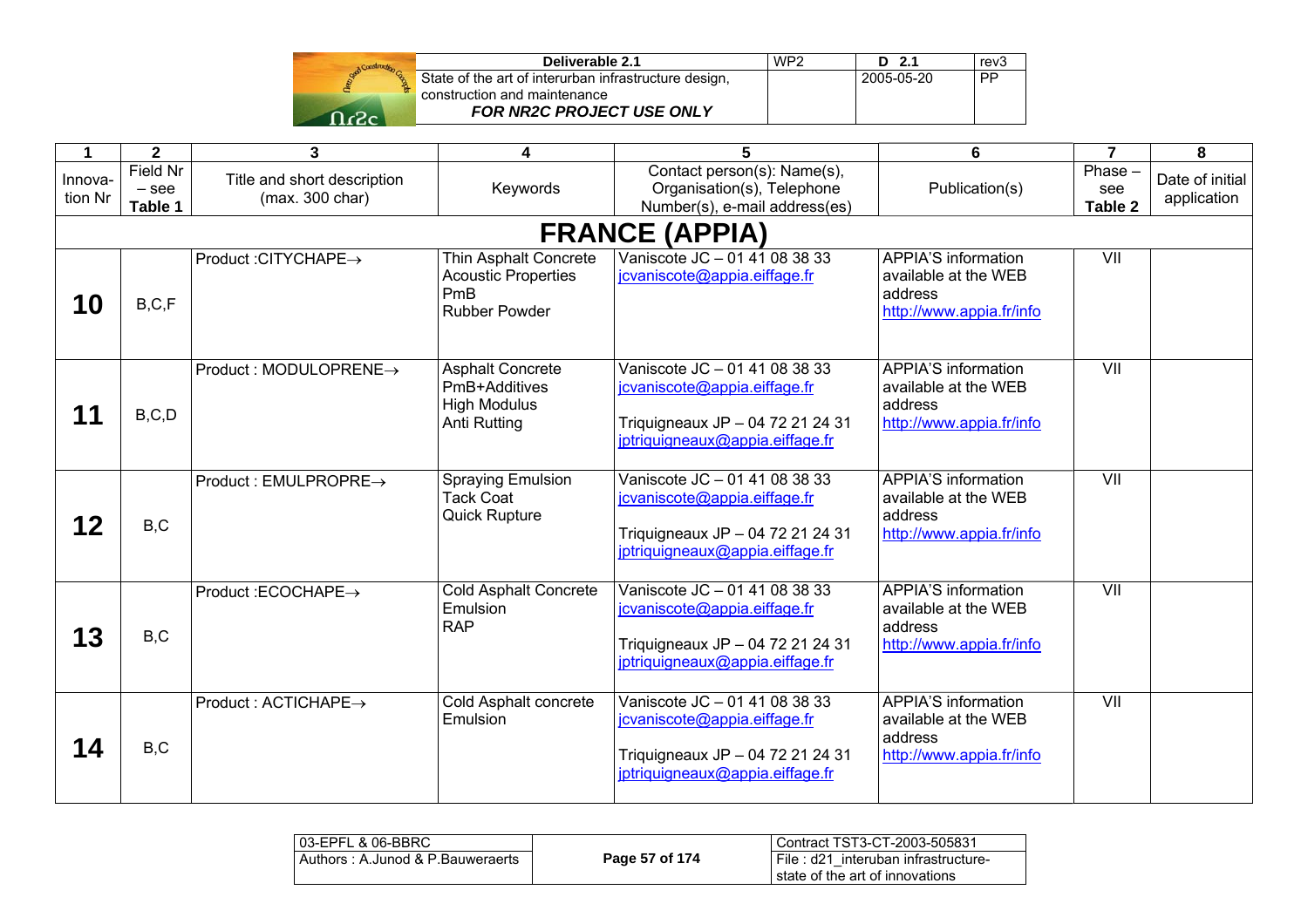| 1 | 2 | 3 | 4 | 5 | 6 | 7 | 8 |
|---|---|---|---|---|---|---|---|
| Innova-tion Nr | Field Nr – see **Table 1** | Title and short description (max. 300 char) | Keywords | Contact person(s): Name(s), Organisation(s), Telephone Number(s), e-mail address(es) | Publication(s) | Phase – see **Table 2** | Date of initial application |
| **FRANCE (APPIA)** | | | | | | | |
| **10** | B,C,F | Product :CITYCHAPE→ | Thin Asphalt Concrete<br>Acoustic Properties<br>PmB<br>Rubber Powder | Vaniscote JC – 01 41 08 38 33<br>jcvaniscote@appia.eiffage.fr | APPIA'S information available at the WEB address<br>http://www.appia.fr/info | VII | |
| **11** | B,C,D | Product : MODULOPRENE→ | Asphalt Concrete<br>PmB+Additives<br>High Modulus<br>Anti Rutting | Vaniscote JC – 01 41 08 38 33<br>jcvaniscote@appia.eiffage.fr<br><br>Triquigneaux JP – 04 72 21 24 31<br>jptriquigneaux@appia.eiffage.fr | APPIA'S information available at the WEB address<br>http://www.appia.fr/info | VII | |
| **12** | B,C | Product : EMULPROPRE→ | Spraying Emulsion<br>Tack Coat<br>Quick Rupture | Vaniscote JC – 01 41 08 38 33<br>jcvaniscote@appia.eiffage.fr<br><br>Triquigneaux JP – 04 72 21 24 31<br>jptriquigneaux@appia.eiffage.fr | APPIA'S information available at the WEB address<br>http://www.appia.fr/info | VII | |
| **13** | B,C | Product :ECOCHAPE→ | Cold Asphalt Concrete<br>Emulsion<br>RAP | Vaniscote JC – 01 41 08 38 33<br>jcvaniscote@appia.eiffage.fr<br><br>Triquigneaux JP – 04 72 21 24 31<br>jptriquigneaux@appia.eiffage.fr | APPIA'S information available at the WEB address<br>http://www.appia.fr/info | VII | |
| **14** | B,C | Product : ACTICHAPE→ | Cold Asphalt concrete<br>Emulsion | Vaniscote JC – 01 41 08 38 33<br>jcvaniscote@appia.eiffage.fr<br><br>Triquigneaux JP – 04 72 21 24 31<br>jptriquigneaux@appia.eiffage.fr | APPIA'S information available at the WEB address<br>http://www.appia.fr/info | VII | |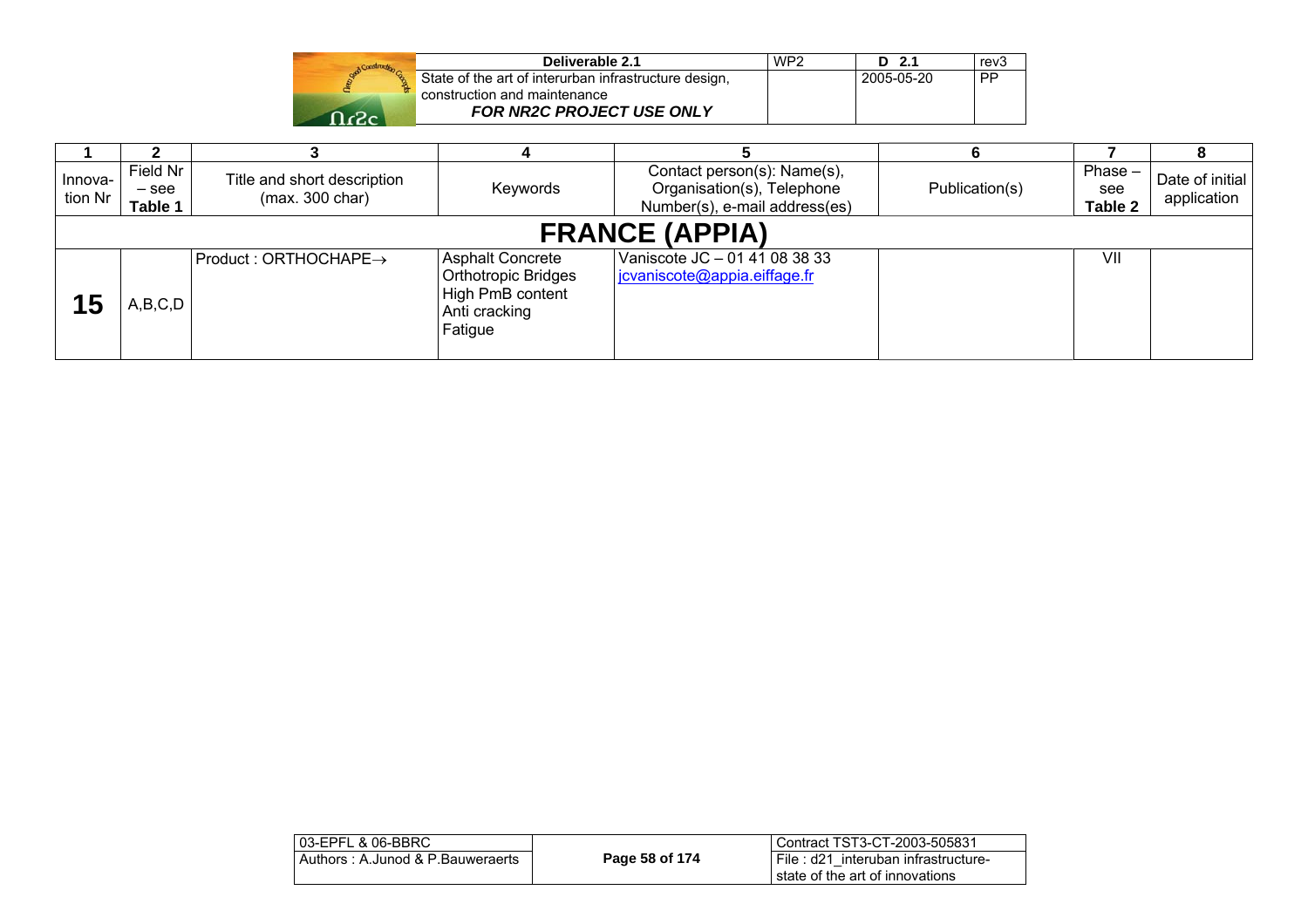| 1 | 2 | 3 | 4 | 5 | 6 | 7 | 8 |
|---|---|---|---|---|---|---|---|
| Innova-tion Nr | Field Nr – see **Table 1** | Title and short description (max. 300 char) | Keywords | Contact person(s): Name(s), Organisation(s), Telephone Number(s), e-mail address(es) | Publication(s) | Phase – see **Table 2** | Date of initial application |
| **FRANCE (APPIA)** | | | | | | | |
| **15** | A,B,C,D | Product : ORTHOCHAPE→ | Asphalt Concrete<br>Orthotropic Bridges<br>High PmB content<br>Anti cracking<br>Fatigue | Vaniscote JC – 01 41 08 38 33<br>jcvaniscote@appia.eiffage.fr | | VII | |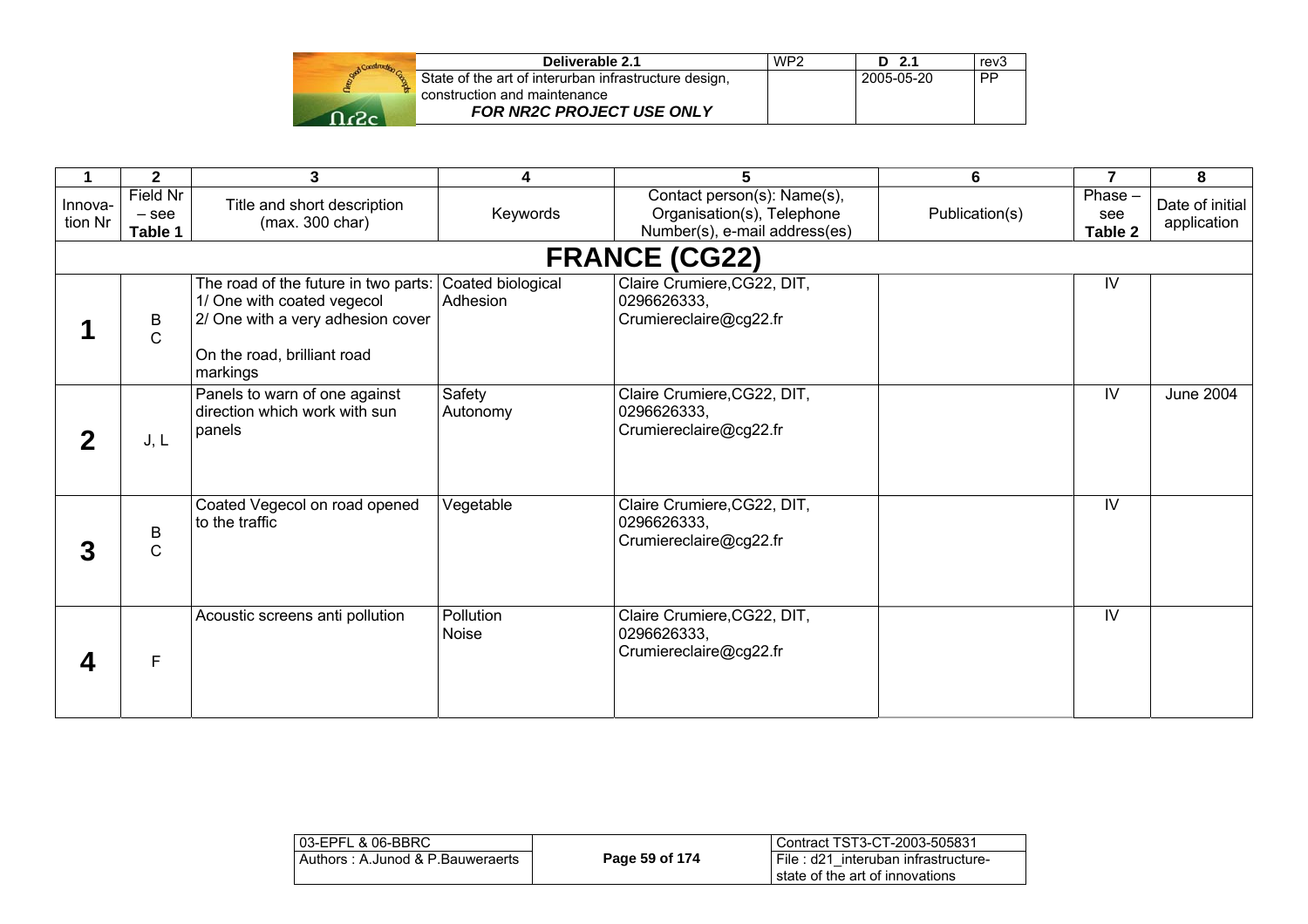| 1 | 2 | 3 | 4 | 5 | 6 | 7 | 8 |
|---|---|---|---|---|---|---|---|
| Innova-tion Nr | Field Nr – see **Table 1** | Title and short description (max. 300 char) | Keywords | Contact person(s): Name(s), Organisation(s), Telephone Number(s), e-mail address(es) | Publication(s) | Phase – see **Table 2** | Date of initial application |
| **FRANCE (CG22)** | | | | | | | |
| **1** | B C | The road of the future in two parts: 1/ One with coated vegecol 2/ One with a very adhesion cover On the road, brilliant road markings | Coated biological Adhesion | Claire Crumiere,CG22, DIT, 0296626333, Crumiereclaire@cg22.fr | | IV | |
| **2** | J, L | Panels to warn of one against direction which work with sun panels | Safety Autonomy | Claire Crumiere,CG22, DIT, 0296626333, Crumiereclaire@cg22.fr | | IV | June 2004 |
| **3** | B C | Coated Vegecol on road opened to the traffic | Vegetable | Claire Crumiere,CG22, DIT, 0296626333, Crumiereclaire@cg22.fr | | IV | |
| **4** | F | Acoustic screens anti pollution | Pollution Noise | Claire Crumiere,CG22, DIT, 0296626333, Crumiereclaire@cg22.fr | | IV | |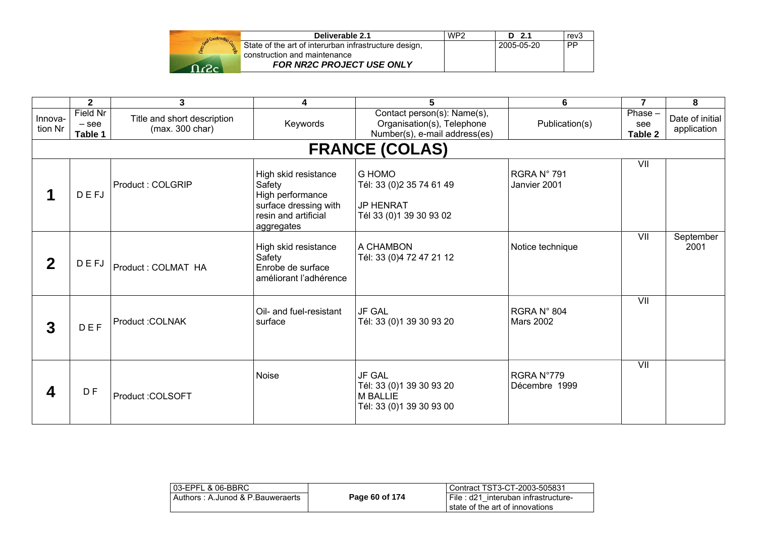| | 2 | 3 | 4 | 5 | 6 | 7 | 8 |
|---|---|---|---|---|---|---|---|
| Innova-tion Nr | Field Nr – see **Table 1** | Title and short description (max. 300 char) | Keywords | Contact person(s): Name(s), Organisation(s), Telephone Number(s), e-mail address(es) | Publication(s) | Phase – see **Table 2** | Date of initial application |
| **FRANCE (COLAS)** | | | | | | | |
| **1** | D E FJ | Product : COLGRIP | High skid resistance<br>Safety<br>High performance surface dressing with resin and artificial aggregates | G HOMO<br>Tél: 33 (0)2 35 74 61 49<br><br>JP HENRAT<br>Tél 33 (0)1 39 30 93 02 | RGRA N° 791<br>Janvier 2001 | VII | |
| **2** | D E FJ | Product : COLMAT HA | High skid resistance<br>Safety<br>Enrobe de surface améliorant l'adhérence | A CHAMBON<br>Tél: 33 (0)4 72 47 21 12 | Notice technique | VII | September 2001 |
| **3** | D E F | Product :COLNAK | Oil- and fuel-resistant surface | JF GAL<br>Tél: 33 (0)1 39 30 93 20 | RGRA N° 804<br>Mars 2002 | VII | |
| **4** | D F | Product :COLSOFT | Noise | JF GAL<br>Tél: 33 (0)1 39 30 93 20<br>M BALLIE<br>Tél: 33 (0)1 39 30 93 00 | RGRA N°779<br>Décembre 1999 | VII | |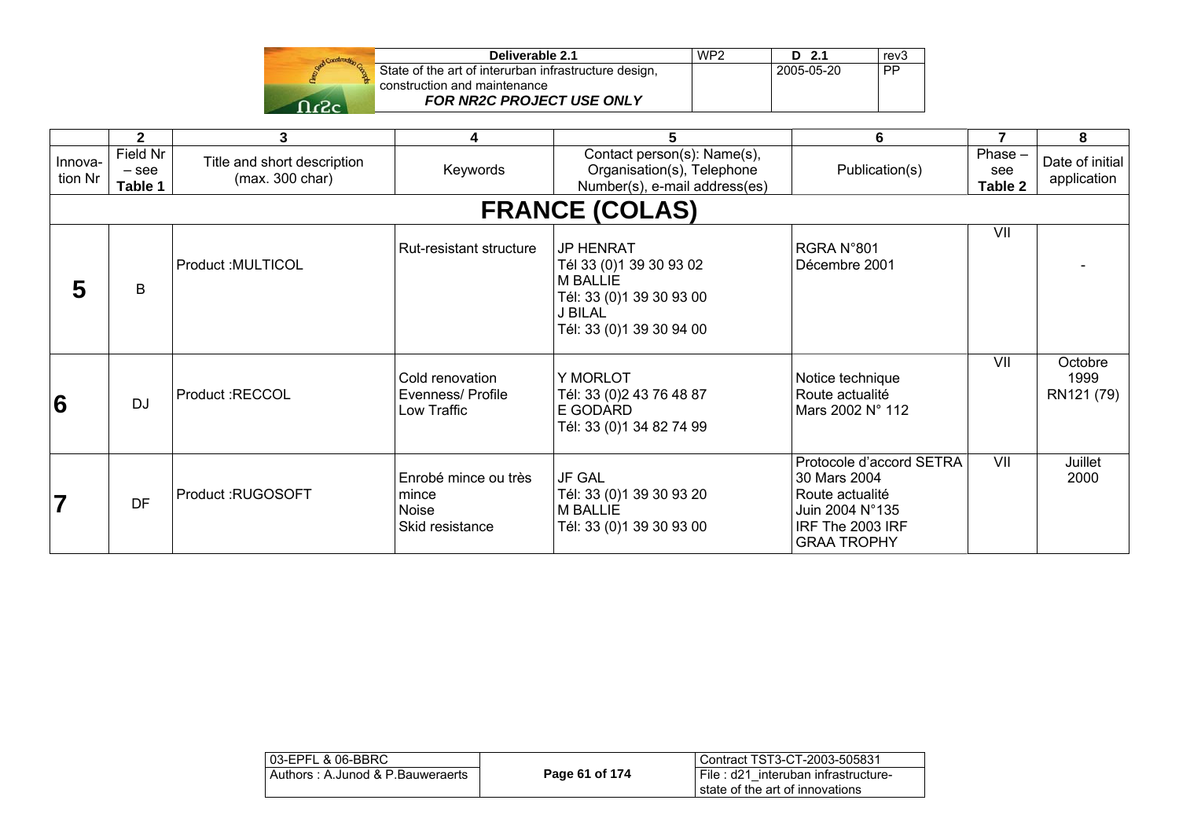| | 2 | 3 | 4 | 5 | 6 | 7 | 8 |
|---|---|---|---|---|---|---|---|
| Innova-tion Nr | Field Nr – see **Table 1** | Title and short description (max. 300 char) | Keywords | Contact person(s): Name(s), Organisation(s), Telephone Number(s), e-mail address(es) | Publication(s) | Phase – see **Table 2** | Date of initial application |
| **FRANCE (COLAS)** | | | | | | | |
| **5** | B | Product :MULTICOL | Rut-resistant structure | JP HENRAT<br>Tél 33 (0)1 39 30 93 02<br>M BALLIE<br>Tél: 33 (0)1 39 30 93 00<br>J BILAL<br>Tél: 33 (0)1 39 30 94 00 | RGRA N°801<br>Décembre 2001 | VII | - |
| **6** | DJ | Product :RECCOL | Cold renovation<br>Evenness/ Profile<br>Low Traffic | Y MORLOT<br>Tél: 33 (0)2 43 76 48 87<br>E GODARD<br>Tél: 33 (0)1 34 82 74 99 | Notice technique<br>Route actualité<br>Mars 2002 N° 112 | VII | Octobre 1999<br>RN121 (79) |
| **7** | DF | Product :RUGOSOFT | Enrobé mince ou très mince<br>Noise<br>Skid resistance | JF GAL<br>Tél: 33 (0)1 39 30 93 20<br>M BALLIE<br>Tél: 33 (0)1 39 30 93 00 | Protocole d'accord SETRA 30 Mars 2004<br>Route actualité<br>Juin 2004 N°135<br>IRF The 2003 IRF<br>GRAA TROPHY | VII | Juillet 2000 |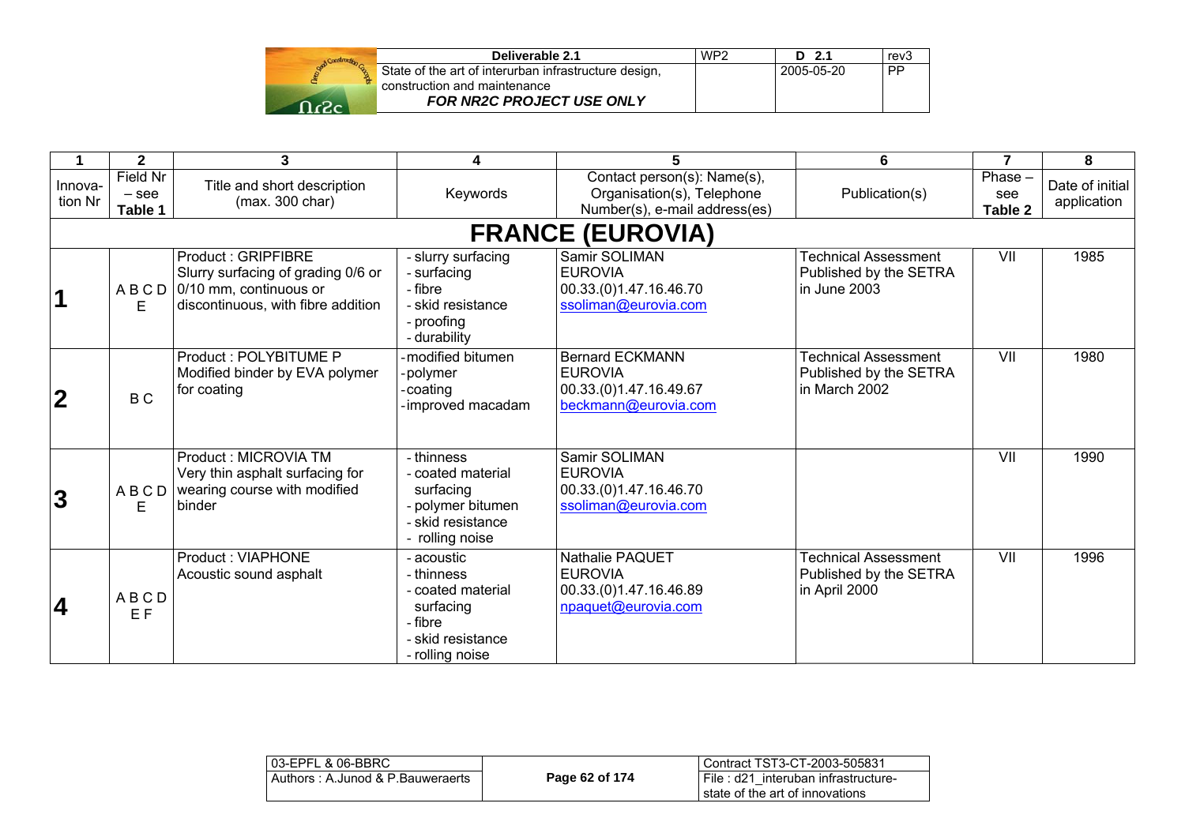| 1 | 2 | 3 | 4 | 5 | 6 | 7 | 8 |
|---|---|---|---|---|---|---|---|
| Innova-tion Nr | Field Nr – see **Table 1** | Title and short description (max. 300 char) | Keywords | Contact person(s): Name(s), Organisation(s), Telephone Number(s), e-mail address(es) | Publication(s) | Phase – see **Table 2** | Date of initial application |
| **FRANCE (EUROVIA)** | | | | | | | |
| **1** | A B C D E | Product : GRIPFIBRE<br>Slurry surfacing of grading 0/6 or 0/10 mm, continuous or discontinuous, with fibre addition | - slurry surfacing<br>- surfacing<br>- fibre<br>- skid resistance<br>- proofing<br>- durability | Samir SOLIMAN<br>EUROVIA<br>00.33.(0)1.47.16.46.70<br>ssoliman@eurovia.com | Technical Assessment Published by the SETRA in June 2003 | VII | 1985 |
| **2** | B C | Product : POLYBITUME P<br>Modified binder by EVA polymer for coating | -modified bitumen<br>-polymer<br>-coating<br>-improved macadam | Bernard ECKMANN<br>EUROVIA<br>00.33.(0)1.47.16.49.67<br>beckmann@eurovia.com | Technical Assessment Published by the SETRA in March 2002 | VII | 1980 |
| **3** | A B C D E | Product : MICROVIA TM<br>Very thin asphalt surfacing for wearing course with modified binder | - thinness<br>- coated material surfacing<br>- polymer bitumen<br>- skid resistance<br>- rolling noise | Samir SOLIMAN<br>EUROVIA<br>00.33.(0)1.47.16.46.70<br>ssoliman@eurovia.com | | VII | 1990 |
| **4** | A B C D E F | Product : VIAPHONE<br>Acoustic sound asphalt | - acoustic<br>- thinness<br>- coated material surfacing<br>- fibre<br>- skid resistance<br>- rolling noise | Nathalie PAQUET<br>EUROVIA<br>00.33.(0)1.47.16.46.89<br>npaquet@eurovia.com | Technical Assessment Published by the SETRA in April 2000 | VII | 1996 |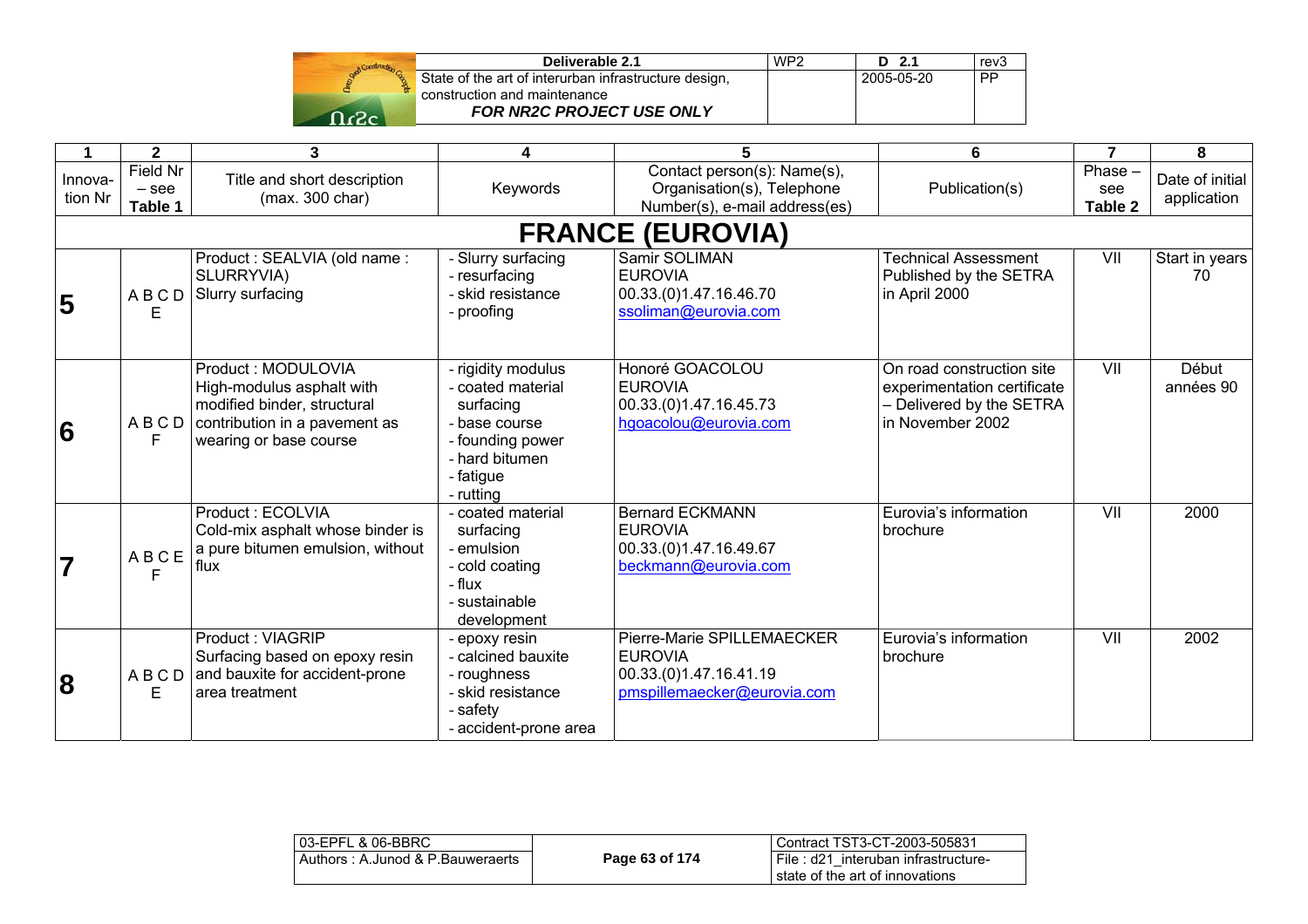| 1 | 2 | 3 | 4 | 5 | 6 | 7 | 8 |
|---|---|---|---|---|---|---|---|
| Innova-tion Nr | Field Nr – see **Table 1** | Title and short description (max. 300 char) | Keywords | Contact person(s): Name(s), Organisation(s), Telephone Number(s), e-mail address(es) | Publication(s) | Phase – see **Table 2** | Date of initial application |
| | | | **FRANCE (EUROVIA)** | | | | |
| **5** | A B C D E | Product : SEALVIA (old name : SLURRYVIA) Slurry surfacing | - Slurry surfacing - resurfacing - skid resistance - proofing | Samir SOLIMAN EUROVIA 00.33.(0)1.47.16.46.70 ssoliman@eurovia.com | Technical Assessment Published by the SETRA in April 2000 | VII | Start in years 70 |
| **6** | A B C D F | Product : MODULOVIA High-modulus asphalt with modified binder, structural contribution in a pavement as wearing or base course | - rigidity modulus - coated material surfacing - base course - founding power - hard bitumen - fatigue - rutting | Honoré GOACOLOU EUROVIA 00.33.(0)1.47.16.45.73 hgoacolou@eurovia.com | On road construction site experimentation certificate – Delivered by the SETRA in November 2002 | VII | Début années 90 |
| **7** | A B C E F | Product : ECOLVIA Cold-mix asphalt whose binder is a pure bitumen emulsion, without flux | - coated material surfacing - emulsion - cold coating - flux - sustainable development | Bernard ECKMANN EUROVIA 00.33.(0)1.47.16.49.67 beckmann@eurovia.com | Eurovia's information brochure | VII | 2000 |
| **8** | A B C D E | Product : VIAGRIP Surfacing based on epoxy resin and bauxite for accident-prone area treatment | - epoxy resin - calcined bauxite - roughness - skid resistance - safety - accident-prone area | Pierre-Marie SPILLEMAECKER EUROVIA 00.33.(0)1.47.16.41.19 pmspillemaecker@eurovia.com | Eurovia's information brochure | VII | 2002 |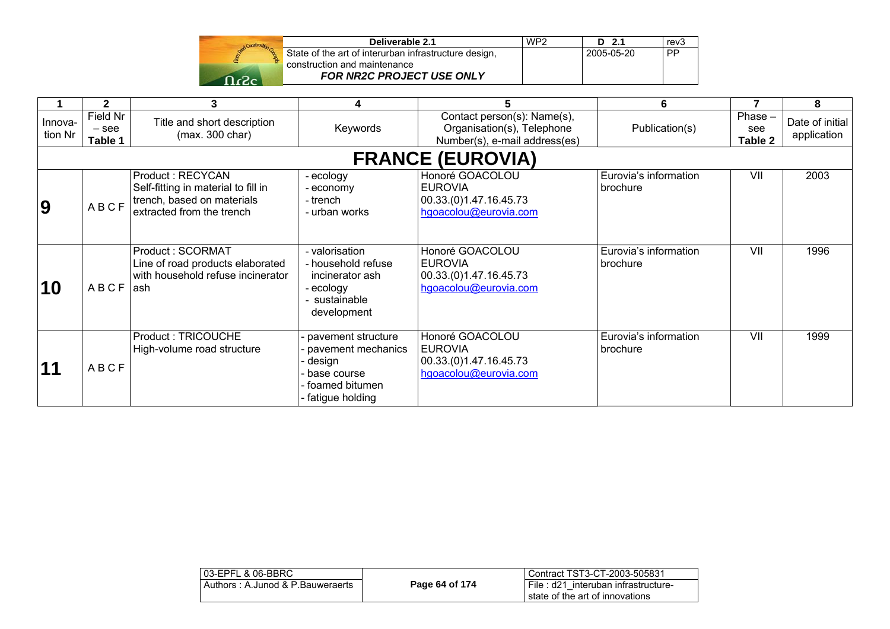| 1 | 2 | 3 | 4 | 5 | 6 | 7 | 8 |
|---|---|---|---|---|---|---|---|
| Innova-tion Nr | Field Nr – see **Table 1** | Title and short description (max. 300 char) | Keywords | Contact person(s): Name(s), Organisation(s), Telephone Number(s), e-mail address(es) | Publication(s) | Phase – see **Table 2** | Date of initial application |
| **FRANCE (EUROVIA)** | | | | | | | |
| **9** | A B C F | Product : RECYCAN<br>Self-fitting in material to fill in trench, based on materials extracted from the trench | - ecology<br>- economy<br>- trench<br>- urban works | Honoré GOACOLOU<br>EUROVIA<br>00.33.(0)1.47.16.45.73<br>hgoacolou@eurovia.com | Eurovia's information brochure | VII | 2003 |
| **10** | A B C F | Product : SCORMAT<br>Line of road products elaborated with household refuse incinerator ash | - valorisation<br>- household refuse incinerator ash<br>- ecology<br>- sustainable development | Honoré GOACOLOU<br>EUROVIA<br>00.33.(0)1.47.16.45.73<br>hgoacolou@eurovia.com | Eurovia's information brochure | VII | 1996 |
| **11** | A B C F | Product : TRICOUCHE<br>High-volume road structure | - pavement structure<br>- pavement mechanics<br>- design<br>- base course<br>- foamed bitumen<br>- fatigue holding | Honoré GOACOLOU<br>EUROVIA<br>00.33.(0)1.47.16.45.73<br>hgoacolou@eurovia.com | Eurovia's information brochure | VII | 1999 |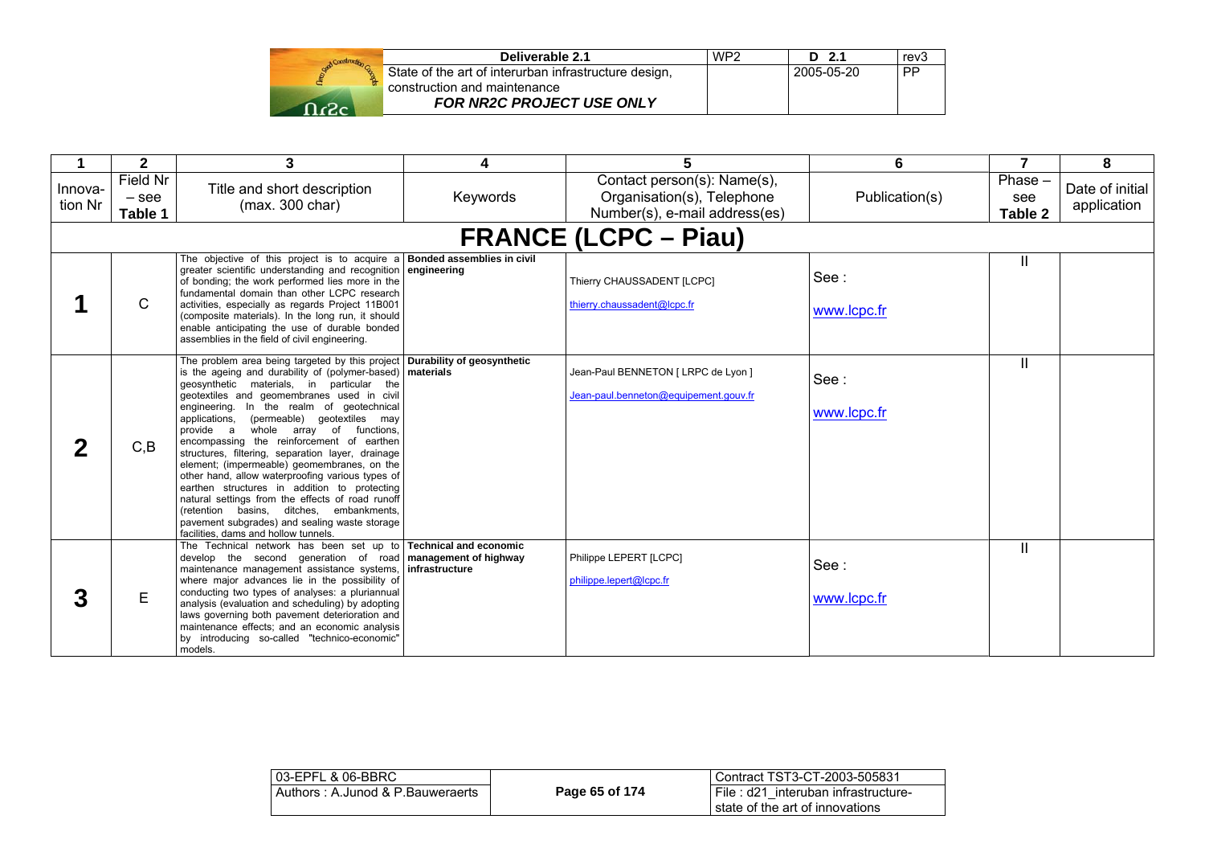| 1 | 2 | 3 | 4 | 5 | 6 | 7 | 8 |
|---|---|---|---|---|---|---|---|
| Innovation Nr | Field Nr – see **Table 1** | Title and short description (max. 300 char) | Keywords | Contact person(s): Name(s), Organisation(s), Telephone Number(s), e-mail address(es) | Publication(s) | Phase – see **Table 2** | Date of initial application |
| **FRANCE (LCPC – Piau)** | | | | | | | |
| **1** | C | The objective of this project is to acquire a greater scientific understanding and recognition of bonding; the work performed lies more in the fundamental domain than other LCPC research activities, especially as regards Project 11B001 (composite materials). In the long run, it should enable anticipating the use of durable bonded assemblies in the field of civil engineering. | **Bonded assemblies in civil engineering** | Thierry CHAUSSADENT [LCPC] thierry.chaussadent@lcpc.fr | See : www.lcpc.fr | II | |
| **2** | C,B | The problem area being targeted by this project is the ageing and durability of (polymer-based) geosynthetic materials, in particular the geotextiles and geomembranes used in civil engineering. In the realm of geotechnical applications, (permeable) geotextiles may provide a whole array of functions, encompassing the reinforcement of earthen structures, filtering, separation layer, drainage element; (impermeable) geomembranes, on the other hand, allow waterproofing various types of earthen structures in addition to protecting natural settings from the effects of road runoff (retention basins, ditches, embankments, pavement subgrades) and sealing waste storage facilities, dams and hollow tunnels. | **Durability of geosynthetic materials** | Jean-Paul BENNETON [ LRPC de Lyon ] Jean-paul.benneton@equipement.gouv.fr | See : www.lcpc.fr | II | |
| **3** | E | The Technical network has been set up to develop the second generation of road maintenance management assistance systems, where major advances lie in the possibility of conducting two types of analyses: a pluriannual analysis (evaluation and scheduling) by adopting laws governing both pavement deterioration and maintenance effects; and an economic analysis by introducing so-called "technico-economic" models. | **Technical and economic management of highway infrastructure** | Philippe LEPERT [LCPC] philippe.lepert@lcpc.fr | See : www.lcpc.fr | II | |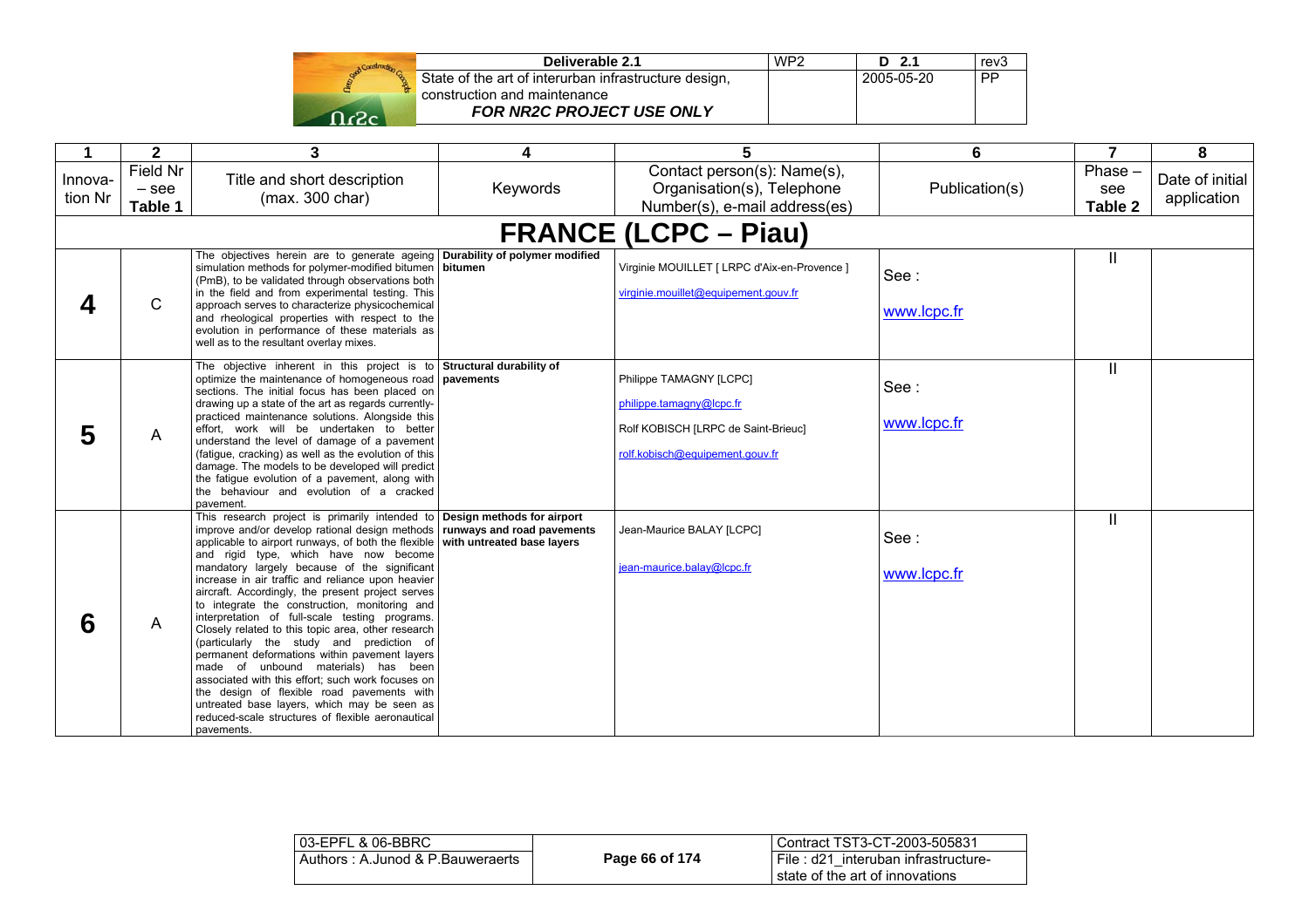| 1 | 2 | 3 | 4 | 5 | 6 | 7 | 8 |
|---|---|---|---|---|---|---|---|
| Innovation Nr | Field Nr – see **Table 1** | Title and short description (max. 300 char) | Keywords | Contact person(s): Name(s), Organisation(s), Telephone Number(s), e-mail address(es) | Publication(s) | Phase – see **Table 2** | Date of initial application |
| **FRANCE (LCPC – Piau)** | | | | | | | |
| **4** | C | The objectives herein are to generate ageing simulation methods for polymer-modified bitumen (PmB), to be validated through observations both in the field and from experimental testing. This approach serves to characterize physicochemical and rheological properties with respect to the evolution in performance of these materials as well as to the resultant overlay mixes. | **Durability of polymer modified bitumen** | Virginie MOUILLET [ LRPC d'Aix-en-Provence ] virginie.mouillet@equipement.gouv.fr | See : www.lcpc.fr | II | |
| **5** | A | The objective inherent in this project is to optimize the maintenance of homogeneous road sections. The initial focus has been placed on drawing up a state of the art as regards currently-practiced maintenance solutions. Alongside this effort, work will be undertaken to better understand the level of damage of a pavement (fatigue, cracking) as well as the evolution of this damage. The models to be developed will predict the fatigue evolution of a pavement, along with the behaviour and evolution of a cracked pavement. | **Structural durability of pavements** | Philippe TAMAGNY [LCPC] philippe.tamagny@lcpc.fr Rolf KOBISCH [LRPC de Saint-Brieuc] rolf.kobisch@equipement.gouv.fr | See : www.lcpc.fr | II | |
| **6** | A | This research project is primarily intended to improve and/or develop rational design methods applicable to airport runways, of both the flexible and rigid type, which have now become mandatory largely because of the significant increase in air traffic and reliance upon heavier aircraft. Accordingly, the present project serves to integrate the construction, monitoring and interpretation of full-scale testing programs. Closely related to this topic area, other research (particularly the study and prediction of permanent deformations within pavement layers made of unbound materials) has been associated with this effort; such work focuses on the design of flexible road pavements with untreated base layers, which may be seen as reduced-scale structures of flexible aeronautical pavements. | **Design methods for airport runways and road pavements with untreated base layers** | Jean-Maurice BALAY [LCPC] jean-maurice.balay@lcpc.fr | See : www.lcpc.fr | II | |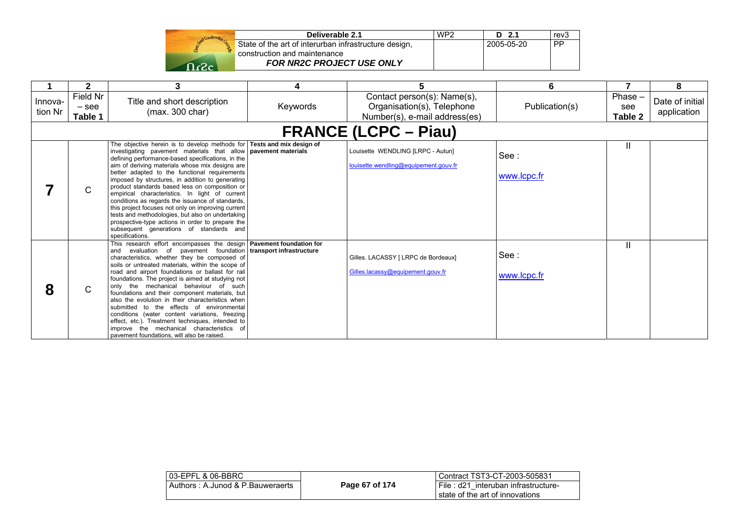| 1 | 2 | 3 | 4 | 5 | 6 | 7 | 8 |
|---|---|---|---|---|---|---|---|
| Innova-tion Nr | Field Nr – see **Table 1** | Title and short description (max. 300 char) | Keywords | Contact person(s): Name(s), Organisation(s), Telephone Number(s), e-mail address(es) | Publication(s) | Phase – see **Table 2** | Date of initial application |
| **FRANCE (LCPC – Piau)** | | | | | | | |
| **7** | C | The objective herein is to develop methods for investigating pavement materials that allow defining performance-based specifications, in the aim of deriving materials whose mix designs are better adapted to the functional requirements imposed by structures, in addition to generating product standards based less on composition or empirical characteristics. In light of current conditions as regards the issuance of standards, this project focuses not only on improving current tests and methodologies, but also on undertaking prospective-type actions in order to prepare the subsequent generations of standards and specifications. | **Tests and mix design of pavement materials** | Louisette WENDLING [LRPC - Autun] louisette.wendling@equipement.gouv.fr | See : www.lcpc.fr | II | |
| **8** | C | This research effort encompasses the design and evaluation of pavement foundation characteristics, whether they be composed of soils or untreated materials, within the scope of road and airport foundations or ballast for rail foundations. The project is aimed at studying not only the mechanical behaviour of such foundations and their component materials, but also the evolution in their characteristics when submitted to the effects of environmental conditions (water content variations, freezing effect, etc.). Treatment techniques, intended to improve the mechanical characteristics of pavement foundations, will also be raised. | **Pavement foundation for transport infrastructure** | Gilles. LACASSY [ LRPC de Bordeaux] Gilles.lacassy@equipement.gouv.fr | See : www.lcpc.fr | II | |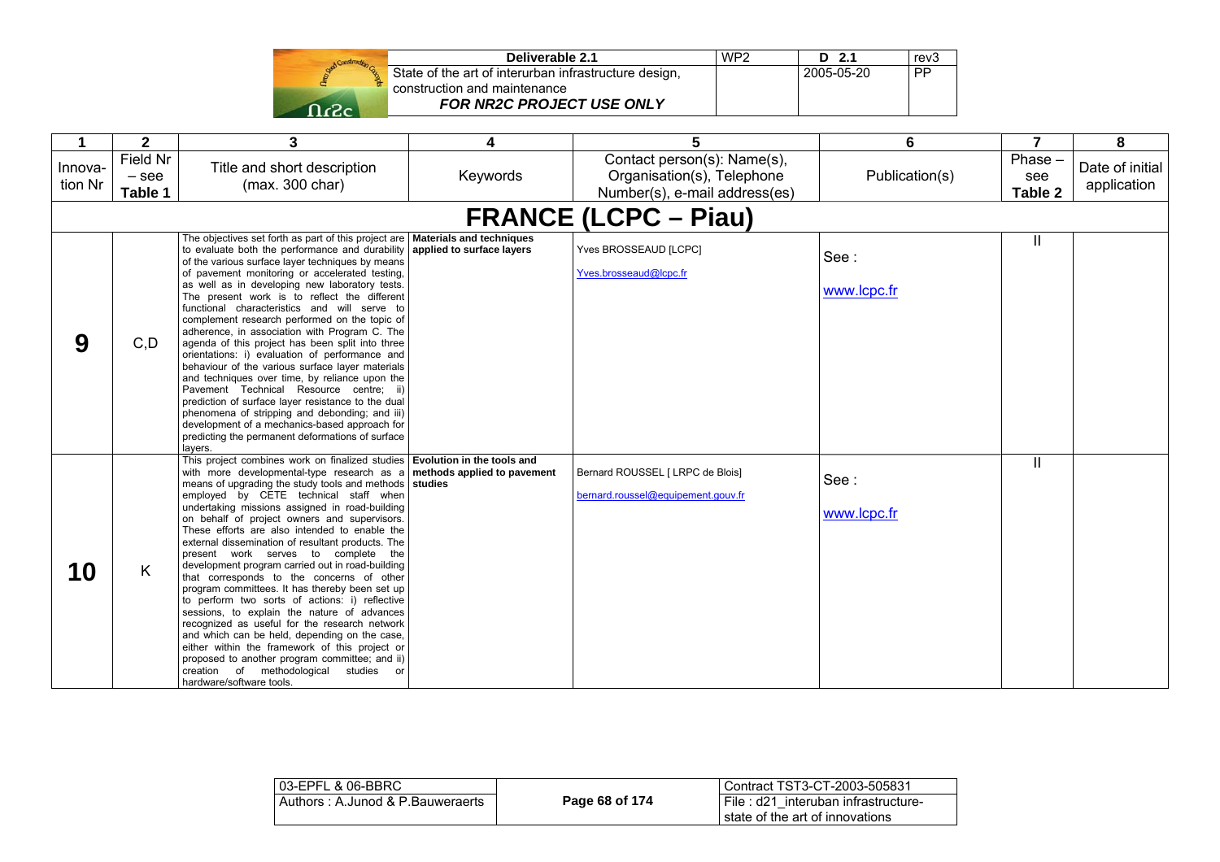| 1 | 2 | 3 | 4 | 5 | 6 | 7 | 8 |
|---|---|---|---|---|---|---|---|
| Innova-tion Nr | Field Nr – see **Table 1** | Title and short description (max. 300 char) | Keywords | Contact person(s): Name(s), Organisation(s), Telephone Number(s), e-mail address(es) | Publication(s) | Phase – see **Table 2** | Date of initial application |
| **FRANCE (LCPC – Piau)** | | | | | | | |
| **9** | C,D | The objectives set forth as part of this project are to evaluate both the performance and durability of the various surface layer techniques by means of pavement monitoring or accelerated testing, as well as in developing new laboratory tests. The present work is to reflect the different functional characteristics and will serve to complement research performed on the topic of adherence, in association with Program C. The agenda of this project has been split into three orientations: i) evaluation of performance and behaviour of the various surface layer materials and techniques over time, by reliance upon the Pavement Technical Resource centre; ii) prediction of surface layer resistance to the dual phenomena of stripping and debonding; and iii) development of a mechanics-based approach for predicting the permanent deformations of surface layers. | **Materials and techniques applied to surface layers** | Yves BROSSEAUD [LCPC] Yves.brosseaud@lcpc.fr | See : www.lcpc.fr | II | |
| **10** | K | This project combines work on finalized studies with more developmental-type research as a means of upgrading the study tools and methods employed by CETE technical staff when undertaking missions assigned in road-building on behalf of project owners and supervisors. These efforts are also intended to enable the external dissemination of resultant products. The present work serves to complete the development program carried out in road-building that corresponds to the concerns of other program committees. It has thereby been set up to perform two sorts of actions: i) reflective sessions, to explain the nature of advances recognized as useful for the research network and which can be held, depending on the case, either within the framework of this project or proposed to another program committee; and ii) creation of methodological studies or hardware/software tools. | **Evolution in the tools and methods applied to pavement studies** | Bernard ROUSSEL [ LRPC de Blois] bernard.roussel@equipement.gouv.fr | See : www.lcpc.fr | II | |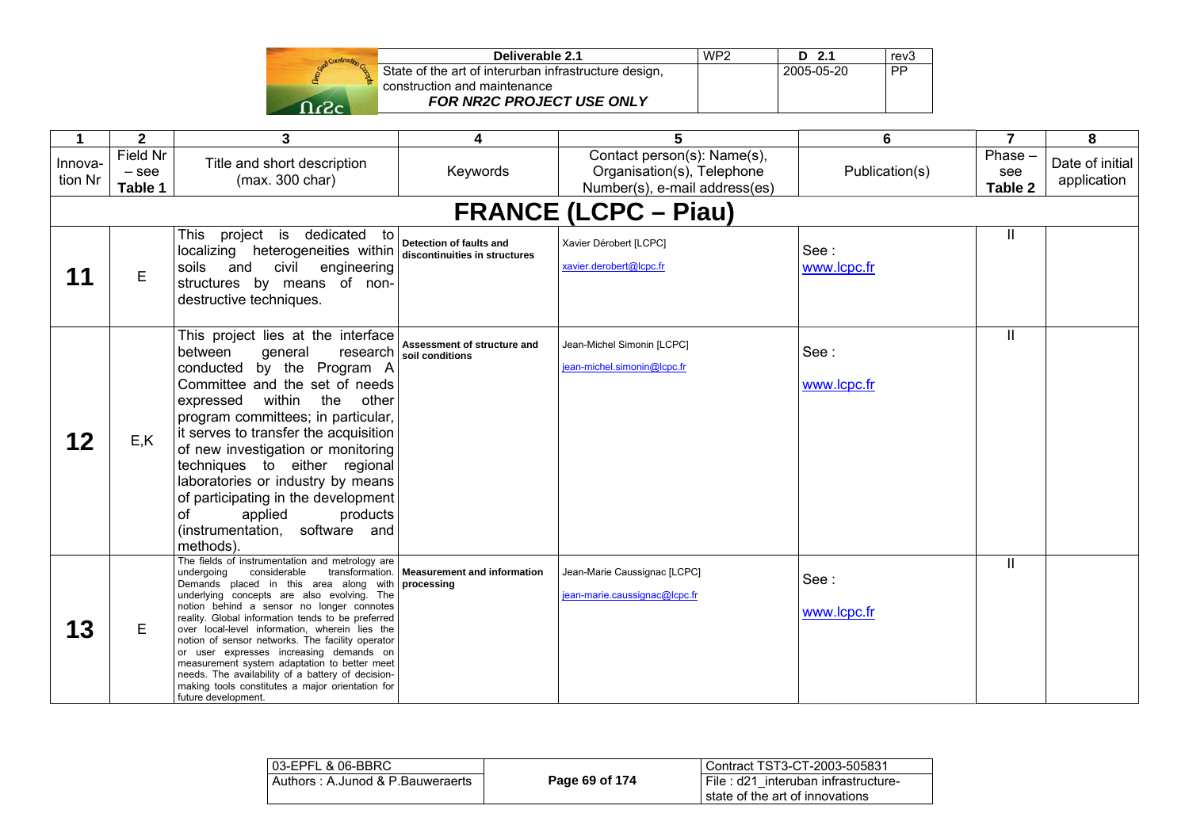| 1 | 2 | 3 | 4 | 5 | 6 | 7 | 8 |
|---|---|---|---|---|---|---|---|
| Innova-tion Nr | Field Nr – see Table 1 | Title and short description (max. 300 char) | Keywords | Contact person(s): Name(s), Organisation(s), Telephone Number(s), e-mail address(es) | Publication(s) | Phase – see Table 2 | Date of initial application |
| **FRANCE (LCPC – Piau)** | | | | | | | |
| **11** | E | This project is dedicated to localizing heterogeneities within soils and civil engineering structures by means of non-destructive techniques. | **Detection of faults and discontinuities in structures** | Xavier Dérobert [LCPC] xavier.derobert@lcpc.fr | See : www.lcpc.fr | II | |
| **12** | E,K | This project lies at the interface between general research conducted by the Program A Committee and the set of needs expressed within the other program committees; in particular, it serves to transfer the acquisition of new investigation or monitoring techniques to either regional laboratories or industry by means of participating in the development of applied products (instrumentation, software and methods). | **Assessment of structure and soil conditions** | Jean-Michel Simonin [LCPC] jean-michel.simonin@lcpc.fr | See : www.lcpc.fr | II | |
| **13** | E | The fields of instrumentation and metrology are undergoing considerable transformation. Demands placed in this area along with underlying concepts are also evolving. The notion behind a sensor no longer connotes reality. Global information tends to be preferred over local-level information, wherein lies the notion of sensor networks. The facility operator or user expresses increasing demands on measurement system adaptation to better meet needs. The availability of a battery of decision-making tools constitutes a major orientation for future development. | **Measurement and information processing** | Jean-Marie Caussignac [LCPC] jean-marie.caussignac@lcpc.fr | See : www.lcpc.fr | II | |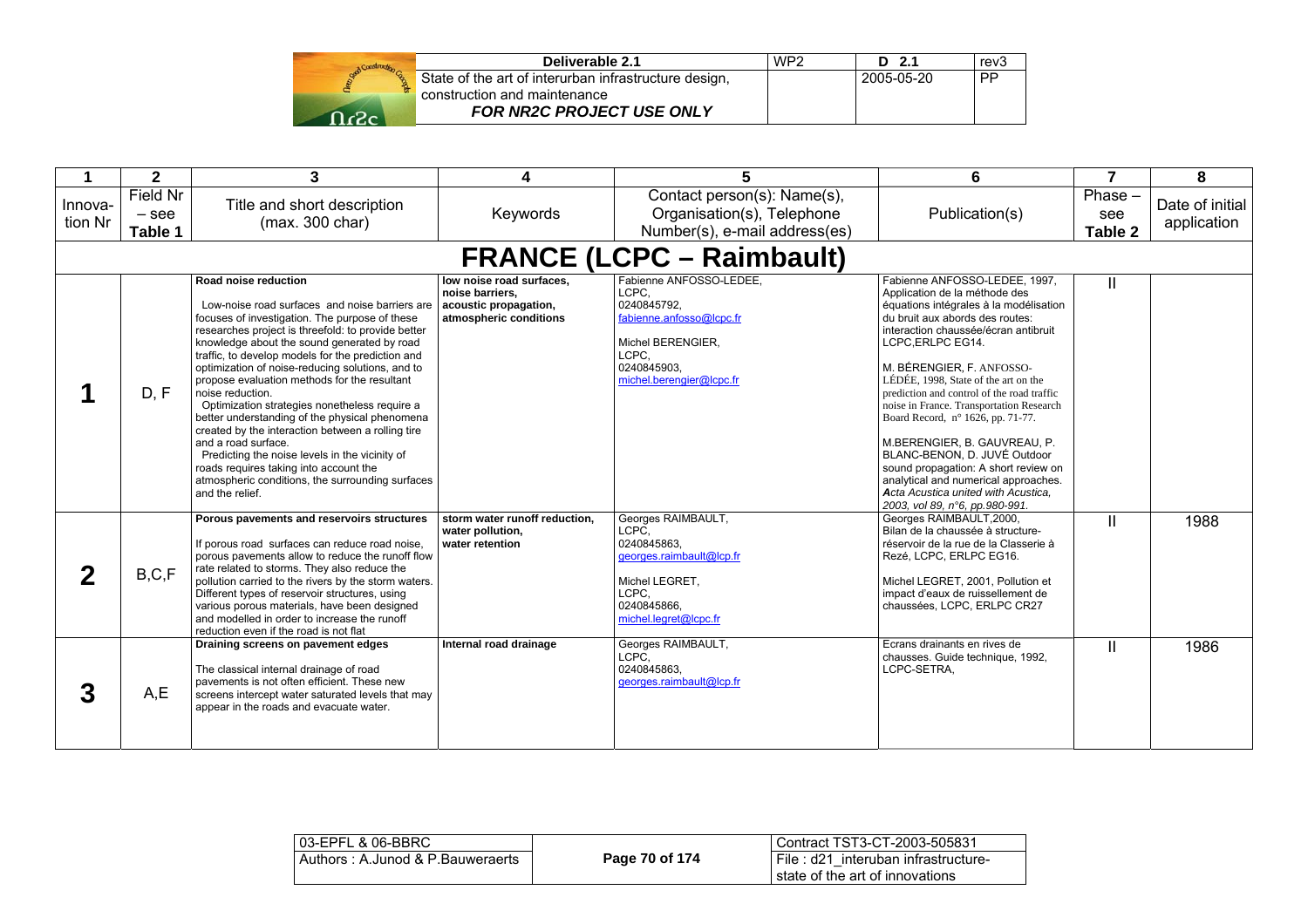| 1 | 2 | 3 | 4 | 5 | 6 | 7 | 8 |
|---|---|---|---|---|---|---|---|
| Innova-tion Nr | Field Nr – see **Table 1** | Title and short description (max. 300 char) | Keywords | Contact person(s): Name(s), Organisation(s), Telephone Number(s), e-mail address(es) | Publication(s) | Phase – see **Table 2** | Date of initial application |
| **FRANCE (LCPC – Raimbault)** | | | | | | | |
| **1** | D, F | **Road noise reduction**<br><br>Low-noise road surfaces and noise barriers are focuses of investigation. The purpose of these researches project is threefold: to provide better knowledge about the sound generated by road traffic, to develop models for the prediction and optimization of noise-reducing solutions, and to propose evaluation methods for the resultant noise reduction.<br>Optimization strategies nonetheless require a better understanding of the physical phenomena created by the interaction between a rolling tire and a road surface.<br>Predicting the noise levels in the vicinity of roads requires taking into account the atmospheric conditions, the surrounding surfaces and the relief. | **low noise road surfaces, noise barriers, acoustic propagation, atmospheric conditions** | Fabienne ANFOSSO-LEDEE, LCPC, 0240845792, fabienne.anfosso@lcpc.fr<br><br>Michel BERENGIER, LCPC, 0240845903, michel.berengier@lcpc.fr | Fabienne ANFOSSO-LEDEE, 1997, Application de la méthode des équations intégrales à la modélisation du bruit aux abords des routes: interaction chaussée/écran antibruit LCPC,ERLPC EG14.<br><br>M. BÉRENGIER, F. ANFOSSO-LÉDÉE, 1998, State of the art on the prediction and control of the road traffic noise in France. Transportation Research Board Record, n° 1626, pp. 71-77.<br><br>M.BERENGIER, B. GAUVREAU, P. BLANC-BENON, D. JUVÉ Outdoor sound propagation: A short review on analytical and numerical approaches. *Acta Acustica united with Acustica, 2003, vol 89, n°6, pp.980-991.* | II | |
| **2** | B,C,F | **Porous pavements and reservoirs structures**<br><br>If porous road surfaces can reduce road noise, porous pavements allow to reduce the runoff flow rate related to storms. They also reduce the pollution carried to the rivers by the storm waters. Different types of reservoir structures, using various porous materials, have been designed and modelled in order to increase the runoff reduction even if the road is not flat | **storm water runoff reduction, water pollution, water retention** | Georges RAIMBAULT, LCPC, 0240845863, georges.raimbault@lcp.fr<br><br>Michel LEGRET, LCPC, 0240845866, michel.legret@lcpc.fr | Georges RAIMBAULT,2000, Bilan de la chaussée à structure-réservoir de la rue de la Classerie à Rezé, LCPC, ERLPC EG16.<br><br>Michel LEGRET, 2001, Pollution et impact d'eaux de ruissellement de chaussées, LCPC, ERLPC CR27 | II | 1988 |
| **3** | A,E | **Draining screens on pavement edges**<br><br>The classical internal drainage of road pavements is not often efficient. These new screens intercept water saturated levels that may appear in the roads and evacuate water. | **Internal road drainage** | Georges RAIMBAULT, LCPC, 0240845863, georges.raimbault@lcp.fr | Ecrans drainants en rives de chausses. Guide technique, 1992, LCPC-SETRA, | II | 1986 |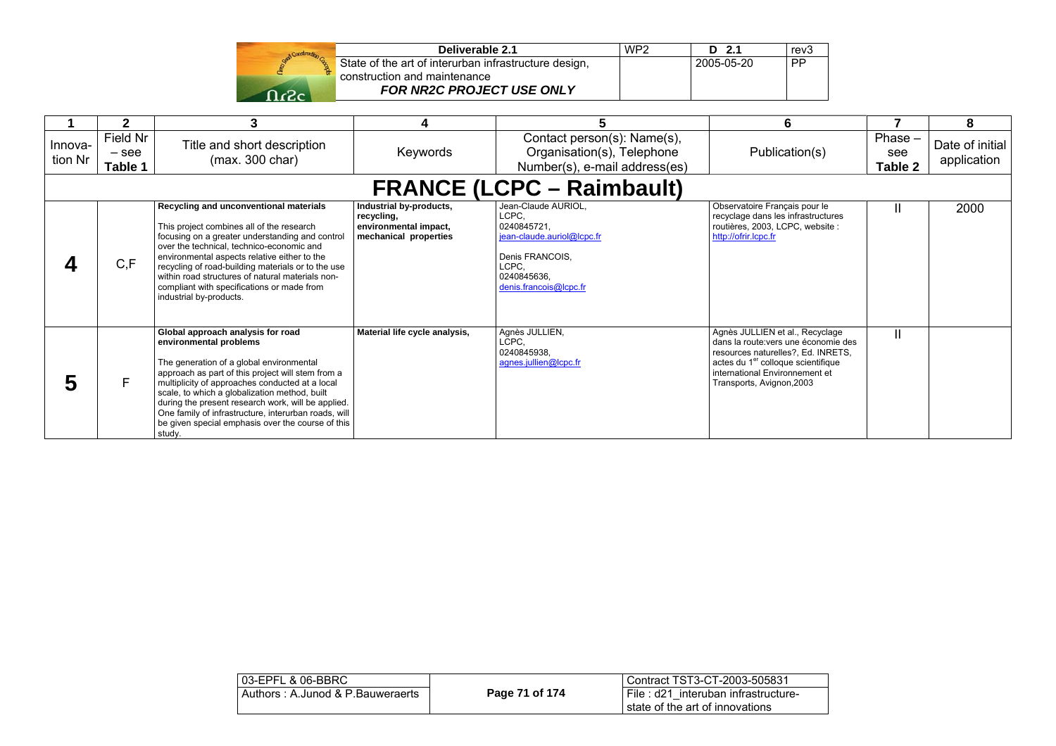| 1 | 2 | 3 | 4 | 5 | 6 | 7 | 8 |
|---|---|---|---|---|---|---|---|
| Innovation Nr | Field Nr – see **Table 1** | Title and short description (max. 300 char) | Keywords | Contact person(s): Name(s), Organisation(s), Telephone Number(s), e-mail address(es) | Publication(s) | Phase – see **Table 2** | Date of initial application |
| **FRANCE (LCPC – Raimbault)** | | | | | | | |
| **4** | C,F | **Recycling and unconventional materials**<br><br>This project combines all of the research focusing on a greater understanding and control over the technical, technico-economic and environmental aspects relative either to the recycling of road-building materials or to the use within road structures of natural materials non-compliant with specifications or made from industrial by-products. | **Industrial by-products, recycling, environmental impact, mechanical properties** | Jean-Claude AURIOL, LCPC, 0240845721, jean-claude.auriol@lcpc.fr<br><br>Denis FRANCOIS, LCPC, 0240845636, denis.francois@lcpc.fr | Observatoire Français pour le recyclage dans les infrastructures routières, 2003, LCPC, website : http://ofrir.lcpc.fr | II | 2000 |
| **5** | F | **Global approach analysis for road environmental problems**<br><br>The generation of a global environmental approach as part of this project will stem from a multiplicity of approaches conducted at a local scale, to which a globalization method, built during the present research work, will be applied. One family of infrastructure, interurban roads, will be given special emphasis over the course of this study. | **Material life cycle analysis,** | Agnès JULLIEN, LCPC, 0240845938, agnes.jullien@lcpc.fr | Agnès JULLIEN et al., Recyclage dans la route:vers une économie des resources naturelles?, Ed. INRETS, actes du 1[er] colloque scientifique international Environnement et Transports, Avignon,2003 | II | |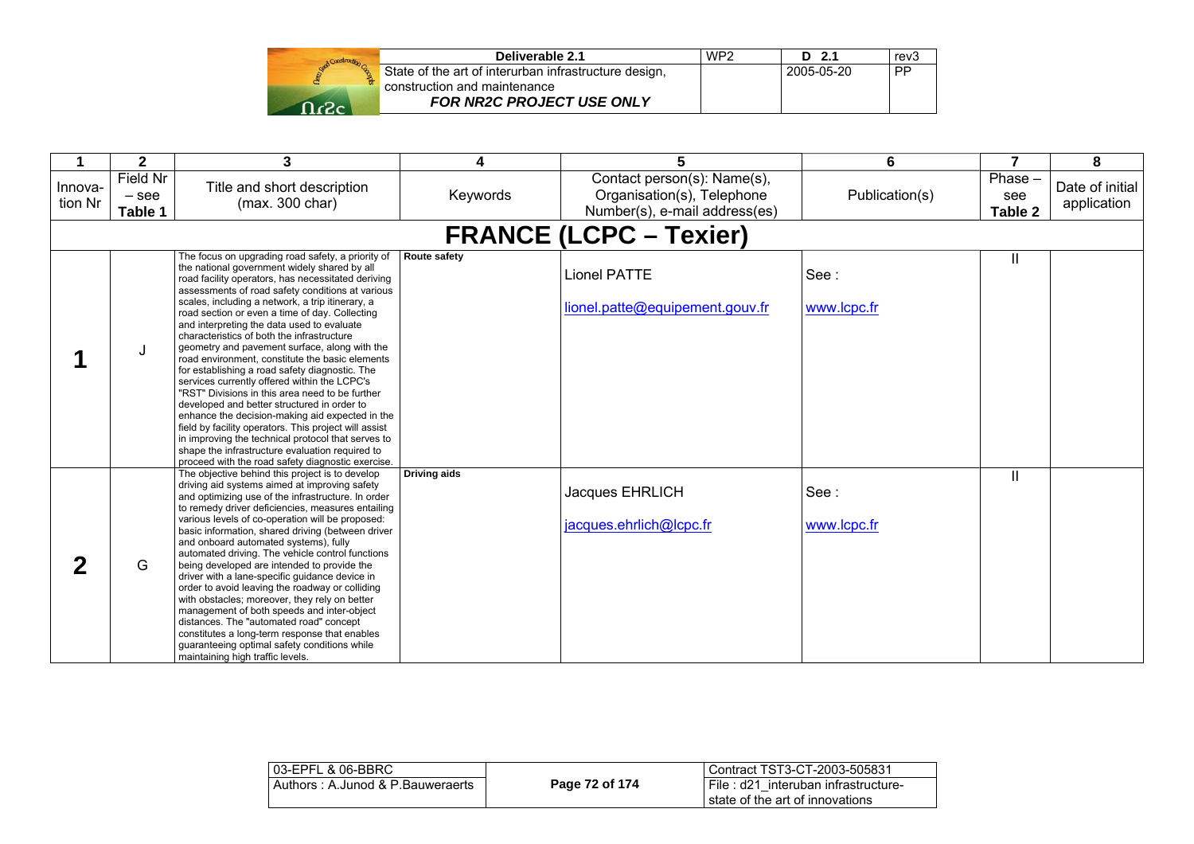| 1 | 2 | 3 | 4 | 5 | 6 | 7 | 8 |
|---|---|---|---|---|---|---|---|
| Innova-tion Nr | Field Nr – see **Table 1** | Title and short description (max. 300 char) | Keywords | Contact person(s): Name(s), Organisation(s), Telephone Number(s), e-mail address(es) | Publication(s) | Phase – see **Table 2** | Date of initial application |
| **FRANCE (LCPC – Texier)** | | | | | | | |
| **1** | J | The focus on upgrading road safety, a priority of the national government widely shared by all road facility operators, has necessitated deriving assessments of road safety conditions at various scales, including a network, a trip itinerary, a road section or even a time of day. Collecting and interpreting the data used to evaluate characteristics of both the infrastructure geometry and pavement surface, along with the road environment, constitute the basic elements for establishing a road safety diagnostic. The services currently offered within the LCPC's "RST" Divisions in this area need to be further developed and better structured in order to enhance the decision-making aid expected in the field by facility operators. This project will assist in improving the technical protocol that serves to shape the infrastructure evaluation required to proceed with the road safety diagnostic exercise. | **Route safety** | Lionel PATTE<br>lionel.patte@equipement.gouv.fr | See :<br>www.lcpc.fr | II | |
| **2** | G | The objective behind this project is to develop driving aid systems aimed at improving safety and optimizing use of the infrastructure. In order to remedy driver deficiencies, measures entailing various levels of co-operation will be proposed: basic information, shared driving (between driver and onboard automated systems), fully automated driving. The vehicle control functions being developed are intended to provide the driver with a lane-specific guidance device in order to avoid leaving the roadway or colliding with obstacles; moreover, they rely on better management of both speeds and inter-object distances. The "automated road" concept constitutes a long-term response that enables guaranteeing optimal safety conditions while maintaining high traffic levels. | **Driving aids** | Jacques EHRLICH<br>jacques.ehrlich@lcpc.fr | See :<br>www.lcpc.fr | II | |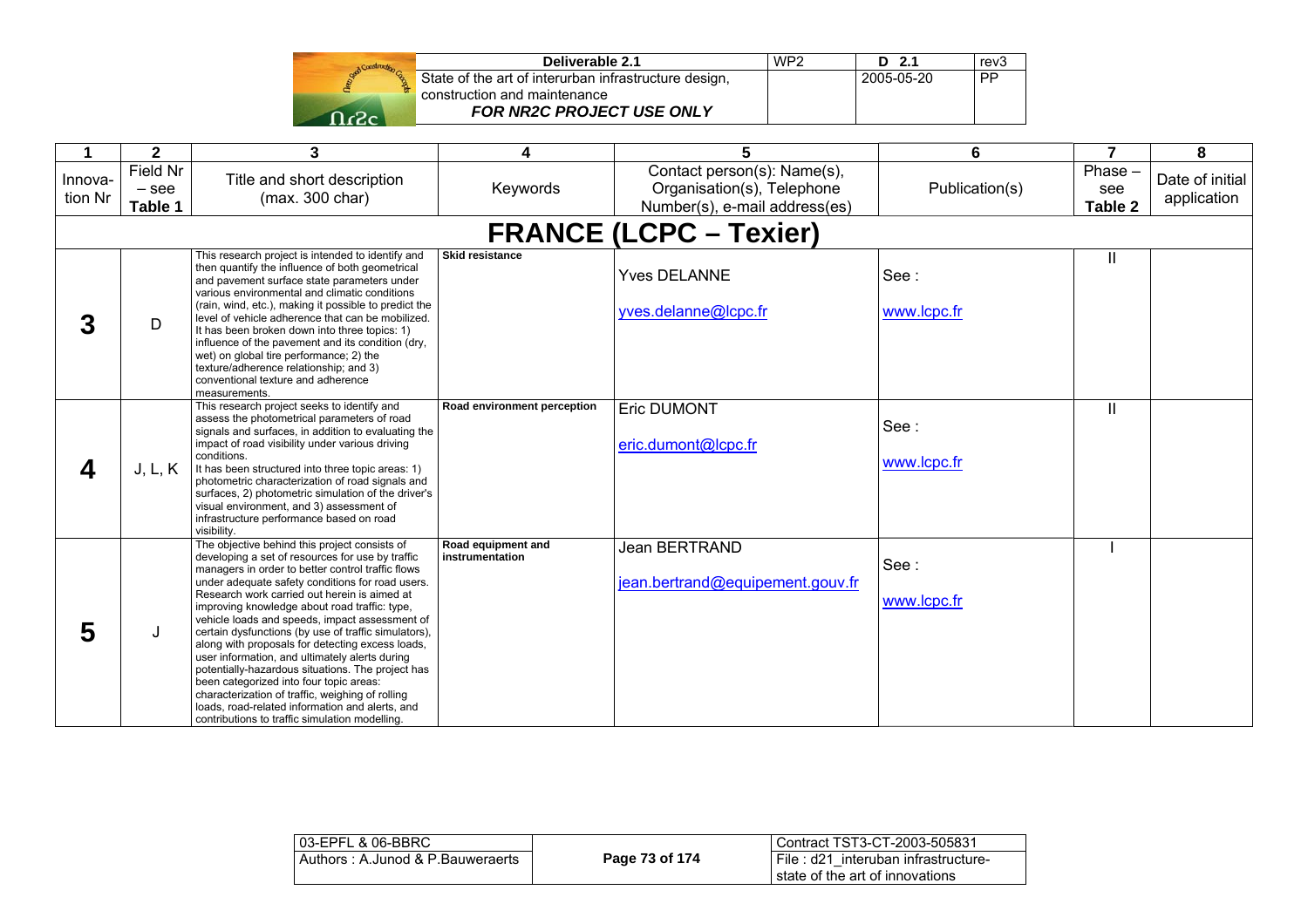| 1 | 2 | 3 | 4 | 5 | 6 | 7 | 8 |
|---|---|---|---|---|---|---|---|
| Innova-tion Nr | Field Nr – see **Table 1** | Title and short description (max. 300 char) | Keywords | Contact person(s): Name(s), Organisation(s), Telephone Number(s), e-mail address(es) | Publication(s) | Phase – see **Table 2** | Date of initial application |
| **FRANCE (LCPC – Texier)** | | | | | | | |
| **3** | D | This research project is intended to identify and then quantify the influence of both geometrical and pavement surface state parameters under various environmental and climatic conditions (rain, wind, etc.), making it possible to predict the level of vehicle adherence that can be mobilized. It has been broken down into three topics: 1) influence of the pavement and its condition (dry, wet) on global tire performance; 2) the texture/adherence relationship; and 3) conventional texture and adherence measurements. | **Skid resistance** | Yves DELANNE<br>yves.delanne@lcpc.fr | See :<br>www.lcpc.fr | II | |
| **4** | J, L, K | This research project seeks to identify and assess the photometrical parameters of road signals and surfaces, in addition to evaluating the impact of road visibility under various driving conditions.<br>It has been structured into three topic areas: 1) photometric characterization of road signals and surfaces, 2) photometric simulation of the driver's visual environment, and 3) assessment of infrastructure performance based on road visibility. | **Road environment perception** | Eric DUMONT<br>eric.dumont@lcpc.fr | See :<br>www.lcpc.fr | II | |
| **5** | J | The objective behind this project consists of developing a set of resources for use by traffic managers in order to better control traffic flows under adequate safety conditions for road users. Research work carried out herein is aimed at improving knowledge about road traffic: type, vehicle loads and speeds, impact assessment of certain dysfunctions (by use of traffic simulators), along with proposals for detecting excess loads, user information, and ultimately alerts during potentially-hazardous situations. The project has been categorized into four topic areas: characterization of traffic, weighing of rolling loads, road-related information and alerts, and contributions to traffic simulation modelling. | **Road equipment and instrumentation** | Jean BERTRAND<br>jean.bertrand@equipement.gouv.fr | See :<br>www.lcpc.fr | I | |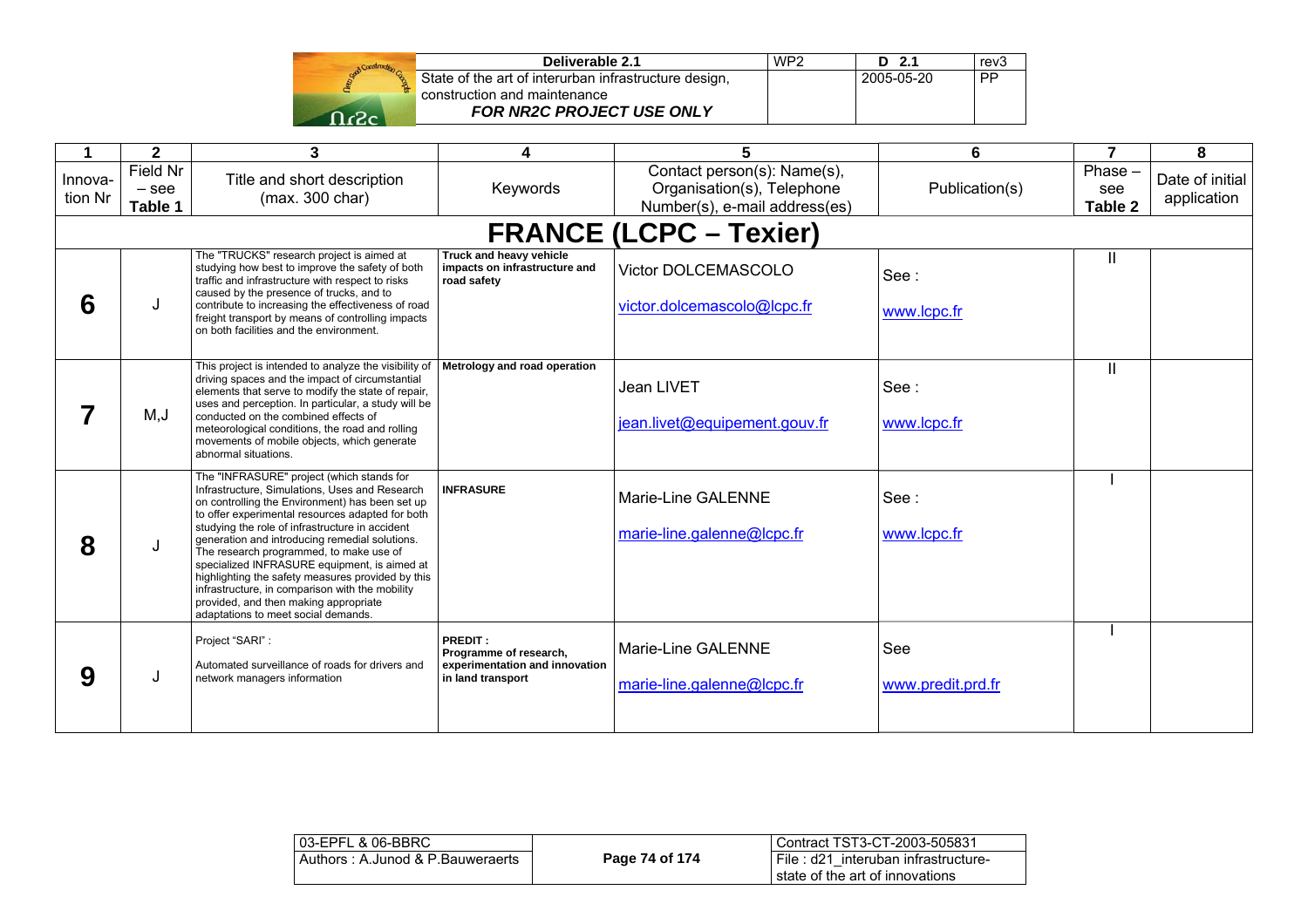| 1 | 2 | 3 | 4 | 5 | 6 | 7 | 8 |
|---|---|---|---|---|---|---|---|
| Innovation Nr | Field Nr – see **Table 1** | Title and short description (max. 300 char) | Keywords | Contact person(s): Name(s), Organisation(s), Telephone Number(s), e-mail address(es) | Publication(s) | Phase – see **Table 2** | Date of initial application |
| **FRANCE (LCPC – Texier)** | | | | | | | |
| **6** | J | The "TRUCKS" research project is aimed at studying how best to improve the safety of both traffic and infrastructure with respect to risks caused by the presence of trucks, and to contribute to increasing the effectiveness of road freight transport by means of controlling impacts on both facilities and the environment. | **Truck and heavy vehicle impacts on infrastructure and road safety** | Victor DOLCEMASCOLO victor.dolcemascolo@lcpc.fr | See : www.lcpc.fr | II | |
| **7** | M,J | This project is intended to analyze the visibility of driving spaces and the impact of circumstantial elements that serve to modify the state of repair, uses and perception. In particular, a study will be conducted on the combined effects of meteorological conditions, the road and rolling movements of mobile objects, which generate abnormal situations. | **Metrology and road operation** | Jean LIVET jean.livet@equipement.gouv.fr | See : www.lcpc.fr | II | |
| **8** | J | The "INFRASURE" project (which stands for Infrastructure, Simulations, Uses and Research on controlling the Environment) has been set up to offer experimental resources adapted for both studying the role of infrastructure in accident generation and introducing remedial solutions. The research programmed, to make use of specialized INFRASURE equipment, is aimed at highlighting the safety measures provided by this infrastructure, in comparison with the mobility provided, and then making appropriate adaptations to meet social demands. | **INFRASURE** | Marie-Line GALENNE marie-line.galenne@lcpc.fr | See : www.lcpc.fr | I | |
| **9** | J | Project "SARI" : Automated surveillance of roads for drivers and network managers information | **PREDIT : Programme of research, experimentation and innovation in land transport** | Marie-Line GALENNE marie-line.galenne@lcpc.fr | See www.predit.prd.fr | I | |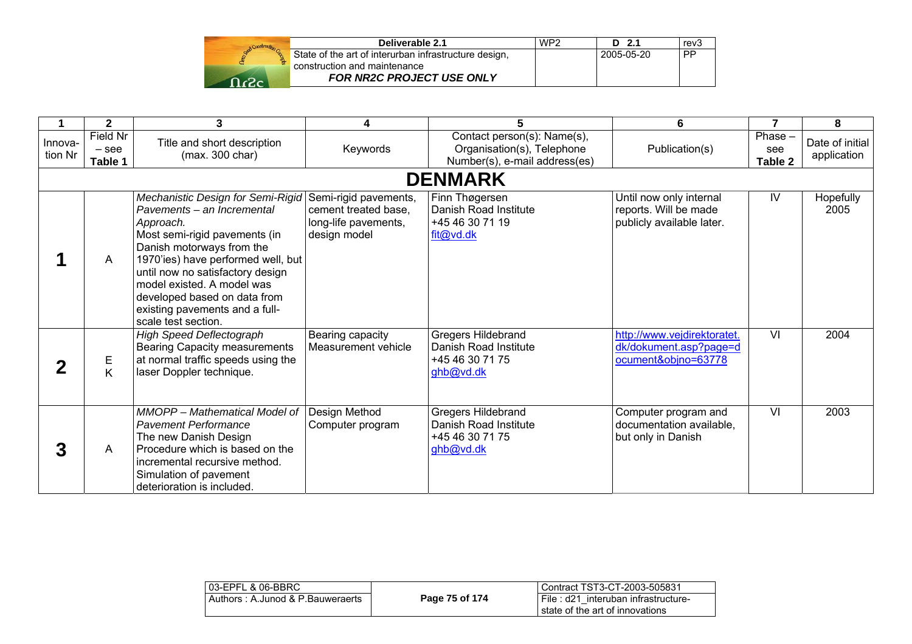| 1 | 2 | 3 | 4 | 5 | 6 | 7 | 8 |
|---|---|---|---|---|---|---|---|
| Innova-tion Nr | Field Nr – see **Table 1** | Title and short description (max. 300 char) | Keywords | Contact person(s): Name(s), Organisation(s), Telephone Number(s), e-mail address(es) | Publication(s) | Phase – see **Table 2** | Date of initial application |
| **DENMARK** | | | | | | | |
| **1** | A | *Mechanistic Design for Semi-Rigid Pavements – an Incremental Approach.* Most semi-rigid pavements (in Danish motorways from the 1970'ies) have performed well, but until now no satisfactory design model existed. A model was developed based on data from existing pavements and a full-scale test section. | Semi-rigid pavements, cement treated base, long-life pavements, design model | Finn Thøgersen Danish Road Institute +45 46 30 71 19 fit@vd.dk | Until now only internal reports. Will be made publicly available later. | IV | Hopefully 2005 |
| **2** | E K | *High Speed Deflectograph* Bearing Capacity measurements at normal traffic speeds using the laser Doppler technique. | Bearing capacity Measurement vehicle | Gregers Hildebrand Danish Road Institute +45 46 30 71 75 ghb@vd.dk | http://www.vejdirektoratet.dk/dokument.asp?page=document&objno=63778 | VI | 2004 |
| **3** | A | *MMOPP – Mathematical Model of Pavement Performance* The new Danish Design Procedure which is based on the incremental recursive method. Simulation of pavement deterioration is included. | Design Method Computer program | Gregers Hildebrand Danish Road Institute +45 46 30 71 75 ghb@vd.dk | Computer program and documentation available, but only in Danish | VI | 2003 |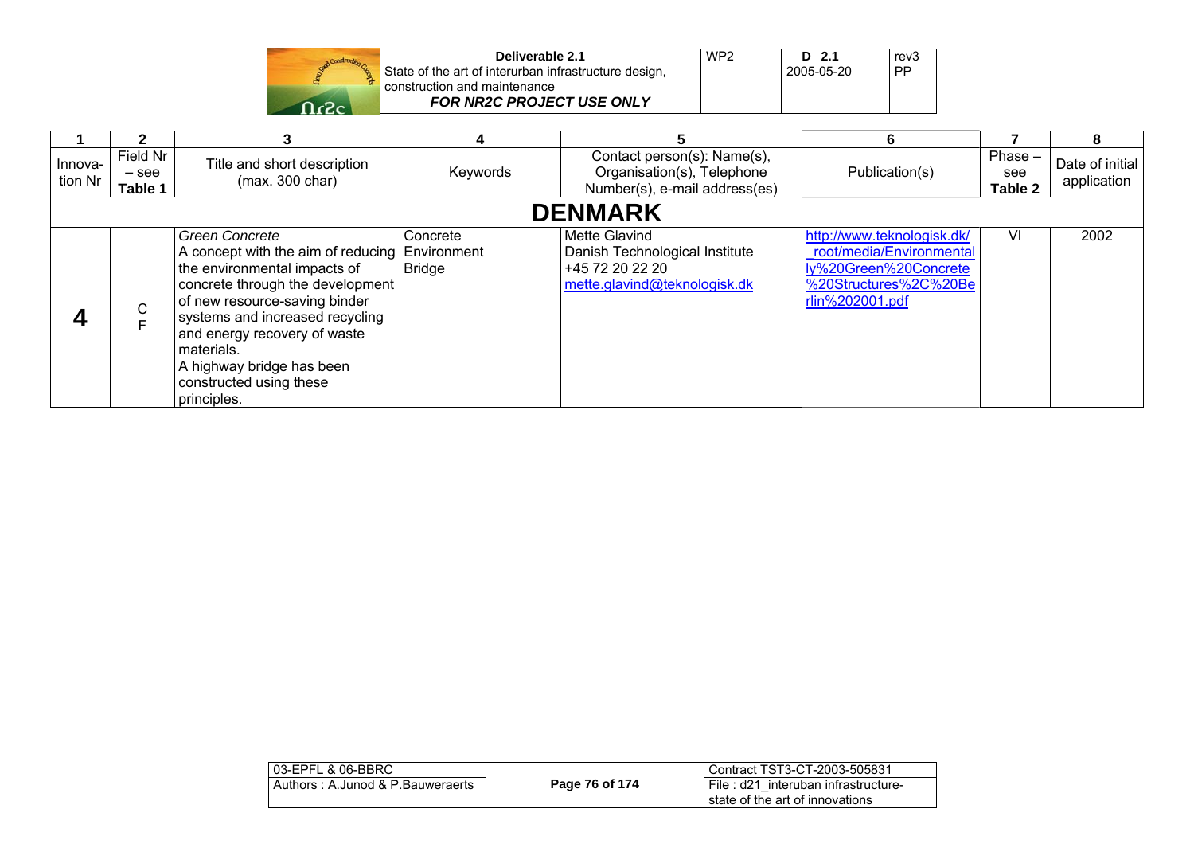| 1 | 2 | 3 | 4 | 5 | 6 | 7 | 8 |
|---|---|---|---|---|---|---|---|
| Innova-tion Nr | Field Nr – see **Table 1** | Title and short description (max. 300 char) | Keywords | Contact person(s): Name(s), Organisation(s), Telephone Number(s), e-mail address(es) | Publication(s) | Phase – see **Table 2** | Date of initial application |
| **DENMARK** | | | | | | | |
| **4** | C F | *Green Concrete* A concept with the aim of reducing the environmental impacts of concrete through the development of new resource-saving binder systems and increased recycling and energy recovery of waste materials. A highway bridge has been constructed using these principles. | Concrete Environment Bridge | Mette Glavind Danish Technological Institute +45 72 20 22 20 mette.glavind@teknologisk.dk | http://www.teknologisk.dk/_root/media/Environmentally%20Green%20Concrete%20Structures%2C%20Berlin%202001.pdf | VI | 2002 |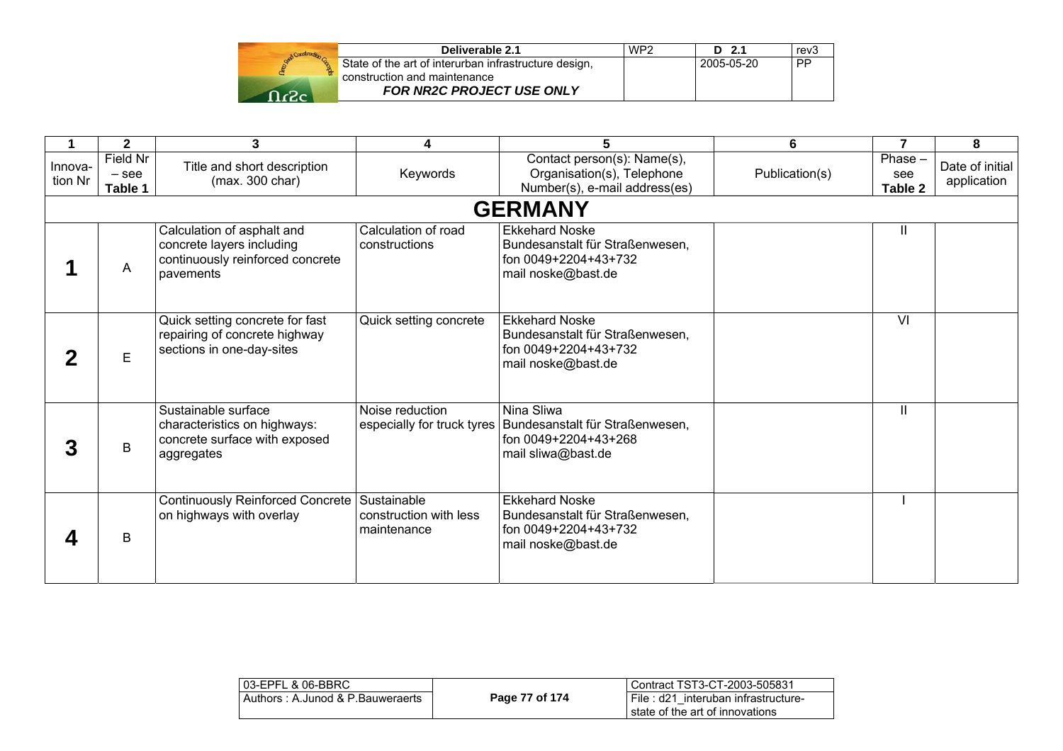| 1 | 2 | 3 | 4 | 5 | 6 | 7 | 8 |
|---|---|---|---|---|---|---|---|
| Innova-tion Nr | Field Nr – see **Table 1** | Title and short description (max. 300 char) | Keywords | Contact person(s): Name(s), Organisation(s), Telephone Number(s), e-mail address(es) | Publication(s) | Phase – see **Table 2** | Date of initial application |
| | | | **GERMANY** | | | | |
| **1** | A | Calculation of asphalt and concrete layers including continuously reinforced concrete pavements | Calculation of road constructions | Ekkehard Noske<br>Bundesanstalt für Straßenwesen,<br>fon 0049+2204+43+732<br>mail noske@bast.de | | II | |
| **2** | E | Quick setting concrete for fast repairing of concrete highway sections in one-day-sites | Quick setting concrete | Ekkehard Noske<br>Bundesanstalt für Straßenwesen,<br>fon 0049+2204+43+732<br>mail noske@bast.de | | VI | |
| **3** | B | Sustainable surface characteristics on highways: concrete surface with exposed aggregates | Noise reduction especially for truck tyres | Nina Sliwa<br>Bundesanstalt für Straßenwesen,<br>fon 0049+2204+43+268<br>mail sliwa@bast.de | | II | |
| **4** | B | Continuously Reinforced Concrete on highways with overlay | Sustainable construction with less maintenance | Ekkehard Noske<br>Bundesanstalt für Straßenwesen,<br>fon 0049+2204+43+732<br>mail noske@bast.de | | I | |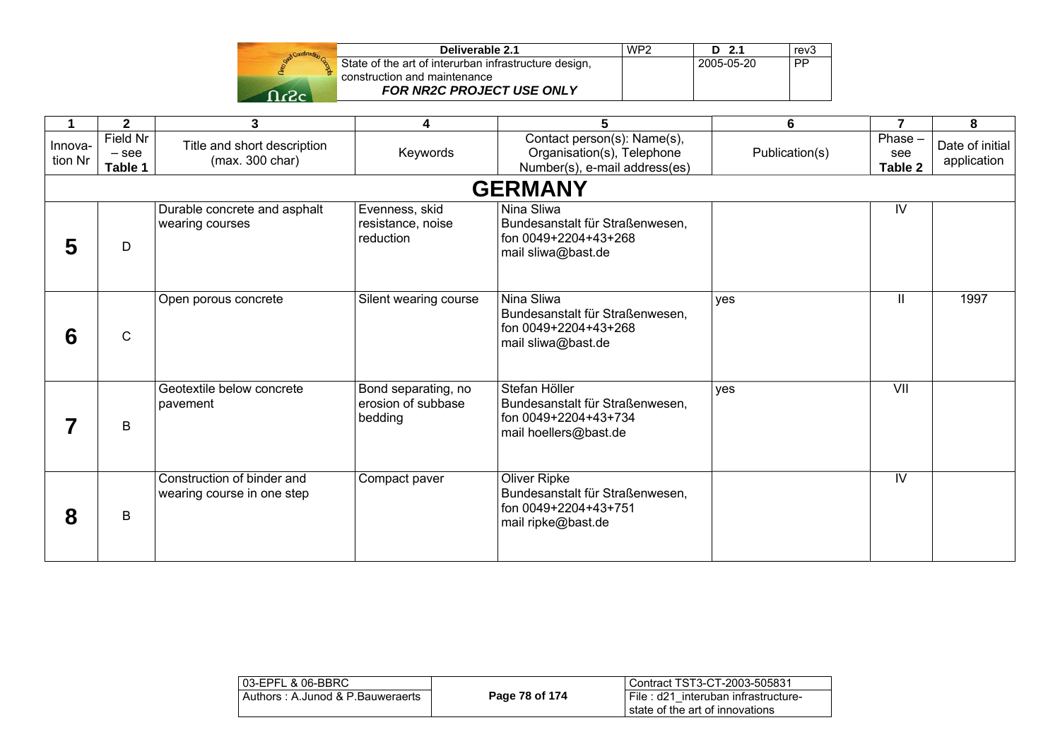| 1 | 2 | 3 | 4 | 5 | 6 | 7 | 8 |
|---|---|---|---|---|---|---|---|
| Innova-tion Nr | Field Nr – see **Table 1** | Title and short description (max. 300 char) | Keywords | Contact person(s): Name(s), Organisation(s), Telephone Number(s), e-mail address(es) | Publication(s) | Phase – see **Table 2** | Date of initial application |
| | | | **GERMANY** | | | | |
| **5** | D | Durable concrete and asphalt wearing courses | Evenness, skid resistance, noise reduction | Nina Sliwa Bundesanstalt für Straßenwesen, fon 0049+2204+43+268 mail sliwa@bast.de | | IV | |
| **6** | C | Open porous concrete | Silent wearing course | Nina Sliwa Bundesanstalt für Straßenwesen, fon 0049+2204+43+268 mail sliwa@bast.de | yes | II | 1997 |
| **7** | B | Geotextile below concrete pavement | Bond separating, no erosion of subbase bedding | Stefan Höller Bundesanstalt für Straßenwesen, fon 0049+2204+43+734 mail hoellers@bast.de | yes | VII | |
| **8** | B | Construction of binder and wearing course in one step | Compact paver | Oliver Ripke Bundesanstalt für Straßenwesen, fon 0049+2204+43+751 mail ripke@bast.de | | IV | |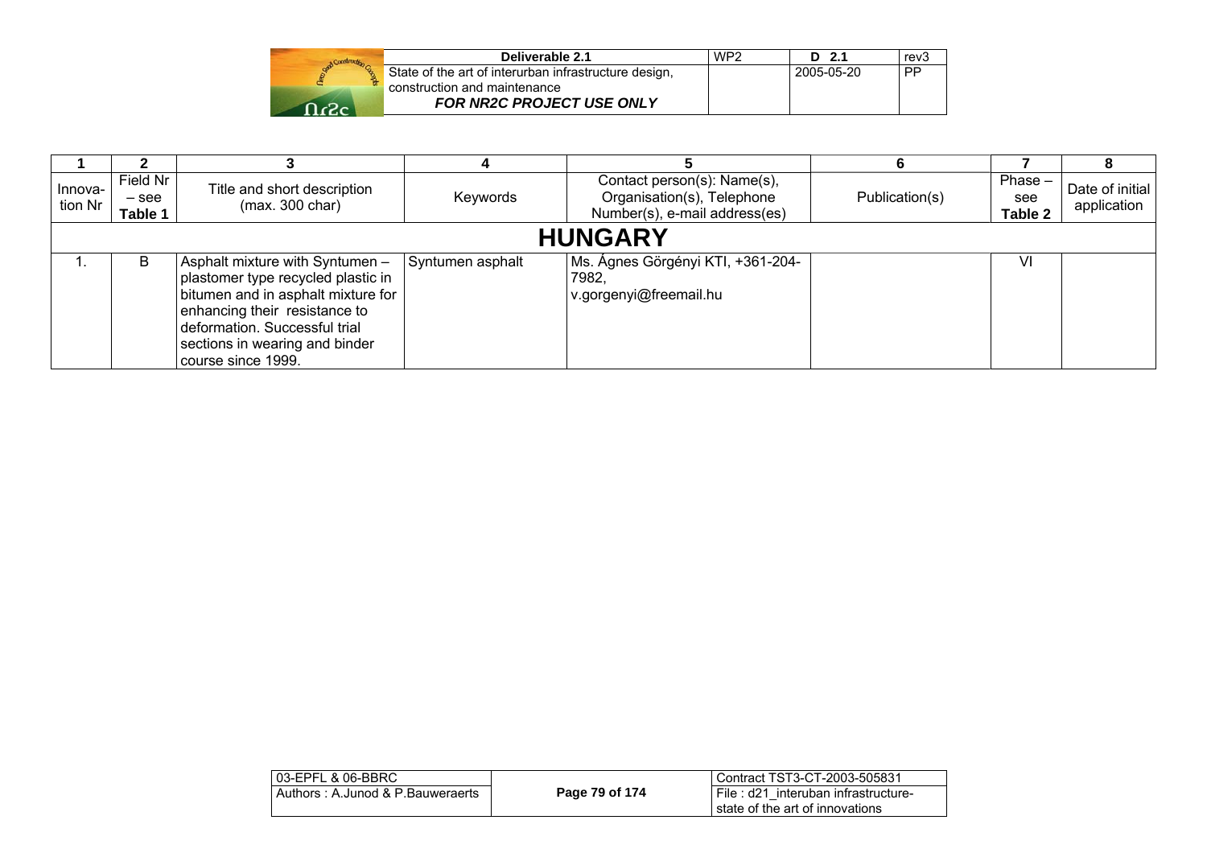| 1 | 2 | 3 | 4 | 5 | 6 | 7 | 8 |
|---|---|---|---|---|---|---|---|
| Innova-tion Nr | Field Nr – see **Table 1** | Title and short description (max. 300 char) | Keywords | Contact person(s): Name(s), Organisation(s), Telephone Number(s), e-mail address(es) | Publication(s) | Phase – see **Table 2** | Date of initial application |
| **HUNGARY** | | | | | | | |
| 1. | B | Asphalt mixture with Syntumen – plastomer type recycled plastic in bitumen and in asphalt mixture for enhancing their resistance to deformation. Successful trial sections in wearing and binder course since 1999. | Syntumen asphalt | Ms. Ágnes Görgényi KTI, +361-204-7982, v.gorgenyi@freemail.hu | | VI | |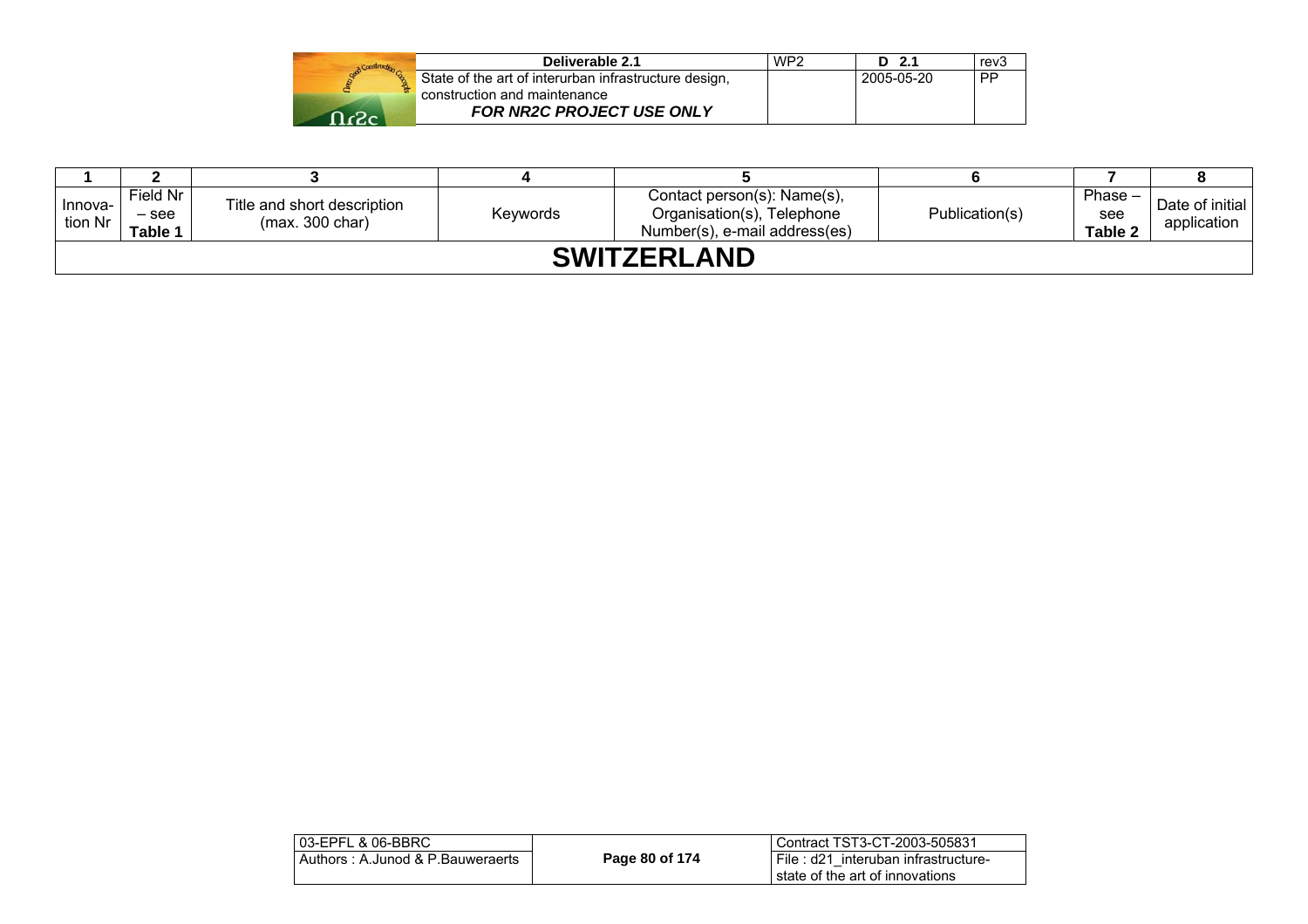| 1 | 2 | 3 | 4 | 5 | 6 | 7 | 8 |
|---|---|---|---|---|---|---|---|
| Innova-tion Nr | Field Nr – see **Table 1** | Title and short description (max. 300 char) | Keywords | Contact person(s): Name(s), Organisation(s), Telephone Number(s), e-mail address(es) | Publication(s) | Phase – see **Table 2** | Date of initial application |
| **SWITZERLAND** | | | | | | | |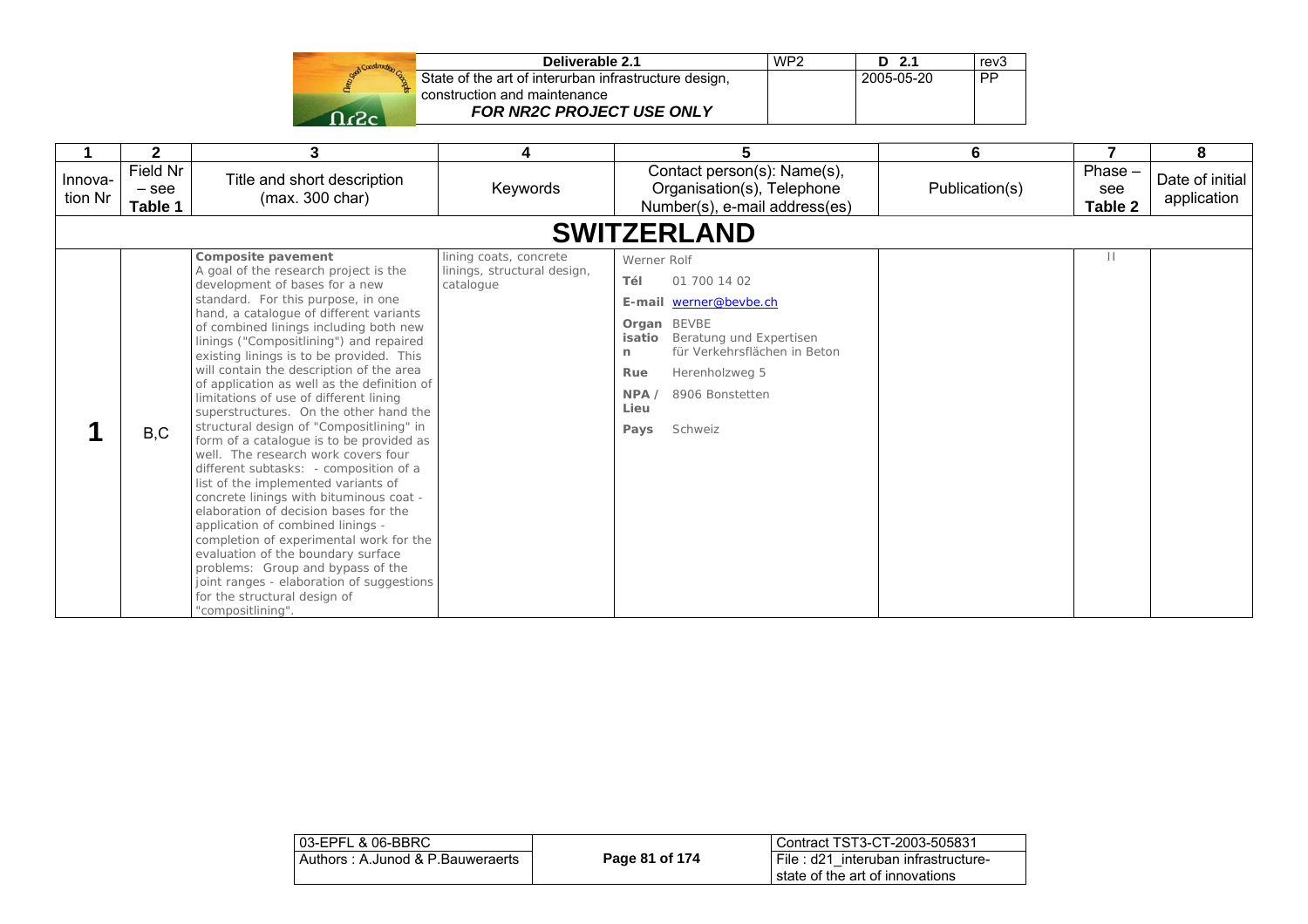| 1 | 2 | 3 | 4 | 5 | 6 | 7 | 8 |
|---|---|---|---|---|---|---|---|
| Innova-tion Nr | Field Nr – see Table 1 | Title and short description (max. 300 char) | Keywords | Contact person(s): Name(s), Organisation(s), Telephone Number(s), e-mail address(es) | Publication(s) | Phase – see Table 2 | Date of initial application |
| **SWITZERLAND** | | | | | | | |
| **1** | B,C | **Composite pavement** A goal of the research project is the development of bases for a new standard. For this purpose, in one hand, a catalogue of different variants of combined linings including both new linings ("Compositlining") and repaired existing linings is to be provided. This will contain the description of the area of application as well as the definition of limitations of use of different lining superstructures. On the other hand the structural design of "Compositlining" in form of a catalogue is to be provided as well. The research work covers four different subtasks: - composition of a list of the implemented variants of concrete linings with bituminous coat - elaboration of decision bases for the application of combined linings - completion of experimental work for the evaluation of the boundary surface problems: Group and bypass of the joint ranges - elaboration of suggestions for the structural design of "compositlining". | lining coats, concrete linings, structural design, catalogue | Werner Rolf<br>**Tél** 01 700 14 02<br>**E-mail** werner@bevbe.ch<br>**Organisation** BEVBE Beratung und Expertisen für Verkehrsflächen in Beton<br>**Rue** Herenholzweg 5<br>**NPA / Lieu** 8906 Bonstetten<br>**Pays** Schweiz | | II | |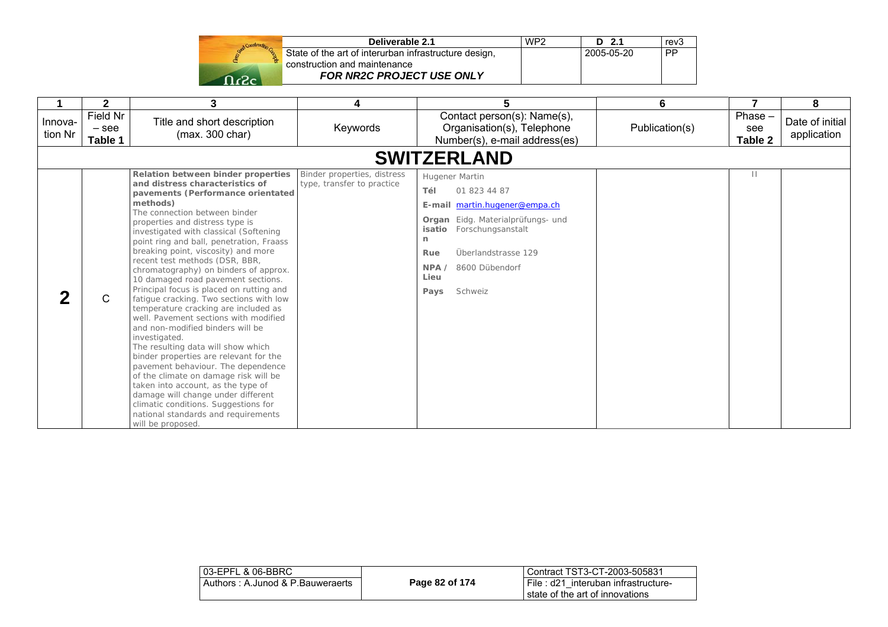| 1 | 2 | 3 | 4 | 5 | 6 | 7 | 8 |
|---|---|---|---|---|---|---|---|
| Innovation Nr | Field Nr – see Table 1 | Title and short description (max. 300 char) | Keywords | Contact person(s): Name(s), Organisation(s), Telephone Number(s), e-mail address(es) | Publication(s) | Phase – see Table 2 | Date of initial application |
| **SWITZERLAND** | | | | | | | |
| **2** | C | **Relation between binder properties and distress characteristics of pavements (Performance orientated methods)** The connection between binder properties and distress type is investigated with classical (Softening point ring and ball, penetration, Fraass breaking point, viscosity) and more recent test methods (DSR, BBR, chromatography) on binders of approx. 10 damaged road pavement sections. Principal focus is placed on rutting and fatigue cracking. Two sections with low temperature cracking are included as well. Pavement sections with modified and non-modified binders will be investigated. The resulting data will show which binder properties are relevant for the pavement behaviour. The dependence of the climate on damage risk will be taken into account, as the type of damage will change under different climatic conditions. Suggestions for national standards and requirements will be proposed. | Binder properties, distress type, transfer to practice | Hugener Martin<br>**Tél** 01 823 44 87<br>**E-mail** martin.hugener@empa.ch<br>**Organisation** Eidg. Materialprüfungs- und Forschungsanstalt<br>**Rue** Überlandstrasse 129<br>**NPA / Lieu** 8600 Dübendorf<br>**Pays** Schweiz | | II | |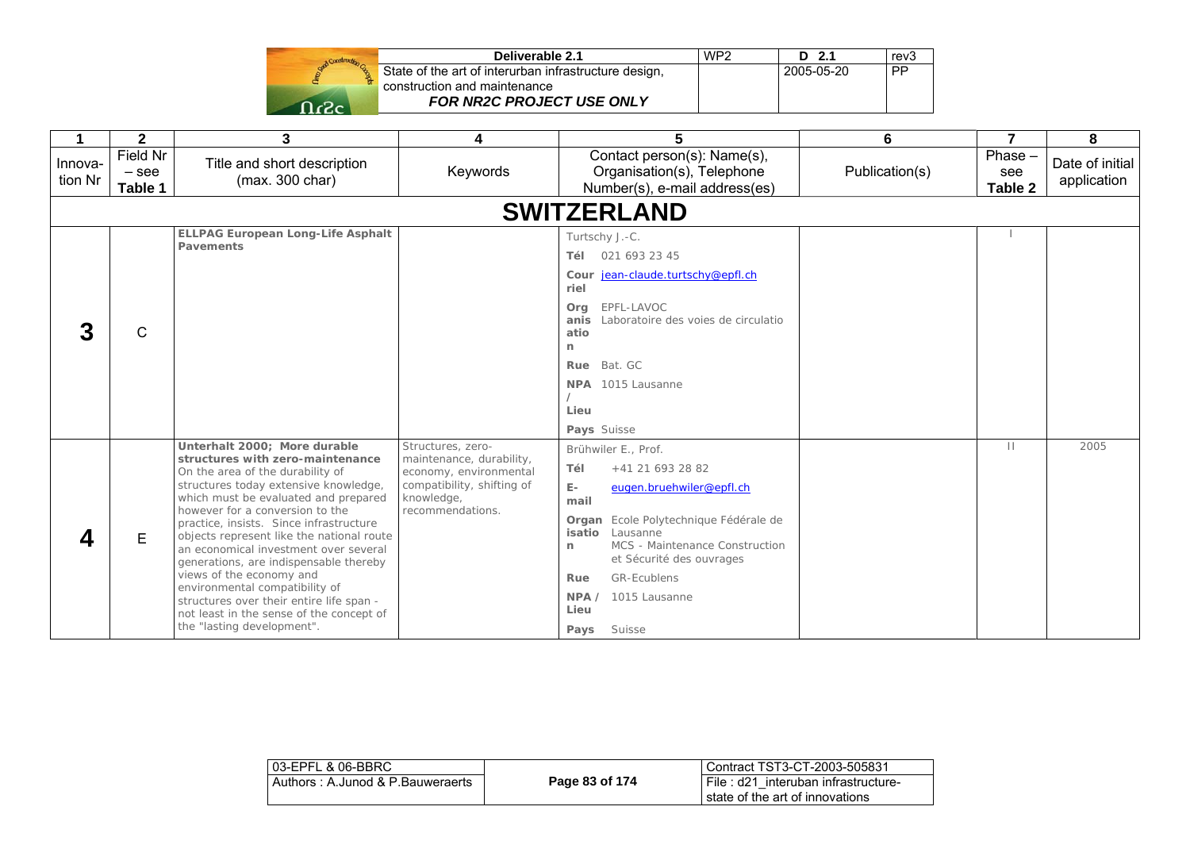| 1 | 2 | 3 | 4 | 5 | 6 | 7 | 8 |
|---|---|---|---|---|---|---|---|
| Innova-tion Nr | Field Nr – see Table 1 | Title and short description (max. 300 char) | Keywords | Contact person(s): Name(s), Organisation(s), Telephone Number(s), e-mail address(es) | Publication(s) | Phase – see Table 2 | Date of initial application |
| **SWITZERLAND** | | | | | | | |
| **3** | C | **ELLPAG European Long-Life Asphalt Pavements** | | Turtschy J.-C.<br>**Tél** 021 693 23 45<br>**Courriel** jean-claude.turtschy@epfl.ch<br>**Organisation** EPFL-LAVOC Laboratoire des voies de circulatio<br>**Rue** Bat. GC<br>**NPA / Lieu** 1015 Lausanne<br>**Pays** Suisse | | I | |
| **4** | E | **Unterhalt 2000; More durable structures with zero-maintenance** On the area of the durability of structures today extensive knowledge, which must be evaluated and prepared however for a conversion to the practice, insists. Since infrastructure objects represent like the national route an economical investment over several generations, are indispensable thereby views of the economy and environmental compatibility of structures over their entire life span - not least in the sense of the concept of the "lasting development". | Structures, zero-maintenance, durability, economy, environmental compatibility, shifting of knowledge, recommendations. | Brühwiler E., Prof.<br>**Tél** +41 21 693 28 82<br>**E-mail** eugen.bruehwiler@epfl.ch<br>**Organisation** Ecole Polytechnique Fédérale de Lausanne MCS - Maintenance Construction et Sécurité des ouvrages<br>**Rue** GR-Ecublens<br>**NPA / Lieu** 1015 Lausanne<br>**Pays** Suisse | | II | 2005 |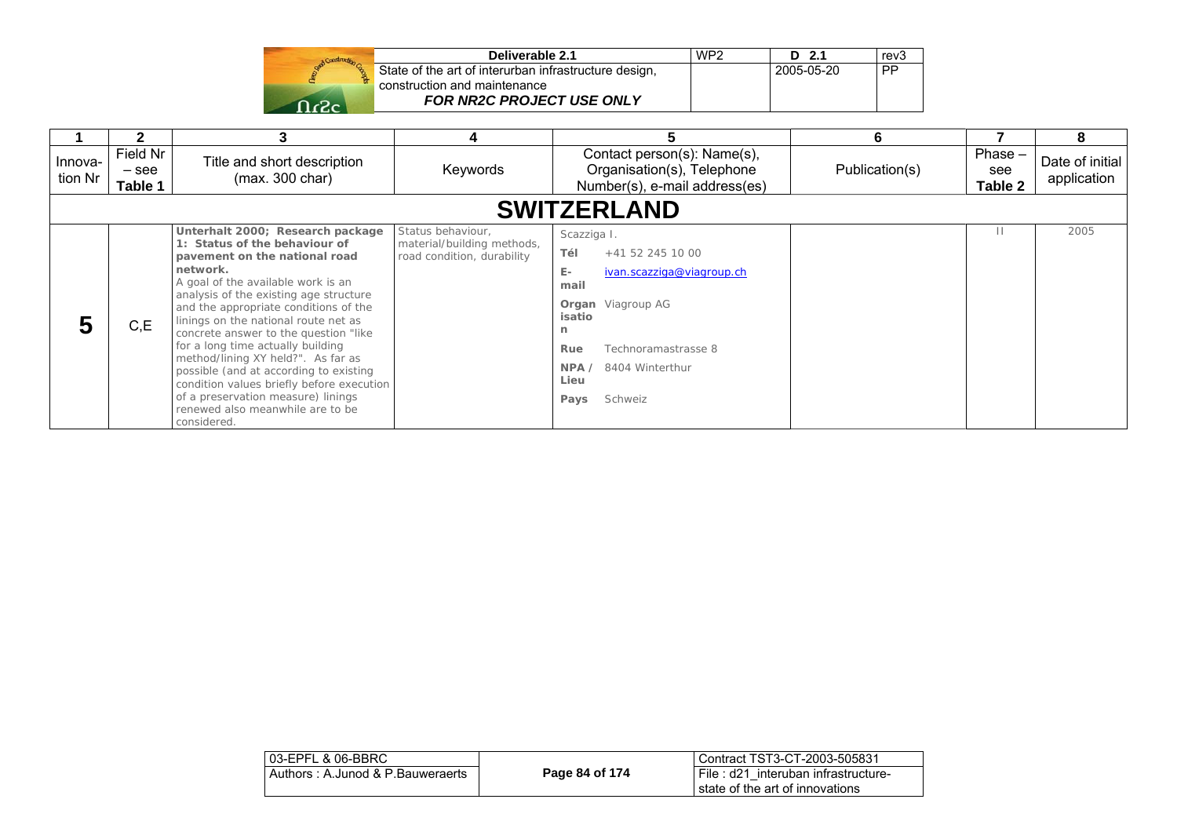| 1 | 2 | 3 | 4 | 5 | 6 | 7 | 8 |
|---|---|---|---|---|---|---|---|
| Innova-tion Nr | Field Nr – see Table 1 | Title and short description (max. 300 char) | Keywords | Contact person(s): Name(s), Organisation(s), Telephone Number(s), e-mail address(es) | Publication(s) | Phase – see Table 2 | Date of initial application |
| **SWITZERLAND** | | | | | | | |
| **5** | C,E | **Unterhalt 2000; Research package 1: Status of the behaviour of pavement on the national road network.** A goal of the available work is an analysis of the existing age structure and the appropriate conditions of the linings on the national route net as concrete answer to the question "like for a long time actually building method/lining XY held?". As far as possible (and at according to existing condition values briefly before execution of a preservation measure) linings renewed also meanwhile are to be considered. | Status behaviour, material/building methods, road condition, durability | Scazziga I. **Tél** +41 52 245 10 00 **E-mail** ivan.scazziga@viagroup.ch **Organisation** Viagroup AG **Rue** Technoramastrasse 8 **NPA / Lieu** 8404 Winterthur **Pays** Schweiz | | II | 2005 |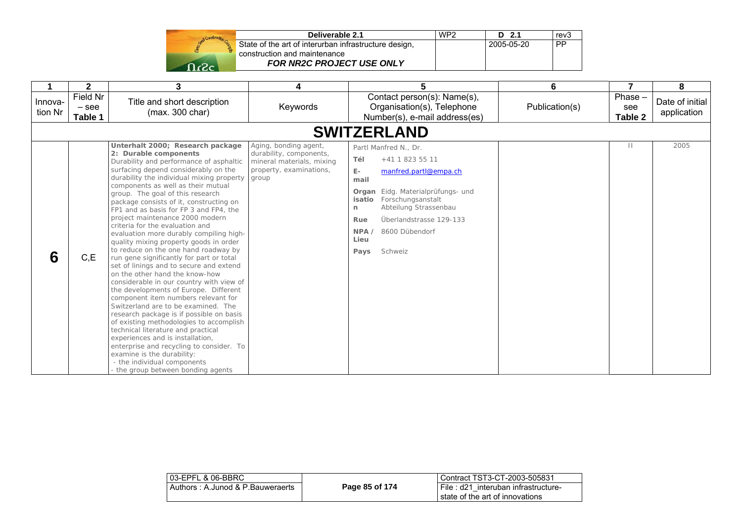| 1 | 2 | 3 | 4 | 5 | 6 | 7 | 8 |
|---|---|---|---|---|---|---|---|
| Innova-tion Nr | Field Nr – see Table 1 | Title and short description (max. 300 char) | Keywords | Contact person(s): Name(s), Organisation(s), Telephone Number(s), e-mail address(es) | Publication(s) | Phase – see Table 2 | Date of initial application |
| | | | | **SWITZERLAND** | | | |
| **6** | C,E | **Unterhalt 2000; Research package 2: Durable components** Durability and performance of asphaltic surfacing depend considerably on the durability the individual mixing property components as well as their mutual group. The goal of this research package consists of it, constructing on FP1 and as basis for FP 3 and FP4, the project maintenance 2000 modern criteria for the evaluation and evaluation more durably compiling high-quality mixing property goods in order to reduce on the one hand roadway by run gene significantly for part or total set of linings and to secure and extend on the other hand the know-how considerable in our country with view of the developments of Europe. Different component item numbers relevant for Switzerland are to be examined. The research package is if possible on basis of existing methodologies to accomplish technical literature and practical experiences and is installation, enterprise and recycling to consider. To examine is the durability:<br>- the individual components<br>- the group between bonding agents | Aging, bonding agent, durability, components, mineral materials, mixing property, examinations, group | Partl Manfred N., Dr.<br>**Tél** +41 1 823 55 11<br>**E-mail** manfred.partl@empa.ch<br>**Organisation** Eidg. Materialprüfungs- und Forschungsanstalt Abteilung Strassenbau<br>**Rue** Überlandstrasse 129-133<br>**NPA / Lieu** 8600 Dübendorf<br>**Pays** Schweiz | | II | 2005 |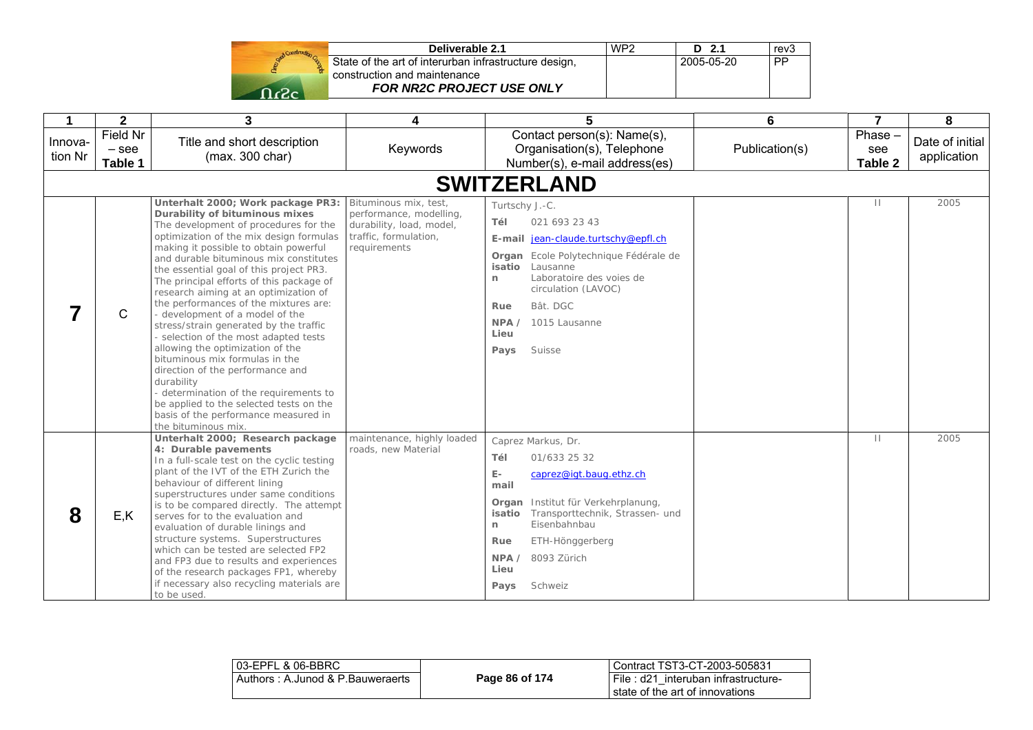| 1 | 2 | 3 | 4 | 5 | 6 | 7 | 8 |
|---|---|---|---|---|---|---|---|
| Innova-tion Nr | Field Nr – see Table 1 | Title and short description (max. 300 char) | Keywords | Contact person(s): Name(s), Organisation(s), Telephone Number(s), e-mail address(es) | Publication(s) | Phase – see Table 2 | Date of initial application |
| | | | | **SWITZERLAND** | | | |
| **7** | C | **Unterhalt 2000; Work package PR3: Durability of bituminous mixes** The development of procedures for the optimization of the mix design formulas making it possible to obtain powerful and durable bituminous mix constitutes the essential goal of this project PR3. The principal efforts of this package of research aiming at an optimization of the performances of the mixtures are: - development of a model of the stress/strain generated by the traffic - selection of the most adapted tests allowing the optimization of the bituminous mix formulas in the direction of the performance and durability - determination of the requirements to be applied to the selected tests on the basis of the performance measured in the bituminous mix. | Bituminous mix, test, performance, modelling, durability, load, model, traffic, formulation, requirements | Turtschy J.-C. **Tél** 021 693 23 43 **E-mail** jean-claude.turtschy@epfl.ch **Organisation** Ecole Polytechnique Fédérale de Lausanne Laboratoire des voies de circulation (LAVOC) **Rue** Bât. DGC **NPA / Lieu** 1015 Lausanne **Pays** Suisse | | II | 2005 |
| **8** | E,K | **Unterhalt 2000; Research package 4: Durable pavements** In a full-scale test on the cyclic testing plant of the IVT of the ETH Zurich the behaviour of different lining superstructures under same conditions is to be compared directly. The attempt serves for to the evaluation and evaluation of durable linings and structure systems. Superstructures which can be tested are selected FP2 and FP3 due to results and experiences of the research packages FP1, whereby if necessary also recycling materials are to be used. | maintenance, highly loaded roads, new Material | Caprez Markus, Dr. **Tél** 01/633 25 32 **E-mail** caprez@igt.baug.ethz.ch **Organisation** Institut für Verkehrplanung, Transporttechnik, Strassen- und Eisenbahnbau **Rue** ETH-Hönggerberg **NPA / Lieu** 8093 Zürich **Pays** Schweiz | | II | 2005 |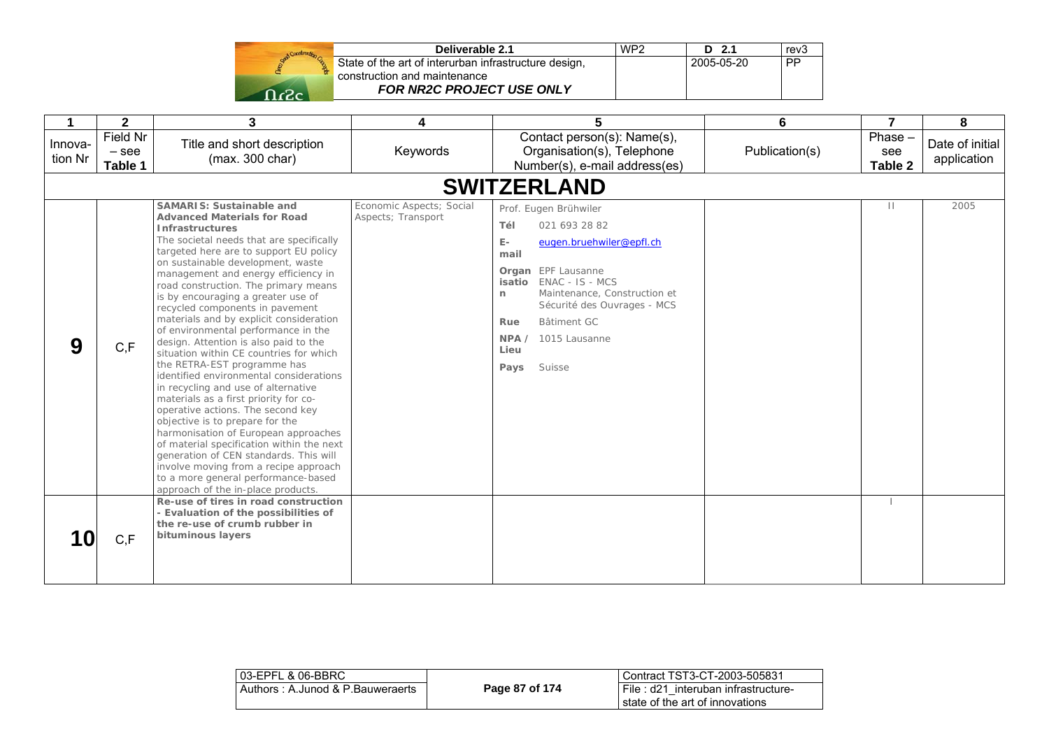| 1 | 2 | 3 | 4 | 5 | 6 | 7 | 8 |
|---|---|---|---|---|---|---|---|
| Innovation Nr | Field Nr – see Table 1 | Title and short description (max. 300 char) | Keywords | Contact person(s): Name(s), Organisation(s), Telephone Number(s), e-mail address(es) | Publication(s) | Phase – see Table 2 | Date of initial application |
| | | | | **SWITZERLAND** | | | |
| **9** | C,F | **SAMARIS: Sustainable and Advanced Materials for Road Infrastructures** The societal needs that are specifically targeted here are to support EU policy on sustainable development, waste management and energy efficiency in road construction. The primary means is by encouraging a greater use of recycled components in pavement materials and by explicit consideration of environmental performance in the design. Attention is also paid to the situation within CE countries for which the RETRA-EST programme has identified environmental considerations in recycling and use of alternative materials as a first priority for co-operative actions. The second key objective is to prepare for the harmonisation of European approaches of material specification within the next generation of CEN standards. This will involve moving from a recipe approach to a more general performance-based approach of the in-place products. | Economic Aspects; Social Aspects; Transport | Prof. Eugen Brühwiler<br>**Tél** 021 693 28 82<br>**E-mail** eugen.bruehwiler@epfl.ch<br>**Organisation** EPF Lausanne ENAC - IS - MCS Maintenance, Construction et Sécurité des Ouvrages - MCS<br>**Rue** Bâtiment GC<br>**NPA / Lieu** 1015 Lausanne<br>**Pays** Suisse | | II | 2005 |
| **10** | C,F | **Re-use of tires in road construction - Evaluation of the possibilities of the re-use of crumb rubber in bituminous layers** | | | | I | |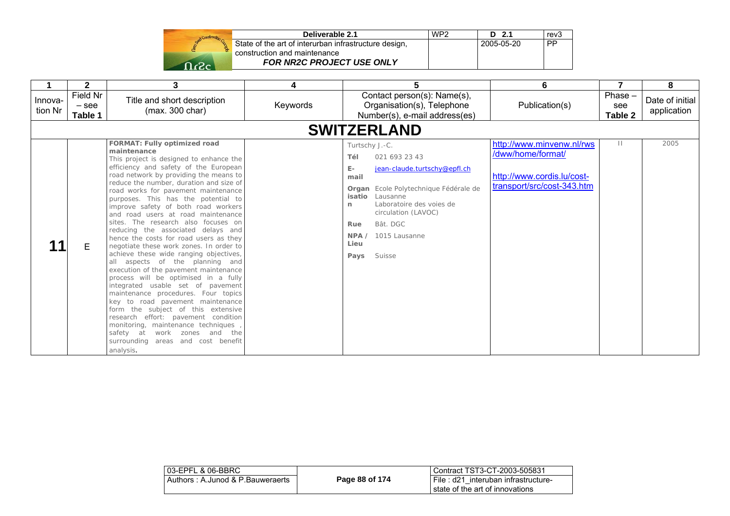| 1 | 2 | 3 | 4 | 5 | 6 | 7 | 8 |
|---|---|---|---|---|---|---|---|
| Innovation Nr | Field Nr – see Table 1 | Title and short description (max. 300 char) | Keywords | Contact person(s): Name(s), Organisation(s), Telephone Number(s), e-mail address(es) | Publication(s) | Phase – see Table 2 | Date of initial application |
| **SWITZERLAND** | | | | | | | |
| **11** | E | **FORMAT: Fully optimized road maintenance** This project is designed to enhance the efficiency and safety of the European road network by providing the means to reduce the number, duration and size of road works for pavement maintenance purposes. This has the potential to improve safety of both road workers and road users at road maintenance sites. The research also focuses on reducing the associated delays and hence the costs for road users as they negotiate these work zones. In order to achieve these wide ranging objectives, all aspects of the planning and execution of the pavement maintenance process will be optimised in a fully integrated usable set of pavement maintenance procedures. Four topics key to road pavement maintenance form the subject of this extensive research effort: pavement condition monitoring, maintenance techniques , safety at work zones and the surrounding areas and cost benefit analysis. | | Turtschy J.-C. **Tél** 021 693 23 43 **E-mail** jean-claude.turtschy@epfl.ch **Organisation** Ecole Polytechnique Fédérale de Lausanne Laboratoire des voies de circulation (LAVOC) **Rue** Bât. DGC **NPA / Lieu** 1015 Lausanne **Pays** Suisse | http://www.minvenw.nl/rws/dww/home/format/ http://www.cordis.lu/cost-transport/src/cost-343.htm | II | 2005 |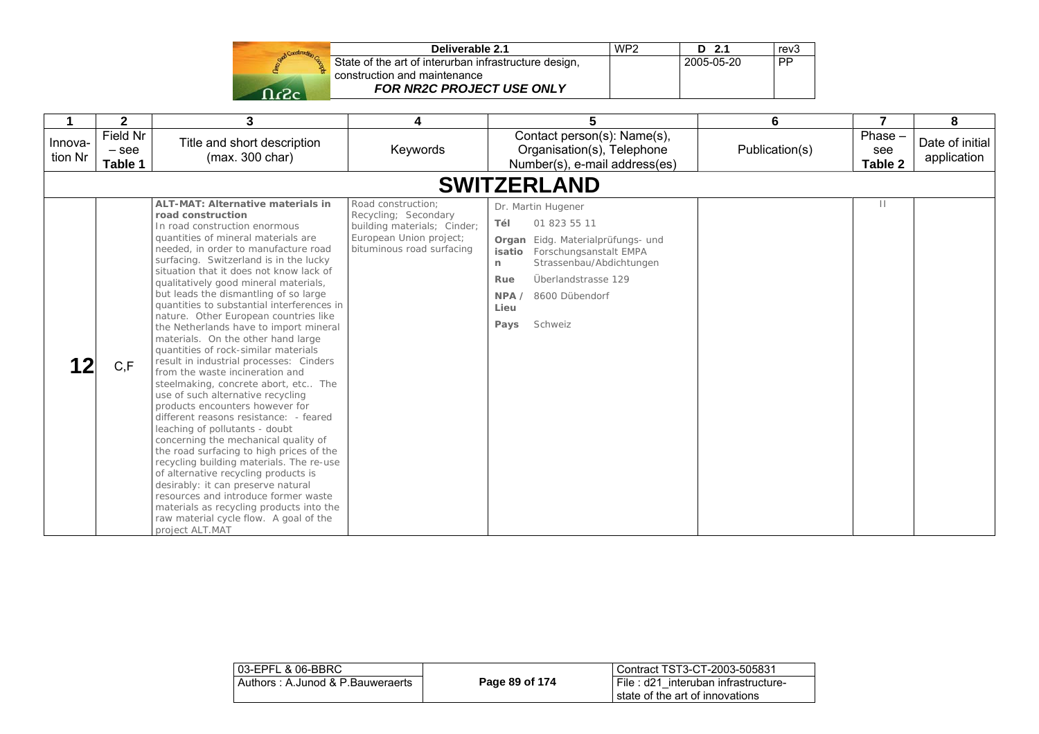| 1 | 2 | 3 | 4 | 5 | 6 | 7 | 8 |
|---|---|---|---|---|---|---|---|
| Innovation Nr | Field Nr – see Table 1 | Title and short description (max. 300 char) | Keywords | Contact person(s): Name(s), Organisation(s), Telephone Number(s), e-mail address(es) | Publication(s) | Phase – see Table 2 | Date of initial application |
| **SWITZERLAND** | | | | | | | |
| **12** | C,F | **ALT-MAT: Alternative materials in road construction** In road construction enormous quantities of mineral materials are needed, in order to manufacture road surfacing. Switzerland is in the lucky situation that it does not know lack of qualitatively good mineral materials, but leads the dismantling of so large quantities to substantial interferences in nature. Other European countries like the Netherlands have to import mineral materials. On the other hand large quantities of rock-similar materials result in industrial processes: Cinders from the waste incineration and steelmaking, concrete abort, etc.. The use of such alternative recycling products encounters however for different reasons resistance: - feared leaching of pollutants - doubt concerning the mechanical quality of the road surfacing to high prices of the recycling building materials. The re-use of alternative recycling products is desirably: it can preserve natural resources and introduce former waste materials as recycling products into the raw material cycle flow. A goal of the project ALT.MAT | Road construction; Recycling; Secondary building materials; Cinder; European Union project; bituminous road surfacing | Dr. Martin Hugener<br>**Tél** 01 823 55 11<br>**Organisation** Eidg. Materialprüfungs- und Forschungsanstalt EMPA Strassenbau/Abdichtungen<br>**Rue** Überlandstrasse 129<br>**NPA / Lieu** 8600 Dübendorf<br>**Pays** Schweiz | | II | |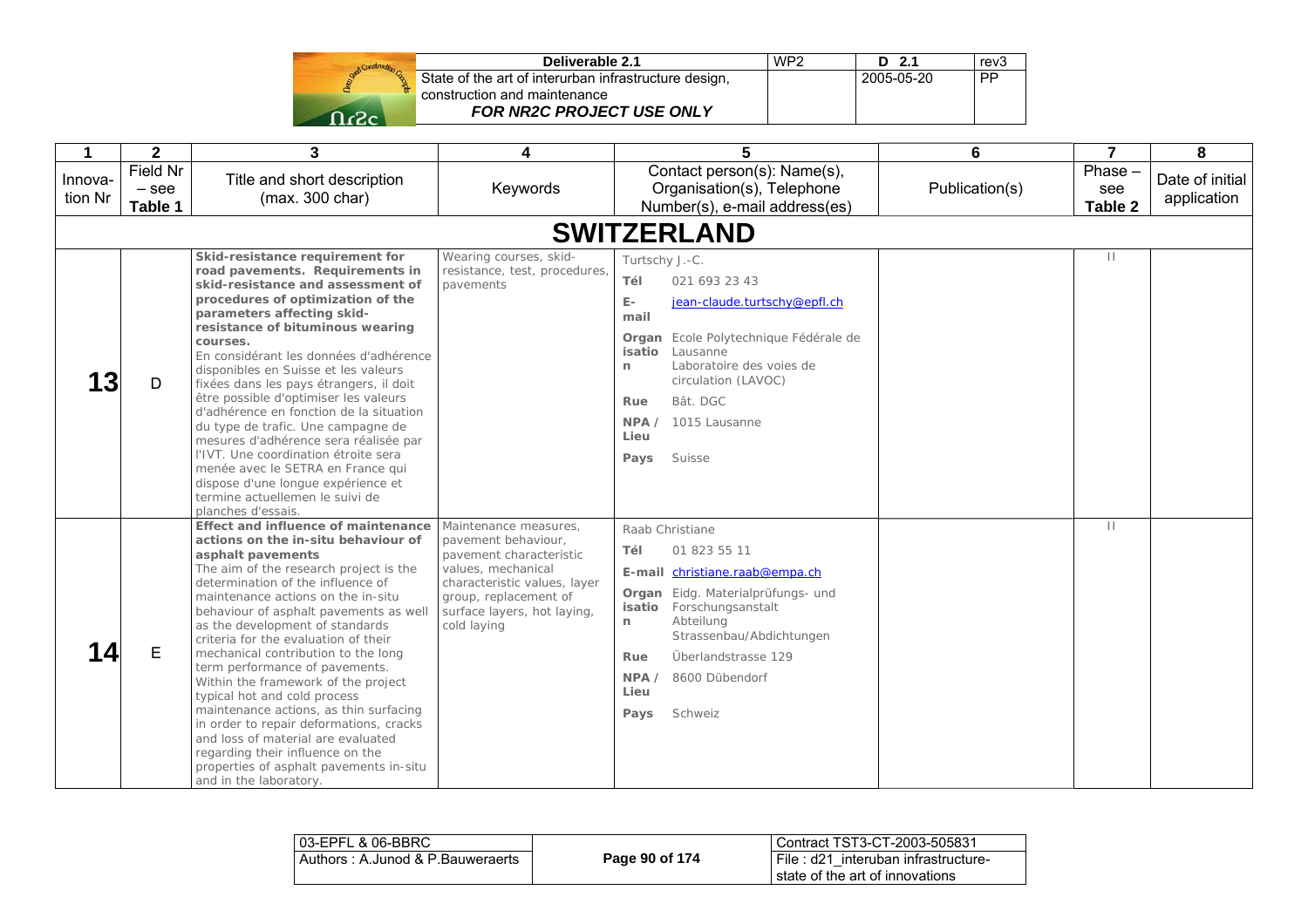| 1 | 2 | 3 | 4 | 5 | 6 | 7 | 8 |
|---|---|---|---|---|---|---|---|
| Innovation Nr | Field Nr – see Table 1 | Title and short description (max. 300 char) | Keywords | Contact person(s): Name(s), Organisation(s), Telephone Number(s), e-mail address(es) | Publication(s) | Phase – see Table 2 | Date of initial application |
| | | | | **SWITZERLAND** | | | |
| **13** | D | **Skid-resistance requirement for road pavements. Requirements in skid-resistance and assessment of procedures of optimization of the parameters affecting skid-resistance of bituminous wearing courses.** En considérant les données d'adhérence disponibles en Suisse et les valeurs fixées dans les pays étrangers, il doit être possible d'optimiser les valeurs d'adhérence en fonction de la situation du type de trafic. Une campagne de mesures d'adhérence sera réalisée par l'IVT. Une coordination étroite sera menée avec le SETRA en France qui dispose d'une longue expérience et termine actuellemen le suivi de planches d'essais. | Wearing courses, skid-resistance, test, procedures, pavements | Turtschy J.-C. **Tél** 021 693 23 43 **E-mail** jean-claude.turtschy@epfl.ch **Organisation** Ecole Polytechnique Fédérale de Lausanne Laboratoire des voies de circulation (LAVOC) **Rue** Bât. DGC **NPA / Lieu** 1015 Lausanne **Pays** Suisse | | II | |
| **14** | E | **Effect and influence of maintenance actions on the in-situ behaviour of asphalt pavements** The aim of the research project is the determination of the influence of maintenance actions on the in-situ behaviour of asphalt pavements as well as the development of standards criteria for the evaluation of their mechanical contribution to the long term performance of pavements. Within the framework of the project typical hot and cold process maintenance actions, as thin surfacing in order to repair deformations, cracks and loss of material are evaluated regarding their influence on the properties of asphalt pavements in-situ and in the laboratory. | Maintenance measures, pavement behaviour, pavement characteristic values, mechanical characteristic values, layer group, replacement of surface layers, hot laying, cold laying | Raab Christiane **Tél** 01 823 55 11 **E-mail** christiane.raab@empa.ch **Organisation** Eidg. Materialprüfungs- und Forschungsanstalt Abteilung Strassenbau/Abdichtungen **Rue** Überlandstrasse 129 **NPA / Lieu** 8600 Dübendorf **Pays** Schweiz | | II | |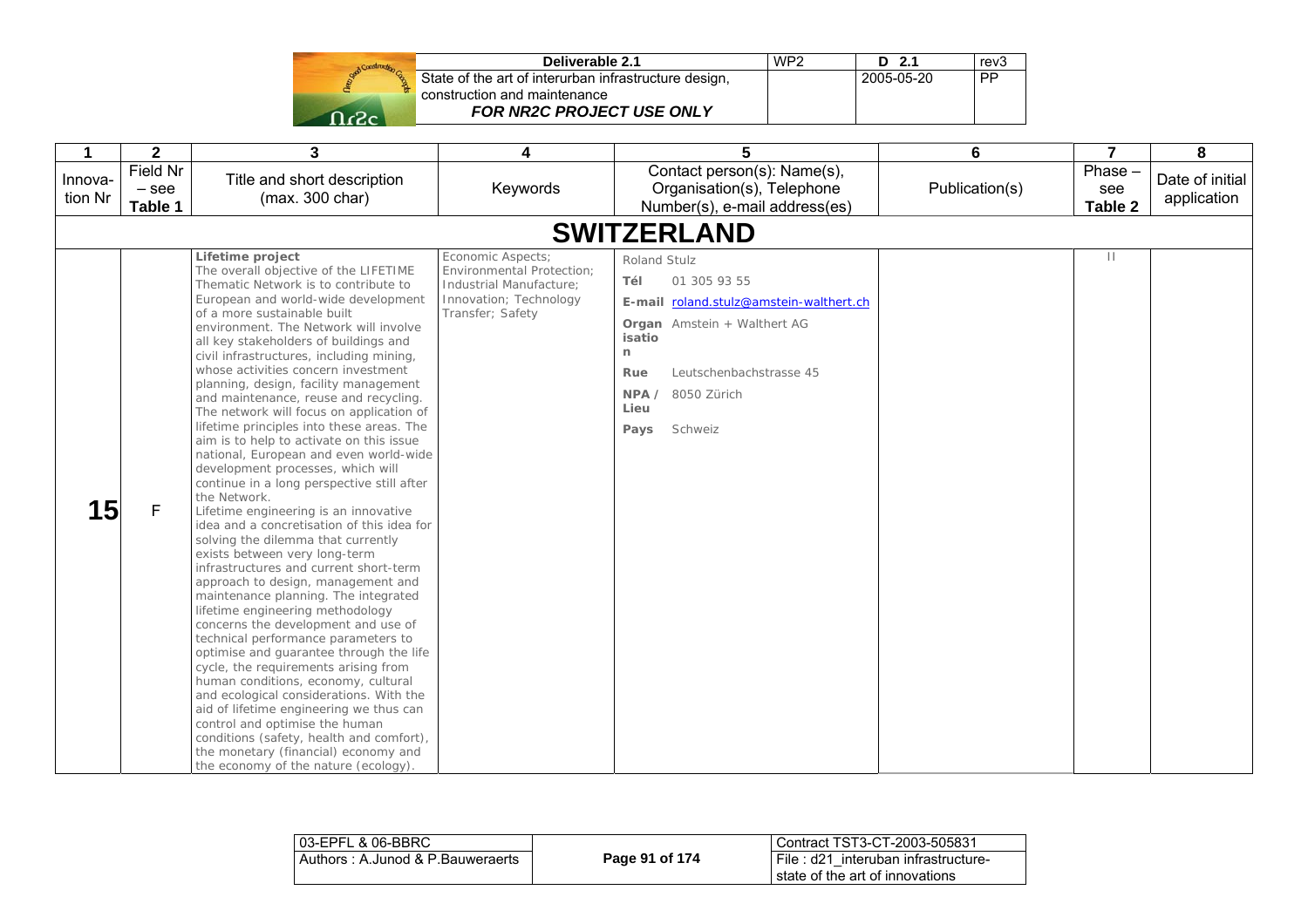| 1 | 2 | 3 | 4 | 5 | 6 | 7 | 8 |
|---|---|---|---|---|---|---|---|
| Innovation Nr | Field Nr – see Table 1 | Title and short description (max. 300 char) | Keywords | Contact person(s): Name(s), Organisation(s), Telephone Number(s), e-mail address(es) | Publication(s) | Phase – see Table 2 | Date of initial application |
| **SWITZERLAND** | | | | | | | |
| **15** | F | **Lifetime project** The overall objective of the LIFETIME Thematic Network is to contribute to European and world-wide development of a more sustainable built environment. The Network will involve all key stakeholders of buildings and civil infrastructures, including mining, whose activities concern investment planning, design, facility management and maintenance, reuse and recycling. The network will focus on application of lifetime principles into these areas. The aim is to help to activate on this issue national, European and even world-wide development processes, which will continue in a long perspective still after the Network. Lifetime engineering is an innovative idea and a concretisation of this idea for solving the dilemma that currently exists between very long-term infrastructures and current short-term approach to design, management and maintenance planning. The integrated lifetime engineering methodology concerns the development and use of technical performance parameters to optimise and guarantee through the life cycle, the requirements arising from human conditions, economy, cultural and ecological considerations. With the aid of lifetime engineering we thus can control and optimise the human conditions (safety, health and comfort), the monetary (financial) economy and the economy of the nature (ecology). | Economic Aspects; Environmental Protection; Industrial Manufacture; Innovation; Technology Transfer; Safety | Roland Stulz<br>**Tél** 01 305 93 55<br>**E-mail** roland.stulz@amstein-walthert.ch<br>**Organisation** Amstein + Walthert AG<br>**Rue** Leutschenbachstrasse 45<br>**NPA / Lieu** 8050 Zürich<br>**Pays** Schweiz | | II | |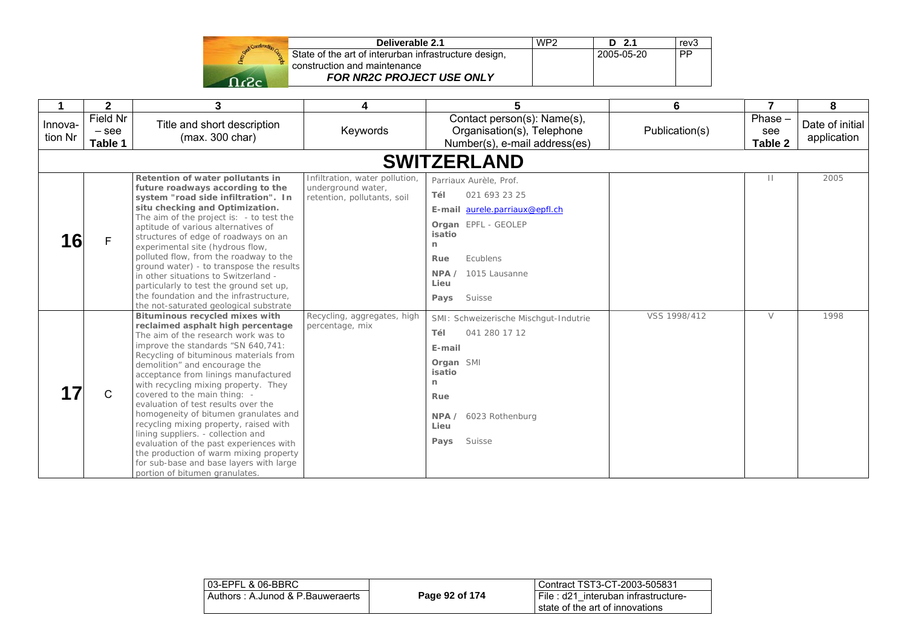| 1 | 2 | 3 | 4 | 5 | 6 | 7 | 8 |
|---|---|---|---|---|---|---|---|
| Innova-tion Nr | Field Nr – see Table 1 | Title and short description (max. 300 char) | Keywords | Contact person(s): Name(s), Organisation(s), Telephone Number(s), e-mail address(es) | Publication(s) | Phase – see Table 2 | Date of initial application |
| **SWITZERLAND** | | | | | | | |
| **16** | F | **Retention of water pollutants in future roadways according to the system "road side infiltration". In situ checking and Optimization.** The aim of the project is: - to test the aptitude of various alternatives of structures of edge of roadways on an experimental site (hydrous flow, polluted flow, from the roadway to the ground water) - to transpose the results in other situations to Switzerland - particularly to test the ground set up, the foundation and the infrastructure, the not-saturated geological substrate | Infiltration, water pollution, underground water, retention, pollutants, soil | Parriaux Aurèle, Prof.<br>**Tél** 021 693 23 25<br>**E-mail** aurele.parriaux@epfl.ch<br>**Organisation** EPFL - GEOLEP<br>**Rue** Ecublens<br>**NPA / Lieu** 1015 Lausanne<br>**Pays** Suisse | | II | 2005 |
| **17** | C | **Bituminous recycled mixes with reclaimed asphalt high percentage** The aim of the research work was to improve the standards "SN 640,741: Recycling of bituminous materials from demolition" and encourage the acceptance from linings manufactured with recycling mixing property. They covered to the main thing: - evaluation of test results over the homogeneity of bitumen granulates and recycling mixing property, raised with lining suppliers. - collection and evaluation of the past experiences with the production of warm mixing property for sub-base and base layers with large portion of bitumen granulates. | Recycling, aggregates, high percentage, mix | SMI: Schweizerische Mischgut-Indutrie<br>**Tél** 041 280 17 12<br>**E-mail**<br>**Organisation** SMI<br>**Rue**<br>**NPA / Lieu** 6023 Rothenburg<br>**Pays** Suisse | VSS 1998/412 | V | 1998 |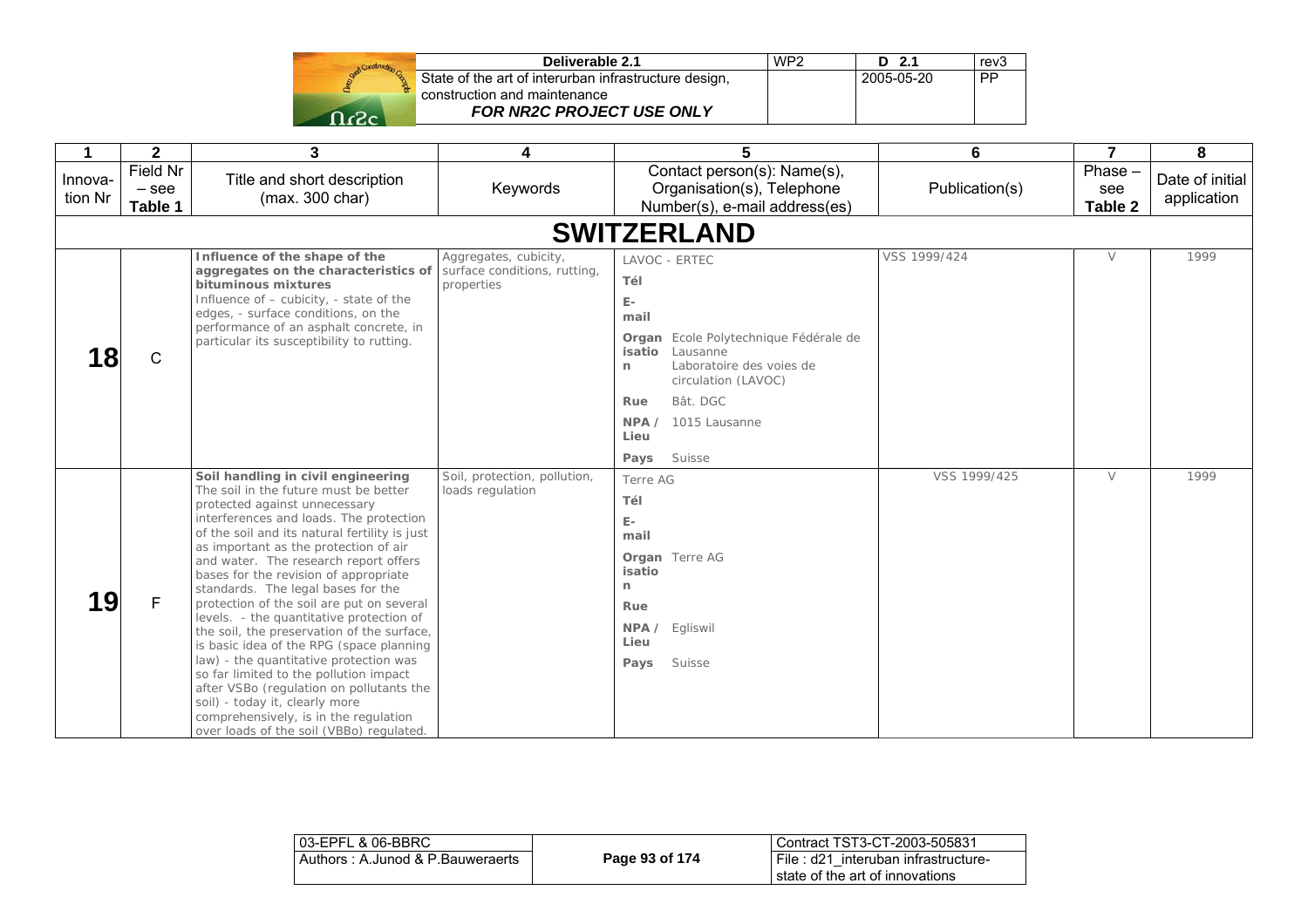| 1 | 2 | 3 | 4 | 5 | 6 | 7 | 8 |
|---|---|---|---|---|---|---|---|
| Innova-tion Nr | Field Nr – see Table 1 | Title and short description (max. 300 char) | Keywords | Contact person(s): Name(s), Organisation(s), Telephone Number(s), e-mail address(es) | Publication(s) | Phase – see Table 2 | Date of initial application |
| **SWITZERLAND** | | | | | | | |
| **18** | C | **Influence of the shape of the aggregates on the characteristics of bituminous mixtures** Influence of – cubicity, - state of the edges, - surface conditions, on the performance of an asphalt concrete, in particular its susceptibility to rutting. | Aggregates, cubicity, surface conditions, rutting, properties | LAVOC - ERTEC<br>**Tél**<br>**E-mail**<br>**Organisation** Ecole Polytechnique Fédérale de Lausanne Laboratoire des voies de circulation (LAVOC)<br>**Rue** Bât. DGC<br>**NPA / Lieu** 1015 Lausanne<br>**Pays** Suisse | VSS 1999/424 | V | 1999 |
| **19** | F | **Soil handling in civil engineering** The soil in the future must be better protected against unnecessary interferences and loads. The protection of the soil and its natural fertility is just as important as the protection of air and water. The research report offers bases for the revision of appropriate standards. The legal bases for the protection of the soil are put on several levels. - the quantitative protection of the soil, the preservation of the surface, is basic idea of the RPG (space planning law) - the quantitative protection was so far limited to the pollution impact after VSBo (regulation on pollutants the soil) - today it, clearly more comprehensively, is in the regulation over loads of the soil (VBBo) regulated. | Soil, protection, pollution, loads regulation | Terre AG<br>**Tél**<br>**E-mail**<br>**Organisation** Terre AG<br>**Rue**<br>**NPA / Lieu** Egliswil<br>**Pays** Suisse | VSS 1999/425 | V | 1999 |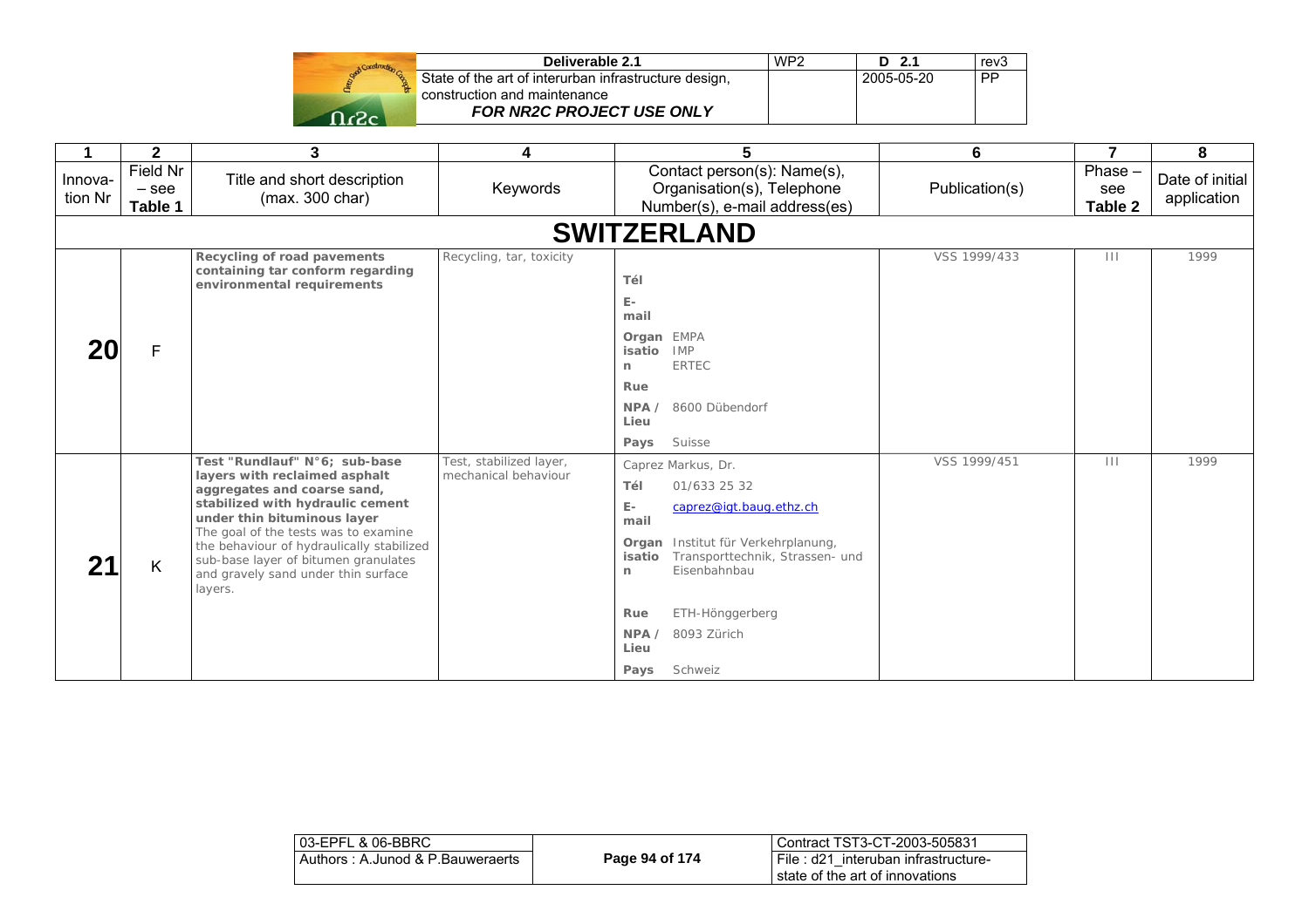| 1 | 2 | 3 | 4 | 5 | 6 | 7 | 8 |
|---|---|---|---|---|---|---|---|
| Innova-tion Nr | Field Nr – see **Table 1** | Title and short description (max. 300 char) | Keywords | Contact person(s): Name(s), Organisation(s), Telephone Number(s), e-mail address(es) | Publication(s) | Phase – see **Table 2** | Date of initial application |
| | | | **SWITZERLAND** | | | | |
| **20** | F | **Recycling of road pavements containing tar conform regarding environmental requirements** | Recycling, tar, toxicity | **Tél** <br> **E-mail** <br> **Organisation** EMPA IMP ERTEC <br> **Rue** <br> **NPA / Lieu** 8600 Dübendorf <br> **Pays** Suisse | VSS 1999/433 | III | 1999 |
| **21** | K | **Test "Rundlauf" N°6; sub-base layers with reclaimed asphalt aggregates and coarse sand, stabilized with hydraulic cement under thin bituminous layer** The goal of the tests was to examine the behaviour of hydraulically stabilized sub-base layer of bitumen granulates and gravely sand under thin surface layers. | Test, stabilized layer, mechanical behaviour | Caprez Markus, Dr. <br> **Tél** 01/633 25 32 <br> **E-mail** caprez@igt.baug.ethz.ch <br> **Organisation** Institut für Verkehrplanung, Transporttechnik, Strassen- und Eisenbahnbau <br> **Rue** ETH-Hönggerberg <br> **NPA / Lieu** 8093 Zürich <br> **Pays** Schweiz | VSS 1999/451 | III | 1999 |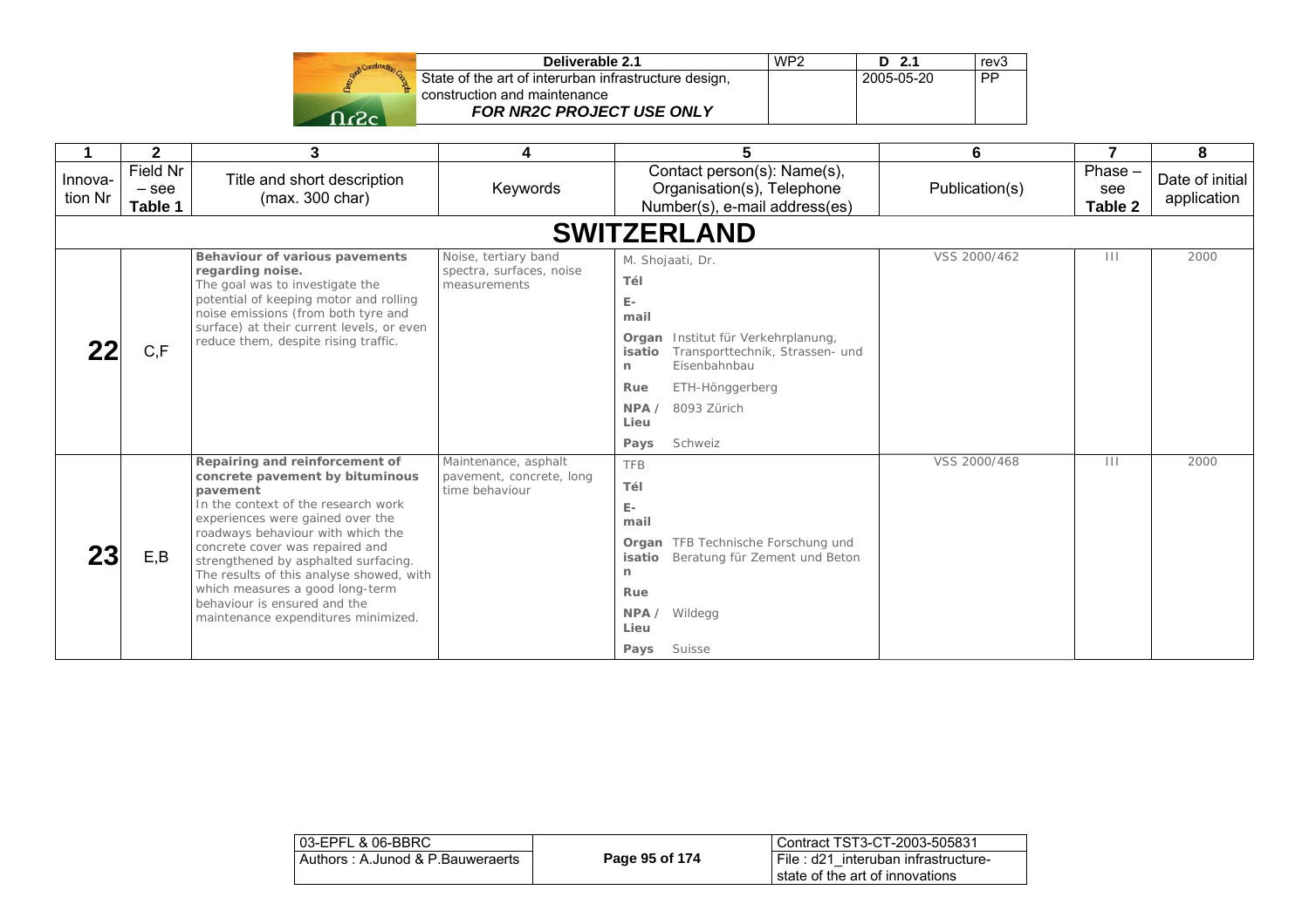| 1 | 2 | 3 | 4 | 5 | 6 | 7 | 8 |
|---|---|---|---|---|---|---|---|
| Innovation Nr | Field Nr – see Table 1 | Title and short description (max. 300 char) | Keywords | Contact person(s): Name(s), Organisation(s), Telephone Number(s), e-mail address(es) | Publication(s) | Phase – see Table 2 | Date of initial application |
| **SWITZERLAND** | | | | | | | |
| **22** | C,F | **Behaviour of various pavements regarding noise.** The goal was to investigate the potential of keeping motor and rolling noise emissions (from both tyre and surface) at their current levels, or even reduce them, despite rising traffic. | Noise, tertiary band spectra, surfaces, noise measurements | M. Shojaati, Dr.<br>**Tél**<br>**E-mail**<br>**Organisation** Institut für Verkehrplanung, Transporttechnik, Strassen- und Eisenbahnbau<br>**Rue** ETH-Hönggerberg<br>**NPA / Lieu** 8093 Zürich<br>**Pays** Schweiz | VSS 2000/462 | III | 2000 |
| **23** | E,B | **Repairing and reinforcement of concrete pavement by bituminous pavement** In the context of the research work experiences were gained over the roadways behaviour with which the concrete cover was repaired and strengthened by asphalted surfacing. The results of this analyse showed, with which measures a good long-term behaviour is ensured and the maintenance expenditures minimized. | Maintenance, asphalt pavement, concrete, long time behaviour | TFB<br>**Tél**<br>**E-mail**<br>**Organisation** TFB Technische Forschung und Beratung für Zement und Beton<br>**Rue**<br>**NPA / Lieu** Wildegg<br>**Pays** Suisse | VSS 2000/468 | III | 2000 |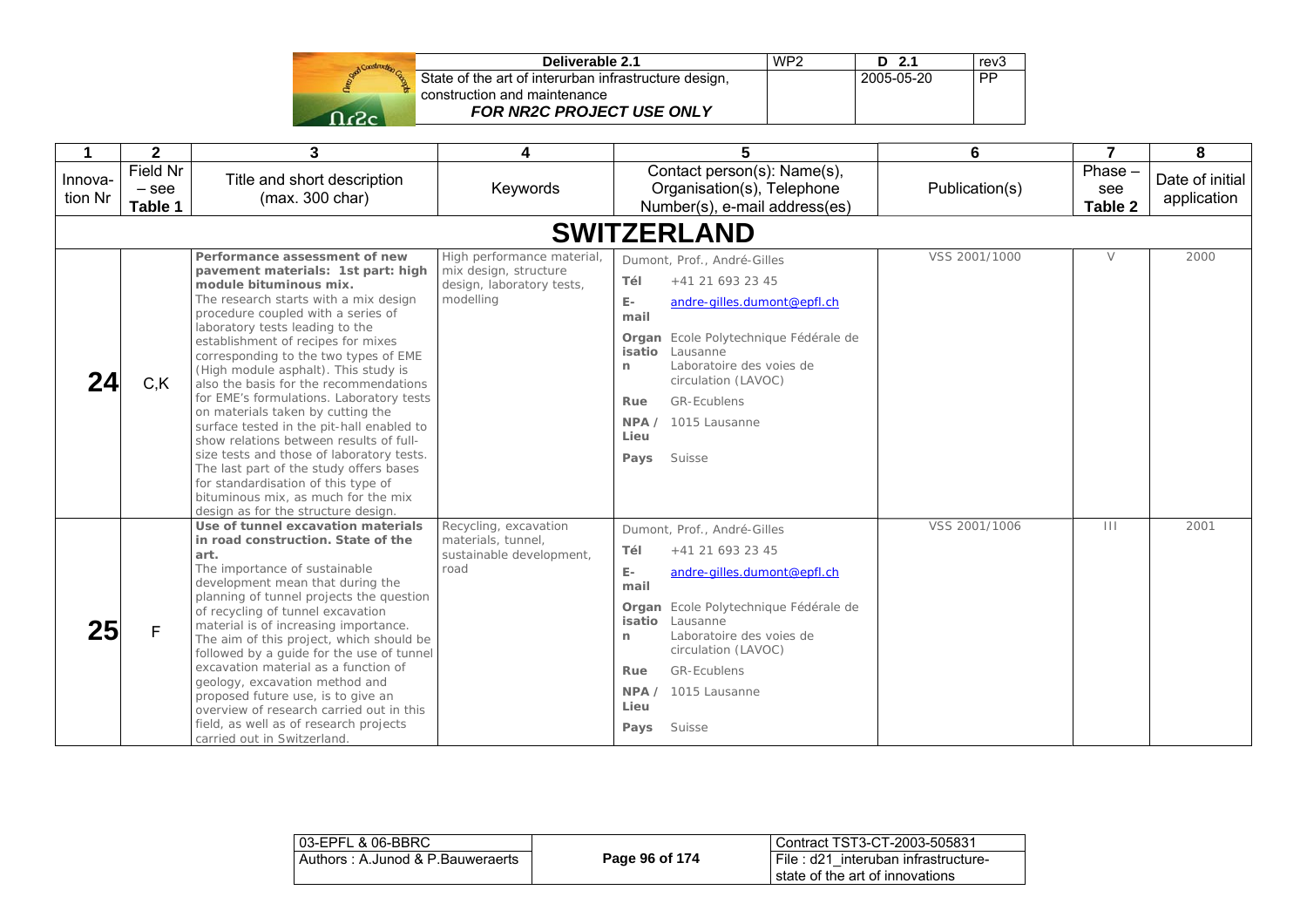| 1 | 2 | 3 | 4 | 5 | 6 | 7 | 8 |
|---|---|---|---|---|---|---|---|
| Innova-tion Nr | Field Nr – see Table 1 | Title and short description (max. 300 char) | Keywords | Contact person(s): Name(s), Organisation(s), Telephone Number(s), e-mail address(es) | Publication(s) | Phase – see Table 2 | Date of initial application |
| **SWITZERLAND** | | | | | | | |
| **24** | C,K | **Performance assessment of new pavement materials: 1st part: high module bituminous mix.** The research starts with a mix design procedure coupled with a series of laboratory tests leading to the establishment of recipes for mixes corresponding to the two types of EME (High module asphalt). This study is also the basis for the recommendations for EME's formulations. Laboratory tests on materials taken by cutting the surface tested in the pit-hall enabled to show relations between results of full-size tests and those of laboratory tests. The last part of the study offers bases for standardisation of this type of bituminous mix, as much for the mix design as for the structure design. | High performance material, mix design, structure design, laboratory tests, modelling | Dumont, Prof., André-Gilles<br>**Tél** +41 21 693 23 45<br>**E-mail** andre-gilles.dumont@epfl.ch<br>**Organisation** Ecole Polytechnique Fédérale de Lausanne Laboratoire des voies de circulation (LAVOC)<br>**Rue** GR-Ecublens<br>**NPA / Lieu** 1015 Lausanne<br>**Pays** Suisse | VSS 2001/1000 | V | 2000 |
| **25** | F | **Use of tunnel excavation materials in road construction. State of the art.** The importance of sustainable development mean that during the planning of tunnel projects the question of recycling of tunnel excavation material is of increasing importance. The aim of this project, which should be followed by a guide for the use of tunnel excavation material as a function of geology, excavation method and proposed future use, is to give an overview of research carried out in this field, as well as of research projects carried out in Switzerland. | Recycling, excavation materials, tunnel, sustainable development, road | Dumont, Prof., André-Gilles<br>**Tél** +41 21 693 23 45<br>**E-mail** andre-gilles.dumont@epfl.ch<br>**Organisation** Ecole Polytechnique Fédérale de Lausanne Laboratoire des voies de circulation (LAVOC)<br>**Rue** GR-Ecublens<br>**NPA / Lieu** 1015 Lausanne<br>**Pays** Suisse | VSS 2001/1006 | III | 2001 |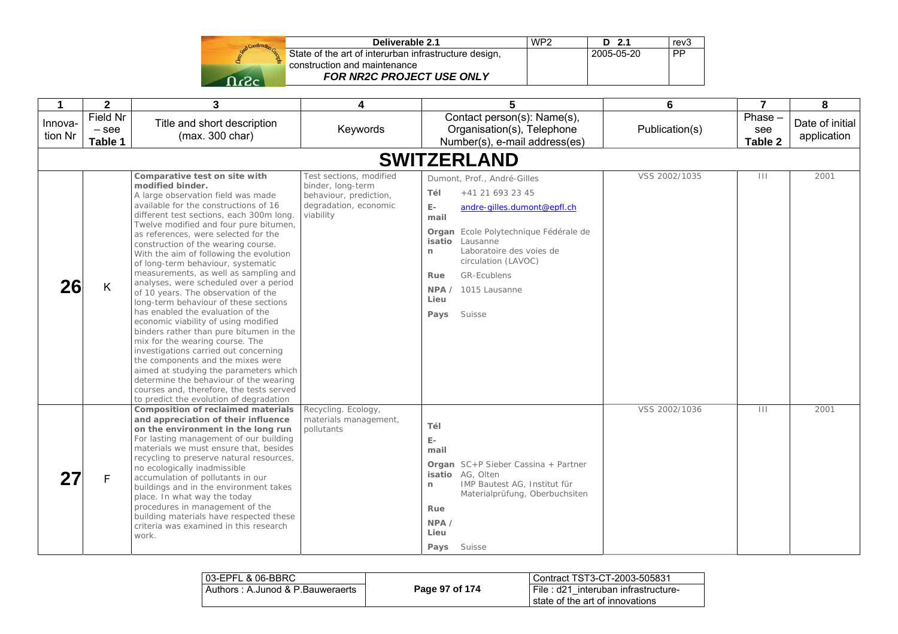| 1 | 2 | 3 | 4 | 5 | 6 | 7 | 8 |
|---|---|---|---|---|---|---|---|
| Innova-tion Nr | Field Nr – see Table 1 | Title and short description (max. 300 char) | Keywords | Contact person(s): Name(s), Organisation(s), Telephone Number(s), e-mail address(es) | Publication(s) | Phase – see Table 2 | Date of initial application |
| **SWITZERLAND** | | | | | | | |
| **26** | K | **Comparative test on site with modified binder.** A large observation field was made available for the constructions of 16 different test sections, each 300m long. Twelve modified and four pure bitumen, as references, were selected for the construction of the wearing course. With the aim of following the evolution of long-term behaviour, systematic measurements, as well as sampling and analyses, were scheduled over a period of 10 years. The observation of the long-term behaviour of these sections has enabled the evaluation of the economic viability of using modified binders rather than pure bitumen in the mix for the wearing course. The investigations carried out concerning the components and the mixes were aimed at studying the parameters which determine the behaviour of the wearing courses and, therefore, the tests served to predict the evolution of degradation | Test sections, modified binder, long-term behaviour, prediction, degradation, economic viability | Dumont, Prof., André-Gilles<br>**Tél** +41 21 693 23 45<br>**E-mail** andre-gilles.dumont@epfl.ch<br>**Organisation** Ecole Polytechnique Fédérale de Lausanne Laboratoire des voies de circulation (LAVOC)<br>**Rue** GR-Ecublens<br>**NPA / Lieu** 1015 Lausanne<br>**Pays** Suisse | VSS 2002/1035 | III | 2001 |
| **27** | F | **Composition of reclaimed materials and appreciation of their influence on the environment in the long run** For lasting management of our building materials we must ensure that, besides recycling to preserve natural resources, no ecologically inadmissible accumulation of pollutants in our buildings and in the environment takes place. In what way the today procedures in management of the building materials have respected these criteria was examined in this research work. | Recycling. Ecology, materials management, pollutants | **Tél**<br>**E-mail**<br>**Organisation** SC+P Sieber Cassina + Partner AG, Olten IMP Bautest AG, Institut für Materialprüfung, Oberbuchsiten<br>**Rue**<br>**NPA / Lieu**<br>**Pays** Suisse | VSS 2002/1036 | III | 2001 |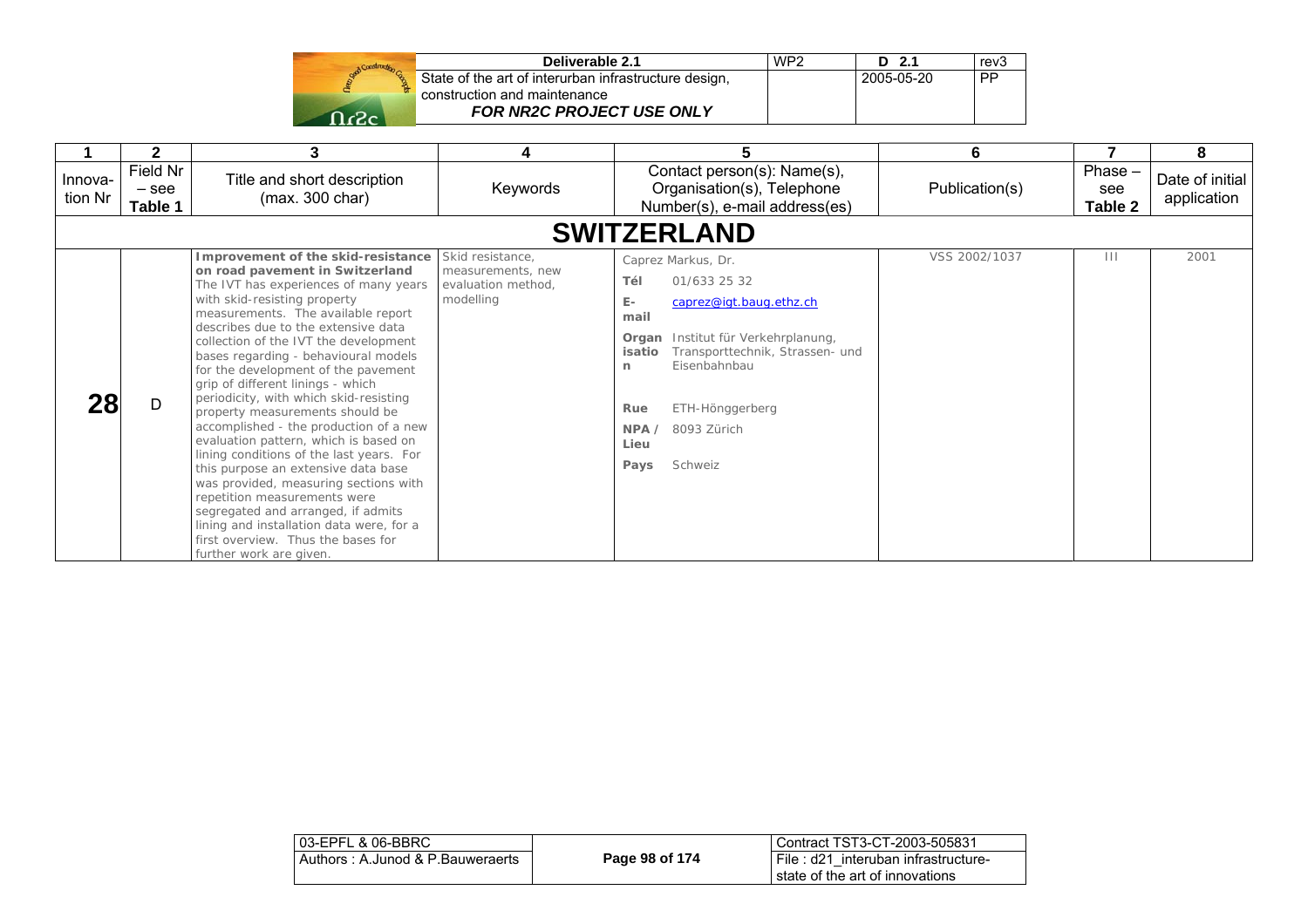| 1 | 2 | 3 | 4 | 5 | 6 | 7 | 8 |
|---|---|---|---|---|---|---|---|
| Innovation Nr | Field Nr – see Table 1 | Title and short description (max. 300 char) | Keywords | Contact person(s): Name(s), Organisation(s), Telephone Number(s), e-mail address(es) | Publication(s) | Phase – see Table 2 | Date of initial application |
| **SWITZERLAND** | | | | | | | |
| **28** | D | **Improvement of the skid-resistance on road pavement in Switzerland** The IVT has experiences of many years with skid-resisting property measurements. The available report describes due to the extensive data collection of the IVT the development bases regarding - behavioural models for the development of the pavement grip of different linings - which periodicity, with which skid-resisting property measurements should be accomplished - the production of a new evaluation pattern, which is based on lining conditions of the last years. For this purpose an extensive data base was provided, measuring sections with repetition measurements were segregated and arranged, if admits lining and installation data were, for a first overview. Thus the bases for further work are given. | Skid resistance, measurements, new evaluation method, modelling | Caprez Markus, Dr.<br>**Tél** 01/633 25 32<br>**E-mail** caprez@igt.baug.ethz.ch<br>**Organisation** Institut für Verkehrplanung, Transporttechnik, Strassen- und Eisenbahnbau<br>**Rue** ETH-Hönggerberg<br>**NPA / Lieu** 8093 Zürich<br>**Pays** Schweiz | VSS 2002/1037 | III | 2001 |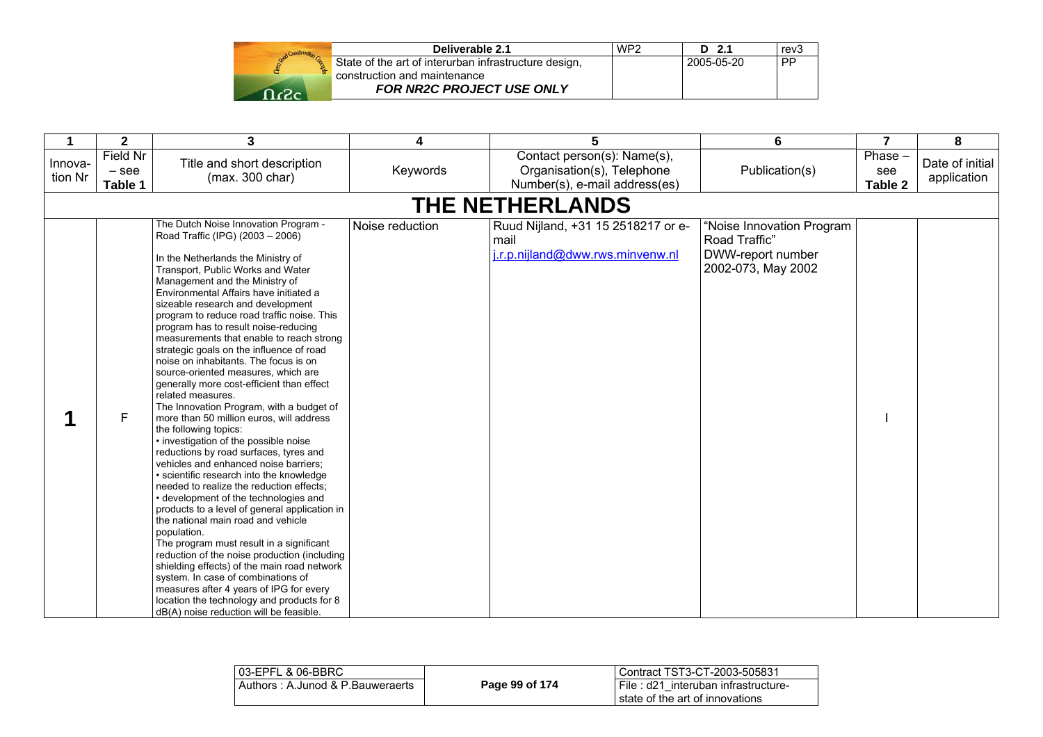| 1 | 2 | 3 | 4 | 5 | 6 | 7 | 8 |
|---|---|---|---|---|---|---|---|
| Innova-tion Nr | Field Nr – see Table 1 | Title and short description (max. 300 char) | Keywords | Contact person(s): Name(s), Organisation(s), Telephone Number(s), e-mail address(es) | Publication(s) | Phase – see Table 2 | Date of initial application |
| **THE NETHERLANDS** | | | | | | | |
| **1** | F | The Dutch Noise Innovation Program - Road Traffic (IPG) (2003 – 2006)<br><br>In the Netherlands the Ministry of Transport, Public Works and Water Management and the Ministry of Environmental Affairs have initiated a sizeable research and development program to reduce road traffic noise. This program has to result noise-reducing measurements that enable to reach strong strategic goals on the influence of road noise on inhabitants. The focus is on source-oriented measures, which are generally more cost-efficient than effect related measures.<br>The Innovation Program, with a budget of more than 50 million euros, will address the following topics:<br>• investigation of the possible noise reductions by road surfaces, tyres and vehicles and enhanced noise barriers;<br>• scientific research into the knowledge needed to realize the reduction effects;<br>• development of the technologies and products to a level of general application in the national main road and vehicle population.<br>The program must result in a significant reduction of the noise production (including shielding effects) of the main road network system. In case of combinations of measures after 4 years of IPG for every location the technology and products for 8 dB(A) noise reduction will be feasible. | Noise reduction | Ruud Nijland, +31 15 2518217 or e-mail<br>j.r.p.nijland@dww.rws.minvenw.nl | "Noise Innovation Program Road Traffic"<br>DWW-report number 2002-073, May 2002 | I | |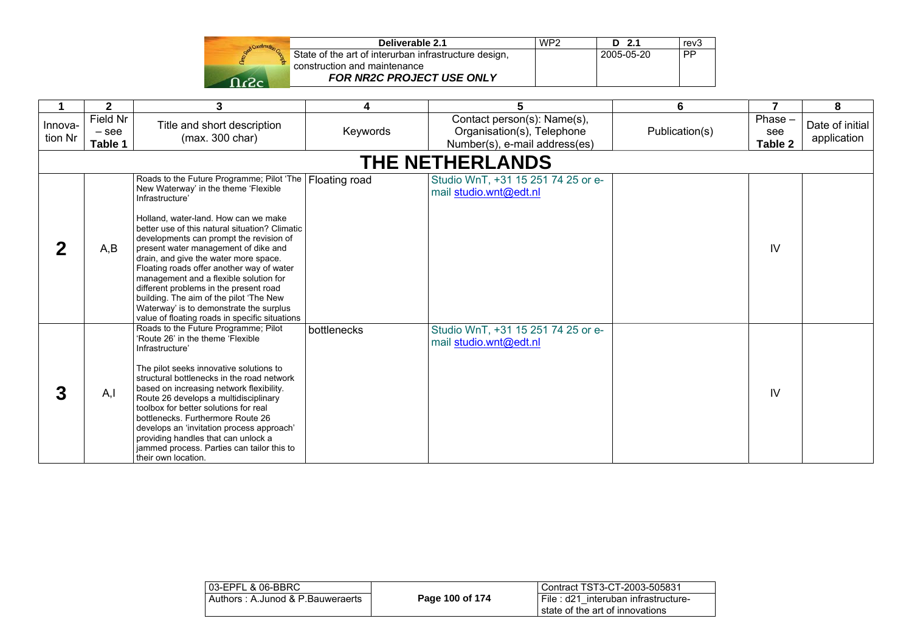| 1 | 2 | 3 | 4 | 5 | 6 | 7 | 8 |
|---|---|---|---|---|---|---|---|
| Innova-tion Nr | Field Nr – see **Table 1** | Title and short description (max. 300 char) | Keywords | Contact person(s): Name(s), Organisation(s), Telephone Number(s), e-mail address(es) | Publication(s) | Phase – see **Table 2** | Date of initial application |
| | | | | **THE NETHERLANDS** | | | |
| **2** | A,B | Roads to the Future Programme; Pilot 'The New Waterway' in the theme 'Flexible Infrastructure'<br><br>Holland, water-land. How can we make better use of this natural situation? Climatic developments can prompt the revision of present water management of dike and drain, and give the water more space. Floating roads offer another way of water management and a flexible solution for different problems in the present road building. The aim of the pilot 'The New Waterway' is to demonstrate the surplus value of floating roads in specific situations | Floating road | Studio WnT, +31 15 251 74 25 or e-mail studio.wnt@edt.nl | | IV | |
| **3** | A,I | Roads to the Future Programme; Pilot 'Route 26' in the theme 'Flexible Infrastructure'<br><br>The pilot seeks innovative solutions to structural bottlenecks in the road network based on increasing network flexibility. Route 26 develops a multidisciplinary toolbox for better solutions for real bottlenecks. Furthermore Route 26 develops an 'invitation process approach' providing handles that can unlock a jammed process. Parties can tailor this to their own location. | bottlenecks | Studio WnT, +31 15 251 74 25 or e-mail studio.wnt@edt.nl | | IV | |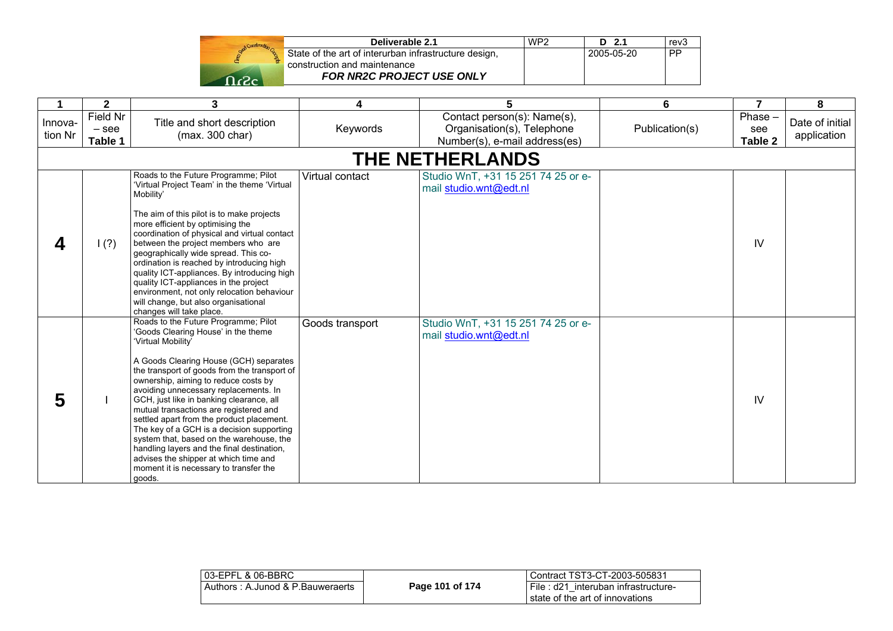| 1 | 2 | 3 | 4 | 5 | 6 | 7 | 8 |
|---|---|---|---|---|---|---|---|
| Innova-tion Nr | Field Nr – see **Table 1** | Title and short description (max. 300 char) | Keywords | Contact person(s): Name(s), Organisation(s), Telephone Number(s), e-mail address(es) | Publication(s) | Phase – see **Table 2** | Date of initial application |
| | | **THE NETHERLANDS** | | | | | |
| **4** | I (?) | Roads to the Future Programme; Pilot 'Virtual Project Team' in the theme 'Virtual Mobility'<br><br>The aim of this pilot is to make projects more efficient by optimising the coordination of physical and virtual contact between the project members who are geographically wide spread. This co-ordination is reached by introducing high quality ICT-appliances. By introducing high quality ICT-appliances in the project environment, not only relocation behaviour will change, but also organisational changes will take place. | Virtual contact | Studio WnT, +31 15 251 74 25 or e-mail studio.wnt@edt.nl | | IV | |
| **5** | I | Roads to the Future Programme; Pilot 'Goods Clearing House' in the theme 'Virtual Mobility'<br><br>A Goods Clearing House (GCH) separates the transport of goods from the transport of ownership, aiming to reduce costs by avoiding unnecessary replacements. In GCH, just like in banking clearance, all mutual transactions are registered and settled apart from the product placement. The key of a GCH is a decision supporting system that, based on the warehouse, the handling layers and the final destination, advises the shipper at which time and moment it is necessary to transfer the goods. | Goods transport | Studio WnT, +31 15 251 74 25 or e-mail studio.wnt@edt.nl | | IV | |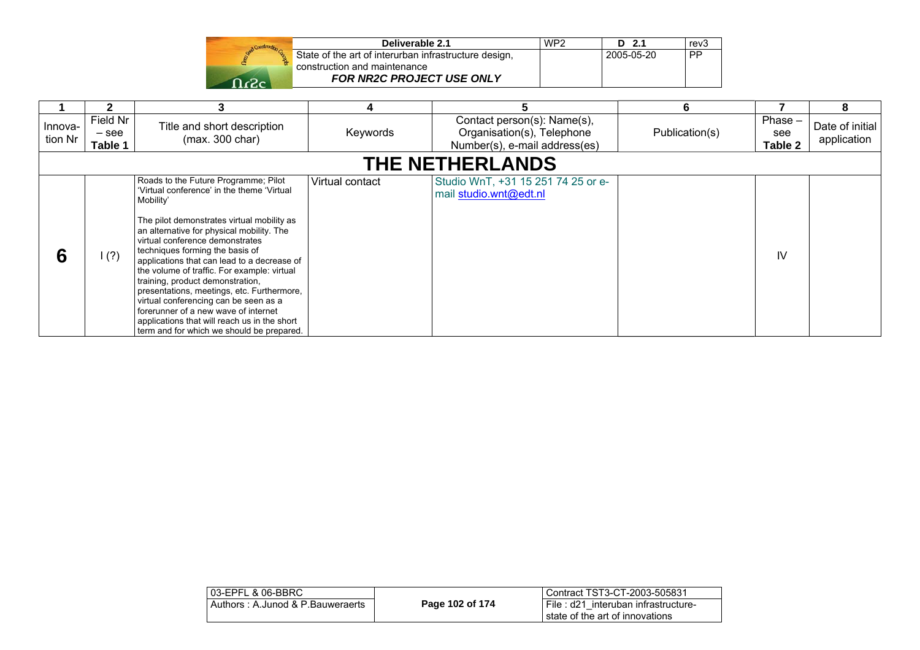| 1 | 2 | 3 | 4 | 5 | 6 | 7 | 8 |
|---|---|---|---|---|---|---|---|
| Innova-tion Nr | Field Nr – see **Table 1** | Title and short description (max. 300 char) | Keywords | Contact person(s): Name(s), Organisation(s), Telephone Number(s), e-mail address(es) | Publication(s) | Phase – see **Table 2** | Date of initial application |
| **THE NETHERLANDS** | | | | | | | |
| **6** | I (?) | Roads to the Future Programme; Pilot 'Virtual conference' in the theme 'Virtual Mobility'<br><br>The pilot demonstrates virtual mobility as an alternative for physical mobility. The virtual conference demonstrates techniques forming the basis of applications that can lead to a decrease of the volume of traffic. For example: virtual training, product demonstration, presentations, meetings, etc. Furthermore, virtual conferencing can be seen as a forerunner of a new wave of internet applications that will reach us in the short term and for which we should be prepared. | Virtual contact | Studio WnT, +31 15 251 74 25 or e-mail studio.wnt@edt.nl | | IV | |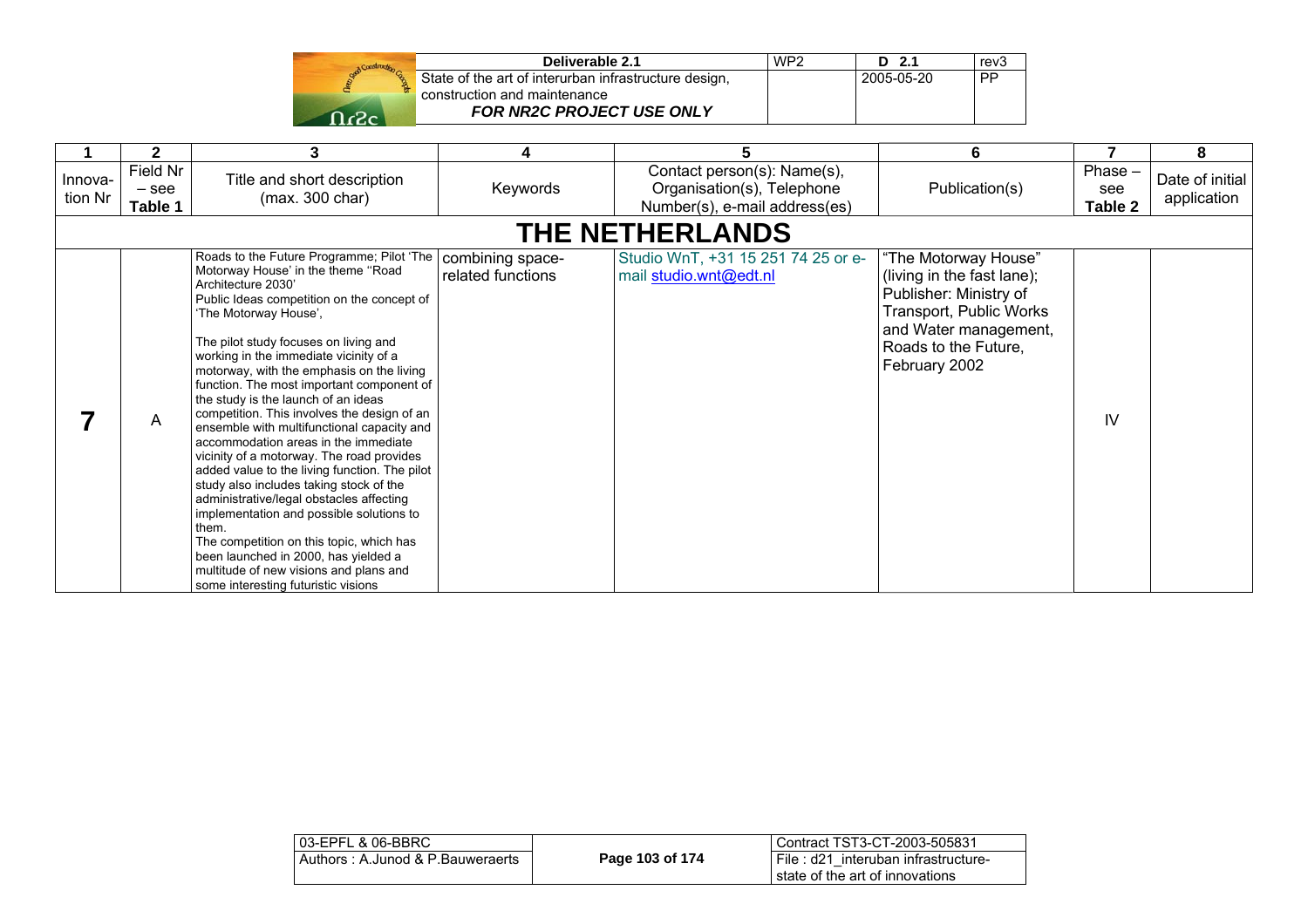| 1 | 2 | 3 | 4 | 5 | 6 | 7 | 8 |
|---|---|---|---|---|---|---|---|
| Innovation Nr | Field Nr – see **Table 1** | Title and short description (max. 300 char) | Keywords | Contact person(s): Name(s), Organisation(s), Telephone Number(s), e-mail address(es) | Publication(s) | Phase – see **Table 2** | Date of initial application |
| | | | **THE NETHERLANDS** | | | | |
| **7** | A | Roads to the Future Programme; Pilot 'The Motorway House' in the theme "Road Architecture 2030' Public Ideas competition on the concept of 'The Motorway House', The pilot study focuses on living and working in the immediate vicinity of a motorway, with the emphasis on the living function. The most important component of the study is the launch of an ideas competition. This involves the design of an ensemble with multifunctional capacity and accommodation areas in the immediate vicinity of a motorway. The road provides added value to the living function. The pilot study also includes taking stock of the administrative/legal obstacles affecting implementation and possible solutions to them. The competition on this topic, which has been launched in 2000, has yielded a multitude of new visions and plans and some interesting futuristic visions | combining space-related functions | Studio WnT, +31 15 251 74 25 or e-mail studio.wnt@edt.nl | "The Motorway House" (living in the fast lane); Publisher: Ministry of Transport, Public Works and Water management, Roads to the Future, February 2002 | IV | |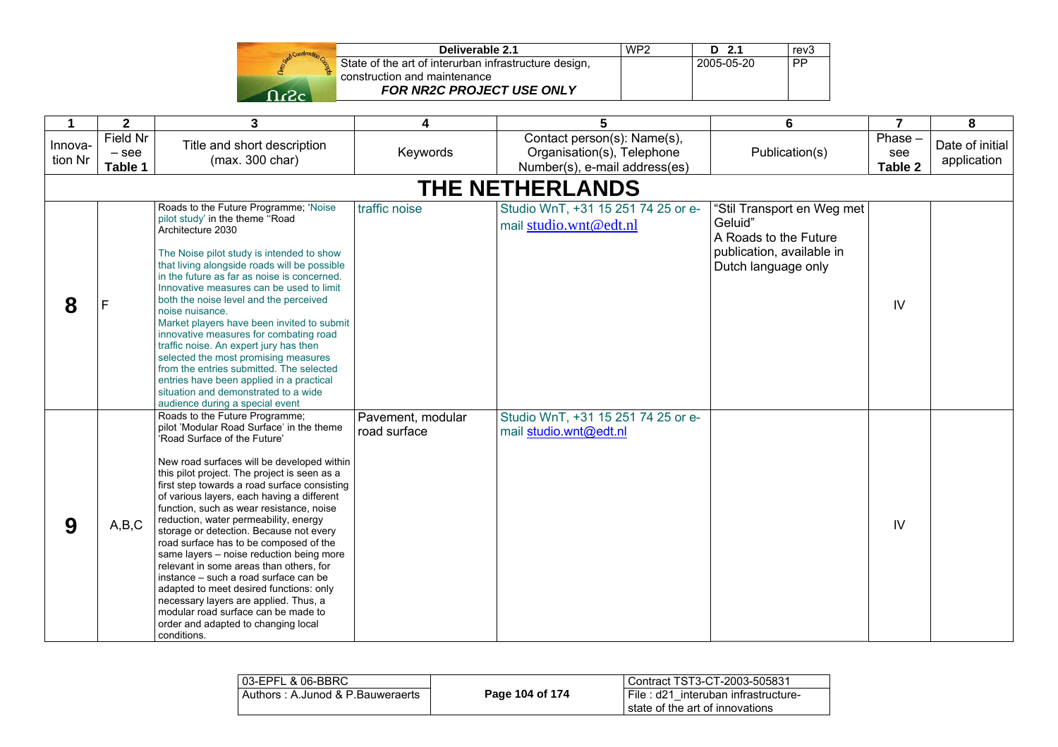| 1 | 2 | 3 | 4 | 5 | 6 | 7 | 8 |
|---|---|---|---|---|---|---|---|
| Innova-tion Nr | Field Nr – see **Table 1** | Title and short description (max. 300 char) | Keywords | Contact person(s): Name(s), Organisation(s), Telephone Number(s), e-mail address(es) | Publication(s) | Phase – see **Table 2** | Date of initial application |
| **THE NETHERLANDS** | | | | | | | |
| **8** | F | Roads to the Future Programme; 'Noise pilot study' in the theme "Road Architecture 2030<br><br>The Noise pilot study is intended to show that living alongside roads will be possible in the future as far as noise is concerned. Innovative measures can be used to limit both the noise level and the perceived noise nuisance.<br>Market players have been invited to submit innovative measures for combating road traffic noise. An expert jury has then selected the most promising measures from the entries submitted. The selected entries have been applied in a practical situation and demonstrated to a wide audience during a special event | traffic noise | Studio WnT, +31 15 251 74 25 or e-mail studio.wnt@edt.nl | "Stil Transport en Weg met Geluid"<br>A Roads to the Future publication, available in Dutch language only | IV | |
| **9** | A,B,C | Roads to the Future Programme; pilot 'Modular Road Surface' in the theme 'Road Surface of the Future'<br><br>New road surfaces will be developed within this pilot project. The project is seen as a first step towards a road surface consisting of various layers, each having a different function, such as wear resistance, noise reduction, water permeability, energy storage or detection. Because not every road surface has to be composed of the same layers – noise reduction being more relevant in some areas than others, for instance – such a road surface can be adapted to meet desired functions: only necessary layers are applied. Thus, a modular road surface can be made to order and adapted to changing local conditions. | Pavement, modular road surface | Studio WnT, +31 15 251 74 25 or e-mail studio.wnt@edt.nl | | IV | |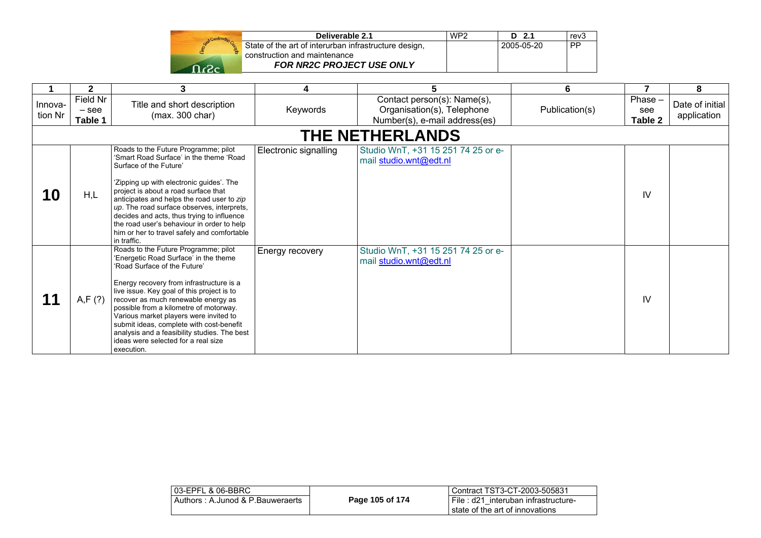| 1 | 2 | 3 | 4 | 5 | 6 | 7 | 8 |
|---|---|---|---|---|---|---|---|
| Innovation Nr | Field Nr – see **Table 1** | Title and short description (max. 300 char) | Keywords | Contact person(s): Name(s), Organisation(s), Telephone Number(s), e-mail address(es) | Publication(s) | Phase – see **Table 2** | Date of initial application |
| **THE NETHERLANDS** | | | | | | | |
| **10** | H,L | Roads to the Future Programme; pilot 'Smart Road Surface' in the theme 'Road Surface of the Future'<br><br>'Zipping up with electronic guides'. The project is about a road surface that anticipates and helps the road user to *zip up*. The road surface observes, interprets, decides and acts, thus trying to influence the road user's behaviour in order to help him or her to travel safely and comfortable in traffic. | Electronic signalling | Studio WnT, +31 15 251 74 25 or e-mail studio.wnt@edt.nl | | IV | |
| **11** | A,F (?) | Roads to the Future Programme; pilot 'Energetic Road Surface' in the theme 'Road Surface of the Future'<br><br>Energy recovery from infrastructure is a live issue. Key goal of this project is to recover as much renewable energy as possible from a kilometre of motorway. Various market players were invited to submit ideas, complete with cost-benefit analysis and a feasibility studies. The best ideas were selected for a real size execution. | Energy recovery | Studio WnT, +31 15 251 74 25 or e-mail studio.wnt@edt.nl | | IV | |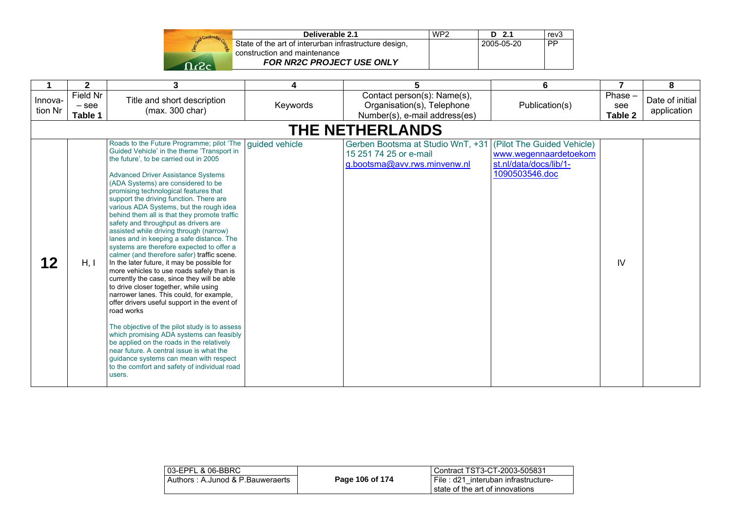| 1 | 2 | 3 | 4 | 5 | 6 | 7 | 8 |
|---|---|---|---|---|---|---|---|
| Innovation Nr | Field Nr – see **Table 1** | Title and short description (max. 300 char) | Keywords | Contact person(s): Name(s), Organisation(s), Telephone Number(s), e-mail address(es) | Publication(s) | Phase – see **Table 2** | Date of initial application |
| **THE NETHERLANDS** | | | | | | | |
| **12** | H, I | Roads to the Future Programme; pilot 'The Guided Vehicle' in the theme 'Transport in the future', to be carried out in 2005<br><br>Advanced Driver Assistance Systems (ADA Systems) are considered to be promising technological features that support the driving function. There are various ADA Systems, but the rough idea behind them all is that they promote traffic safety and throughput as drivers are assisted while driving through (narrow) lanes and in keeping a safe distance. The systems are therefore expected to offer a calmer (and therefore safer) traffic scene. In the later future, it may be possible for more vehicles to use roads safely than is currently the case, since they will be able to drive closer together, while using narrower lanes. This could, for example, offer drivers useful support in the event of road works<br><br>The objective of the pilot study is to assess which promising ADA systems can feasibly be applied on the roads in the relatively near future. A central issue is what the guidance systems can mean with respect to the comfort and safety of individual road users. | guided vehicle | Gerben Bootsma at Studio WnT, +31 15 251 74 25 or e-mail g.bootsma@avv.rws.minvenw.nl | (Pilot The Guided Vehicle) www.wegennaardetoekomst.nl/data/docs/lib/1-1090503546.doc | IV | |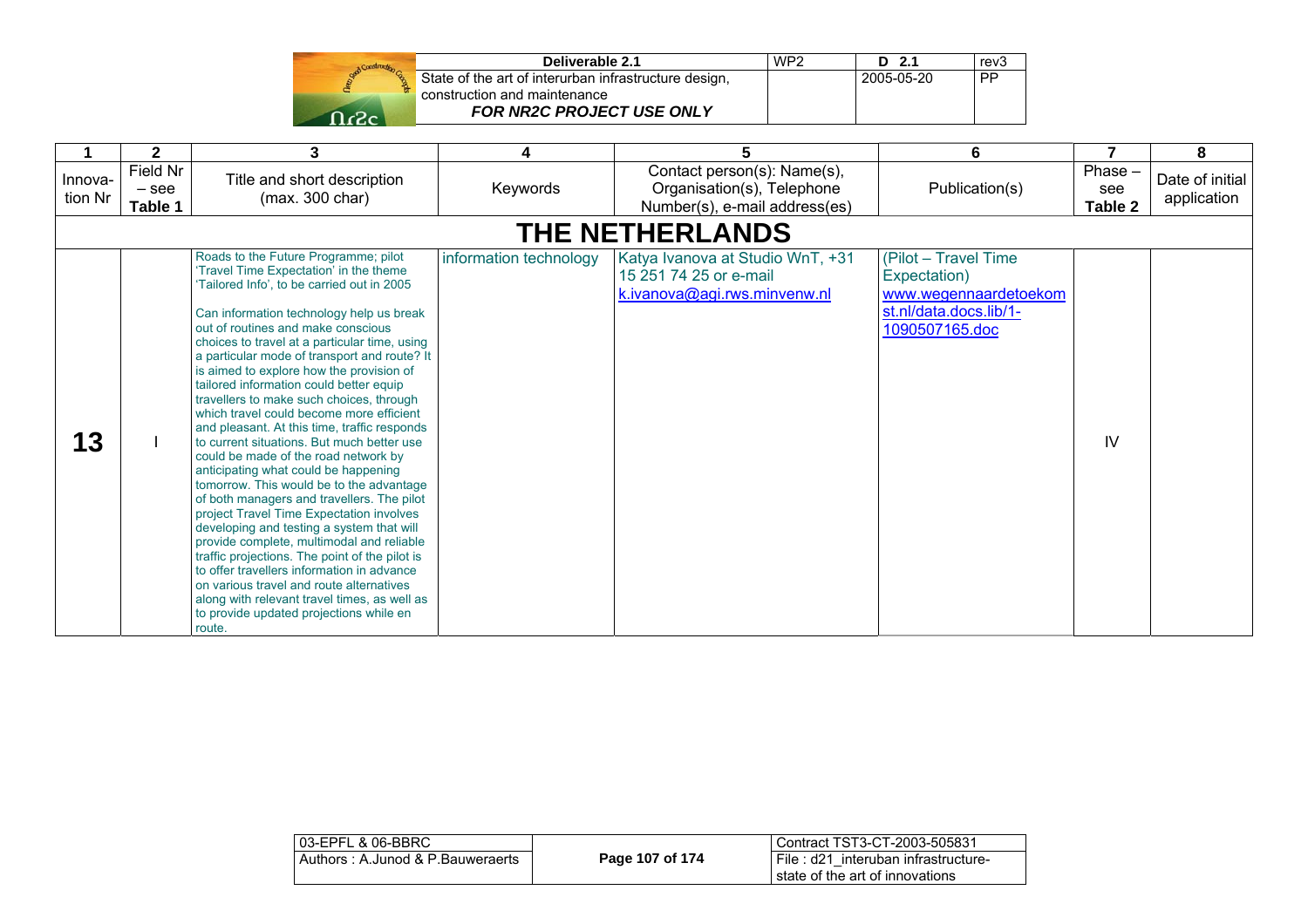| 1 | 2 | 3 | 4 | 5 | 6 | 7 | 8 |
|---|---|---|---|---|---|---|---|
| Innovation Nr | Field Nr – see **Table 1** | Title and short description (max. 300 char) | Keywords | Contact person(s): Name(s), Organisation(s), Telephone Number(s), e-mail address(es) | Publication(s) | Phase – see **Table 2** | Date of initial application |
| **THE NETHERLANDS** | | | | | | | |
| **13** | I | Roads to the Future Programme; pilot 'Travel Time Expectation' in the theme 'Tailored Info', to be carried out in 2005<br><br>Can information technology help us break out of routines and make conscious choices to travel at a particular time, using a particular mode of transport and route? It is aimed to explore how the provision of tailored information could better equip travellers to make such choices, through which travel could become more efficient and pleasant. At this time, traffic responds to current situations. But much better use could be made of the road network by anticipating what could be happening tomorrow. This would be to the advantage of both managers and travellers. The pilot project Travel Time Expectation involves developing and testing a system that will provide complete, multimodal and reliable traffic projections. The point of the pilot is to offer travellers information in advance on various travel and route alternatives along with relevant travel times, as well as to provide updated projections while en route. | information technology | Katya Ivanova at Studio WnT, +31 15 251 74 25 or e-mail k.ivanova@agi.rws.minvenw.nl | (Pilot – Travel Time Expectation) www.wegennaardetoekomst.nl/data.docs.lib/1-1090507165.doc | IV | |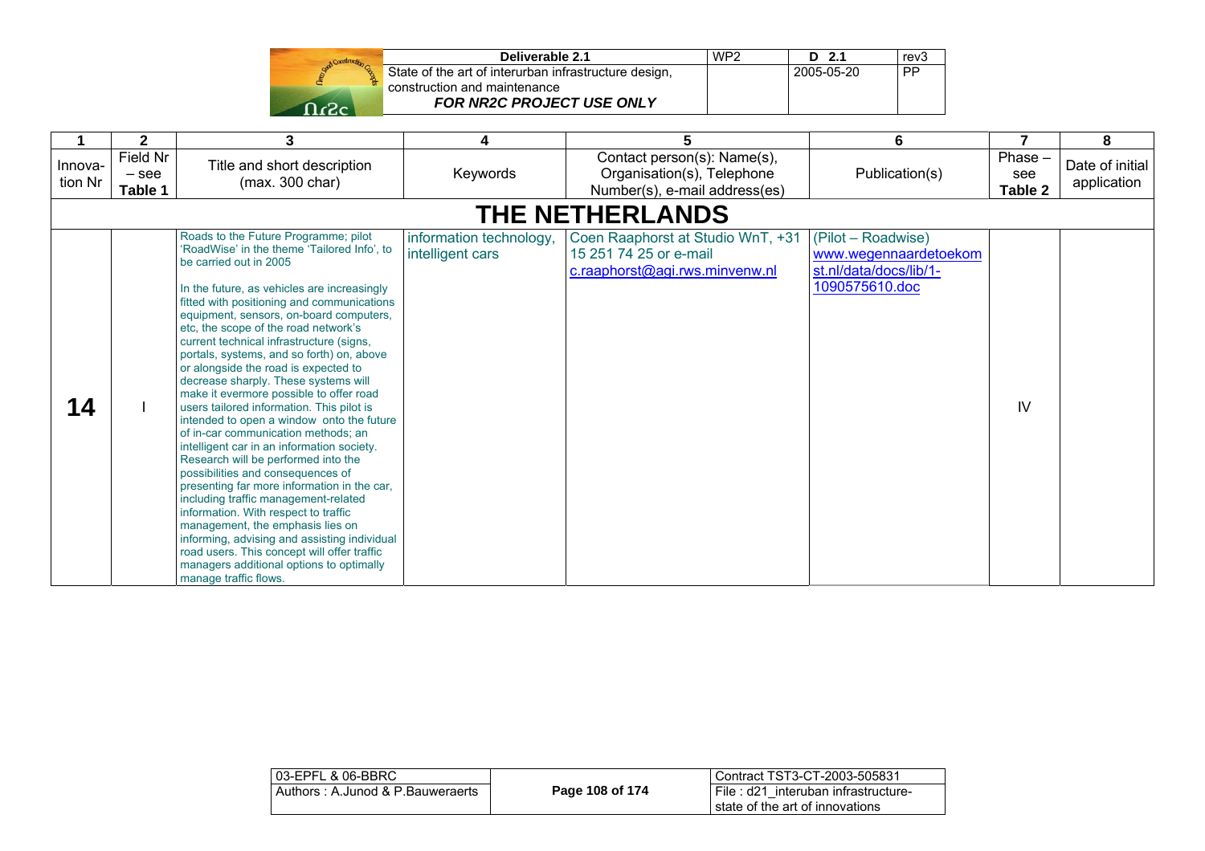| 1 | 2 | 3 | 4 | 5 | 6 | 7 | 8 |
|---|---|---|---|---|---|---|---|
| Innova-tion Nr | Field Nr – see **Table 1** | Title and short description (max. 300 char) | Keywords | Contact person(s): Name(s), Organisation(s), Telephone Number(s), e-mail address(es) | Publication(s) | Phase – see **Table 2** | Date of initial application |
| **THE NETHERLANDS** | | | | | | | |
| **14** | I | Roads to the Future Programme; pilot 'RoadWise' in the theme 'Tailored Info', to be carried out in 2005<br><br>In the future, as vehicles are increasingly fitted with positioning and communications equipment, sensors, on-board computers, etc, the scope of the road network's current technical infrastructure (signs, portals, systems, and so forth) on, above or alongside the road is expected to decrease sharply. These systems will make it evermore possible to offer road users tailored information. This pilot is intended to open a window onto the future of in-car communication methods; an intelligent car in an information society. Research will be performed into the possibilities and consequences of presenting far more information in the car, including traffic management-related information. With respect to traffic management, the emphasis lies on informing, advising and assisting individual road users. This concept will offer traffic managers additional options to optimally manage traffic flows. | information technology, intelligent cars | Coen Raaphorst at Studio WnT, +31 15 251 74 25 or e-mail c.raaphorst@agi.rws.minvenw.nl | (Pilot – Roadwise) www.wegennaardetoekomst.nl/data/docs/lib/1-1090575610.doc | IV | |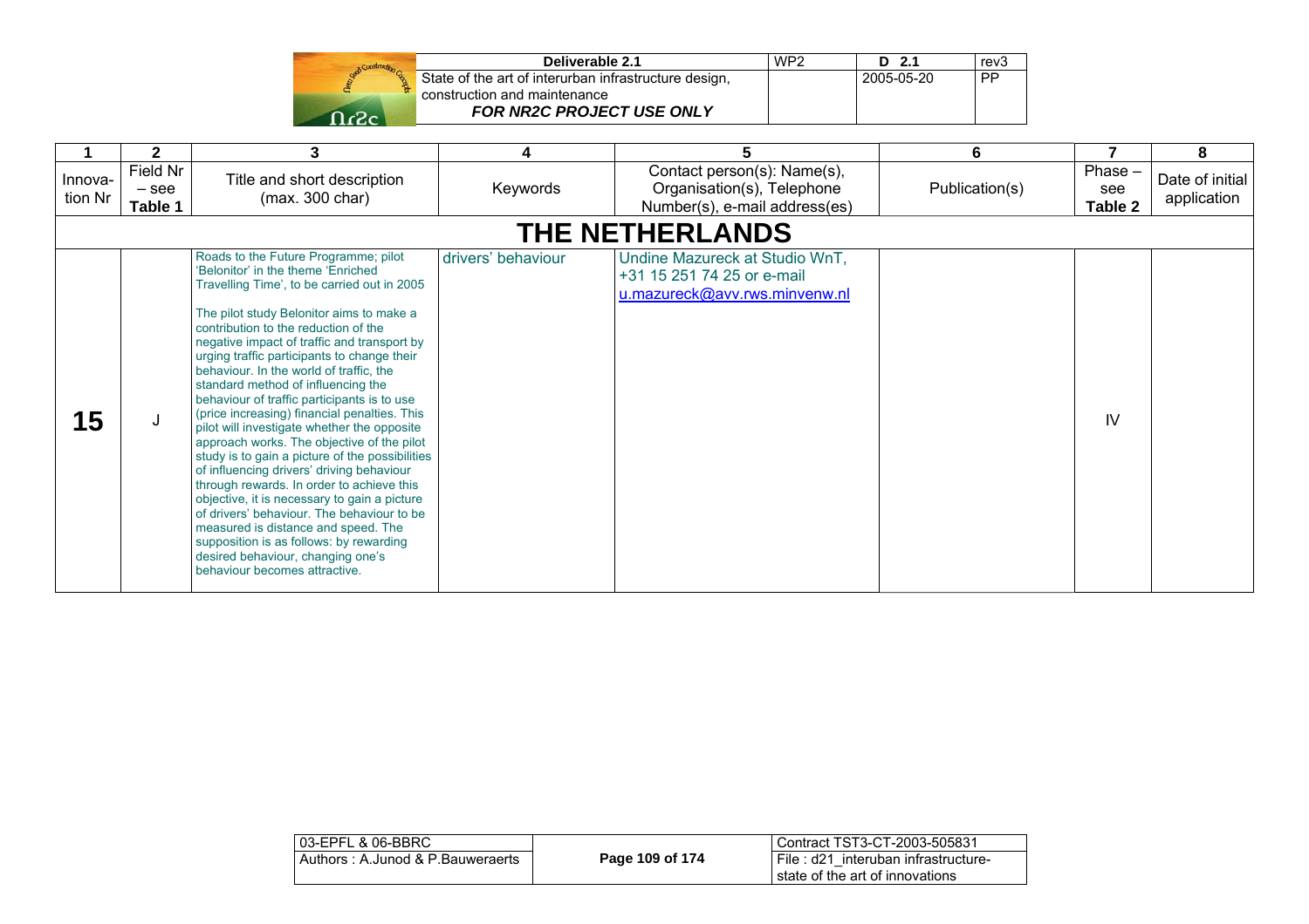| 1 | 2 | 3 | 4 | 5 | 6 | 7 | 8 |
|---|---|---|---|---|---|---|---|
| Innova-tion Nr | Field Nr – see **Table 1** | Title and short description (max. 300 char) | Keywords | Contact person(s): Name(s), Organisation(s), Telephone Number(s), e-mail address(es) | Publication(s) | Phase – see **Table 2** | Date of initial application |
| **THE NETHERLANDS** | | | | | | | |
| **15** | J | Roads to the Future Programme; pilot 'Belonitor' in the theme 'Enriched Travelling Time', to be carried out in 2005<br><br>The pilot study Belonitor aims to make a contribution to the reduction of the negative impact of traffic and transport by urging traffic participants to change their behaviour. In the world of traffic, the standard method of influencing the behaviour of traffic participants is to use (price increasing) financial penalties. This pilot will investigate whether the opposite approach works. The objective of the pilot study is to gain a picture of the possibilities of influencing drivers' driving behaviour through rewards. In order to achieve this objective, it is necessary to gain a picture of drivers' behaviour. The behaviour to be measured is distance and speed. The supposition is as follows: by rewarding desired behaviour, changing one's behaviour becomes attractive. | drivers' behaviour | Undine Mazureck at Studio WnT, +31 15 251 74 25 or e-mail u.mazureck@avv.rws.minvenw.nl | | IV | |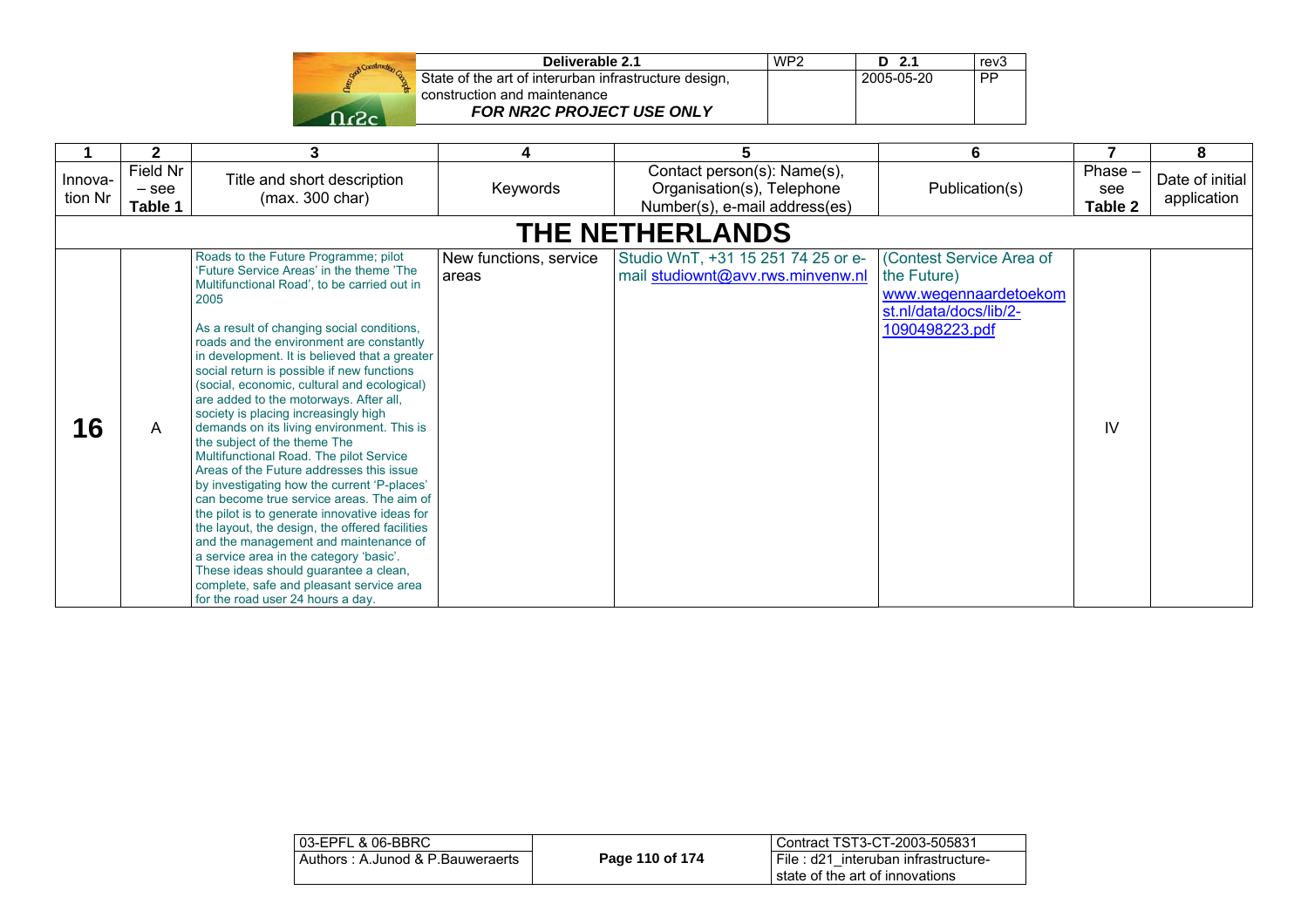| 1 | 2 | 3 | 4 | 5 | 6 | 7 | 8 |
|---|---|---|---|---|---|---|---|
| Innovation Nr | Field Nr – see **Table 1** | Title and short description (max. 300 char) | Keywords | Contact person(s): Name(s), Organisation(s), Telephone Number(s), e-mail address(es) | Publication(s) | Phase – see **Table 2** | Date of initial application |
| **THE NETHERLANDS** | | | | | | | |
| **16** | A | Roads to the Future Programme; pilot 'Future Service Areas' in the theme 'The Multifunctional Road', to be carried out in 2005<br><br>As a result of changing social conditions, roads and the environment are constantly in development. It is believed that a greater social return is possible if new functions (social, economic, cultural and ecological) are added to the motorways. After all, society is placing increasingly high demands on its living environment. This is the subject of the theme The Multifunctional Road. The pilot Service Areas of the Future addresses this issue by investigating how the current 'P-places' can become true service areas. The aim of the pilot is to generate innovative ideas for the layout, the design, the offered facilities and the management and maintenance of a service area in the category 'basic'. These ideas should guarantee a clean, complete, safe and pleasant service area for the road user 24 hours a day. | New functions, service areas | Studio WnT, +31 15 251 74 25 or e-mail studiownt@avv.rws.minvenw.nl | (Contest Service Area of the Future) www.wegennaardetoekomst.nl/data/docs/lib/2-1090498223.pdf | IV | |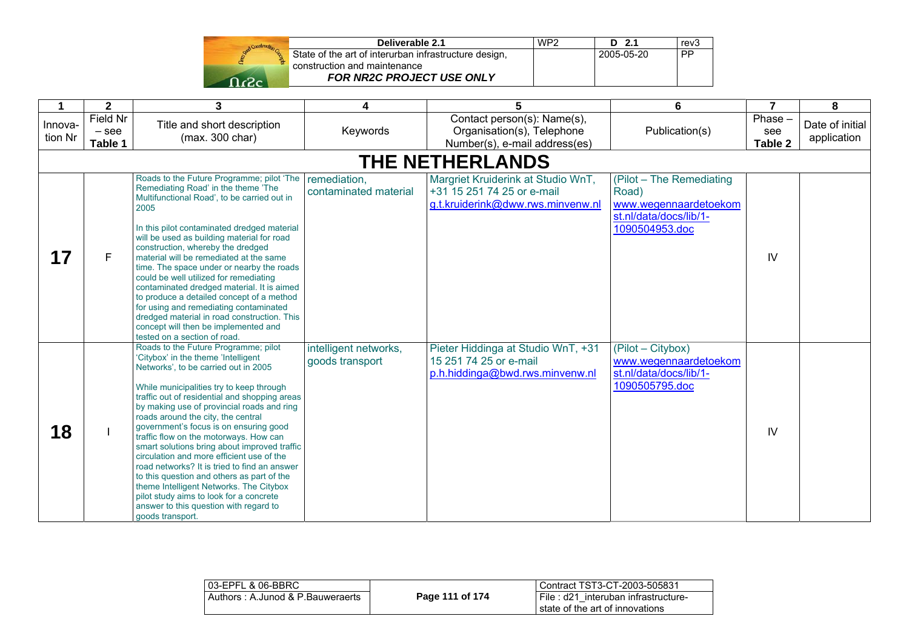| 1 | 2 | 3 | 4 | 5 | 6 | 7 | 8 |
|---|---|---|---|---|---|---|---|
| Innova-tion Nr | Field Nr – see **Table 1** | Title and short description (max. 300 char) | Keywords | Contact person(s): Name(s), Organisation(s), Telephone Number(s), e-mail address(es) | Publication(s) | Phase – see **Table 2** | Date of initial application |
| **THE NETHERLANDS** | | | | | | | |
| **17** | F | Roads to the Future Programme; pilot 'The Remediating Road' in the theme 'The Multifunctional Road', to be carried out in 2005<br><br>In this pilot contaminated dredged material will be used as building material for road construction, whereby the dredged material will be remediated at the same time. The space under or nearby the roads could be well utilized for remediating contaminated dredged material. It is aimed to produce a detailed concept of a method for using and remediating contaminated dredged material in road construction. This concept will then be implemented and tested on a section of road. | remediation, contaminated material | Margriet Kruiderink at Studio WnT, +31 15 251 74 25 or e-mail g.t.kruiderink@dww.rws.minvenw.nl | (Pilot – The Remediating Road) www.wegennaardetoekomst.nl/data/docs/lib/1-1090504953.doc | IV | |
| **18** | I | Roads to the Future Programme; pilot 'Citybox' in the theme 'Intelligent Networks', to be carried out in 2005<br><br>While municipalities try to keep through traffic out of residential and shopping areas by making use of provincial roads and ring roads around the city, the central government's focus is on ensuring good traffic flow on the motorways. How can smart solutions bring about improved traffic circulation and more efficient use of the road networks? It is tried to find an answer to this question and others as part of the theme Intelligent Networks. The Citybox pilot study aims to look for a concrete answer to this question with regard to goods transport. | intelligent networks, goods transport | Pieter Hiddinga at Studio WnT, +31 15 251 74 25 or e-mail p.h.hiddinga@bwd.rws.minvenw.nl | (Pilot – Citybox) www.wegennaardetoekomst.nl/data/docs/lib/1-1090505795.doc | IV | |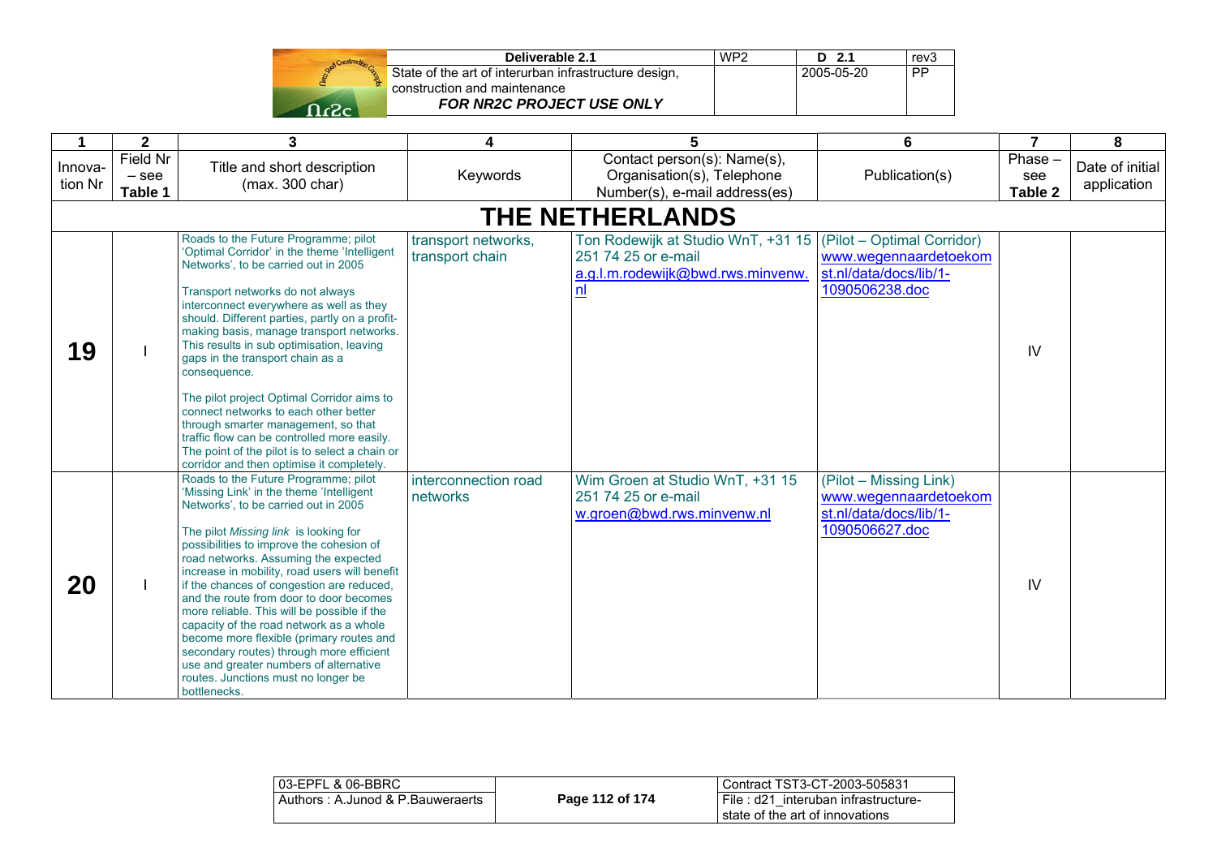| 1 | 2 | 3 | 4 | 5 | 6 | 7 | 8 |
|---|---|---|---|---|---|---|---|
| Innova-tion Nr | Field Nr – see **Table 1** | Title and short description (max. 300 char) | Keywords | Contact person(s): Name(s), Organisation(s), Telephone Number(s), e-mail address(es) | Publication(s) | Phase – see **Table 2** | Date of initial application |
| **THE NETHERLANDS** | | | | | | | |
| **19** | I | Roads to the Future Programme; pilot 'Optimal Corridor' in the theme 'Intelligent Networks', to be carried out in 2005<br><br>Transport networks do not always interconnect everywhere as well as they should. Different parties, partly on a profit-making basis, manage transport networks. This results in sub optimisation, leaving gaps in the transport chain as a consequence.<br><br>The pilot project Optimal Corridor aims to connect networks to each other better through smarter management, so that traffic flow can be controlled more easily. The point of the pilot is to select a chain or corridor and then optimise it completely. | transport networks, transport chain | Ton Rodewijk at Studio WnT, +31 15 251 74 25 or e-mail a.g.l.m.rodewijk@bwd.rws.minvenw.nl | (Pilot – Optimal Corridor) www.wegennaardetoekomst.nl/data/docs/lib/1-1090506238.doc | IV | |
| **20** | I | Roads to the Future Programme; pilot 'Missing Link' in the theme 'Intelligent Networks', to be carried out in 2005<br><br>The pilot *Missing link* is looking for possibilities to improve the cohesion of road networks. Assuming the expected increase in mobility, road users will benefit if the chances of congestion are reduced, and the route from door to door becomes more reliable. This will be possible if the capacity of the road network as a whole become more flexible (primary routes and secondary routes) through more efficient use and greater numbers of alternative routes. Junctions must no longer be bottlenecks. | interconnection road networks | Wim Groen at Studio WnT, +31 15 251 74 25 or e-mail w.groen@bwd.rws.minvenw.nl | (Pilot – Missing Link) www.wegennaardetoekomst.nl/data/docs/lib/1-1090506627.doc | IV | |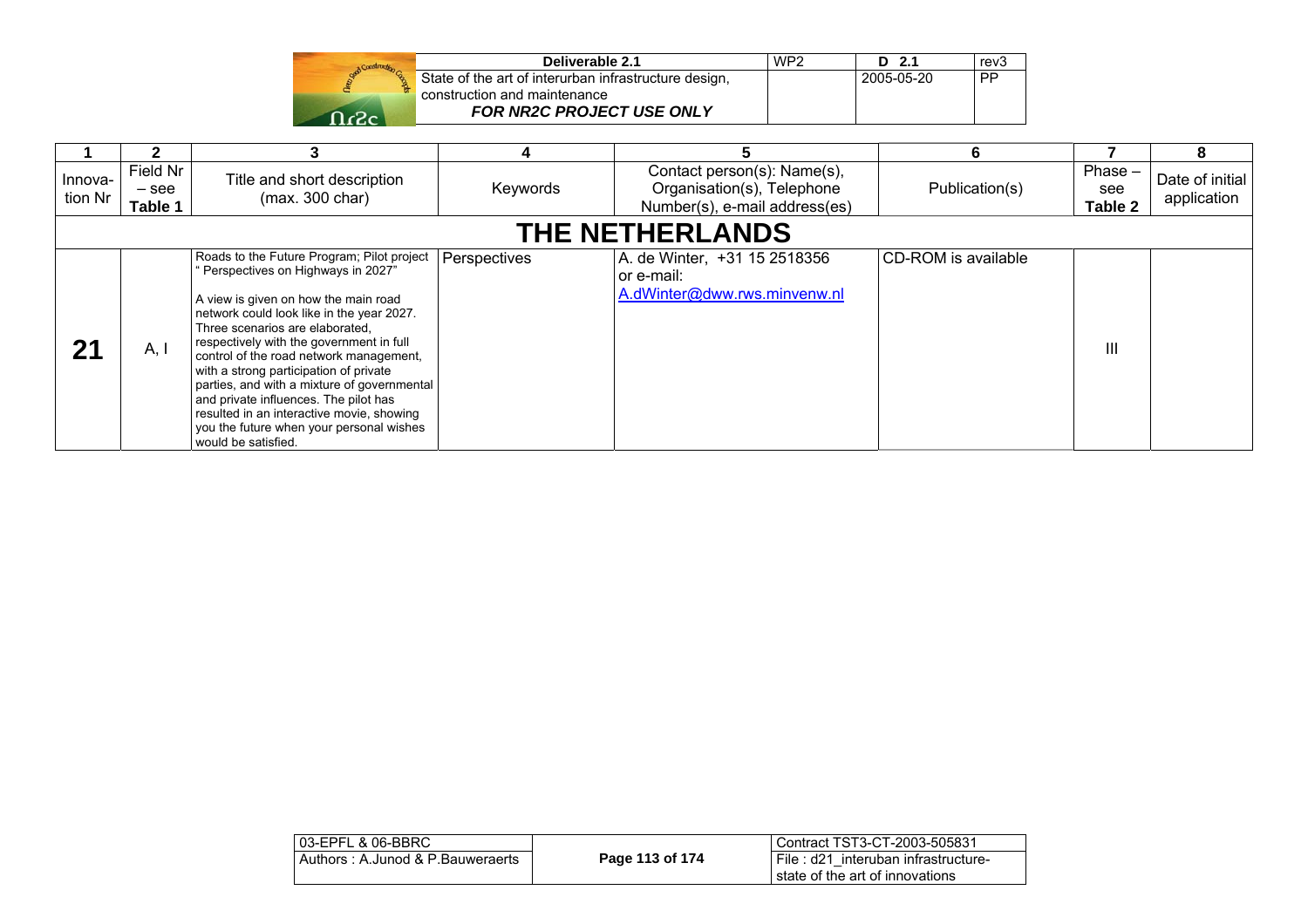| 1 | 2 | 3 | 4 | 5 | 6 | 7 | 8 |
|---|---|---|---|---|---|---|---|
| Innova-tion Nr | Field Nr – see **Table 1** | Title and short description (max. 300 char) | Keywords | Contact person(s): Name(s), Organisation(s), Telephone Number(s), e-mail address(es) | Publication(s) | Phase – see **Table 2** | Date of initial application |
| | | | **THE NETHERLANDS** | | | | |
| **21** | A, I | Roads to the Future Program; Pilot project " Perspectives on Highways in 2027"<br><br>A view is given on how the main road network could look like in the year 2027. Three scenarios are elaborated, respectively with the government in full control of the road network management, with a strong participation of private parties, and with a mixture of governmental and private influences. The pilot has resulted in an interactive movie, showing you the future when your personal wishes would be satisfied. | Perspectives | A. de Winter, +31 15 2518356 or e-mail: A.dWinter@dww.rws.minvenw.nl | CD-ROM is available | III | |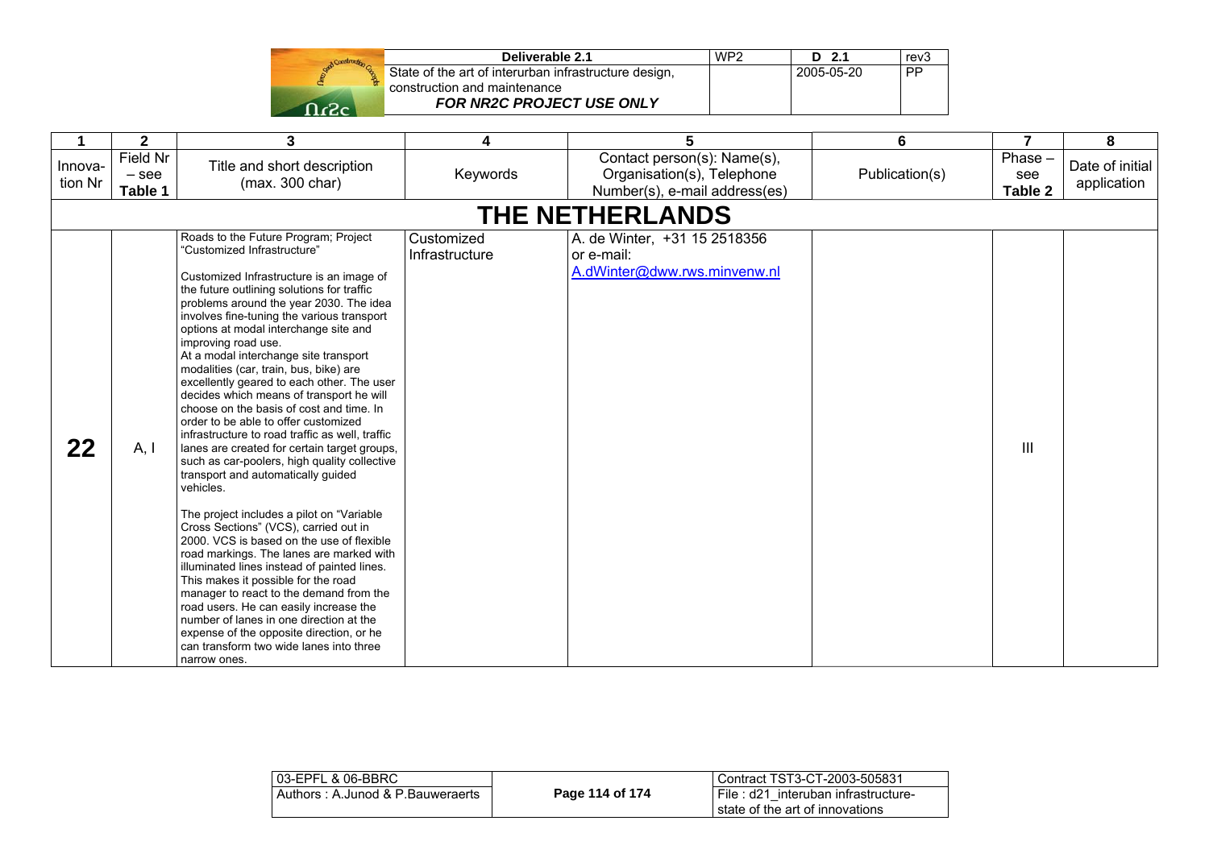| 1 | 2 | 3 | 4 | 5 | 6 | 7 | 8 |
|---|---|---|---|---|---|---|---|
| Innova-tion Nr | Field Nr – see **Table 1** | Title and short description (max. 300 char) | Keywords | Contact person(s): Name(s), Organisation(s), Telephone Number(s), e-mail address(es) | Publication(s) | Phase – see **Table 2** | Date of initial application |
| | | **THE NETHERLANDS** | | | | | |
| **22** | A, I | Roads to the Future Program; Project "Customized Infrastructure"<br><br>Customized Infrastructure is an image of the future outlining solutions for traffic problems around the year 2030. The idea involves fine-tuning the various transport options at modal interchange site and improving road use.<br>At a modal interchange site transport modalities (car, train, bus, bike) are excellently geared to each other. The user decides which means of transport he will choose on the basis of cost and time. In order to be able to offer customized infrastructure to road traffic as well, traffic lanes are created for certain target groups, such as car-poolers, high quality collective transport and automatically guided vehicles.<br><br>The project includes a pilot on "Variable Cross Sections" (VCS), carried out in 2000. VCS is based on the use of flexible road markings. The lanes are marked with illuminated lines instead of painted lines. This makes it possible for the road manager to react to the demand from the road users. He can easily increase the number of lanes in one direction at the expense of the opposite direction, or he can transform two wide lanes into three narrow ones. | Customized Infrastructure | A. de Winter, +31 15 2518356 or e-mail: A.dWinter@dww.rws.minvenw.nl | | III | |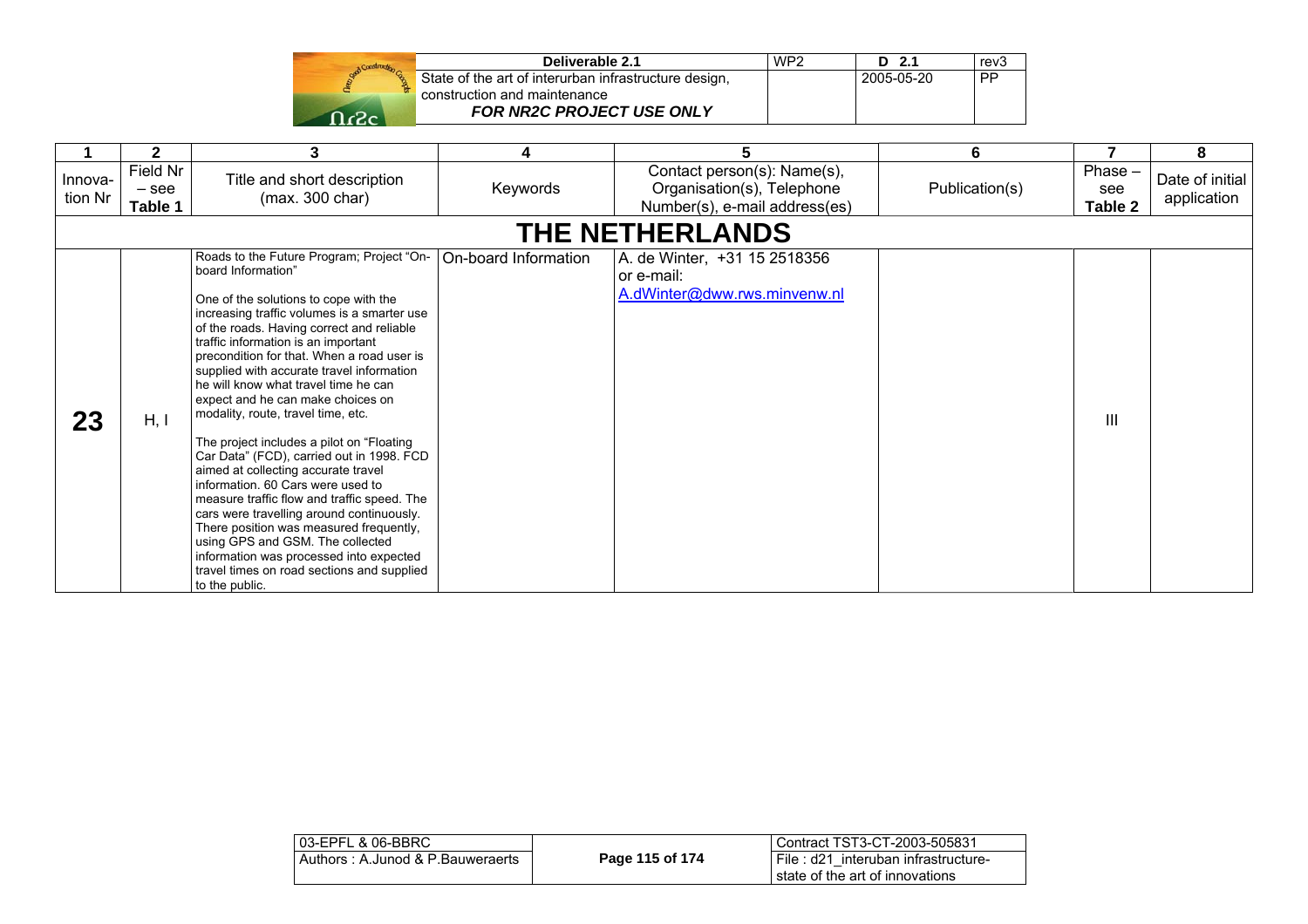| 1 | 2 | 3 | 4 | 5 | 6 | 7 | 8 |
|---|---|---|---|---|---|---|---|
| Innova-tion Nr | Field Nr – see **Table 1** | Title and short description (max. 300 char) | Keywords | Contact person(s): Name(s), Organisation(s), Telephone Number(s), e-mail address(es) | Publication(s) | Phase – see **Table 2** | Date of initial application |
| | | | **THE NETHERLANDS** | | | | |
| **23** | H, I | Roads to the Future Program; Project "On-board Information"<br><br>One of the solutions to cope with the increasing traffic volumes is a smarter use of the roads. Having correct and reliable traffic information is an important precondition for that. When a road user is supplied with accurate travel information he will know what travel time he can expect and he can make choices on modality, route, travel time, etc.<br><br>The project includes a pilot on "Floating Car Data" (FCD), carried out in 1998. FCD aimed at collecting accurate travel information. 60 Cars were used to measure traffic flow and traffic speed. The cars were travelling around continuously. There position was measured frequently, using GPS and GSM. The collected information was processed into expected travel times on road sections and supplied to the public. | On-board Information | A. de Winter, +31 15 2518356 or e-mail: A.dWinter@dww.rws.minvenw.nl | | III | |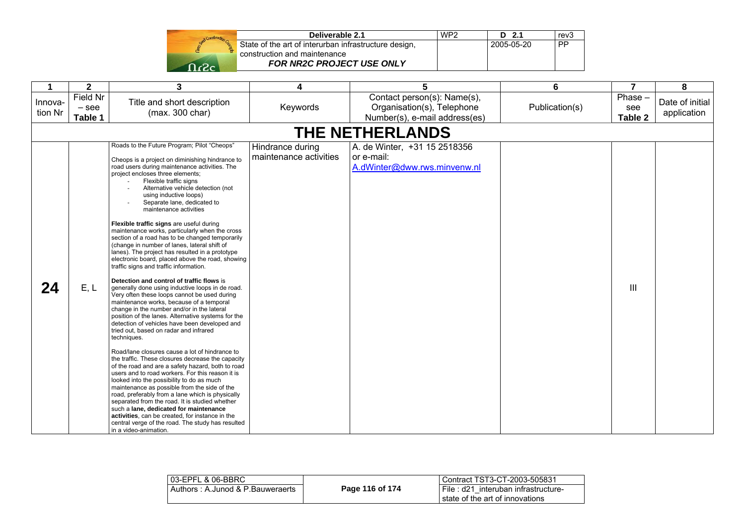| 1 | 2 | 3 | 4 | 5 | 6 | 7 | 8 |
|---|---|---|---|---|---|---|---|
| Innova-tion Nr | Field Nr – see **Table 1** | Title and short description (max. 300 char) | Keywords | Contact person(s): Name(s), Organisation(s), Telephone Number(s), e-mail address(es) | Publication(s) | Phase – see **Table 2** | Date of initial application |
| **THE NETHERLANDS** | | | | | | | |
| **24** | E, L | Roads to the Future Program; Pilot "Cheops"<br><br>Cheops is a project on diminishing hindrance to road users during maintenance activities. The project encloses three elements;<br>- Flexible traffic signs<br>- Alternative vehicle detection (not using inductive loops)<br>- Separate lane, dedicated to maintenance activities<br><br>**Flexible traffic signs** are useful during maintenance works, particularly when the cross section of a road has to be changed temporarily (change in number of lanes, lateral shift of lanes). The project has resulted in a prototype electronic board, placed above the road, showing traffic signs and traffic information.<br><br>**Detection and control of traffic flows** is generally done using inductive loops in de road. Very often these loops cannot be used during maintenance works, because of a temporal change in the number and/or in the lateral position of the lanes. Alternative systems for the detection of vehicles have been developed and tried out, based on radar and infrared techniques.<br><br>Road/lane closures cause a lot of hindrance to the traffic. These closures decrease the capacity of the road and are a safety hazard, both to road users and to road workers. For this reason it is looked into the possibility to do as much maintenance as possible from the side of the road, preferably from a lane which is physically separated from the road. It is studied whether such a **lane, dedicated for maintenance activities**, can be created, for instance in the central verge of the road. The study has resulted in a video-animation. | Hindrance during maintenance activities | A. de Winter, +31 15 2518356 or e-mail: A.dWinter@dww.rws.minvenw.nl | | III | |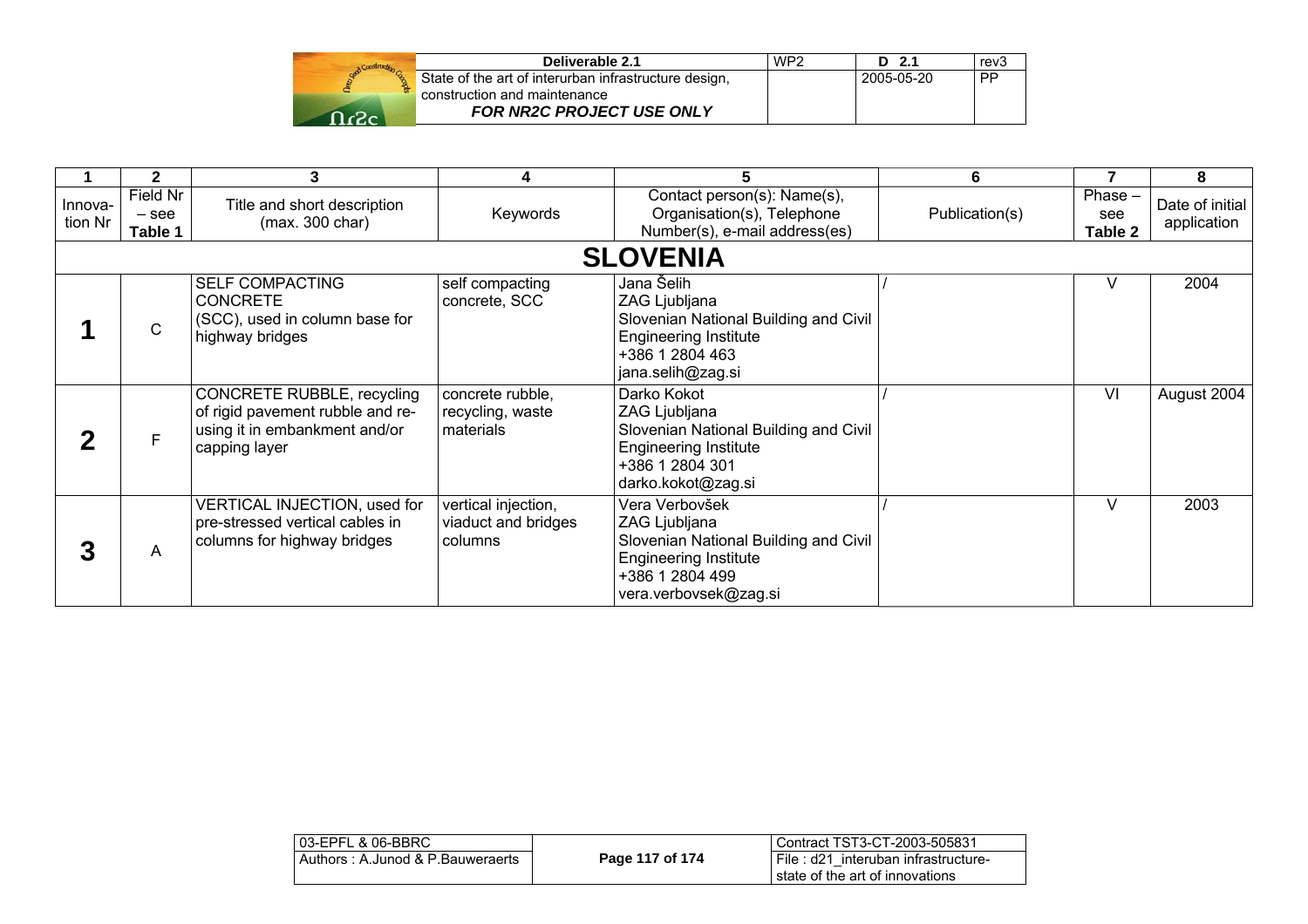| 1 | 2 | 3 | 4 | 5 | 6 | 7 | 8 |
|---|---|---|---|---|---|---|---|
| Innova-tion Nr | Field Nr – see **Table 1** | Title and short description (max. 300 char) | Keywords | Contact person(s): Name(s), Organisation(s), Telephone Number(s), e-mail address(es) | Publication(s) | Phase – see **Table 2** | Date of initial application |
| | | | **SLOVENIA** | | | | |
| **1** | C | SELF COMPACTING CONCRETE (SCC), used in column base for highway bridges | self compacting concrete, SCC | Jana Šelih<br>ZAG Ljubljana<br>Slovenian National Building and Civil Engineering Institute<br>+386 1 2804 463<br>jana.selih@zag.si | / | V | 2004 |
| **2** | F | CONCRETE RUBBLE, recycling of rigid pavement rubble and re-using it in embankment and/or capping layer | concrete rubble, recycling, waste materials | Darko Kokot<br>ZAG Ljubljana<br>Slovenian National Building and Civil Engineering Institute<br>+386 1 2804 301<br>darko.kokot@zag.si | / | VI | August 2004 |
| **3** | A | VERTICAL INJECTION, used for pre-stressed vertical cables in columns for highway bridges | vertical injection, viaduct and bridges columns | Vera Verbovšek<br>ZAG Ljubljana<br>Slovenian National Building and Civil Engineering Institute<br>+386 1 2804 499<br>vera.verbovsek@zag.si | / | V | 2003 |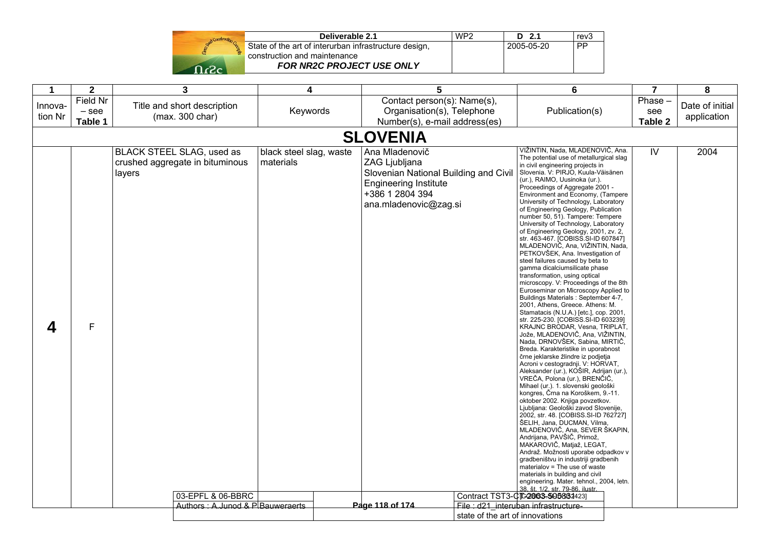| 1 | 2 | 3 | 4 | 5 | 6 | 7 | 8 |
|---|---|---|---|---|---|---|---|
| Innova-tion Nr | Field Nr – see Table 1 | Title and short description (max. 300 char) | Keywords | Contact person(s): Name(s), Organisation(s), Telephone Number(s), e-mail address(es) | Publication(s) | Phase – see Table 2 | Date of initial application |
| **SLOVENIA** | | | | | | | |
| **4** | F | BLACK STEEL SLAG, used as crushed aggregate in bituminous layers | black steel slag, waste materials | Ana Mladenovič ZAG Ljubljana Slovenian National Building and Civil Engineering Institute +386 1 2804 394 ana.mladenovic@zag.si | VIŽINTIN, Nada, MLADENOVIČ, Ana. The potential use of metallurgical slag in civil engineering projects in Slovenia. V: PIRJO, Kuula-Väisänen (ur.), RAIMO, Uusinoka (ur.). Proceedings of Aggregate 2001 - Environment and Economy, (Tampere University of Technology, Laboratory of Engineering Geology, Publication number 50, 51). Tampere: Tempere University of Technology, Laboratory of Engineering Geology, 2001, zv. 2, str. 463-467. [COBISS.SI-ID 607847] MLADENOVIČ, Ana, VIŽINTIN, Nada, PETKOVŠEK, Ana. Investigation of steel failures caused by beta to gamma dicalciumsilicate phase transformation, using optical microscopy. V: Proceedings of the 8th Euroseminar on Microscopy Applied to Buildings Materials : September 4-7, 2001, Athens, Greece. Athens: M. Stamatacis (N.U.A.) [etc.], cop. 2001, str. 225-230. [COBISS.SI-ID 603239] KRAJNC BRODAR, Vesna, TRIPLAT, Jože, MLADENOVIČ, Ana, VIŽINTIN, Nada, DRNOVŠEK, Sabina, MIRTIČ, Breda. Karakteristike in uporabnost črne jeklarske žlindre iz podjetja Acroni v cestogradnji. V: HORVAT, Aleksander (ur.), KOŠIR, Adrijan (ur.), VREČA, Polona (ur.), BRENČIČ, Mihael (ur.). 1. slovenski geološki kongres, Črna na Koroškem, 9.-11. oktober 2002. Knjiga povzetkov. Ljubljana: Geološki zavod Slovenije, 2002, str. 48. [COBISS.SI-ID 762727] ŠELIH, Jana, DUCMAN, Vilma, MLADENOVIČ, Ana, SEVER ŠKAPIN, Andrijana, PAVŠIČ, Primož, MAKAROVIČ, Matjaž, LEGAT, Andraž. Možnosti uporabe odpadkov v gradbeništvu in industriji gradbenih materialov = The use of waste materials in building and civil engineering. Mater. tehnol., 2004, letn. 38, št. 1/2, str. 79-86, ilustr. [COBISS.SI-ID 561423] | IV | 2004 |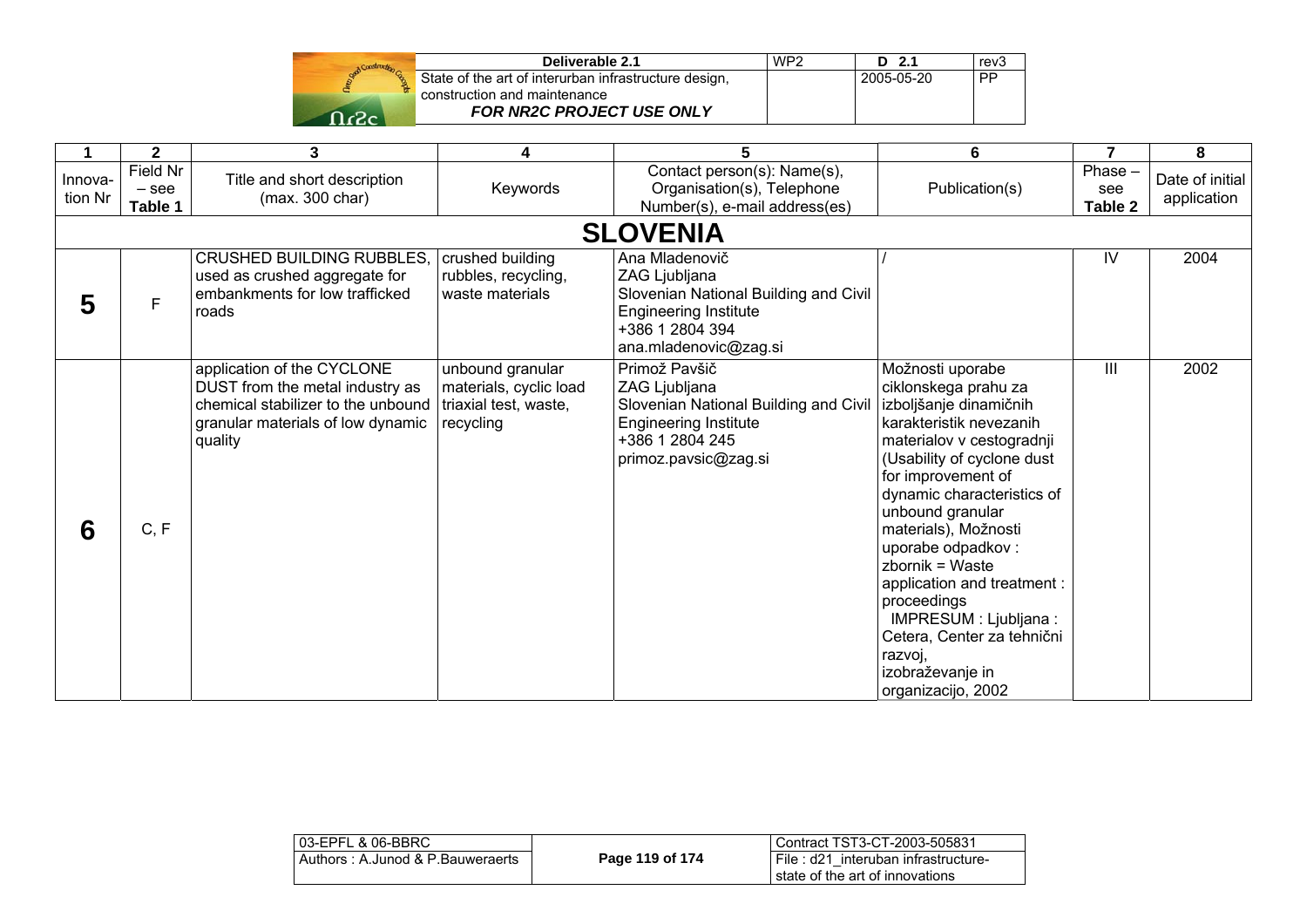| 1 | 2 | 3 | 4 | 5 | 6 | 7 | 8 |
|---|---|---|---|---|---|---|---|
| Innovation Nr | Field Nr – see **Table 1** | Title and short description (max. 300 char) | Keywords | Contact person(s): Name(s), Organisation(s), Telephone Number(s), e-mail address(es) | Publication(s) | Phase – see **Table 2** | Date of initial application |
| **SLOVENIA** | | | | | | | |
| **5** | F | CRUSHED BUILDING RUBBLES, used as crushed aggregate for embankments for low trafficked roads | crushed building rubbles, recycling, waste materials | Ana Mladenovič ZAG Ljubljana Slovenian National Building and Civil Engineering Institute +386 1 2804 394 ana.mladenovic@zag.si | / | IV | 2004 |
| **6** | C, F | application of the CYCLONE DUST from the metal industry as chemical stabilizer to the unbound granular materials of low dynamic quality | unbound granular materials, cyclic load triaxial test, waste, recycling | Primož Pavšič ZAG Ljubljana Slovenian National Building and Civil Engineering Institute +386 1 2804 245 primoz.pavsic@zag.si | Možnosti uporabe ciklonskega prahu za izboljšanje dinamičnih karakteristik nevezanih materialov v cestogradnji (Usability of cyclone dust for improvement of dynamic characteristics of unbound granular materials), Možnosti uporabe odpadkov : zbornik = Waste application and treatment : proceedings IMPRESUM : Ljubljana : Cetera, Center za tehnični razvoj, izobraževanje in organizacijo, 2002 | III | 2002 |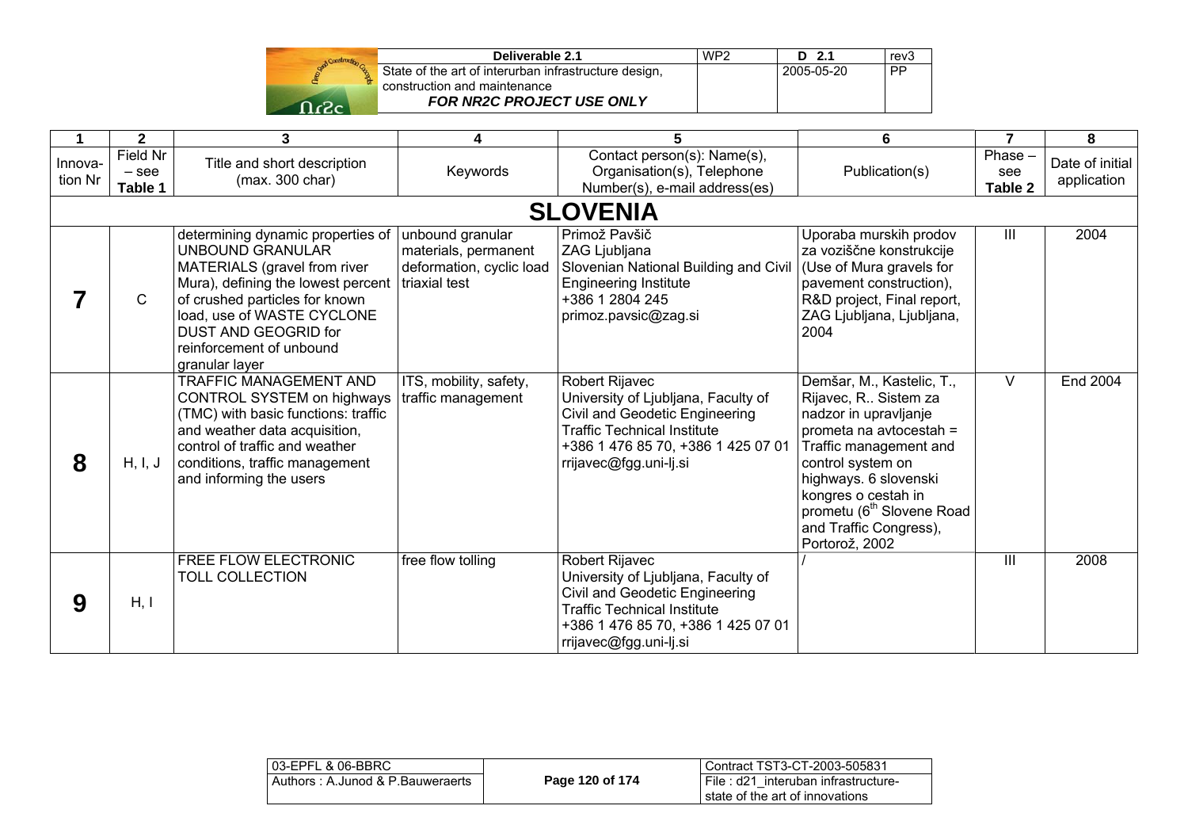| 1 | 2 | 3 | 4 | 5 | 6 | 7 | 8 |
|---|---|---|---|---|---|---|---|
| Innova-tion Nr | Field Nr – see Table 1 | Title and short description (max. 300 char) | Keywords | Contact person(s): Name(s), Organisation(s), Telephone Number(s), e-mail address(es) | Publication(s) | Phase – see Table 2 | Date of initial application |
| **SLOVENIA** | | | | | | | |
| **7** | C | determining dynamic properties of UNBOUND GRANULAR MATERIALS (gravel from river Mura), defining the lowest percent of crushed particles for known load, use of WASTE CYCLONE DUST AND GEOGRID for reinforcement of unbound granular layer | unbound granular materials, permanent deformation, cyclic load triaxial test | Primož Pavšič<br>ZAG Ljubljana<br>Slovenian National Building and Civil Engineering Institute<br>+386 1 2804 245<br>primoz.pavsic@zag.si | Uporaba murskih prodov za voziščne konstrukcije (Use of Mura gravels for pavement construction), R&D project, Final report, ZAG Ljubljana, Ljubljana, 2004 | III | 2004 |
| **8** | H, I, J | TRAFFIC MANAGEMENT AND CONTROL SYSTEM on highways (TMC) with basic functions: traffic and weather data acquisition, control of traffic and weather conditions, traffic management and informing the users | ITS, mobility, safety, traffic management | Robert Rijavec<br>University of Ljubljana, Faculty of Civil and Geodetic Engineering<br>Traffic Technical Institute<br>+386 1 476 85 70, +386 1 425 07 01<br>rrijavec@fgg.uni-lj.si | Demšar, M., Kastelic, T., Rijavec, R.. Sistem za nadzor in upravljanje prometa na avtocestah = Traffic management and control system on highways. 6 slovenski kongres o cestah in prometu (6th Slovene Road and Traffic Congress), Portorož, 2002 | V | End 2004 |
| **9** | H, I | FREE FLOW ELECTRONIC TOLL COLLECTION | free flow tolling | Robert Rijavec<br>University of Ljubljana, Faculty of Civil and Geodetic Engineering<br>Traffic Technical Institute<br>+386 1 476 85 70, +386 1 425 07 01<br>rrijavec@fgg.uni-lj.si | / | III | 2008 |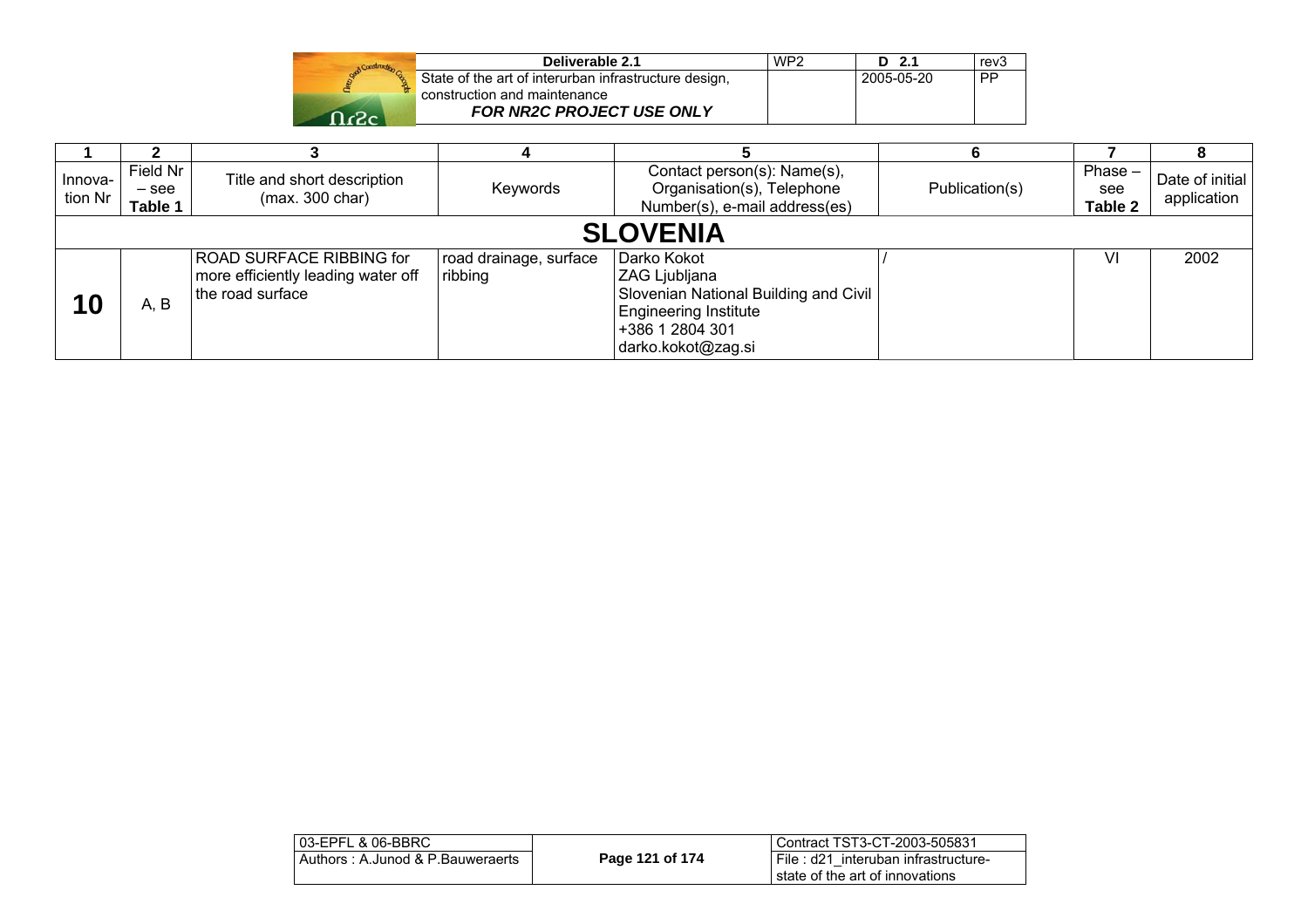| 1 | 2 | 3 | 4 | 5 | 6 | 7 | 8 |
|---|---|---|---|---|---|---|---|
| Innova-tion Nr | Field Nr – see **Table 1** | Title and short description (max. 300 char) | Keywords | Contact person(s): Name(s), Organisation(s), Telephone Number(s), e-mail address(es) | Publication(s) | Phase – see **Table 2** | Date of initial application |
| | | | | **SLOVENIA** | | | |
| **10** | A, B | ROAD SURFACE RIBBING for more efficiently leading water off the road surface | road drainage, surface ribbing | Darko Kokot<br>ZAG Ljubljana<br>Slovenian National Building and Civil Engineering Institute<br>+386 1 2804 301<br>darko.kokot@zag.si | / | VI | 2002 |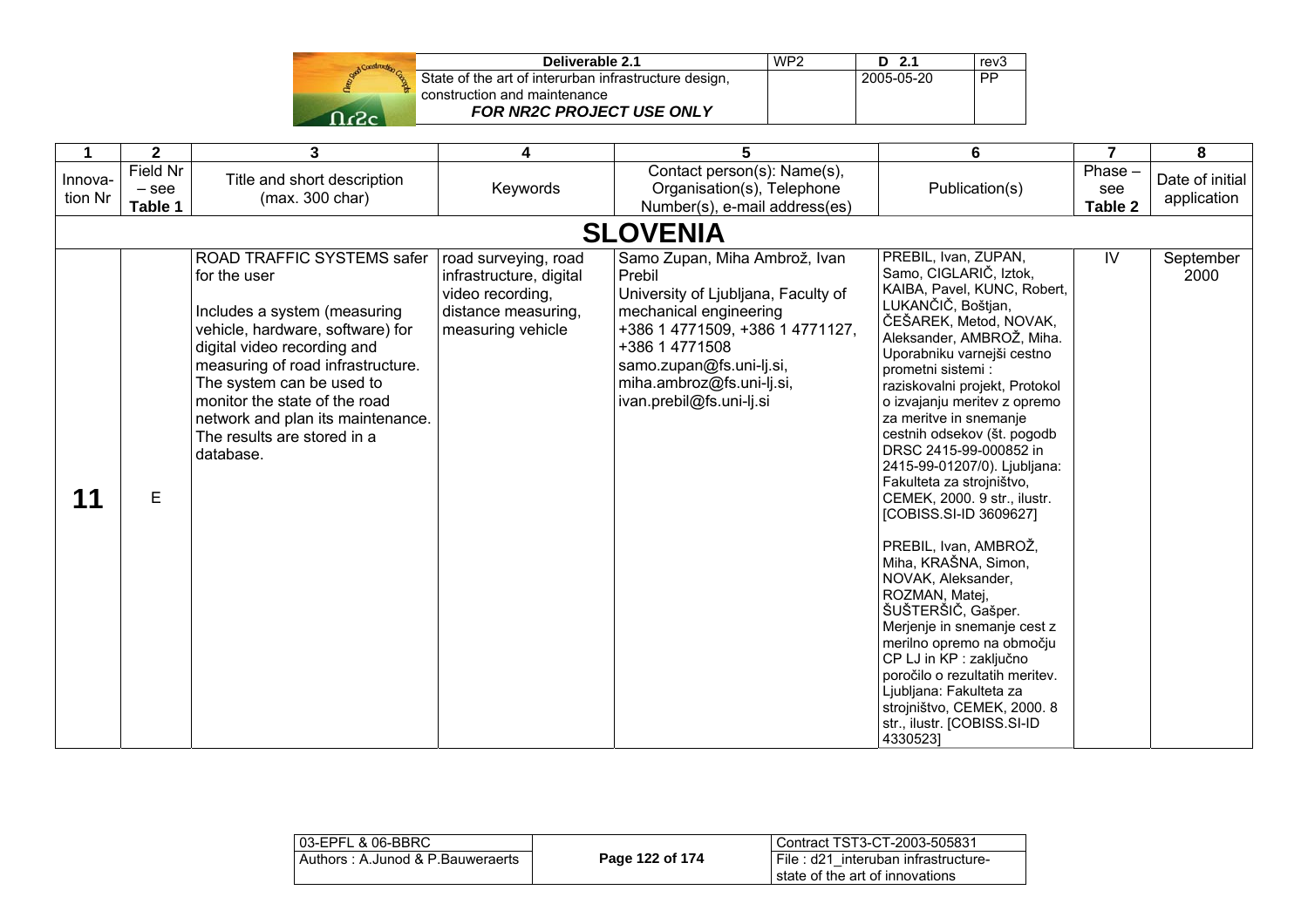| 1 | 2 | 3 | 4 | 5 | 6 | 7 | 8 |
|---|---|---|---|---|---|---|---|
| Innovation Nr | Field Nr – see **Table 1** | Title and short description (max. 300 char) | Keywords | Contact person(s): Name(s), Organisation(s), Telephone Number(s), e-mail address(es) | Publication(s) | Phase – see **Table 2** | Date of initial application |
| | | | **SLOVENIA** | | | | |
| **11** | E | ROAD TRAFFIC SYSTEMS safer for the user<br><br>Includes a system (measuring vehicle, hardware, software) for digital video recording and measuring of road infrastructure. The system can be used to monitor the state of the road network and plan its maintenance. The results are stored in a database. | road surveying, road infrastructure, digital video recording, distance measuring, measuring vehicle | Samo Zupan, Miha Ambrož, Ivan Prebil<br>University of Ljubljana, Faculty of mechanical engineering<br>+386 1 4771509, +386 1 4771127, +386 1 4771508<br>samo.zupan@fs.uni-lj.si, miha.ambroz@fs.uni-lj.si, ivan.prebil@fs.uni-lj.si | PREBIL, Ivan, ZUPAN, Samo, CIGLARIČ, Iztok, KAIBA, Pavel, KUNC, Robert, LUKANČIČ, Boštjan, ČEŠAREK, Metod, NOVAK, Aleksander, AMBROŽ, Miha. Uporabniku varnejši cestno prometni sistemi : raziskovalni projekt, Protokol o izvajanju meritev z opremo za meritve in snemanje cestnih odsekov (št. pogodb DRSC 2415-99-000852 in 2415-99-01207/0). Ljubljana: Fakulteta za strojništvo, CEMEK, 2000. 9 str., ilustr. [COBISS.SI-ID 3609627]<br><br>PREBIL, Ivan, AMBROŽ, Miha, KRAŠNA, Simon, NOVAK, Aleksander, ROZMAN, Matej, ŠUŠTERŠIČ, Gašper. Merjenje in snemanje cest z merilno opremo na območju CP LJ in KP : zaključno poročilo o rezultatih meritev. Ljubljana: Fakulteta za strojništvo, CEMEK, 2000. 8 str., ilustr. [COBISS.SI-ID 4330523] | IV | September 2000 |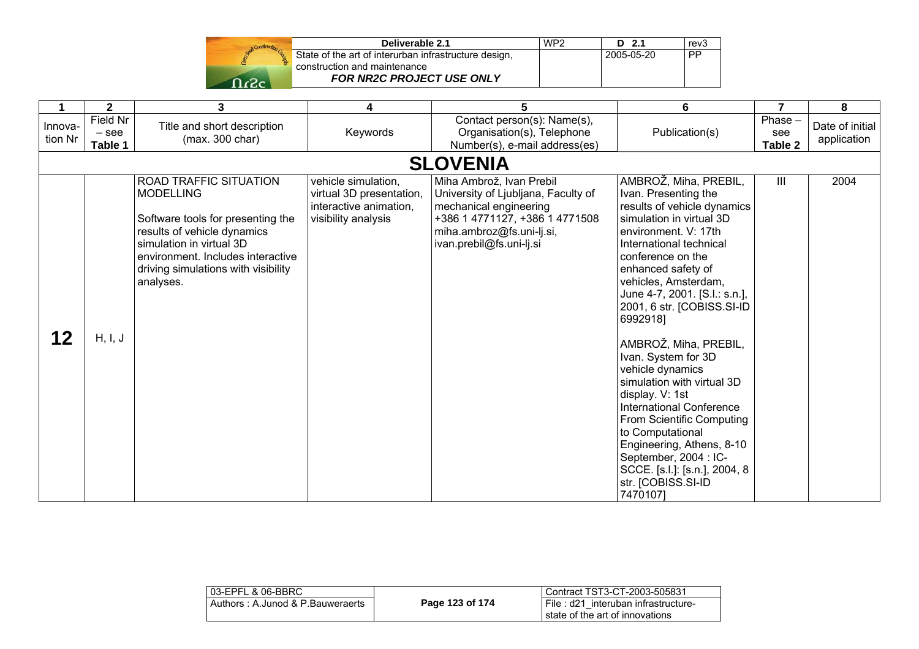| 1 | 2 | 3 | 4 | 5 | 6 | 7 | 8 |
|---|---|---|---|---|---|---|---|
| Innova-tion Nr | Field Nr – see Table 1 | Title and short description (max. 300 char) | Keywords | Contact person(s): Name(s), Organisation(s), Telephone Number(s), e-mail address(es) | Publication(s) | Phase – see Table 2 | Date of initial application |
| **SLOVENIA** | | | | | | | |
| **12** | H, I, J | ROAD TRAFFIC SITUATION MODELLING<br><br>Software tools for presenting the results of vehicle dynamics simulation in virtual 3D environment. Includes interactive driving simulations with visibility analyses. | vehicle simulation, virtual 3D presentation, interactive animation, visibility analysis | Miha Ambrož, Ivan Prebil<br>University of Ljubljana, Faculty of mechanical engineering<br>+386 1 4771127, +386 1 4771508<br>miha.ambroz@fs.uni-lj.si, ivan.prebil@fs.uni-lj.si | AMBROŽ, Miha, PREBIL, Ivan. Presenting the results of vehicle dynamics simulation in virtual 3D environment. V: 17th International technical conference on the enhanced safety of vehicles, Amsterdam, June 4-7, 2001. [S.l.: s.n.], 2001, 6 str. [COBISS.SI-ID 6992918]<br><br>AMBROŽ, Miha, PREBIL, Ivan. System for 3D vehicle dynamics simulation with virtual 3D display. V: 1st International Conference From Scientific Computing to Computational Engineering, Athens, 8-10 September, 2004 : IC-SCCE. [s.l.]: [s.n.], 2004, 8 str. [COBISS.SI-ID 7470107] | III | 2004 |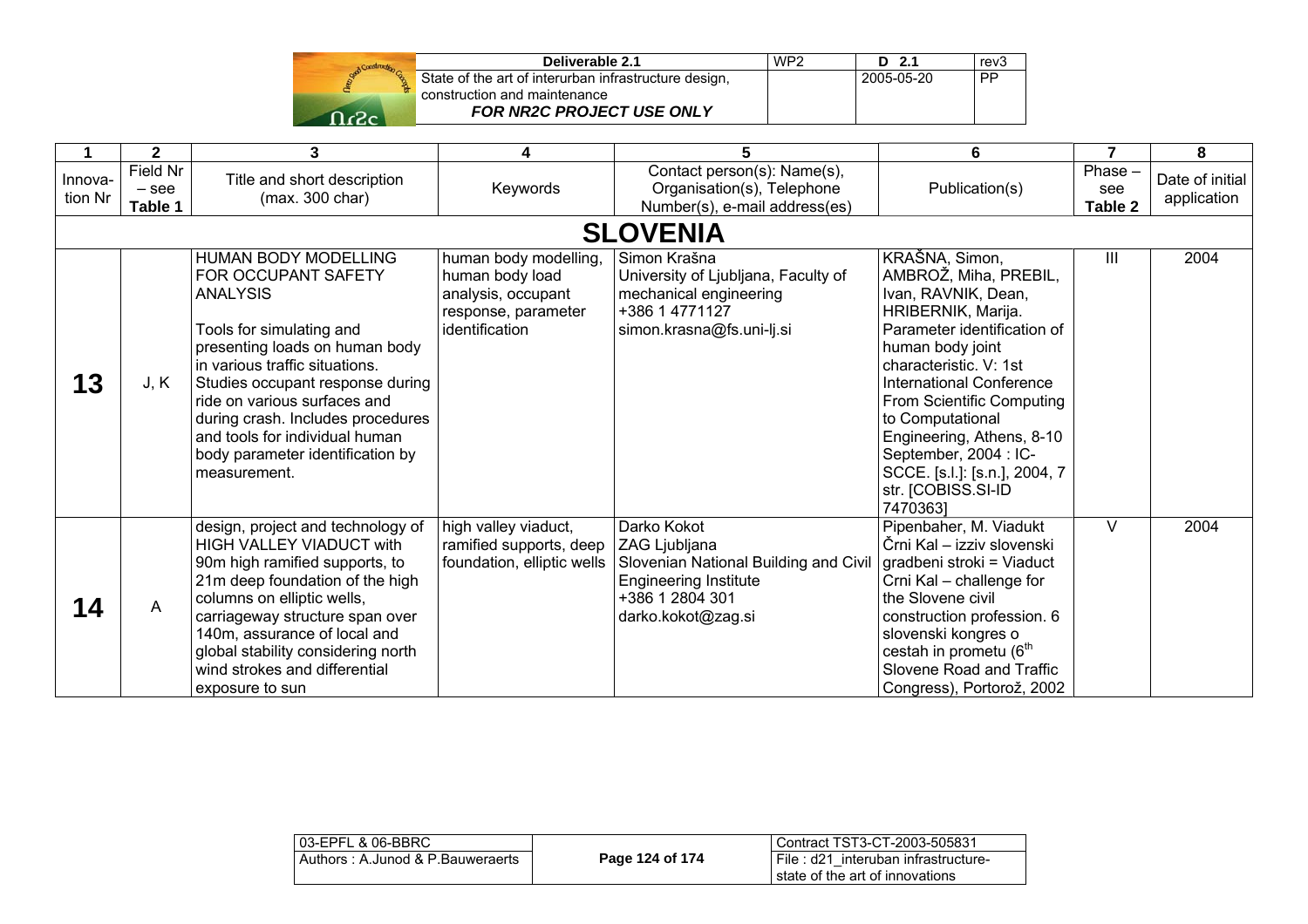| 1 | 2 | 3 | 4 | 5 | 6 | 7 | 8 |
|---|---|---|---|---|---|---|---|
| Innova-tion Nr | Field Nr – see Table 1 | Title and short description (max. 300 char) | Keywords | Contact person(s): Name(s), Organisation(s), Telephone Number(s), e-mail address(es) | Publication(s) | Phase – see Table 2 | Date of initial application |
| | | | | **SLOVENIA** | | | |
| **13** | J, K | HUMAN BODY MODELLING FOR OCCUPANT SAFETY ANALYSIS<br><br>Tools for simulating and presenting loads on human body in various traffic situations. Studies occupant response during ride on various surfaces and during crash. Includes procedures and tools for individual human body parameter identification by measurement. | human body modelling, human body load analysis, occupant response, parameter identification | Simon Krašna<br>University of Ljubljana, Faculty of mechanical engineering<br>+386 1 4771127<br>simon.krasna@fs.uni-lj.si | KRAŠNA, Simon, AMBROŽ, Miha, PREBIL, Ivan, RAVNIK, Dean, HRIBERNIK, Marija. Parameter identification of human body joint characteristic. V: 1st International Conference From Scientific Computing to Computational Engineering, Athens, 8-10 September, 2004 : IC-SCCE. [s.l.]: [s.n.], 2004, 7 str. [COBISS.SI-ID 7470363] | III | 2004 |
| **14** | A | design, project and technology of HIGH VALLEY VIADUCT with 90m high ramified supports, to 21m deep foundation of the high columns on elliptic wells, carriageway structure span over 140m, assurance of local and global stability considering north wind strokes and differential exposure to sun | high valley viaduct, ramified supports, deep foundation, elliptic wells | Darko Kokot<br>ZAG Ljubljana<br>Slovenian National Building and Civil Engineering Institute<br>+386 1 2804 301<br>darko.kokot@zag.si | Pipenbaher, M. Viadukt Črni Kal – izziv slovenski gradbeni stroki = Viaduct Crni Kal – challenge for the Slovene civil construction profession. 6 slovenski kongres o cestah in prometu (6$^{th}$ Slovene Road and Traffic Congress), Portorož, 2002 | V | 2004 |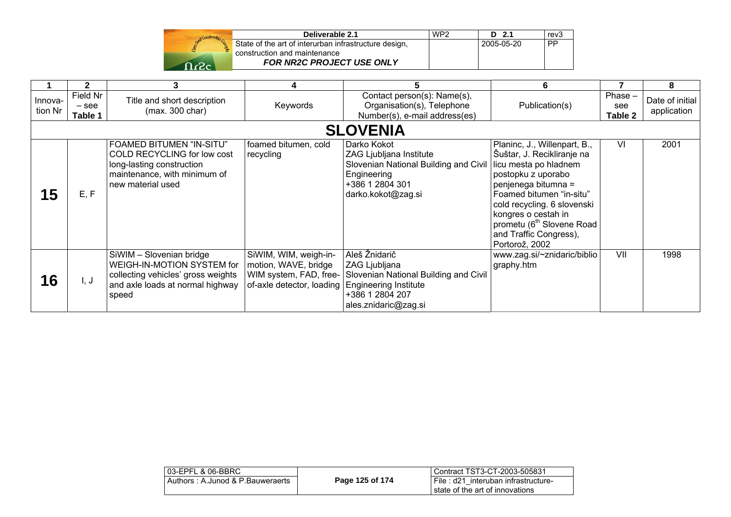| 1 | 2 | 3 | 4 | 5 | 6 | 7 | 8 |
|---|---|---|---|---|---|---|---|
| Innova-tion Nr | Field Nr – see Table 1 | Title and short description (max. 300 char) | Keywords | Contact person(s): Name(s), Organisation(s), Telephone Number(s), e-mail address(es) | Publication(s) | Phase – see Table 2 | Date of initial application |
| **SLOVENIA** | | | | | | | |
| **15** | E, F | FOAMED BITUMEN "IN-SITU" COLD RECYCLING for low cost long-lasting construction maintenance, with minimum of new material used | foamed bitumen, cold recycling | Darko Kokot<br>ZAG Ljubljana Institute<br>Slovenian National Building and Civil Engineering<br>+386 1 2804 301<br>darko.kokot@zag.si | Planinc, J., Willenpart, B., Šuštar, J. Recikliranje na licu mesta po hladnem postopku z uporabo penjenega bitumna = Foamed bitumen "in-situ" cold recycling. 6 slovenski kongres o cestah in prometu (6th Slovene Road and Traffic Congress), Portorož, 2002 | VI | 2001 |
| **16** | I, J | SiWIM – Slovenian bridge WEIGH-IN-MOTION SYSTEM for collecting vehicles' gross weights and axle loads at normal highway speed | SiWIM, WIM, weigh-in-motion, WAVE, bridge WIM system, FAD, free-of-axle detector, loading | Aleš Žnidarič<br>ZAG Ljubljana<br>Slovenian National Building and Civil Engineering Institute<br>+386 1 2804 207<br>ales.znidaric@zag.si | www.zag.si/~znidaric/bibliography.htm | VII | 1998 |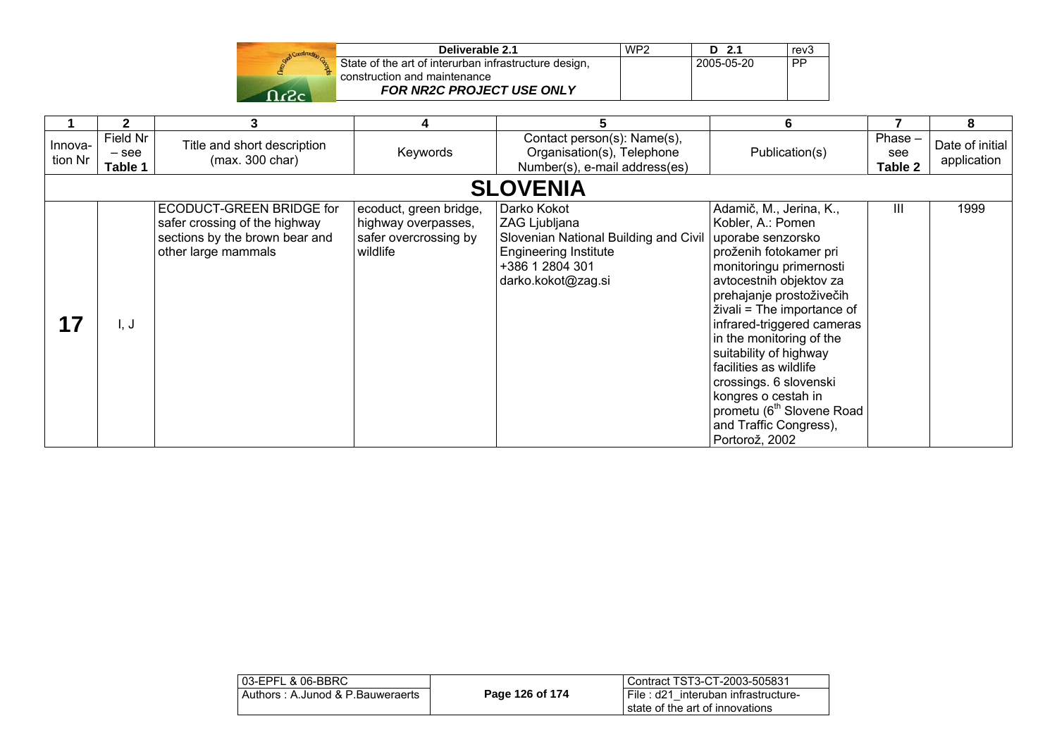| 1 | 2 | 3 | 4 | 5 | 6 | 7 | 8 |
|---|---|---|---|---|---|---|---|
| Innova-tion Nr | Field Nr – see **Table 1** | Title and short description (max. 300 char) | Keywords | Contact person(s): Name(s), Organisation(s), Telephone Number(s), e-mail address(es) | Publication(s) | Phase – see **Table 2** | Date of initial application |
| | | | | **SLOVENIA** | | | |
| **17** | I, J | ECODUCT-GREEN BRIDGE for safer crossing of the highway sections by the brown bear and other large mammals | ecoduct, green bridge, highway overpasses, safer overcrossing by wildlife | Darko Kokot<br>ZAG Ljubljana<br>Slovenian National Building and Civil Engineering Institute<br>+386 1 2804 301<br>darko.kokot@zag.si | Adamič, M., Jerina, K., Kobler, A.: Pomen uporabe senzorsko proženih fotokamer pri monitoringu primernosti avtocestnih objektov za prehajanje prostoživečih živali = The importance of infrared-triggered cameras in the monitoring of the suitability of highway facilities as wildlife crossings. 6 slovenski kongres o cestah in prometu (6th Slovene Road and Traffic Congress), Portorož, 2002 | III | 1999 |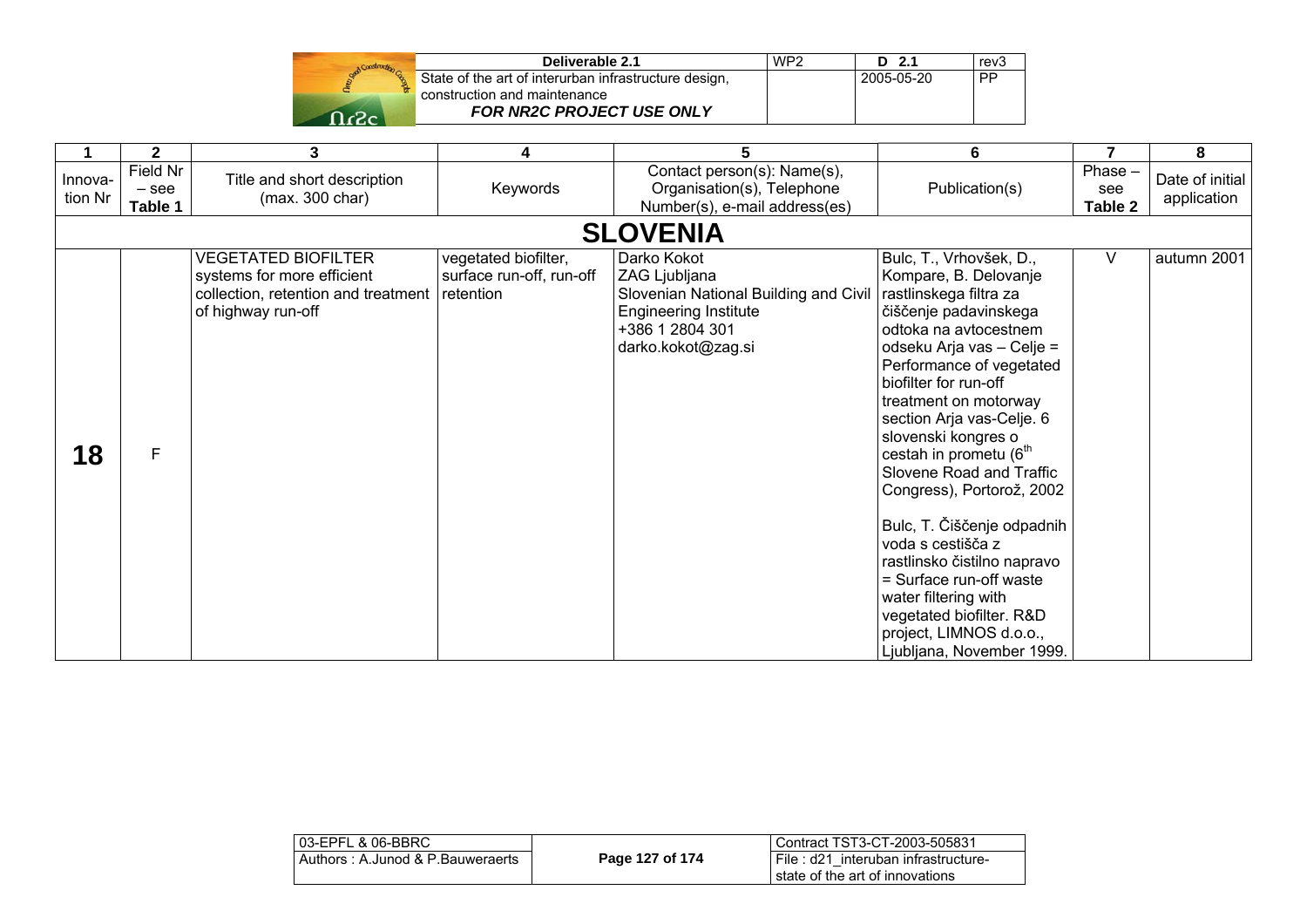| 1 | 2 | 3 | 4 | 5 | 6 | 7 | 8 |
|---|---|---|---|---|---|---|---|
| Innova-tion Nr | Field Nr – see **Table 1** | Title and short description (max. 300 char) | Keywords | Contact person(s): Name(s), Organisation(s), Telephone Number(s), e-mail address(es) | Publication(s) | Phase – see **Table 2** | Date of initial application |
| **SLOVENIA** | | | | | | | |
| **18** | F | VEGETATED BIOFILTER systems for more efficient collection, retention and treatment of highway run-off | vegetated biofilter, surface run-off, run-off retention | Darko Kokot<br>ZAG Ljubljana<br>Slovenian National Building and Civil Engineering Institute<br>+386 1 2804 301<br>darko.kokot@zag.si | Bulc, T., Vrhovšek, D., Kompare, B. Delovanje rastlinskega filtra za čiščenje padavinskega odtoka na avtocestnem odseku Arja vas – Celje = Performance of vegetated biofilter for run-off treatment on motorway section Arja vas-Celje. 6 slovenski kongres o cestah in prometu (6th Slovene Road and Traffic Congress), Portorož, 2002<br><br>Bulc, T. Čiščenje odpadnih voda s cestišča z rastlinsko čistilno napravo = Surface run-off waste water filtering with vegetated biofilter. R&D project, LIMNOS d.o.o., Ljubljana, November 1999. | V | autumn 2001 |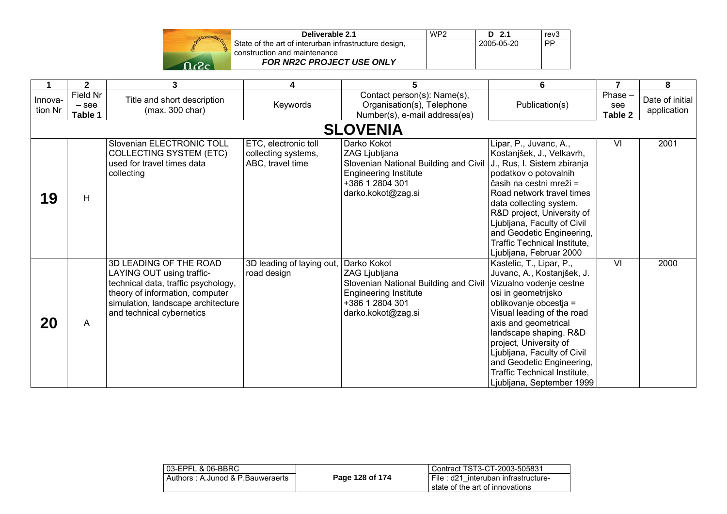| 1 | 2 | 3 | 4 | 5 | 6 | 7 | 8 |
|---|---|---|---|---|---|---|---|
| Innovation Nr | Field Nr – see **Table 1** | Title and short description (max. 300 char) | Keywords | Contact person(s): Name(s), Organisation(s), Telephone Number(s), e-mail address(es) | Publication(s) | Phase – see **Table 2** | Date of initial application |
| | | | | **SLOVENIA** | | | |
| **19** | H | Slovenian ELECTRONIC TOLL COLLECTING SYSTEM (ETC) used for travel times data collecting | ETC, electronic toll collecting systems, ABC, travel time | Darko Kokot<br>ZAG Ljubljana<br>Slovenian National Building and Civil Engineering Institute<br>+386 1 2804 301<br>darko.kokot@zag.si | Lipar, P., Juvanc, A., Kostanjšek, J., Velkavrh, J., Rus, I. Sistem zbiranja podatkov o potovalnih časih na cestni mreži = Road network travel times data collecting system. R&D project, University of Ljubljana, Faculty of Civil and Geodetic Engineering, Traffic Technical Institute, Ljubljana, Februar 2000 | VI | 2001 |
| **20** | A | 3D LEADING OF THE ROAD LAYING OUT using traffic-technical data, traffic psychology, theory of information, computer simulation, landscape architecture and technical cybernetics | 3D leading of laying out, road design | Darko Kokot<br>ZAG Ljubljana<br>Slovenian National Building and Civil Engineering Institute<br>+386 1 2804 301<br>darko.kokot@zag.si | Kastelic, T., Lipar, P., Juvanc, A., Kostanjšek, J. Vizualno vodenje cestne osi in geometrijsko oblikovanje obcestja = Visual leading of the road axis and geometrical landscape shaping. R&D project, University of Ljubljana, Faculty of Civil and Geodetic Engineering, Traffic Technical Institute, Ljubljana, September 1999 | VI | 2000 |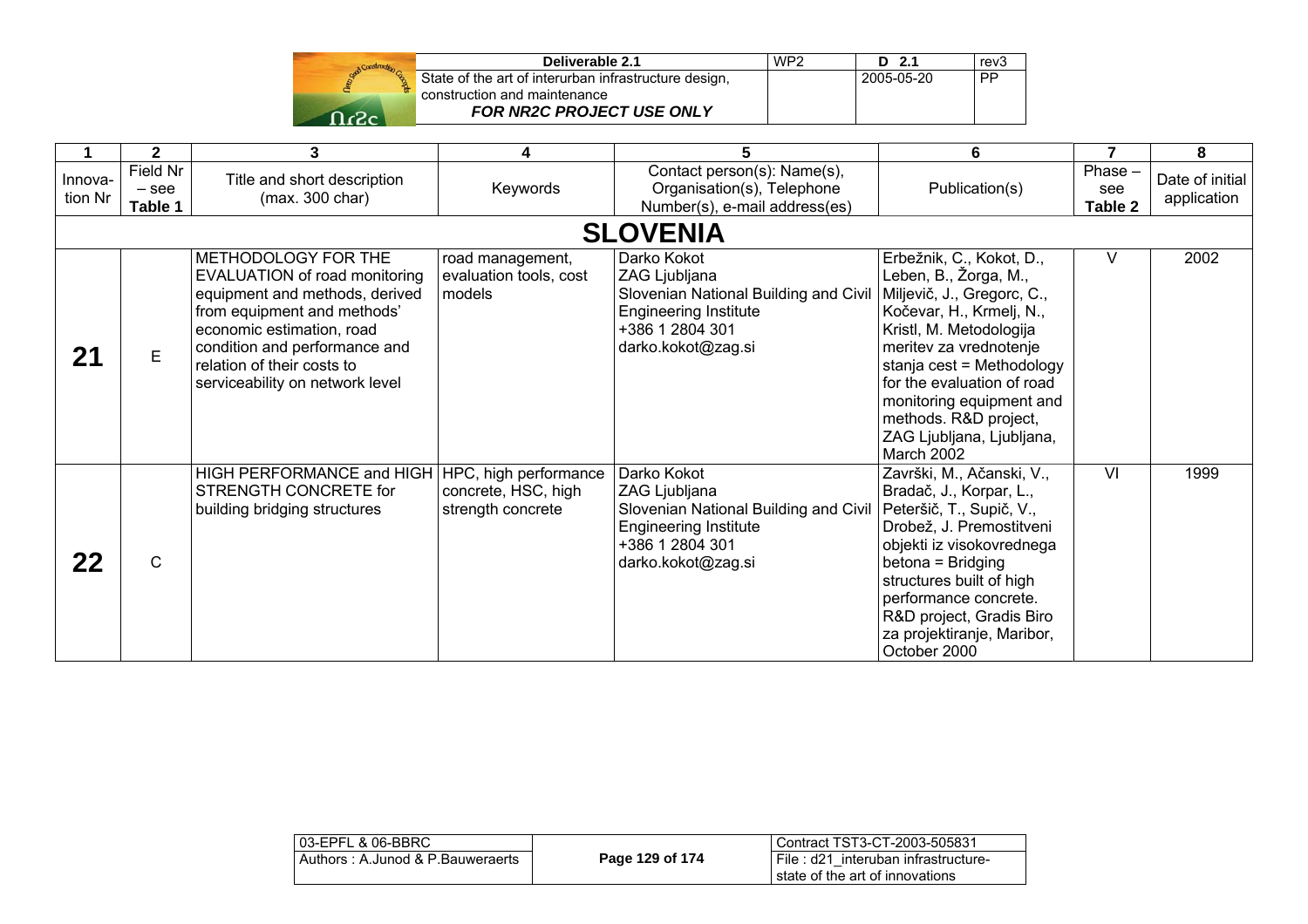| 1 | 2 | 3 | 4 | 5 | 6 | 7 | 8 |
|---|---|---|---|---|---|---|---|
| Innovation Nr | Field Nr – see **Table 1** | Title and short description (max. 300 char) | Keywords | Contact person(s): Name(s), Organisation(s), Telephone Number(s), e-mail address(es) | Publication(s) | Phase – see **Table 2** | Date of initial application |
| **SLOVENIA** | | | | | | | |
| **21** | E | METHODOLOGY FOR THE EVALUATION of road monitoring equipment and methods, derived from equipment and methods' economic estimation, road condition and performance and relation of their costs to serviceability on network level | road management, evaluation tools, cost models | Darko Kokot ZAG Ljubljana Slovenian National Building and Civil Engineering Institute +386 1 2804 301 darko.kokot@zag.si | Erbežnik, C., Kokot, D., Leben, B., Žorga, M., Miljevič, J., Gregorc, C., Kočevar, H., Krmelj, N., Kristl, M. Metodologija meritev za vrednotenje stanja cest = Methodology for the evaluation of road monitoring equipment and methods. R&D project, ZAG Ljubljana, Ljubljana, March 2002 | V | 2002 |
| **22** | C | HIGH PERFORMANCE and HIGH STRENGTH CONCRETE for building bridging structures | HPC, high performance concrete, HSC, high strength concrete | Darko Kokot ZAG Ljubljana Slovenian National Building and Civil Engineering Institute +386 1 2804 301 darko.kokot@zag.si | Završki, M., Ačanski, V., Bradač, J., Korpar, L., Peteršič, T., Supič, V., Drobež, J. Premostitveni objekti iz visokovrednega betona = Bridging structures built of high performance concrete. R&D project, Gradis Biro za projektiranje, Maribor, October 2000 | VI | 1999 |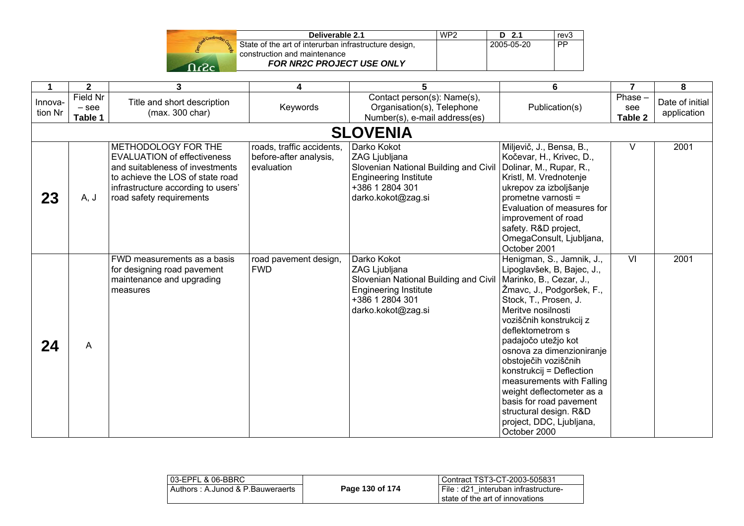| 1 | 2 | 3 | 4 | 5 | 6 | 7 | 8 |
|---|---|---|---|---|---|---|---|
| Innova-tion Nr | Field Nr – see **Table 1** | Title and short description (max. 300 char) | Keywords | Contact person(s): Name(s), Organisation(s), Telephone Number(s), e-mail address(es) | Publication(s) | Phase – see **Table 2** | Date of initial application |
| **SLOVENIA** | | | | | | | |
| **23** | A, J | METHODOLOGY FOR THE EVALUATION of effectiveness and suitableness of investments to achieve the LOS of state road infrastructure according to users' road safety requirements | roads, traffic accidents, before-after analysis, evaluation | Darko Kokot<br>ZAG Ljubljana<br>Slovenian National Building and Civil Engineering Institute<br>+386 1 2804 301<br>darko.kokot@zag.si | Miljevič, J., Bensa, B., Kočevar, H., Krivec, D., Dolinar, M., Rupar, R., Kristl, M. Vrednotenje ukrepov za izboljšanje prometne varnosti = Evaluation of measures for improvement of road safety. R&D project, OmegaConsult, Ljubljana, October 2001 | V | 2001 |
| **24** | A | FWD measurements as a basis for designing road pavement maintenance and upgrading measures | road pavement design, FWD | Darko Kokot<br>ZAG Ljubljana<br>Slovenian National Building and Civil Engineering Institute<br>+386 1 2804 301<br>darko.kokot@zag.si | Henigman, S., Jamnik, J., Lipoglavšek, B, Bajec, J., Marinko, B., Cezar, J., Žmavc, J., Podgoršek, F., Stock, T., Prosen, J. Meritve nosilnosti voziščnih konstrukcij z deflektometrom s padajočo utežjo kot osnova za dimenzioniranje obstoječih voziščnih konstrukcij = Deflection measurements with Falling weight deflectometer as a basis for road pavement structural design. R&D project, DDC, Ljubljana, October 2000 | VI | 2001 |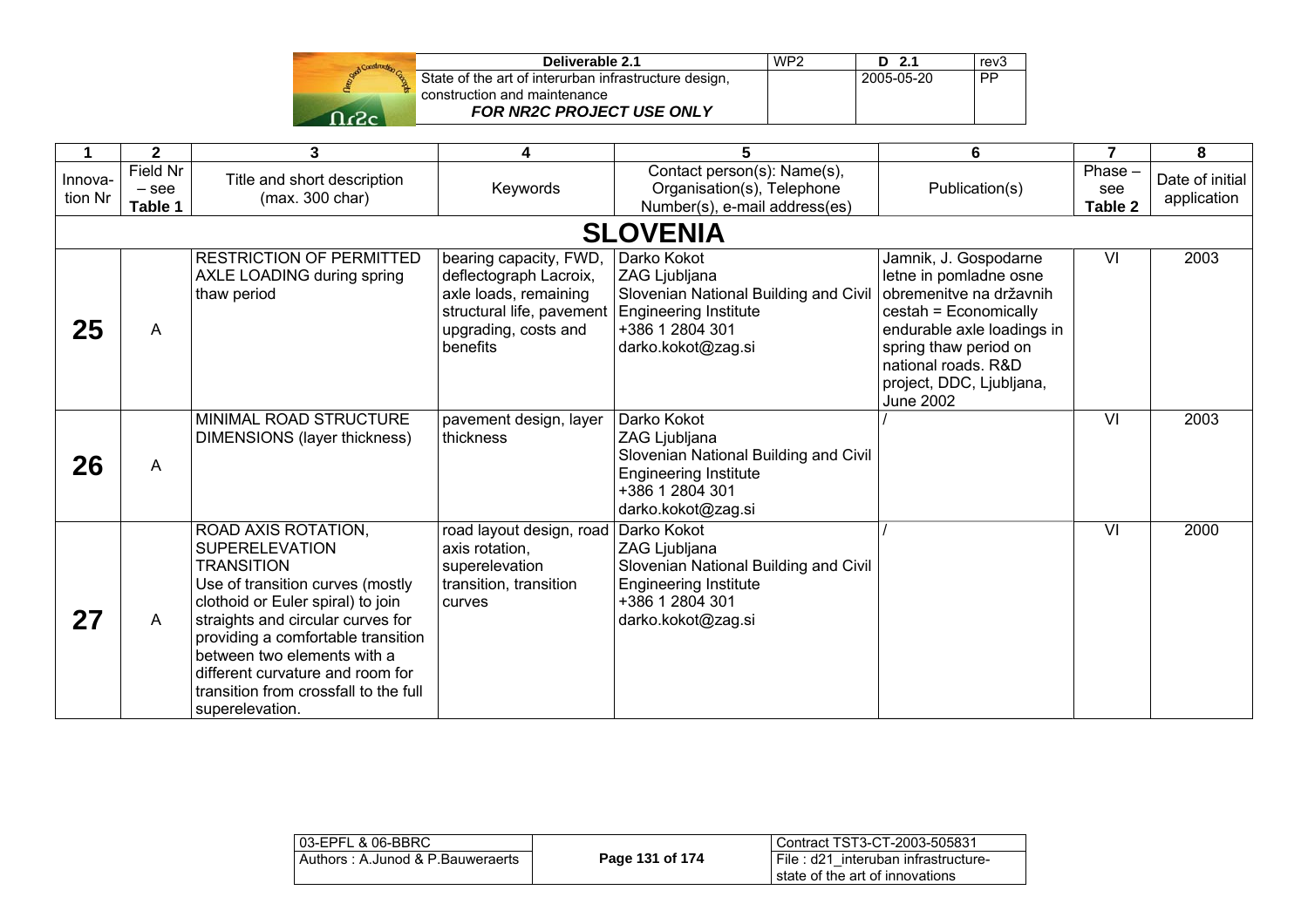| 1 | 2 | 3 | 4 | 5 | 6 | 7 | 8 |
|---|---|---|---|---|---|---|---|
| Innovation Nr | Field Nr – see Table 1 | Title and short description (max. 300 char) | Keywords | Contact person(s): Name(s), Organisation(s), Telephone Number(s), e-mail address(es) | Publication(s) | Phase – see Table 2 | Date of initial application |
| **SLOVENIA** | | | | | | | |
| **25** | A | RESTRICTION OF PERMITTED AXLE LOADING during spring thaw period | bearing capacity, FWD, deflectograph Lacroix, axle loads, remaining structural life, pavement upgrading, costs and benefits | Darko Kokot<br>Slovenian National Building and Civil Engineering Institute<br>+386 1 2804 301<br>darko.kokot@zag.si | Jamnik, J. Gospodarne letne in pomladne osne obremenitve na državnih cestah = Economically endurable axle loadings in spring thaw period on national roads. R&D project, DDC, Ljubljana, June 2002 | VI | 2003 |
| **26** | A | MINIMAL ROAD STRUCTURE DIMENSIONS (layer thickness) | pavement design, layer thickness | Darko Kokot<br>ZAG Ljubljana<br>Slovenian National Building and Civil Engineering Institute<br>+386 1 2804 301<br>darko.kokot@zag.si | / | VI | 2003 |
| **27** | A | ROAD AXIS ROTATION, SUPERELEVATION TRANSITION<br>Use of transition curves (mostly clothoid or Euler spiral) to join straights and circular curves for providing a comfortable transition between two elements with a different curvature and room for transition from crossfall to the full superelevation. | road layout design, road axis rotation, superelevation transition, transition curves | Darko Kokot<br>ZAG Ljubljana<br>Slovenian National Building and Civil Engineering Institute<br>+386 1 2804 301<br>darko.kokot@zag.si | / | VI | 2000 |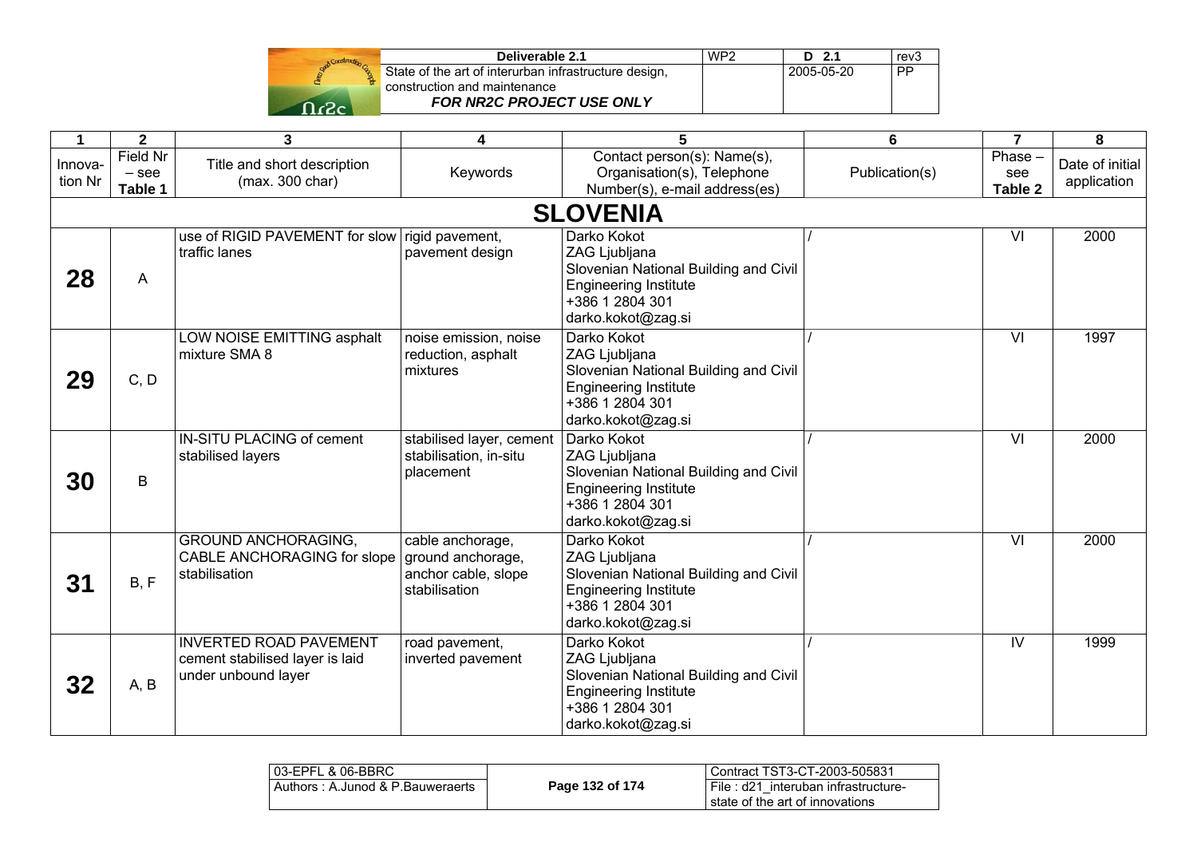| 1 | 2 | 3 | 4 | 5 | 6 | 7 | 8 |
|---|---|---|---|---|---|---|---|
| Innovation Nr | Field Nr – see **Table 1** | Title and short description (max. 300 char) | Keywords | Contact person(s): Name(s), Organisation(s), Telephone Number(s), e-mail address(es) | Publication(s) | Phase – see **Table 2** | Date of initial application |
| **SLOVENIA** | | | | | | | |
| **28** | A | use of RIGID PAVEMENT for slow traffic lanes | rigid pavement, pavement design | Darko Kokot<br>ZAG Ljubljana<br>Slovenian National Building and Civil Engineering Institute<br>+386 1 2804 301<br>darko.kokot@zag.si | / | VI | 2000 |
| **29** | C, D | LOW NOISE EMITTING asphalt mixture SMA 8 | noise emission, noise reduction, asphalt mixtures | Darko Kokot<br>ZAG Ljubljana<br>Slovenian National Building and Civil Engineering Institute<br>+386 1 2804 301<br>darko.kokot@zag.si | / | VI | 1997 |
| **30** | B | IN-SITU PLACING of cement stabilised layers | stabilised layer, cement stabilisation, in-situ placement | Darko Kokot<br>ZAG Ljubljana<br>Slovenian National Building and Civil Engineering Institute<br>+386 1 2804 301<br>darko.kokot@zag.si | / | VI | 2000 |
| **31** | B, F | GROUND ANCHORAGING, CABLE ANCHORAGING for slope stabilisation | cable anchorage, ground anchorage, anchor cable, slope stabilisation | Darko Kokot<br>ZAG Ljubljana<br>Slovenian National Building and Civil Engineering Institute<br>+386 1 2804 301<br>darko.kokot@zag.si | / | VI | 2000 |
| **32** | A, B | INVERTED ROAD PAVEMENT cement stabilised layer is laid under unbound layer | road pavement, inverted pavement | Darko Kokot<br>ZAG Ljubljana<br>Slovenian National Building and Civil Engineering Institute<br>+386 1 2804 301<br>darko.kokot@zag.si | / | IV | 1999 |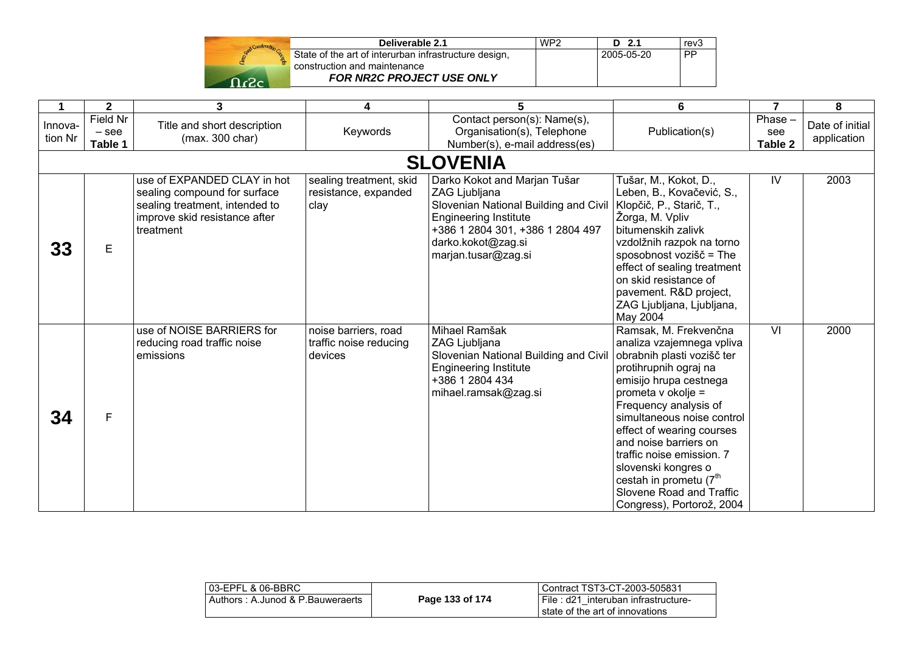| 1 | 2 | 3 | 4 | 5 | 6 | 7 | 8 |
|---|---|---|---|---|---|---|---|
| Innova-tion Nr | Field Nr – see **Table 1** | Title and short description (max. 300 char) | Keywords | Contact person(s): Name(s), Organisation(s), Telephone Number(s), e-mail address(es) | Publication(s) | Phase – see **Table 2** | Date of initial application |
| | | | | **SLOVENIA** | | | |
| **33** | E | use of EXPANDED CLAY in hot sealing compound for surface sealing treatment, intended to improve skid resistance after treatment | sealing treatment, skid resistance, expanded clay | Darko Kokot and Marjan Tušar ZAG Ljubljana Slovenian National Building and Civil Engineering Institute +386 1 2804 301, +386 1 2804 497 darko.kokot@zag.si marjan.tusar@zag.si | Tušar, M., Kokot, D., Leben, B., Kovačević, S., Klopčič, P., Starič, T., Žorga, M. Vpliv bitumenskih zalivk vzdolžnih razpok na torno sposobnost vozišč = The effect of sealing treatment on skid resistance of pavement. R&D project, ZAG Ljubljana, Ljubljana, May 2004 | IV | 2003 |
| **34** | F | use of NOISE BARRIERS for reducing road traffic noise emissions | noise barriers, road traffic noise reducing devices | Mihael Ramšak ZAG Ljubljana Slovenian National Building and Civil Engineering Institute +386 1 2804 434 mihael.ramsak@zag.si | Ramsak, M. Frekvenčna analiza vzajemnega vpliva obrabnih plasti vozišč ter protihrupnih ograj na emisijo hrupa cestnega prometa v okolje = Frequency analysis of simultaneous noise control effect of wearing courses and noise barriers on traffic noise emission. 7 slovenski kongres o cestah in prometu (7th Slovene Road and Traffic Congress), Portorož, 2004 | VI | 2000 |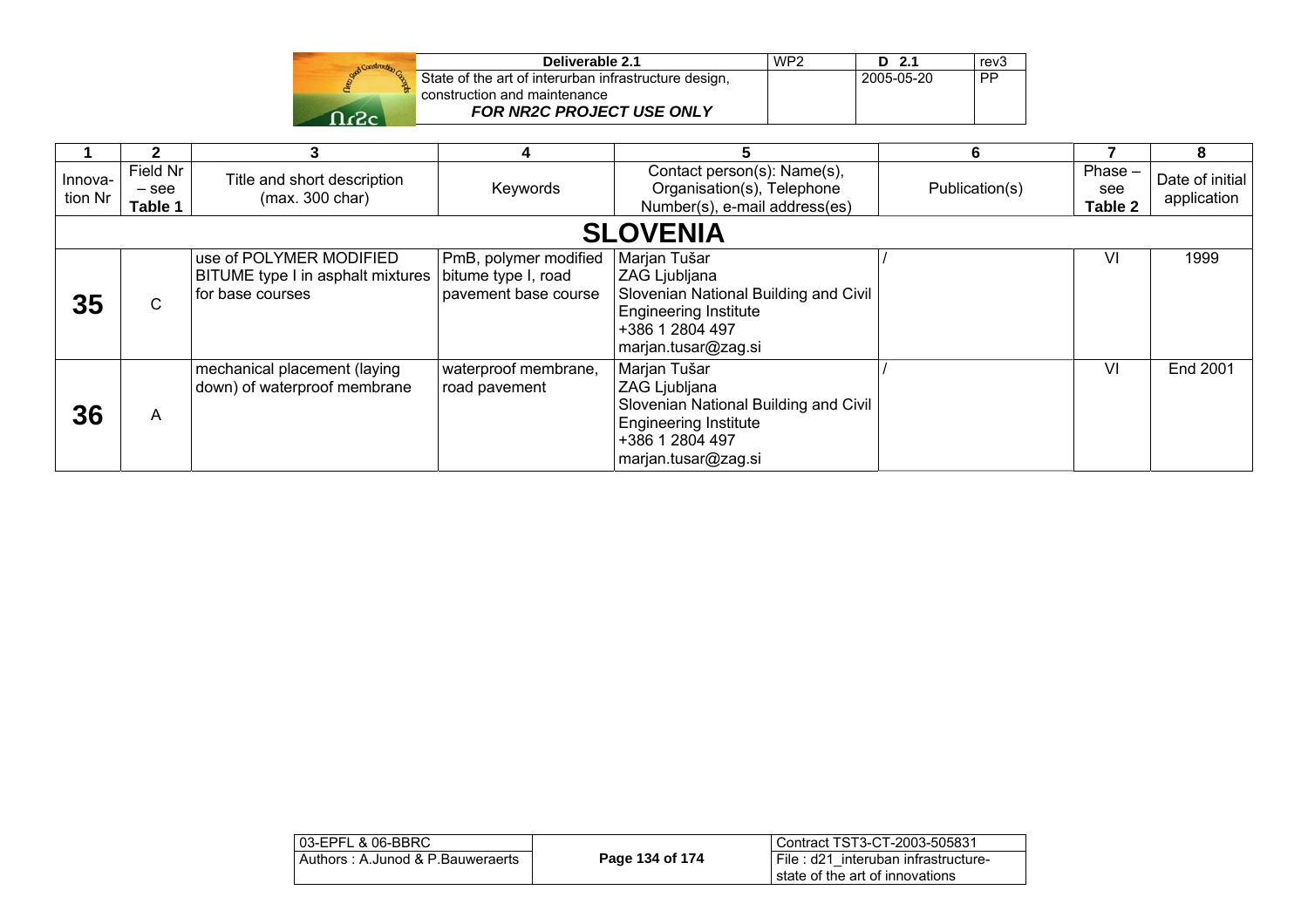| 1 | 2 | 3 | 4 | 5 | 6 | 7 | 8 |
|---|---|---|---|---|---|---|---|
| Innova-tion Nr | Field Nr – see **Table 1** | Title and short description (max. 300 char) | Keywords | Contact person(s): Name(s), Organisation(s), Telephone Number(s), e-mail address(es) | Publication(s) | Phase – see **Table 2** | Date of initial application |
| | | | | **SLOVENIA** | | | |
| **35** | C | use of POLYMER MODIFIED BITUME type I in asphalt mixtures for base courses | PmB, polymer modified bitume type I, road pavement base course | Marjan Tušar<br>ZAG Ljubljana<br>Slovenian National Building and Civil Engineering Institute<br>+386 1 2804 497<br>marjan.tusar@zag.si | / | VI | 1999 |
| **36** | A | mechanical placement (laying down) of waterproof membrane | waterproof membrane, road pavement | Marjan Tušar<br>ZAG Ljubljana<br>Slovenian National Building and Civil Engineering Institute<br>+386 1 2804 497<br>marjan.tusar@zag.si | / | VI | End 2001 |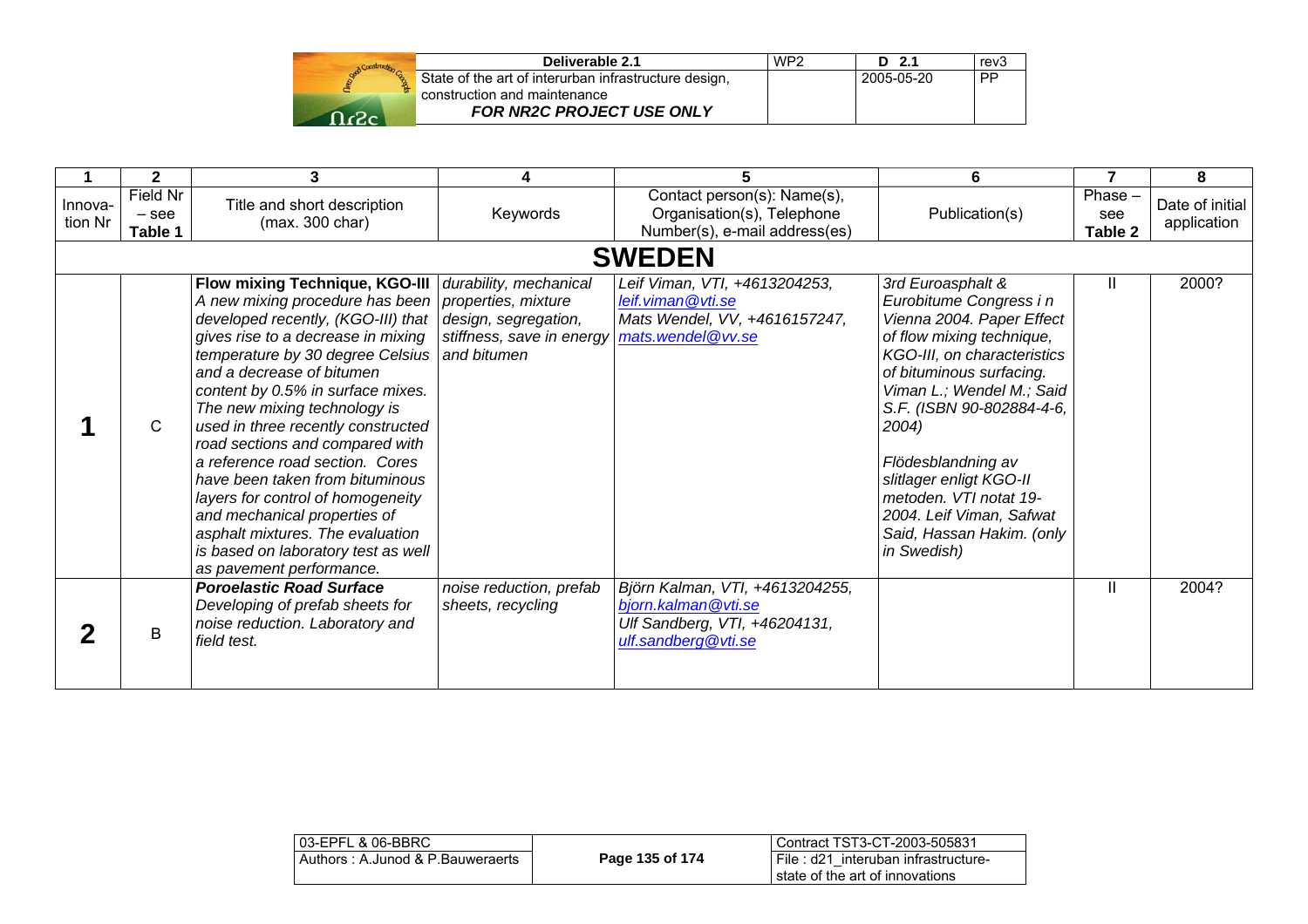| 1 | 2 | 3 | 4 | 5 | 6 | 7 | 8 |
|---|---|---|---|---|---|---|---|
| Innovation Nr | Field Nr – see **Table 1** | Title and short description (max. 300 char) | Keywords | Contact person(s): Name(s), Organisation(s), Telephone Number(s), e-mail address(es) | Publication(s) | Phase – see **Table 2** | Date of initial application |
| | | | **SWEDEN** | | | | |
| **1** | C | **Flow mixing Technique, KGO-III** *A new mixing procedure has been developed recently, (KGO-III) that gives rise to a decrease in mixing temperature by 30 degree Celsius and a decrease of bitumen content by 0.5% in surface mixes. The new mixing technology is used in three recently constructed road sections and compared with a reference road section. Cores have been taken from bituminous layers for control of homogeneity and mechanical properties of asphalt mixtures. The evaluation is based on laboratory test as well as pavement performance.* | *durability, mechanical properties, mixture design, segregation, stiffness, save in energy and bitumen* | *Leif Viman, VTI, +4613204253, leif.viman@vti.se Mats Wendel, VV, +4616157247, mats.wendel@vv.se* | *3rd Euroasphalt & Eurobitume Congress i n Vienna 2004. Paper Effect of flow mixing technique, KGO-III, on characteristics of bituminous surfacing. Viman L.; Wendel M.; Said S.F. (ISBN 90-802884-4-6, 2004)* *Flödesblandning av slitlager enligt KGO-II metoden. VTI notat 19-2004. Leif Viman, Safwat Said, Hassan Hakim. (only in Swedish)* | II | 2000? |
| **2** | B | ***Poroelastic Road Surface*** *Developing of prefab sheets for noise reduction. Laboratory and field test.* | *noise reduction, prefab sheets, recycling* | *Björn Kalman, VTI, +4613204255, bjorn.kalman@vti.se Ulf Sandberg, VTI, +46204131, ulf.sandberg@vti.se* | | II | 2004? |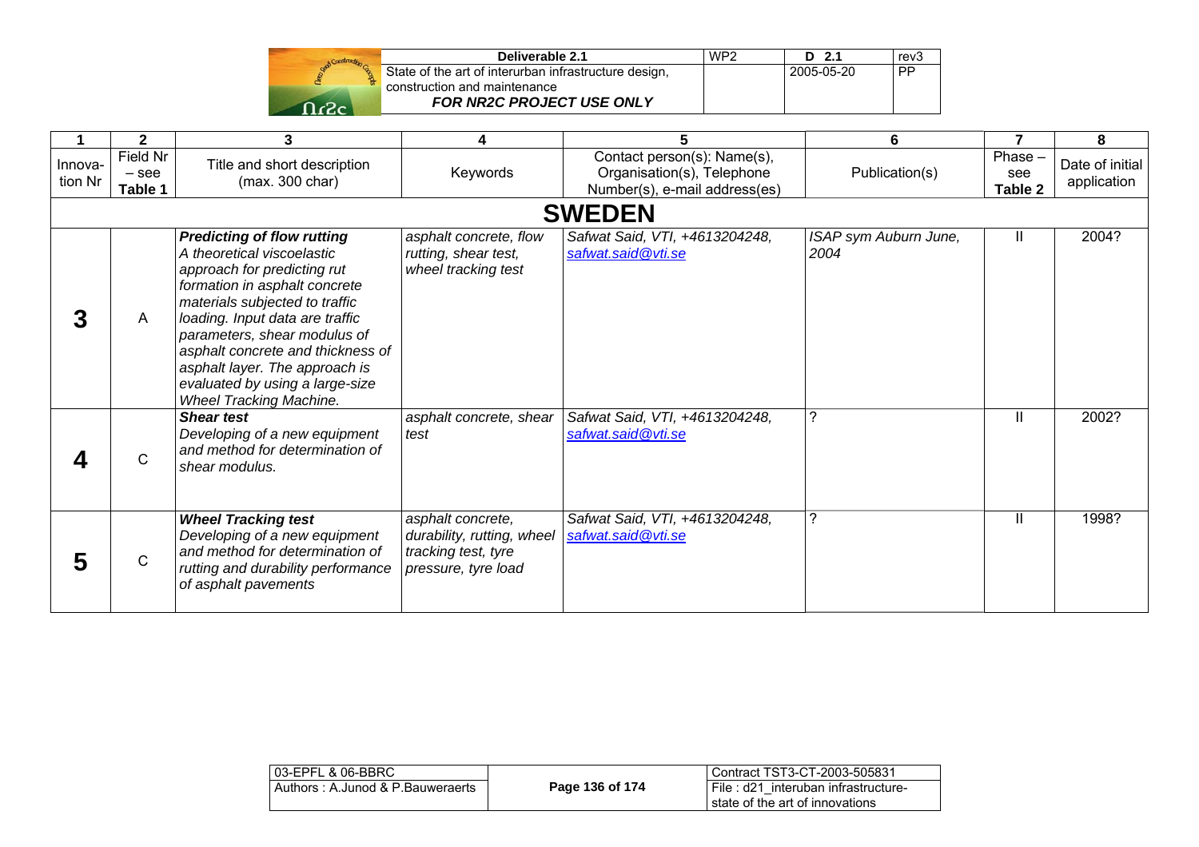| 1 | 2 | 3 | 4 | 5 | 6 | 7 | 8 |
|---|---|---|---|---|---|---|---|
| Innova-tion Nr | Field Nr – see **Table 1** | Title and short description (max. 300 char) | Keywords | Contact person(s): Name(s), Organisation(s), Telephone Number(s), e-mail address(es) | Publication(s) | Phase – see **Table 2** | Date of initial application |
| | | | **SWEDEN** | | | | |
| **3** | A | ***Predicting of flow rutting*** *A theoretical viscoelastic approach for predicting rut formation in asphalt concrete materials subjected to traffic loading. Input data are traffic parameters, shear modulus of asphalt concrete and thickness of asphalt layer. The approach is evaluated by using a large-size Wheel Tracking Machine.* | *asphalt concrete, flow rutting, shear test, wheel tracking test* | *Safwat Said, VTI, +4613204248, safwat.said@vti.se* | *ISAP sym Auburn June, 2004* | II | 2004? |
| **4** | C | ***Shear test*** *Developing of a new equipment and method for determination of shear modulus.* | *asphalt concrete, shear test* | *Safwat Said, VTI, +4613204248, safwat.said@vti.se* | ? | II | 2002? |
| **5** | C | ***Wheel Tracking test*** *Developing of a new equipment and method for determination of rutting and durability performance of asphalt pavements* | *asphalt concrete, durability, rutting, wheel tracking test, tyre pressure, tyre load* | *Safwat Said, VTI, +4613204248, safwat.said@vti.se* | ? | II | 1998? |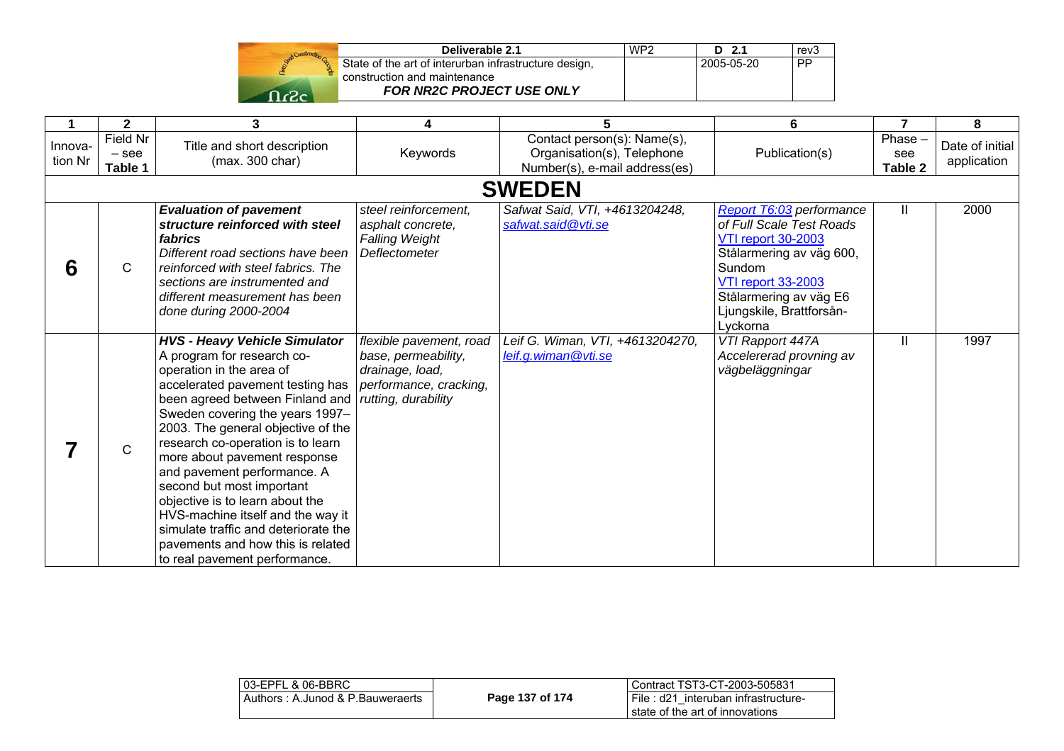| 1 | 2 | 3 | 4 | 5 | 6 | 7 | 8 |
|---|---|---|---|---|---|---|---|
| Innova-tion Nr | Field Nr – see **Table 1** | Title and short description (max. 300 char) | Keywords | Contact person(s): Name(s), Organisation(s), Telephone Number(s), e-mail address(es) | Publication(s) | Phase – see **Table 2** | Date of initial application |
| | | **SWEDEN** | | | | | |
| **6** | C | ***Evaluation of pavement structure reinforced with steel fabrics*** *Different road sections have been reinforced with steel fabrics. The sections are instrumented and different measurement has been done during 2000-2004* | *steel reinforcement, asphalt concrete, Falling Weight Deflectometer* | *Safwat Said, VTI, +4613204248, safwat.said@vti.se* | *Report T6:03 performance of Full Scale Test Roads* VTI report 30-2003 Stålarmering av väg 600, Sundom VTI report 33-2003 Stålarmering av väg E6 Ljungskile, Brattforsån-Lyckorna | II | 2000 |
| **7** | C | ***HVS - Heavy Vehicle Simulator*** A program for research co-operation in the area of accelerated pavement testing has been agreed between Finland and Sweden covering the years 1997–2003. The general objective of the research co-operation is to learn more about pavement response and pavement performance. A second but most important objective is to learn about the HVS-machine itself and the way it simulate traffic and deteriorate the pavements and how this is related to real pavement performance. | *flexible pavement, road base, permeability, drainage, load, performance, cracking, rutting, durability* | *Leif G. Wiman, VTI, +4613204270, leif.g.wiman@vti.se* | *VTI Rapport 447A Accelererad provning av vägbeläggningar* | II | 1997 |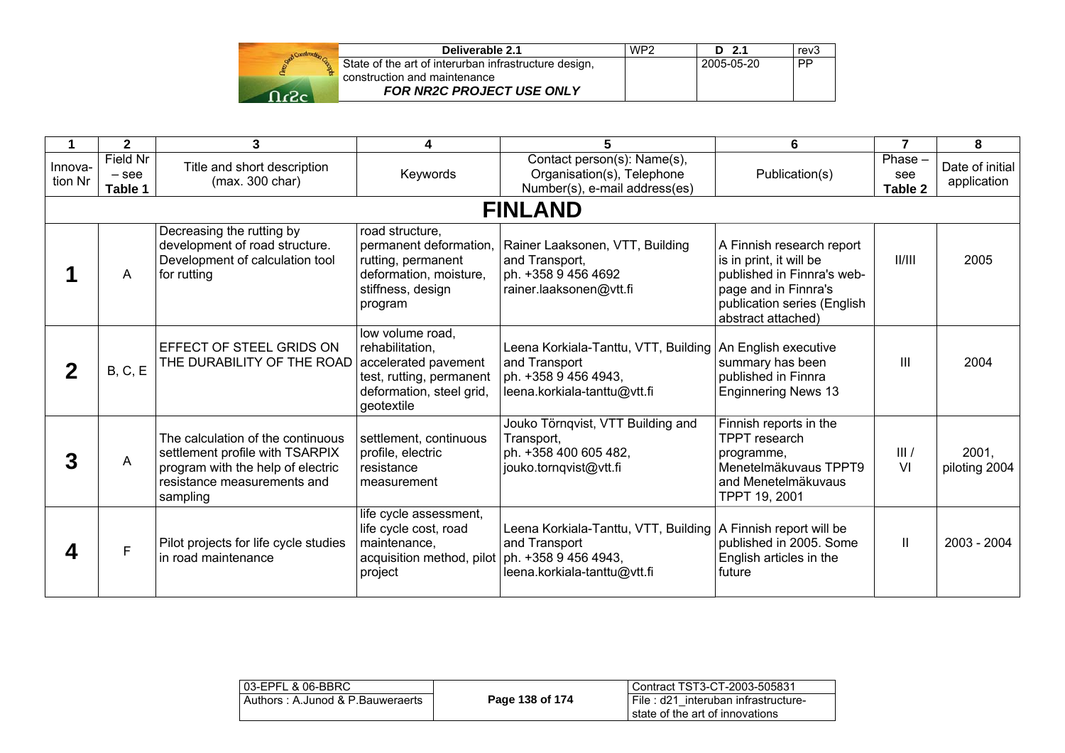| 1 | 2 | 3 | 4 | 5 | 6 | 7 | 8 |
|---|---|---|---|---|---|---|---|
| Innovation Nr | Field Nr – see **Table 1** | Title and short description (max. 300 char) | Keywords | Contact person(s): Name(s), Organisation(s), Telephone Number(s), e-mail address(es) | Publication(s) | Phase – see **Table 2** | Date of initial application |
| **FINLAND** | | | | | | | |
| **1** | A | Decreasing the rutting by development of road structure. Development of calculation tool for rutting | road structure, permanent deformation, rutting, permanent deformation, moisture, stiffness, design program | Rainer Laaksonen, VTT, Building and Transport, ph. +358 9 456 4692 rainer.laaksonen@vtt.fi | A Finnish research report is in print, it will be published in Finnra's web-page and in Finnra's publication series (English abstract attached) | II/III | 2005 |
| **2** | B, C, E | EFFECT OF STEEL GRIDS ON THE DURABILITY OF THE ROAD | low volume road, rehabilitation, accelerated pavement test, rutting, permanent deformation, steel grid, geotextile | Leena Korkiala-Tanttu, VTT, Building and Transport ph. +358 9 456 4943, leena.korkiala-tanttu@vtt.fi | An English executive summary has been published in Finnra Enginnering News 13 | III | 2004 |
| **3** | A | The calculation of the continuous settlement profile with TSARPIX program with the help of electric resistance measurements and sampling | settlement, continuous profile, electric resistance measurement | Jouko Törnqvist, VTT Building and Transport, ph. +358 400 605 482, jouko.tornqvist@vtt.fi | Finnish reports in the TPPT research programme, Menetelmäkuvaus TPPT9 and Menetelmäkuvaus TPPT 19, 2001 | III / VI | 2001, piloting 2004 |
| **4** | F | Pilot projects for life cycle studies in road maintenance | life cycle assessment, life cycle cost, road maintenance, acquisition method, pilot project | Leena Korkiala-Tanttu, VTT, Building and Transport ph. +358 9 456 4943, leena.korkiala-tanttu@vtt.fi | A Finnish report will be published in 2005. Some English articles in the future | II | 2003 - 2004 |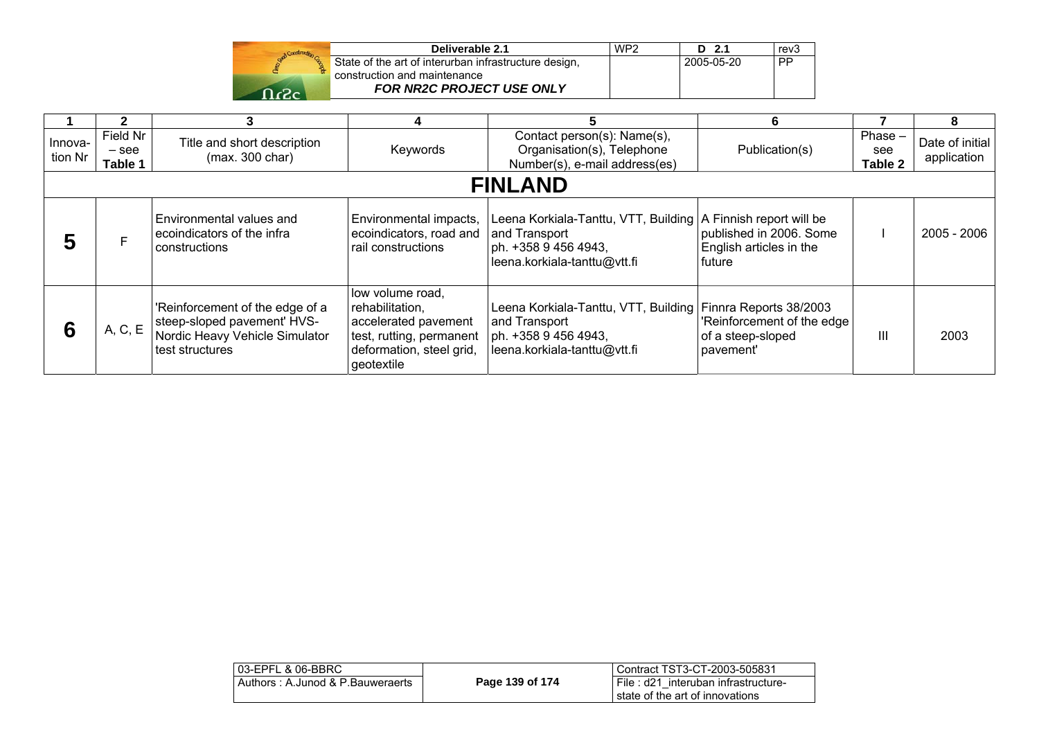| 1 | 2 | 3 | 4 | 5 | 6 | 7 | 8 |
|---|---|---|---|---|---|---|---|
| Innovation Nr | Field Nr – see Table 1 | Title and short description (max. 300 char) | Keywords | Contact person(s): Name(s), Organisation(s), Telephone Number(s), e-mail address(es) | Publication(s) | Phase – see Table 2 | Date of initial application |
| **FINLAND** | | | | | | | |
| **5** | F | Environmental values and ecoindicators of the infra constructions | Environmental impacts, ecoindicators, road and rail constructions | Leena Korkiala-Tanttu, VTT, Building and Transport ph. +358 9 456 4943, leena.korkiala-tanttu@vtt.fi | A Finnish report will be published in 2006. Some English articles in the future | I | 2005 - 2006 |
| **6** | A, C, E | 'Reinforcement of the edge of a steep-sloped pavement' HVS-Nordic Heavy Vehicle Simulator test structures | low volume road, rehabilitation, accelerated pavement test, rutting, permanent deformation, steel grid, geotextile | Leena Korkiala-Tanttu, VTT, Building and Transport ph. +358 9 456 4943, leena.korkiala-tanttu@vtt.fi | Finnra Reports 38/2003 'Reinforcement of the edge of a steep-sloped pavement' | III | 2003 |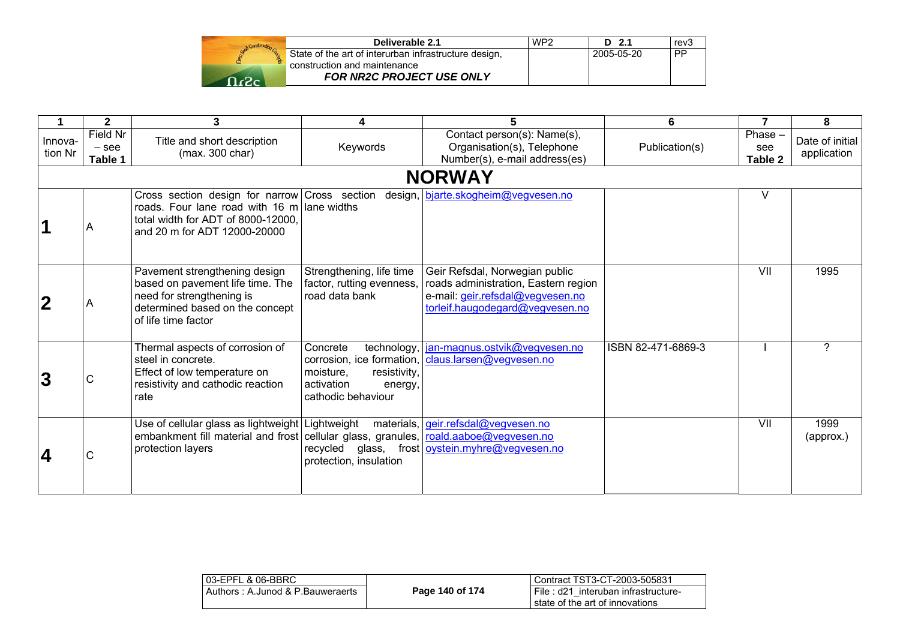| 1 | 2 | 3 | 4 | 5 | 6 | 7 | 8 |
|---|---|---|---|---|---|---|---|
| Innova-tion Nr | Field Nr – see **Table 1** | Title and short description (max. 300 char) | Keywords | Contact person(s): Name(s), Organisation(s), Telephone Number(s), e-mail address(es) | Publication(s) | Phase – see **Table 2** | Date of initial application |
| **NORWAY** | | | | | | | |
| **1** | A | Cross section design for narrow roads. Four lane road with 16 m total width for ADT of 8000-12000, and 20 m for ADT 12000-20000 | Cross section design, lane widths | bjarte.skogheim@vegvesen.no | | V | |
| **2** | A | Pavement strengthening design based on pavement life time. The need for strengthening is determined based on the concept of life time factor | Strengthening, life time factor, rutting evenness, road data bank | Geir Refsdal, Norwegian public roads administration, Eastern region e-mail: geir.refsdal@vegvesen.no torleif.haugodegard@vegvesen.no | | VII | 1995 |
| **3** | C | Thermal aspects of corrosion of steel in concrete. Effect of low temperature on resistivity and cathodic reaction rate | Concrete technology, corrosion, ice formation, moisture, resistivity, activation energy, cathodic behaviour | jan-magnus.ostvik@vegvesen.no claus.larsen@vegvesen.no | ISBN 82-471-6869-3 | I | ? |
| **4** | C | Use of cellular glass as lightweight embankment fill material and frost protection layers | Lightweight materials, cellular glass, granules, recycled glass, frost protection, insulation | geir.refsdal@vegvesen.no roald.aaboe@vegvesen.no oystein.myhre@vegvesen.no | | VII | 1999 (approx.) |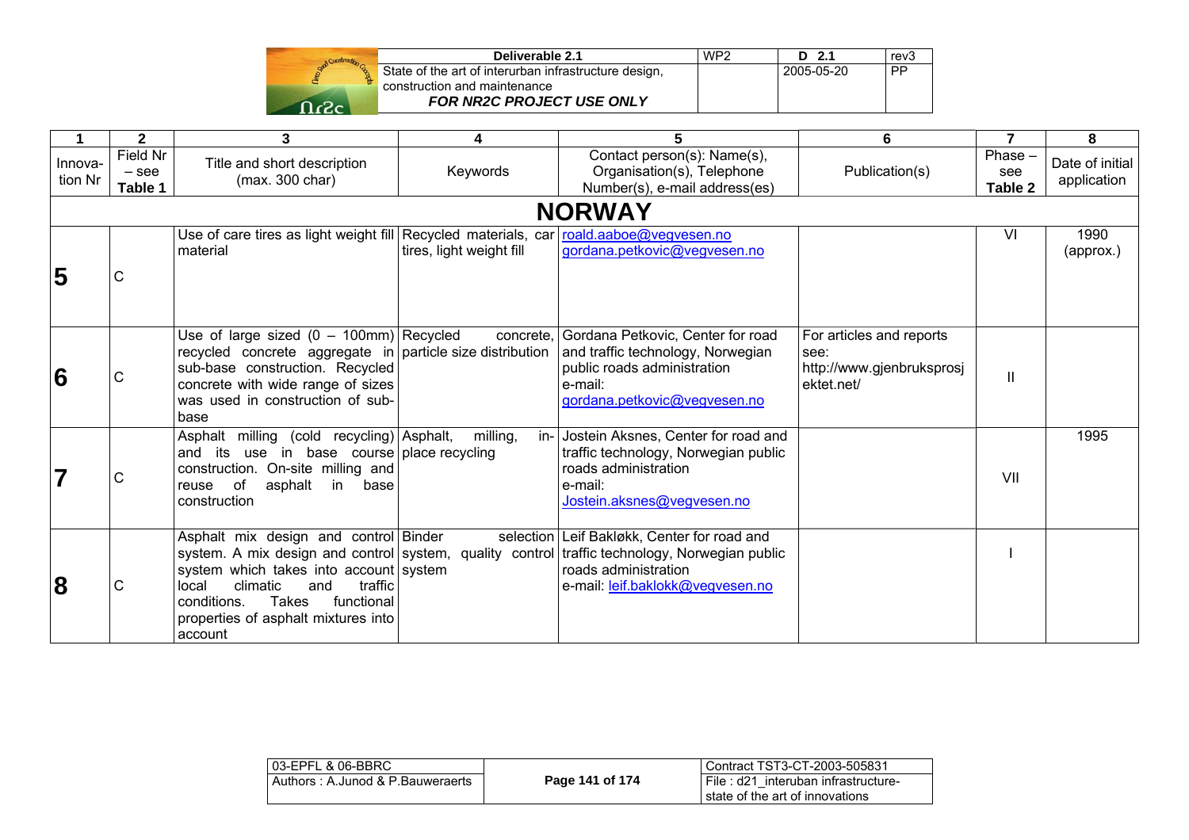| 1 | 2 | 3 | 4 | 5 | 6 | 7 | 8 |
|---|---|---|---|---|---|---|---|
| Innova-tion Nr | Field Nr – see **Table 1** | Title and short description (max. 300 char) | Keywords | Contact person(s): Name(s), Organisation(s), Telephone Number(s), e-mail address(es) | Publication(s) | Phase – see **Table 2** | Date of initial application |
| | | | **NORWAY** | | | | |
| **5** | C | Use of care tires as light weight fill material | Recycled materials, car tires, light weight fill | roald.aaboe@vegvesen.no gordana.petkovic@vegvesen.no | | VI | 1990 (approx.) |
| **6** | C | Use of large sized (0 – 100mm) recycled concrete aggregate in sub-base construction. Recycled concrete with wide range of sizes was used in construction of sub-base | Recycled concrete, particle size distribution | Gordana Petkovic, Center for road and traffic technology, Norwegian public roads administration e-mail: gordana.petkovic@vegvesen.no | For articles and reports see: http://www.gjenbruksprosjektet.net/ | II | |
| **7** | C | Asphalt milling (cold recycling) and its use in base course construction. On-site milling and reuse of asphalt in base construction | Asphalt, milling, in-place recycling | Jostein Aksnes, Center for road and traffic technology, Norwegian public roads administration e-mail: Jostein.aksnes@vegvesen.no | | VII | 1995 |
| **8** | C | Asphalt mix design and control system. A mix design and control system which takes into account local climatic and traffic conditions. Takes functional properties of asphalt mixtures into account | Binder selection system, quality control system | Leif Bakløkk, Center for road and traffic technology, Norwegian public roads administration e-mail: leif.baklokk@vegvesen.no | | I | |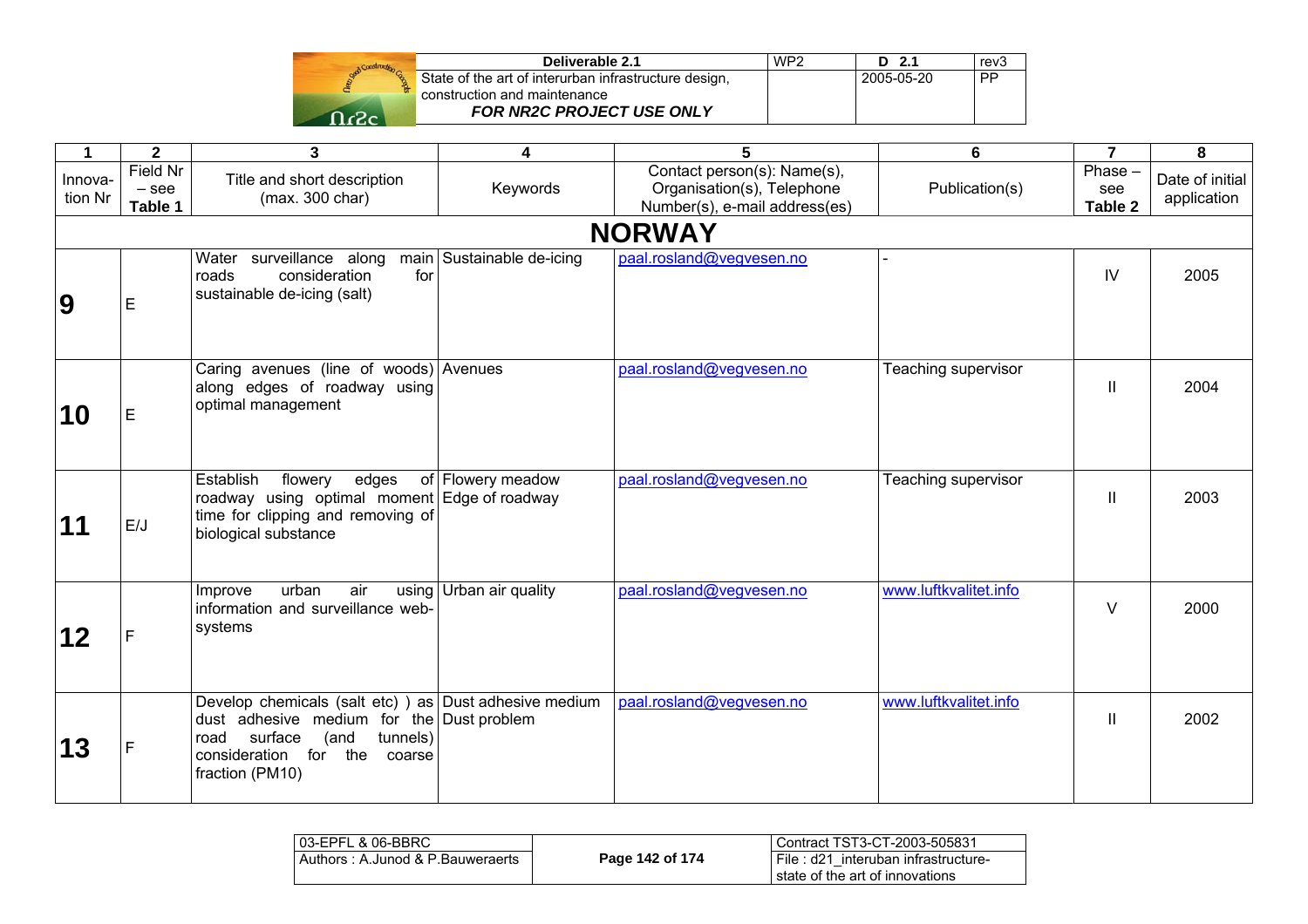| 1 | 2 | 3 | 4 | 5 | 6 | 7 | 8 |
|---|---|---|---|---|---|---|---|
| Innova-tion Nr | Field Nr – see **Table 1** | Title and short description (max. 300 char) | Keywords | Contact person(s): Name(s), Organisation(s), Telephone Number(s), e-mail address(es) | Publication(s) | Phase – see **Table 2** | Date of initial application |
| **NORWAY** | | | | | | | |
| **9** | E | Water surveillance along main roads consideration for sustainable de-icing (salt) | Sustainable de-icing | paal.rosland@vegvesen.no | - | IV | 2005 |
| **10** | E | Caring avenues (line of woods) along edges of roadway using optimal management | Avenues | paal.rosland@vegvesen.no | Teaching supervisor | II | 2004 |
| **11** | E/J | Establish flowery edges of roadway using optimal moment time for clipping and removing of biological substance | Flowery meadow<br>Edge of roadway | paal.rosland@vegvesen.no | Teaching supervisor | II | 2003 |
| **12** | F | Improve urban air using information and surveillance web-systems | Urban air quality | paal.rosland@vegvesen.no | www.luftkvalitet.info | V | 2000 |
| **13** | F | Develop chemicals (salt etc) ) as dust adhesive medium for the road surface (and tunnels) consideration for the coarse fraction (PM10) | Dust adhesive medium<br>Dust problem | paal.rosland@vegvesen.no | www.luftkvalitet.info | II | 2002 |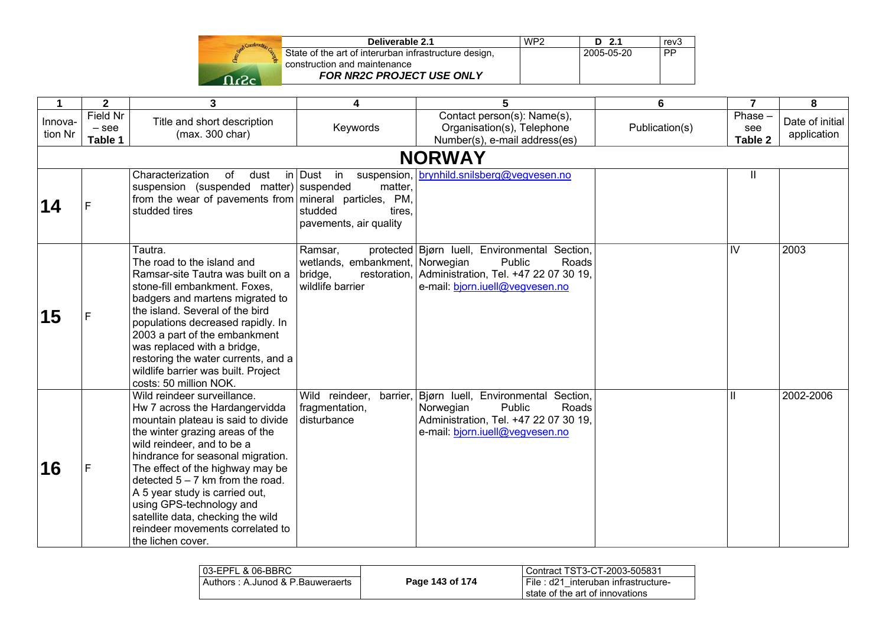| 1 | 2 | 3 | 4 | 5 | 6 | 7 | 8 |
|---|---|---|---|---|---|---|---|
| Innova-tion Nr | Field Nr – see **Table 1** | Title and short description (max. 300 char) | Keywords | Contact person(s): Name(s), Organisation(s), Telephone Number(s), e-mail address(es) | Publication(s) | Phase – see **Table 2** | Date of initial application |
| | | | **NORWAY** | | | | |
| **14** | F | Characterization of dust in suspension (suspended matter) from the wear of pavements from studded tires | Dust in suspension, suspended matter, mineral particles, PM, studded tires, pavements, air quality | brynhild.snilsberg@vegvesen.no | | II | |
| **15** | F | Tautra. The road to the island and Ramsar-site Tautra was built on a stone-fill embankment. Foxes, badgers and martens migrated to the island. Several of the bird populations decreased rapidly. In 2003 a part of the embankment was replaced with a bridge, restoring the water currents, and a wildlife barrier was built. Project costs: 50 million NOK. | Ramsar, protected wetlands, embankment, bridge, restoration, wildlife barrier | Bjørn Iuell, Environmental Section, Norwegian Public Roads Administration, Tel. +47 22 07 30 19, e-mail: bjorn.iuell@vegvesen.no | | IV | 2003 |
| **16** | F | Wild reindeer surveillance. Hw 7 across the Hardangervidda mountain plateau is said to divide the winter grazing areas of the wild reindeer, and to be a hindrance for seasonal migration. The effect of the highway may be detected 5 – 7 km from the road. A 5 year study is carried out, using GPS-technology and satellite data, checking the wild reindeer movements correlated to the lichen cover. | Wild reindeer, barrier, fragmentation, disturbance | Bjørn Iuell, Environmental Section, Norwegian Public Roads Administration, Tel. +47 22 07 30 19, e-mail: bjorn.iuell@vegvesen.no | | II | 2002-2006 |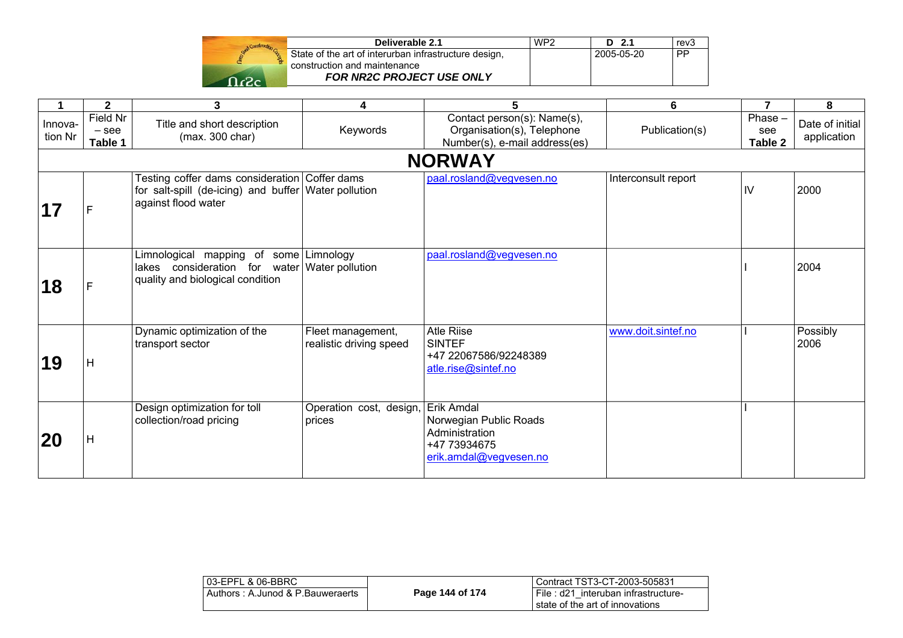| 1 | 2 | 3 | 4 | 5 | 6 | 7 | 8 |
|---|---|---|---|---|---|---|---|
| Innova-tion Nr | Field Nr – see **Table 1** | Title and short description (max. 300 char) | Keywords | Contact person(s): Name(s), Organisation(s), Telephone Number(s), e-mail address(es) | Publication(s) | Phase – see **Table 2** | Date of initial application |
| | | | **NORWAY** | | | | |
| **17** | F | Testing coffer dams consideration for salt-spill (de-icing) and buffer against flood water | Coffer dams<br>Water pollution | paal.rosland@vegvesen.no | Interconsult report | IV | 2000 |
| **18** | F | Limnological mapping of some lakes consideration for water quality and biological condition | Limnology<br>Water pollution | paal.rosland@vegvesen.no | | I | 2004 |
| **19** | H | Dynamic optimization of the transport sector | Fleet management, realistic driving speed | Atle Riise<br>SINTEF<br>+47 22067586/92248389<br>atle.rise@sintef.no | www.doit.sintef.no | I | Possibly 2006 |
| **20** | H | Design optimization for toll collection/road pricing | Operation cost, design, prices | Erik Amdal<br>Norwegian Public Roads Administration<br>+47 73934675<br>erik.amdal@vegvesen.no | | I | |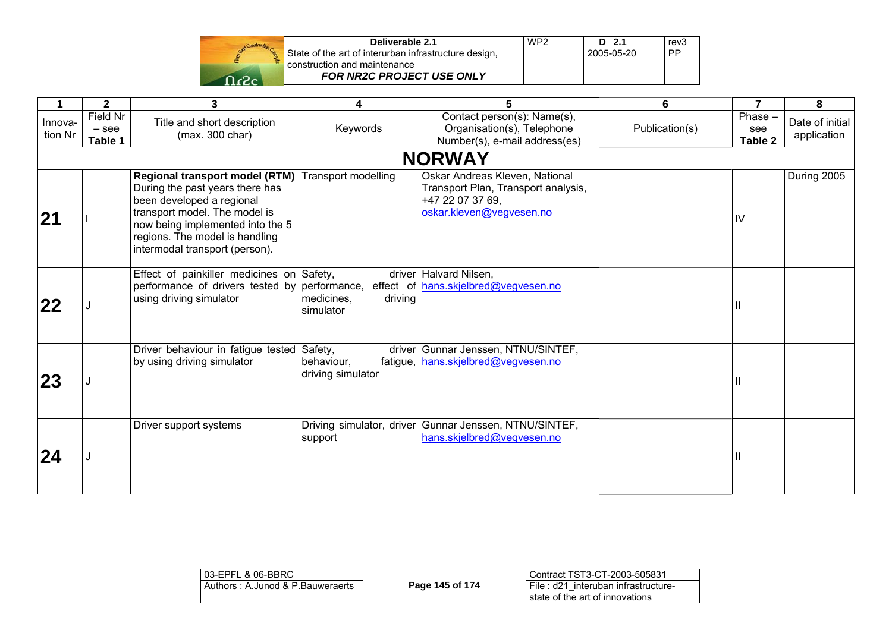| 1 | 2 | 3 | 4 | 5 | 6 | 7 | 8 |
|---|---|---|---|---|---|---|---|
| Innova-tion Nr | Field Nr – see **Table 1** | Title and short description (max. 300 char) | Keywords | Contact person(s): Name(s), Organisation(s), Telephone Number(s), e-mail address(es) | Publication(s) | Phase – see **Table 2** | Date of initial application |
| **NORWAY** | | | | | | | |
| **21** | I | **Regional transport model (RTM)** During the past years there has been developed a regional transport model. The model is now being implemented into the 5 regions. The model is handling intermodal transport (person). | Transport modelling | Oskar Andreas Kleven, National Transport Plan, Transport analysis, +47 22 07 37 69, oskar.kleven@vegvesen.no | | IV | During 2005 |
| **22** | J | Effect of painkiller medicines on performance of drivers tested by using driving simulator | Safety, driver performance, effect of medicines, driving simulator | Halvard Nilsen, hans.skjelbred@vegvesen.no | | II | |
| **23** | J | Driver behaviour in fatigue tested by using driving simulator | Safety, driver behaviour, fatigue, driving simulator | Gunnar Jenssen, NTNU/SINTEF, hans.skjelbred@vegvesen.no | | II | |
| **24** | J | Driver support systems | Driving simulator, driver support | Gunnar Jenssen, NTNU/SINTEF, hans.skjelbred@vegvesen.no | | II | |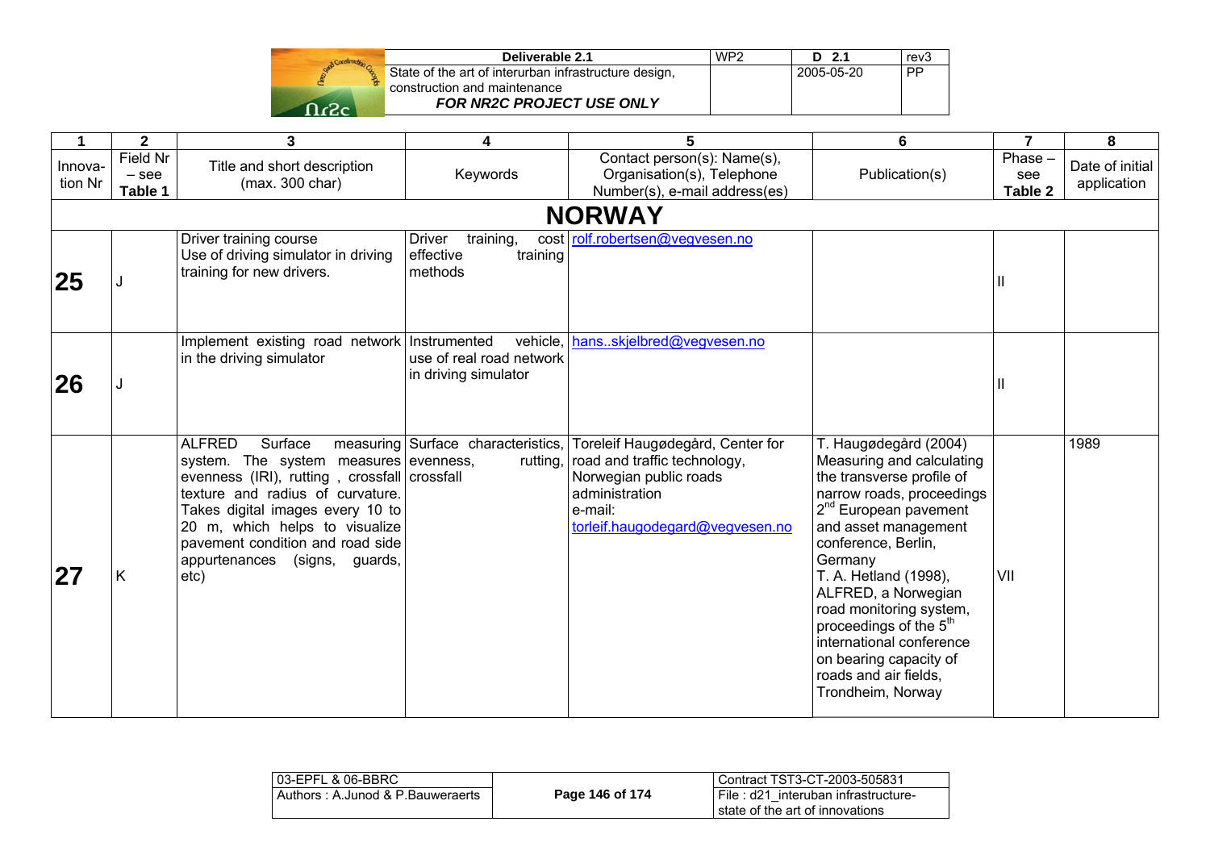| 1 | 2 | 3 | 4 | 5 | 6 | 7 | 8 |
|---|---|---|---|---|---|---|---|
| Innova-tion Nr | Field Nr – see **Table 1** | Title and short description (max. 300 char) | Keywords | Contact person(s): Name(s), Organisation(s), Telephone Number(s), e-mail address(es) | Publication(s) | Phase – see **Table 2** | Date of initial application |
| **NORWAY** | | | | | | | |
| **25** | J | Driver training course<br>Use of driving simulator in driving training for new drivers. | Driver training, cost effective training methods | rolf.robertsen@vegvesen.no | | II | |
| **26** | J | Implement existing road network in the driving simulator | Instrumented vehicle, use of real road network in driving simulator | hans..skjelbred@vegvesen.no | | II | |
| **27** | K | ALFRED Surface measuring system. The system measures evenness (IRI), rutting , crossfall texture and radius of curvature. Takes digital images every 10 to 20 m, which helps to visualize pavement condition and road side appurtenances (signs, guards, etc) | Surface characteristics, evenness, rutting, crossfall | Toreleif Haugødegård, Center for road and traffic technology, Norwegian public roads administration<br>e-mail:<br>torleif.haugodegard@vegvesen.no | T. Haugødegård (2004) Measuring and calculating the transverse profile of narrow roads, proceedings 2nd European pavement and asset management conference, Berlin, Germany<br>T. A. Hetland (1998), ALFRED, a Norwegian road monitoring system, proceedings of the 5th international conference on bearing capacity of roads and air fields, Trondheim, Norway | VII | 1989 |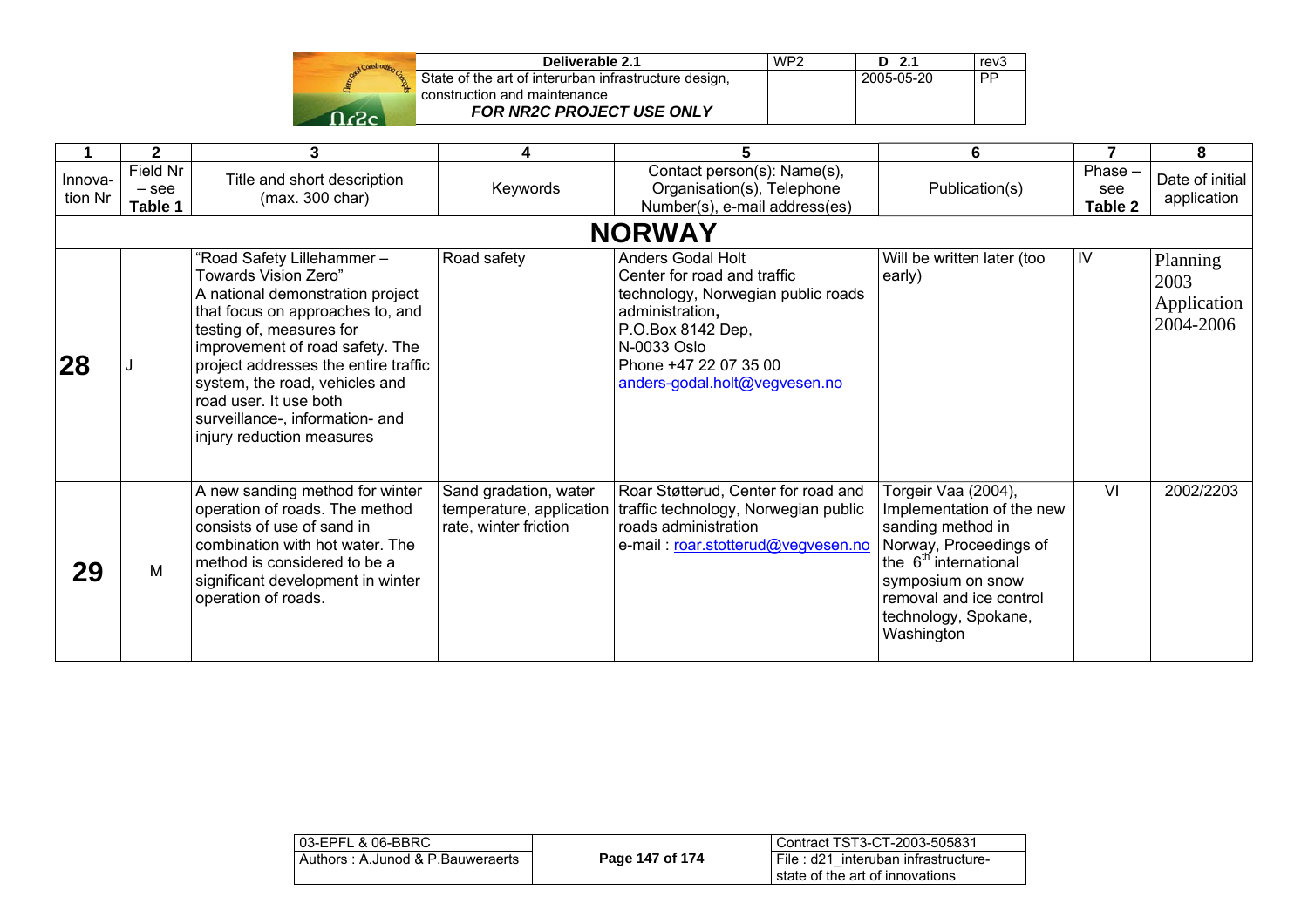| 1 | 2 | 3 | 4 | 5 | 6 | 7 | 8 |
|---|---|---|---|---|---|---|---|
| Innova-tion Nr | Field Nr – see **Table 1** | Title and short description (max. 300 char) | Keywords | Contact person(s): Name(s), Organisation(s), Telephone Number(s), e-mail address(es) | Publication(s) | Phase – see **Table 2** | Date of initial application |
| **NORWAY** | | | | | | | |
| **28** | J | "Road Safety Lillehammer – Towards Vision Zero" A national demonstration project that focus on approaches to, and testing of, measures for improvement of road safety. The project addresses the entire traffic system, the road, vehicles and road user. It use both surveillance-, information- and injury reduction measures | Road safety | Anders Godal Holt Center for road and traffic technology, Norwegian public roads administration**,** P.O.Box 8142 Dep, N-0033 Oslo Phone +47 22 07 35 00 anders-godal.holt@vegvesen.no | Will be written later (too early) | IV | Planning 2003 Application 2004-2006 |
| **29** | M | A new sanding method for winter operation of roads. The method consists of use of sand in combination with hot water. The method is considered to be a significant development in winter operation of roads. | Sand gradation, water temperature, application rate, winter friction | Roar Støtterud, Center for road and traffic technology, Norwegian public roads administration e-mail : roar.stotterud@vegvesen.no | Torgeir Vaa (2004), Implementation of the new sanding method in Norway, Proceedings of the 6th international symposium on snow removal and ice control technology, Spokane, Washington | VI | 2002/2203 |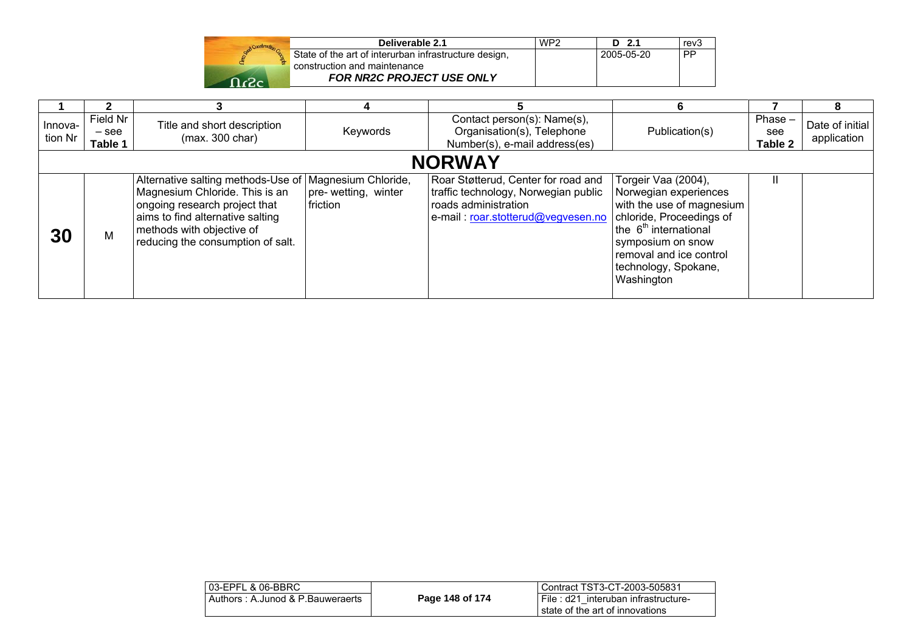| 1 | 2 | 3 | 4 | 5 | 6 | 7 | 8 |
|---|---|---|---|---|---|---|---|
| Innova-tion Nr | Field Nr – see **Table 1** | Title and short description (max. 300 char) | Keywords | Contact person(s): Name(s), Organisation(s), Telephone Number(s), e-mail address(es) | Publication(s) | Phase – see **Table 2** | Date of initial application |
| | | | | **NORWAY** | | | |
| **30** | M | Alternative salting methods-Use of Magnesium Chloride. This is an ongoing research project that aims to find alternative salting methods with objective of reducing the consumption of salt. | Magnesium Chloride, pre- wetting, winter friction | Roar Støtterud, Center for road and traffic technology, Norwegian public roads administration e-mail : roar.stotterud@vegvesen.no | Torgeir Vaa (2004), Norwegian experiences with the use of magnesium chloride, Proceedings of the 6th international symposium on snow removal and ice control technology, Spokane, Washington | II | |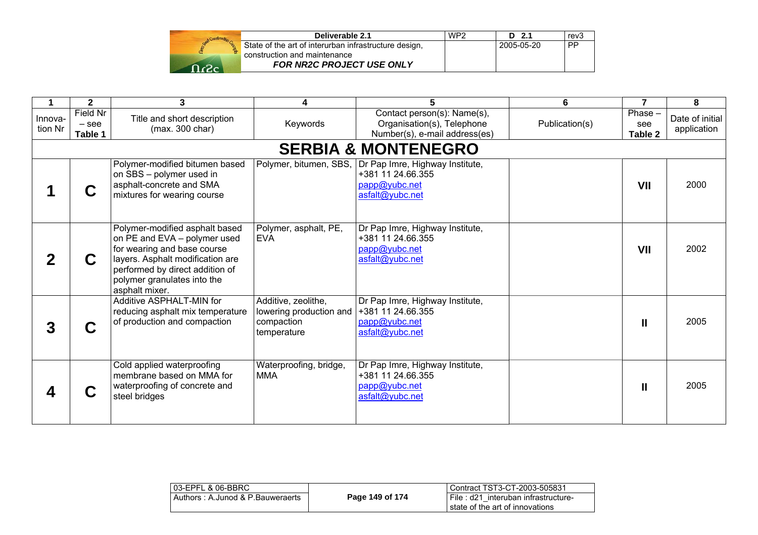| 1 | 2 | 3 | 4 | 5 | 6 | 7 | 8 |
|---|---|---|---|---|---|---|---|
| Innovation Nr | Field Nr – see **Table 1** | Title and short description (max. 300 char) | Keywords | Contact person(s): Name(s), Organisation(s), Telephone Number(s), e-mail address(es) | Publication(s) | Phase – see **Table 2** | Date of initial application |
| **SERBIA & MONTENEGRO** | | | | | | | |
| **1** | **C** | Polymer-modified bitumen based on SBS – polymer used in asphalt-concrete and SMA mixtures for wearing course | Polymer, bitumen, SBS, | Dr Pap Imre, Highway Institute, +381 11 24.66.355 papp@yubc.net asfalt@yubc.net | | **VII** | 2000 |
| **2** | **C** | Polymer-modified asphalt based on PE and EVA – polymer used for wearing and base course layers. Asphalt modification are performed by direct addition of polymer granulates into the asphalt mixer. | Polymer, asphalt, PE, EVA | Dr Pap Imre, Highway Institute, +381 11 24.66.355 papp@yubc.net asfalt@yubc.net | | **VII** | 2002 |
| **3** | **C** | Additive ASPHALT-MIN for reducing asphalt mix temperature of production and compaction | Additive, zeolithe, lowering production and compaction temperature | Dr Pap Imre, Highway Institute, +381 11 24.66.355 papp@yubc.net asfalt@yubc.net | | **II** | 2005 |
| **4** | **C** | Cold applied waterproofing membrane based on MMA for waterproofing of concrete and steel bridges | Waterproofing, bridge, MMA | Dr Pap Imre, Highway Institute, +381 11 24.66.355 papp@yubc.net asfalt@yubc.net | | **II** | 2005 |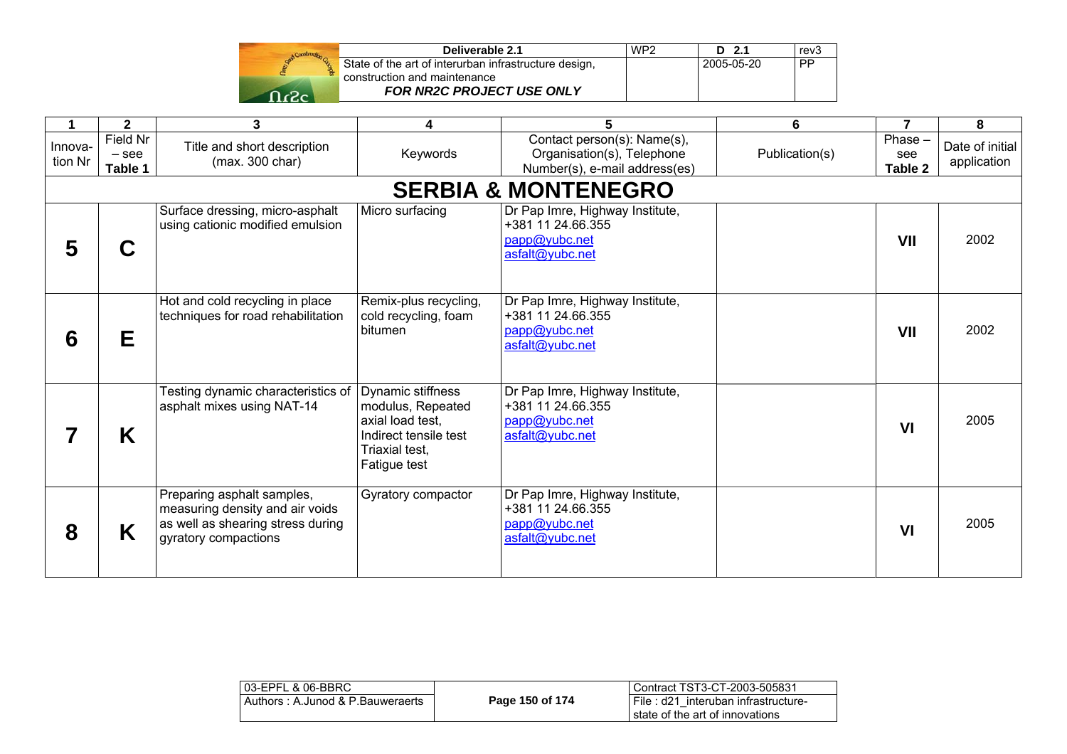| 1 | 2 | 3 | 4 | 5 | 6 | 7 | 8 |
|---|---|---|---|---|---|---|---|
| Innova-tion Nr | Field Nr – see **Table 1** | Title and short description (max. 300 char) | Keywords | Contact person(s): Name(s), Organisation(s), Telephone Number(s), e-mail address(es) | Publication(s) | Phase – see **Table 2** | Date of initial application |
| **SERBIA & MONTENEGRO** | | | | | | | |
| **5** | **C** | Surface dressing, micro-asphalt using cationic modified emulsion | Micro surfacing | Dr Pap Imre, Highway Institute, +381 11 24.66.355 papp@yubc.net asfalt@yubc.net | | **VII** | 2002 |
| **6** | **E** | Hot and cold recycling in place techniques for road rehabilitation | Remix-plus recycling, cold recycling, foam bitumen | Dr Pap Imre, Highway Institute, +381 11 24.66.355 papp@yubc.net asfalt@yubc.net | | **VII** | 2002 |
| **7** | **K** | Testing dynamic characteristics of asphalt mixes using NAT-14 | Dynamic stiffness modulus, Repeated axial load test, Indirect tensile test Triaxial test, Fatigue test | Dr Pap Imre, Highway Institute, +381 11 24.66.355 papp@yubc.net asfalt@yubc.net | | **VI** | 2005 |
| **8** | **K** | Preparing asphalt samples, measuring density and air voids as well as shearing stress during gyratory compactions | Gyratory compactor | Dr Pap Imre, Highway Institute, +381 11 24.66.355 papp@yubc.net asfalt@yubc.net | | **VI** | 2005 |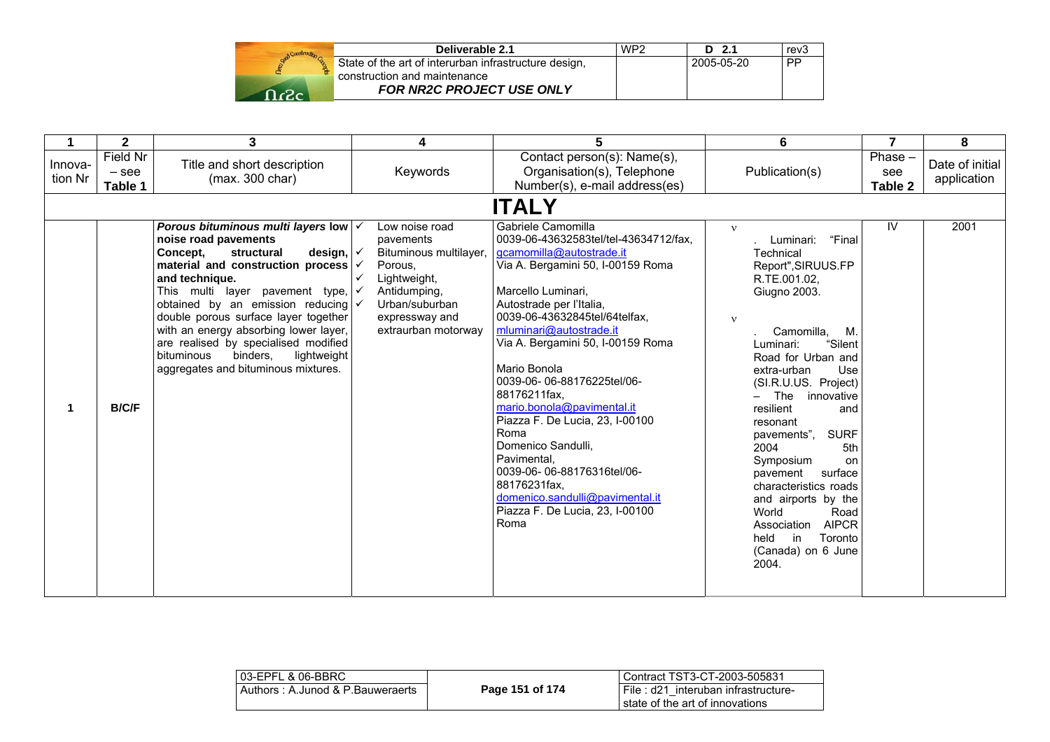| 1 | 2 | 3 | 4 | 5 | 6 | 7 | 8 |
|---|---|---|---|---|---|---|---|
| Innova-tion Nr | Field Nr – see **Table 1** | Title and short description (max. 300 char) | Keywords | Contact person(s): Name(s), Organisation(s), Telephone Number(s), e-mail address(es) | Publication(s) | Phase – see **Table 2** | Date of initial application |
| **ITALY** | | | | | | | |
| **1** | **B/C/F** | ***Porous bituminous multi layers* low noise road pavements**<br>**Concept, structural design, material and construction process and technique.**<br>This multi layer pavement type, obtained by an emission reducing double porous surface layer together with an energy absorbing lower layer, are realised by specialised modified bituminous binders, lightweight aggregates and bituminous mixtures. | ✓ Low noise road pavements<br>✓ Bituminous multilayer,<br>✓ Porous,<br>✓ Lightweight,<br>✓ Antidumping,<br>✓ Urban/suburban expressway and extraurban motorway | Gabriele Camomilla<br>0039-06-43632583tel/tel-43634712/fax, gcamomilla@autostrade.it<br>Via A. Bergamini 50, I-00159 Roma<br><br>Marcello Luminari,<br>Autostrade per l'Italia,<br>0039-06-43632845tel/64telfax, mluminari@autostrade.it<br>Via A. Bergamini 50, I-00159 Roma<br><br>Mario Bonola<br>0039-06- 06-88176225tel/06-88176211fax,<br>mario.bonola@pavimental.it<br>Piazza F. De Lucia, 23, I-00100 Roma<br>Domenico Sandulli,<br>Pavimental,<br>0039-06- 06-88176316tel/06-88176231fax,<br>domenico.sandulli@pavimental.it<br>Piazza F. De Lucia, 23, I-00100 Roma | ν . Luminari: "Final Technical Report",SIRUUS.FP R.TE.001.02, Giugno 2003.<br><br>ν . Camomilla, M. Luminari: "Silent Road for Urban and extra-urban Use (SI.R.U.US. Project) – The innovative resilient and resonant pavements", SURF 2004 5th Symposium on pavement surface characteristics roads and airports by the World Road Association AIPCR held in Toronto (Canada) on 6 June 2004. | IV | 2001 |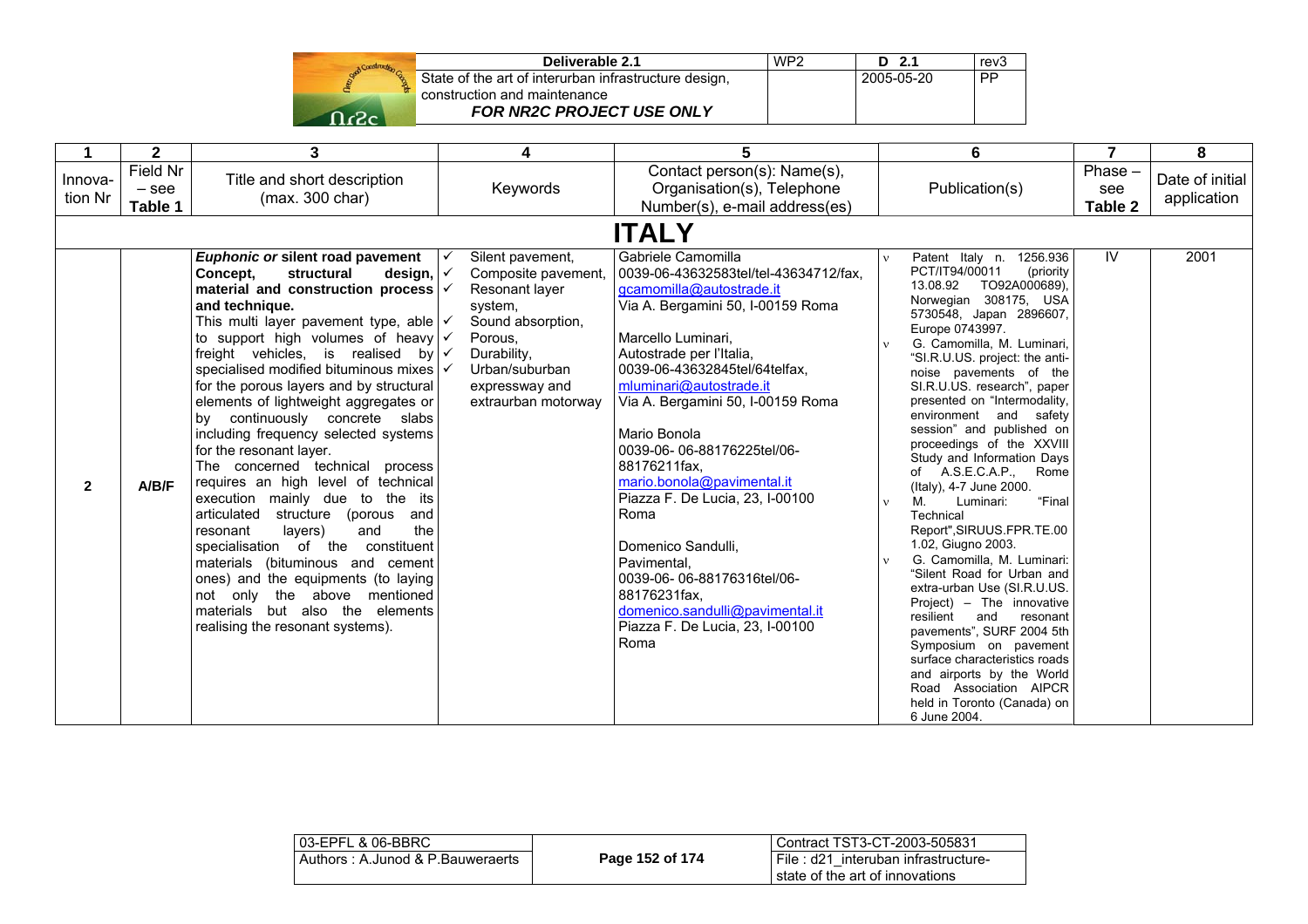| 1 | 2 | 3 | 4 | 5 | 6 | 7 | 8 |
|---|---|---|---|---|---|---|---|
| Innova-tion Nr | Field Nr – see Table 1 | Title and short description (max. 300 char) | Keywords | Contact person(s): Name(s), Organisation(s), Telephone Number(s), e-mail address(es) | Publication(s) | Phase – see Table 2 | Date of initial application |
| | | | | **ITALY** | | | |
| **2** | **A/B/F** | ***Euphonic or* silent road pavement Concept, structural design, material and construction process and technique.** This multi layer pavement type, able to support high volumes of heavy freight vehicles, is realised by specialised modified bituminous mixes for the porous layers and by structural elements of lightweight aggregates or by continuously concrete slabs including frequency selected systems for the resonant layer. The concerned technical process requires an high level of technical execution mainly due to the its articulated structure (porous and resonant layers) and the specialisation of the constituent materials (bituminous and cement ones) and the equipments (to laying not only the above mentioned materials but also the elements realising the resonant systems). | ✓ Silent pavement, ✓ Composite pavement, ✓ Resonant layer system, ✓ Sound absorption, ✓ Porous, ✓ Durability, ✓ Urban/suburban expressway and extraurban motorway | Gabriele Camomilla 0039-06-43632583tel/tel-43634712/fax, gcamomilla@autostrade.it Via A. Bergamini 50, I-00159 Roma<br><br>Marcello Luminari, Autostrade per l'Italia, 0039-06-43632845tel/64telfax, mluminari@autostrade.it Via A. Bergamini 50, I-00159 Roma<br><br>Mario Bonola 0039-06- 06-88176225tel/06-88176211fax, mario.bonola@pavimental.it Piazza F. De Lucia, 23, I-00100 Roma<br><br>Domenico Sandulli, Pavimental, 0039-06- 06-88176316tel/06-88176231fax, domenico.sandulli@pavimental.it Piazza F. De Lucia, 23, I-00100 Roma | ν Patent Italy n. 1256.936 PCT/IT94/00011 (priority 13.08.92 TO92A000689), Norwegian 308175, USA 5730548, Japan 2896607, Europe 0743997.<br>ν G. Camomilla, M. Luminari, "SI.R.U.US. project: the anti-noise pavements of the SI.R.U.US. research", paper presented on "Intermodality, environment and safety session" and published on proceedings of the XXVIII Study and Information Days of A.S.E.C.A.P., Rome (Italy), 4-7 June 2000.<br>ν M. Luminari: "Final Technical Report",SIRUUS.FPR.TE.00 1.02, Giugno 2003.<br>ν G. Camomilla, M. Luminari: "Silent Road for Urban and extra-urban Use (SI.R.U.US. Project) – The innovative resilient and resonant pavements", SURF 2004 5th Symposium on pavement surface characteristics roads and airports by the World Road Association AIPCR held in Toronto (Canada) on 6 June 2004. | IV | 2001 |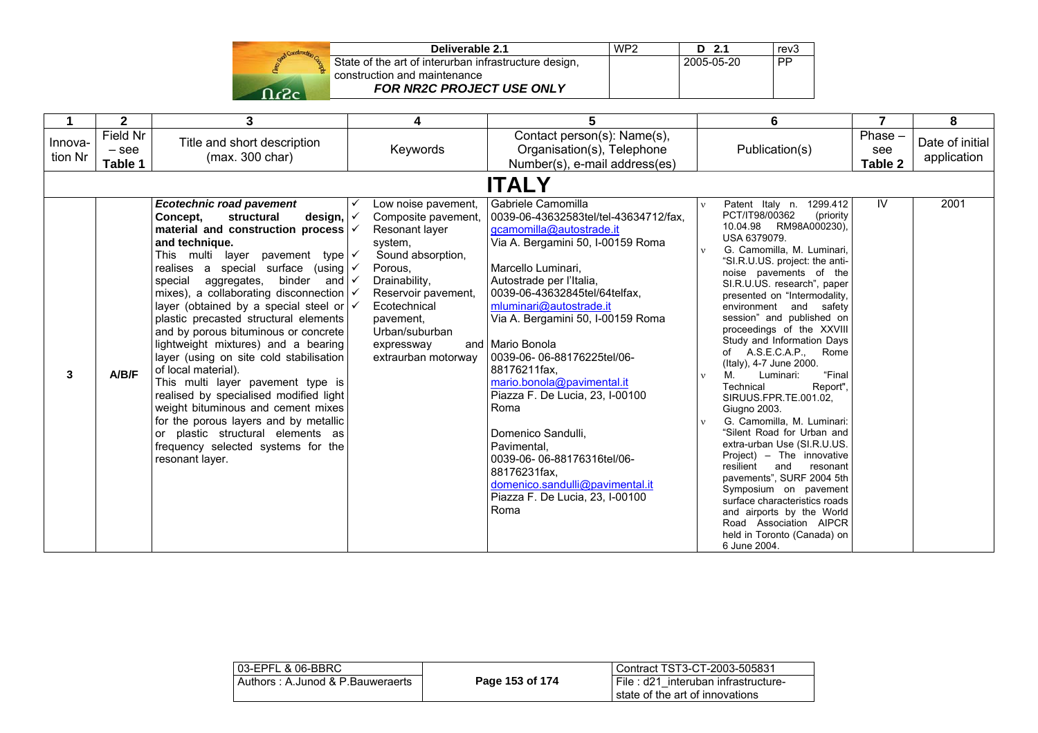| 1 | 2 | 3 | 4 | 5 | 6 | 7 | 8 |
|---|---|---|---|---|---|---|---|
| Innovation Nr | Field Nr – see Table 1 | Title and short description (max. 300 char) | Keywords | Contact person(s): Name(s), Organisation(s), Telephone Number(s), e-mail address(es) | Publication(s) | Phase – see Table 2 | Date of initial application |
| **ITALY** | | | | | | | |
| 3 | A/B/F | ***Ecotechnic road pavement*** **Concept, structural design, material and construction process and technique.** This multi layer pavement type realises a special surface (using special aggregates, binder and mixes), a collaborating disconnection layer (obtained by a special steel or plastic precasted structural elements and by porous bituminous or concrete lightweight mixtures) and a bearing layer (using on site cold stabilisation of local material). This multi layer pavement type is realised by specialised modified light weight bituminous and cement mixes for the porous layers and by metallic or plastic structural elements as frequency selected systems for the resonant layer. | ✓ Low noise pavement, ✓ Composite pavement, ✓ Resonant layer system, ✓ Sound absorption, ✓ Porous, ✓ Drainability, ✓ Reservoir pavement, ✓ Ecotechnical pavement, Urban/suburban expressway and extraurban motorway | Gabriele Camomilla 0039-06-43632583tel/tel-43634712/fax, gcamomilla@autostrade.it Via A. Bergamini 50, I-00159 Roma<br><br>Marcello Luminari, Autostrade per l'Italia, 0039-06-43632845tel/64telfax, mluminari@autostrade.it Via A. Bergamini 50, I-00159 Roma<br><br>Mario Bonola 0039-06- 06-88176225tel/06-88176211fax, mario.bonola@pavimental.it Piazza F. De Lucia, 23, I-00100 Roma<br><br>Domenico Sandulli, Pavimental, 0039-06- 06-88176316tel/06-88176231fax, domenico.sandulli@pavimental.it Piazza F. De Lucia, 23, I-00100 Roma | ν Patent Italy n. 1299.412 PCT/IT98/00362 (priority 10.04.98 RM98A000230), USA 6379079.<br>ν G. Camomilla, M. Luminari, "SI.R.U.US. project: the anti-noise pavements of the SI.R.U.US. research", paper presented on "Intermodality, environment and safety session" and published on proceedings of the XXVIII Study and Information Days of A.S.E.C.A.P., Rome (Italy), 4-7 June 2000.<br>ν M. Luminari: "Final Technical Report", SIRUUS.FPR.TE.001.02, Giugno 2003.<br>ν G. Camomilla, M. Luminari: "Silent Road for Urban and extra-urban Use (SI.R.U.US. Project) – The innovative resilient and resonant pavements", SURF 2004 5th Symposium on pavement surface characteristics roads and airports by the World Road Association AIPCR held in Toronto (Canada) on 6 June 2004. | IV | 2001 |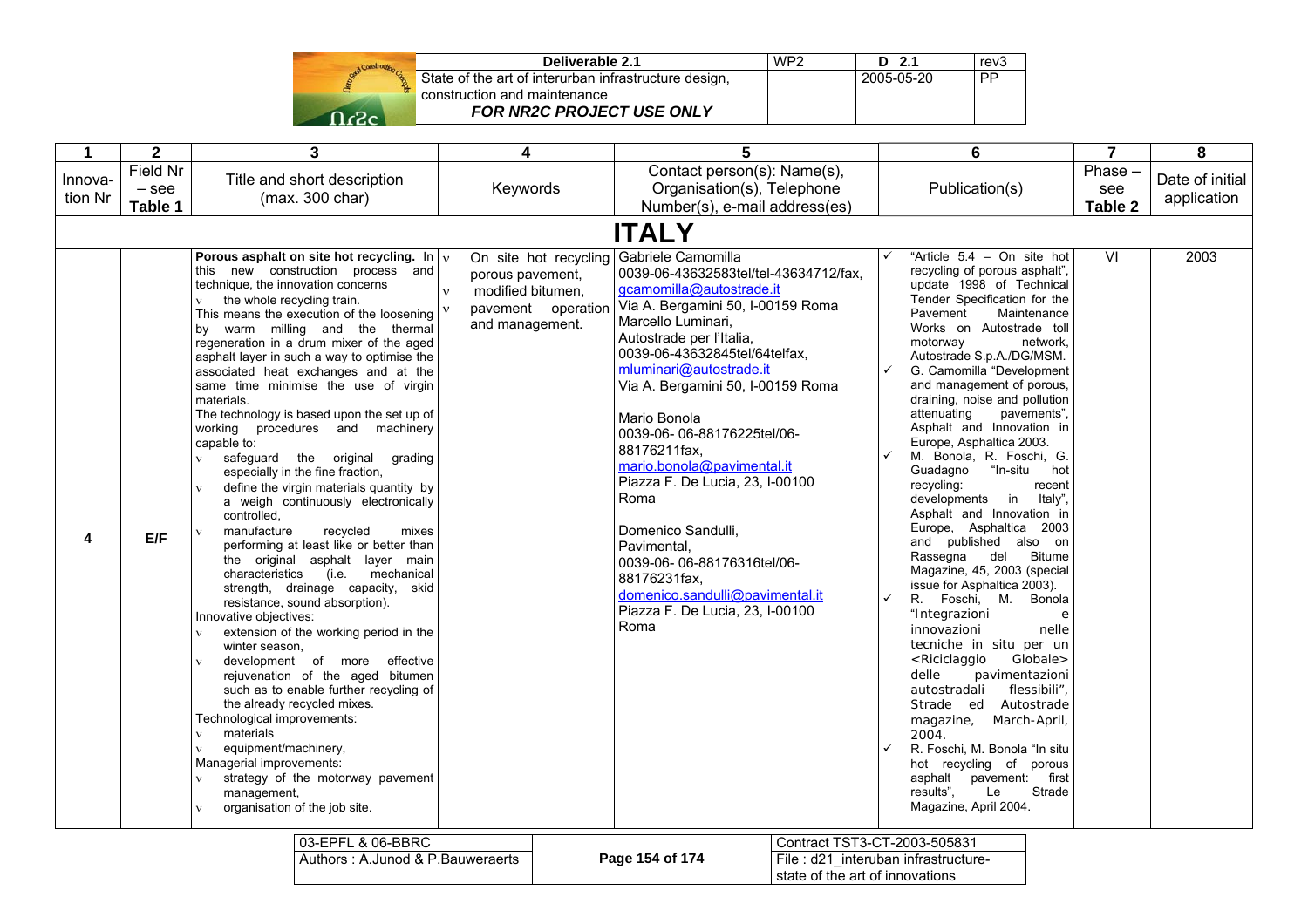| 1 | 2 | 3 | 4 | 5 | 6 | 7 | 8 |
|---|---|---|---|---|---|---|---|
| Innova-tion Nr | Field Nr – see Table 1 | Title and short description (max. 300 char) | Keywords | Contact person(s): Name(s), Organisation(s), Telephone Number(s), e-mail address(es) | Publication(s) | Phase – see Table 2 | Date of initial application |
| | | | | **ITALY** | | | |
| 4 | E/F | **Porous asphalt on site hot recycling.** In this new construction process and technique, the innovation concerns<br>ν the whole recycling train.<br>This means the execution of the loosening by warm milling and the thermal regeneration in a drum mixer of the aged asphalt layer in such a way to optimise the associated heat exchanges and at the same time minimise the use of virgin materials.<br>The technology is based upon the set up of working procedures and machinery capable to:<br>ν safeguard the original grading especially in the fine fraction,<br>ν define the virgin materials quantity by a weigh continuously electronically controlled,<br>ν manufacture recycled mixes performing at least like or better than the original asphalt layer main characteristics (i.e. mechanical strength, drainage capacity, skid resistance, sound absorption).<br>Innovative objectives:<br>ν extension of the working period in the winter season,<br>ν development of more effective rejuvenation of the aged bitumen such as to enable further recycling of the already recycled mixes.<br>Technological improvements:<br>ν materials<br>ν equipment/machinery,<br>Managerial improvements:<br>ν strategy of the motorway pavement management,<br>ν organisation of the job site. | ν On site hot recycling porous pavement,<br>ν modified bitumen,<br>ν pavement operation and management. | Gabriele Camomilla<br>0039-06-43632583tel/tel-43634712/fax,<br>gcamomilla@autostrade.it<br>Via A. Bergamini 50, I-00159 Roma<br>Marcello Luminari,<br>Autostrade per l'Italia,<br>0039-06-43632845tel/64telfax,<br>mluminari@autostrade.it<br>Via A. Bergamini 50, I-00159 Roma<br><br>Mario Bonola<br>0039-06- 06-88176225tel/06-88176211fax,<br>mario.bonola@pavimental.it<br>Piazza F. De Lucia, 23, I-00100 Roma<br><br>Domenico Sandulli,<br>Pavimental,<br>0039-06- 06-88176316tel/06-88176231fax,<br>domenico.sandulli@pavimental.it<br>Piazza F. De Lucia, 23, I-00100 Roma | ✓ "Article 5.4 – On site hot recycling of porous asphalt", update 1998 of Technical Tender Specification for the Pavement Maintenance Works on Autostrade toll motorway network, Autostrade S.p.A./DG/MSM.<br>✓ G. Camomilla "Development and management of porous, draining, noise and pollution attenuating pavements", Asphalt and Innovation in Europe, Asphaltica 2003.<br>✓ M. Bonola, R. Foschi, G. Guadagno "In-situ hot recycling: recent developments in Italy", Asphalt and Innovation in Europe, Asphaltica 2003 and published also on Rassegna del Bitume Magazine, 45, 2003 (special issue for Asphaltica 2003).<br>✓ R. Foschi, M. Bonola "Integrazioni e innovazioni nelle tecniche in situ per un <Riciclaggio Globale> delle pavimentazioni autostradali flessibili", Strade ed Autostrade magazine, March-April, 2004.<br>✓ R. Foschi, M. Bonola "In situ hot recycling of porous asphalt pavement: first results", Le Strade Magazine, April 2004. | VI | 2003 |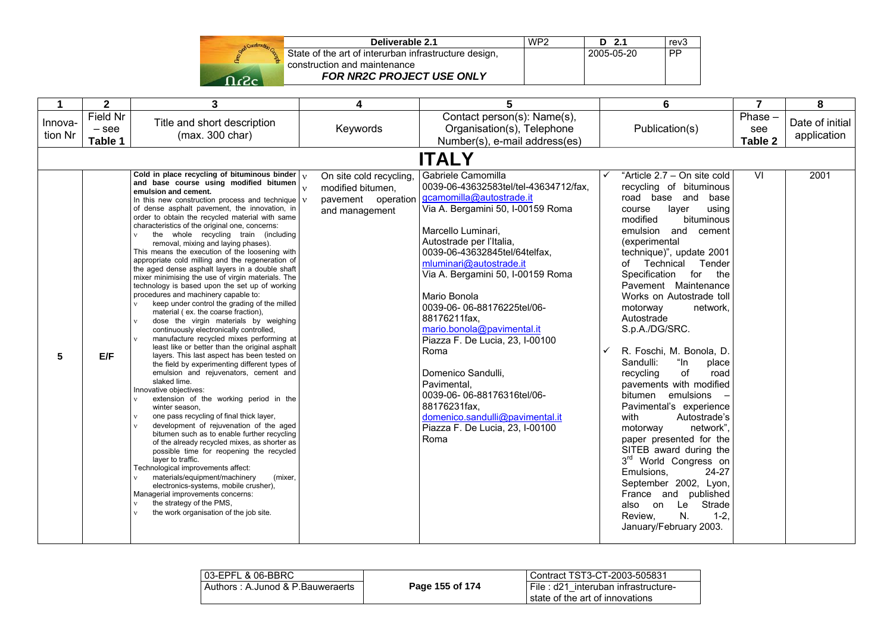| 1 | 2 | 3 | 4 | 5 | 6 | 7 | 8 |
|---|---|---|---|---|---|---|---|
| Innovation Nr | Field Nr – see Table 1 | Title and short description (max. 300 char) | Keywords | Contact person(s): Name(s), Organisation(s), Telephone Number(s), e-mail address(es) | Publication(s) | Phase – see Table 2 | Date of initial application |
| **ITALY** | | | | | | | |
| 5 | E/F | **Cold in place recycling of bituminous binder and base course using modified bitumen emulsion and cement.** In this new construction process and technique of dense asphalt pavement, the innovation, in order to obtain the recycled material with same characteristics of the original one, concerns: <br>• the whole recycling train (including removal, mixing and laying phases). <br>This means the execution of the loosening with appropriate cold milling and the regeneration of the aged dense asphalt layers in a double shaft mixer minimising the use of virgin materials. The technology is based upon the set up of working procedures and machinery capable to: <br>• keep under control the grading of the milled material ( ex. the coarse fraction), <br>• dose the virgin materials by weighing continuously electronically controlled, <br>• manufacture recycled mixes performing at least like or better than the original asphalt layers. This last aspect has been tested on the field by experimenting different types of emulsion and rejuvenators, cement and slaked lime. <br>Innovative objectives: <br>• extension of the working period in the winter season, <br>• one pass recycling of final thick layer, <br>• development of rejuvenation of the aged bitumen such as to enable further recycling of the already recycled mixes, as shorter as possible time for reopening the recycled layer to traffic. <br>Technological improvements affect: <br>• materials/equipment/machinery (mixer, electronics-systems, mobile crusher), <br>Managerial improvements concerns: <br>• the strategy of the PMS, <br>• the work organisation of the job site. | • On site cold recycling, <br>• modified bitumen, <br>• pavement operation and management | Gabriele Camomilla <br>0039-06-43632583tel/tel-43634712/fax, <br>gcamomilla@autostrade.it <br>Via A. Bergamini 50, I-00159 Roma <br><br>Marcello Luminari, <br>Autostrade per l'Italia, <br>0039-06-43632845tel/64telfax, <br>mluminari@autostrade.it <br>Via A. Bergamini 50, I-00159 Roma <br><br>Mario Bonola <br>0039-06- 06-88176225tel/06-88176211fax, <br>mario.bonola@pavimental.it <br>Piazza F. De Lucia, 23, I-00100 Roma <br><br>Domenico Sandulli, <br>Pavimental, <br>0039-06- 06-88176316tel/06-88176231fax, <br>domenico.sandulli@pavimental.it <br>Piazza F. De Lucia, 23, I-00100 Roma | ✓ "Article 2.7 – On site cold recycling of bituminous road base and base course layer using modified bituminous emulsion and cement (experimental technique)", update 2001 of Technical Tender Specification for the Pavement Maintenance Works on Autostrade toll motorway network, Autostrade S.p.A./DG/SRC. <br><br>✓ R. Foschi, M. Bonola, D. Sandulli: "In place recycling of road pavements with modified bitumen emulsions – Pavimental's experience with Autostrade's motorway network", paper presented for the SITEB award during the 3rd World Congress on Emulsions, 24-27 September 2002, Lyon, France and published also on Le Strade Review, N. 1-2, January/February 2003. | VI | 2001 |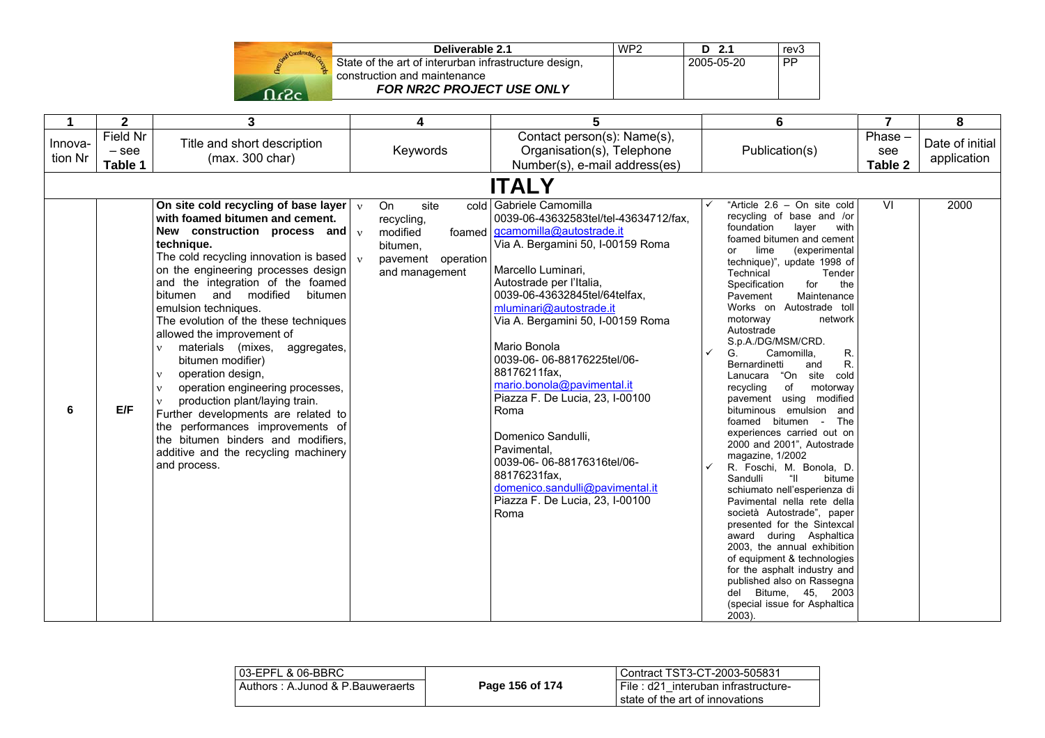| 1 | 2 | 3 | 4 | 5 | 6 | 7 | 8 |
|---|---|---|---|---|---|---|---|
| Innova-tion Nr | Field Nr – see **Table 1** | Title and short description (max. 300 char) | Keywords | Contact person(s): Name(s), Organisation(s), Telephone Number(s), e-mail address(es) | Publication(s) | Phase – see **Table 2** | Date of initial application |
| | | | **ITALY** | | | | |
| **6** | **E/F** | **On site cold recycling of base layer with foamed bitumen and cement. New construction process and technique.**<br>The cold recycling innovation is based on the engineering processes design and the integration of the foamed bitumen and modified bitumen emulsion techniques.<br>The evolution of the these techniques allowed the improvement of<br>ν materials (mixes, aggregates, bitumen modifier)<br>ν operation design,<br>ν operation engineering processes,<br>ν production plant/laying train.<br>Further developments are related to the performances improvements of the bitumen binders and modifiers, additive and the recycling machinery and process. | ν On site cold recycling,<br>ν modified foamed bitumen,<br>ν pavement operation and management | Gabriele Camomilla<br>0039-06-43632583tel/tel-43634712/fax, gcamomilla@autostrade.it<br>Via A. Bergamini 50, I-00159 Roma<br><br>Marcello Luminari,<br>Autostrade per l'Italia,<br>0039-06-43632845tel/64telfax,<br>mluminari@autostrade.it<br>Via A. Bergamini 50, I-00159 Roma<br><br>Mario Bonola<br>0039-06- 06-88176225tel/06-88176211fax,<br>mario.bonola@pavimental.it<br>Piazza F. De Lucia, 23, I-00100 Roma<br><br>Domenico Sandulli,<br>Pavimental,<br>0039-06- 06-88176316tel/06-88176231fax,<br>domenico.sandulli@pavimental.it<br>Piazza F. De Lucia, 23, I-00100 Roma | ✓ "Article 2.6 – On site cold recycling of base and /or foundation layer with foamed bitumen and cement or lime (experimental technique)", update 1998 of Technical Tender Specification for the Pavement Maintenance Works on Autostrade toll motorway network Autostrade S.p.A./DG/MSM/CRD.<br>✓ G. Camomilla, R. Bernardinetti and R. Lanucara "On site cold recycling of motorway pavement using modified bituminous emulsion and foamed bitumen - The experiences carried out on 2000 and 2001", Autostrade magazine, 1/2002<br>✓ R. Foschi, M. Bonola, D. Sandulli "Il bitume schiumato nell'esperienza di Pavimental nella rete della società Autostrade", paper presented for the Sintexcal award during Asphaltica 2003, the annual exhibition of equipment & technologies for the asphalt industry and published also on Rassegna del Bitume, 45, 2003 (special issue for Asphaltica 2003). | VI | 2000 |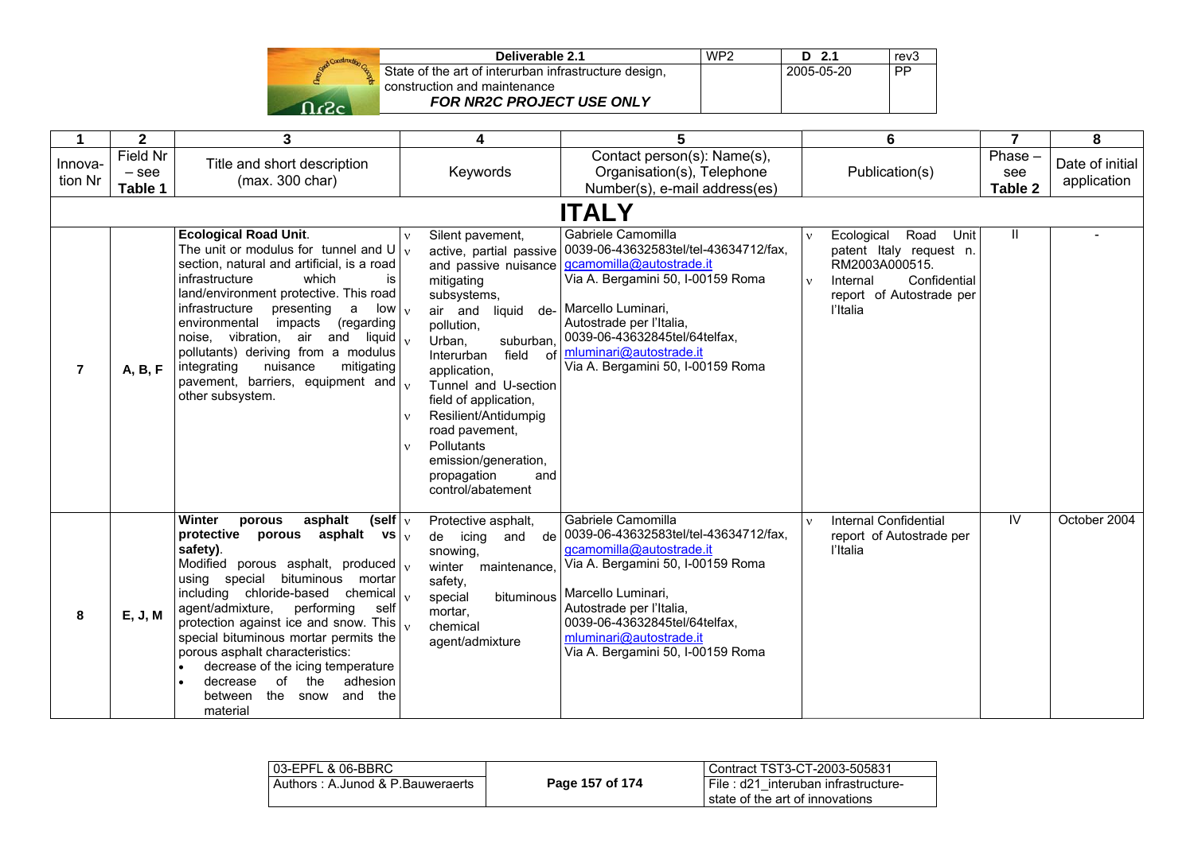| 1 | 2 | 3 | 4 | 5 | 6 | 7 | 8 |
|---|---|---|---|---|---|---|---|
| Innovation Nr | Field Nr – see Table 1 | Title and short description (max. 300 char) | Keywords | Contact person(s): Name(s), Organisation(s), Telephone Number(s), e-mail address(es) | Publication(s) | Phase – see Table 2 | Date of initial application |
| **ITALY** | | | | | | | |
| **7** | **A, B, F** | **Ecological Road Unit**. The unit or modulus for tunnel and U section, natural and artificial, is a road infrastructure which is land/environment protective. This road infrastructure presenting a low environmental impacts (regarding noise, vibration, air and liquid pollutants) deriving from a modulus integrating nuisance mitigating pavement, barriers, equipment and other subsystem. | • Silent pavement, • active, partial passive and passive nuisance mitigating subsystems, • air and liquid de-pollution, • Urban, suburban, Interurban field of application, • Tunnel and U-section field of application, • Resilient/Antidumpig road pavement, • Pollutants emission/generation, propagation and control/abatement | Gabriele Camomilla 0039-06-43632583tel/tel-43634712/fax, gcamomilla@autostrade.it Via A. Bergamini 50, I-00159 Roma<br>Marcello Luminari, Autostrade per l'Italia, 0039-06-43632845tel/64telfax, mluminari@autostrade.it Via A. Bergamini 50, I-00159 Roma | • Ecological Road Unit patent Italy request n. RM2003A000515. • Internal Confidential report of Autostrade per l'Italia | II | - |
| **8** | **E, J, M** | **Winter porous asphalt (self protective porous asphalt vs safety)**. Modified porous asphalt, produced using special bituminous mortar including chloride-based chemical agent/admixture, performing self protection against ice and snow. This special bituminous mortar permits the porous asphalt characteristics: • decrease of the icing temperature • decrease of the adhesion between the snow and the material | • Protective asphalt, • de icing and de snowing, • winter maintenance, safety, • special bituminous mortar, • chemical agent/admixture | Gabriele Camomilla 0039-06-43632583tel/tel-43634712/fax, gcamomilla@autostrade.it Via A. Bergamini 50, I-00159 Roma<br>Marcello Luminari, Autostrade per l'Italia, 0039-06-43632845tel/64telfax, mluminari@autostrade.it Via A. Bergamini 50, I-00159 Roma | • Internal Confidential report of Autostrade per l'Italia | IV | October 2004 |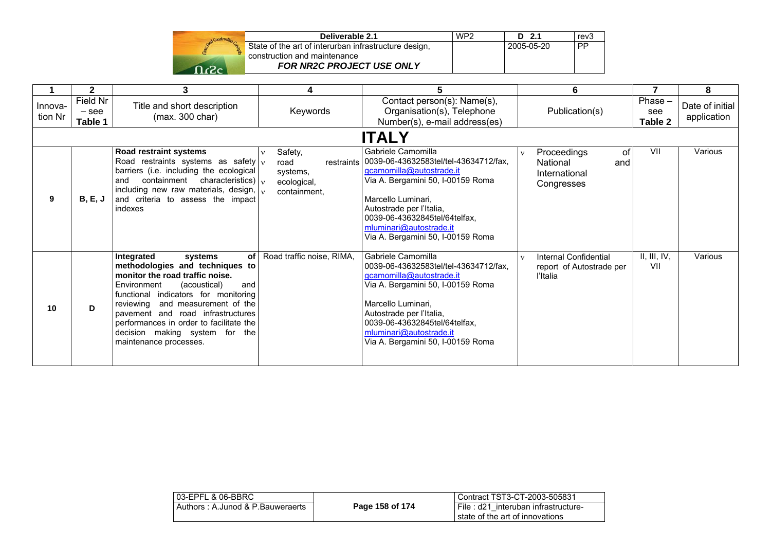| 1 | 2 | 3 | 4 | 5 | 6 | 7 | 8 |
|---|---|---|---|---|---|---|---|
| Innova-tion Nr | Field Nr – see **Table 1** | Title and short description (max. 300 char) | Keywords | Contact person(s): Name(s), Organisation(s), Telephone Number(s), e-mail address(es) | Publication(s) | Phase – see **Table 2** | Date of initial application |
| **ITALY** | | | | | | | |
| **9** | **B, E, J** | **Road restraint systems** Road restraints systems as safety barriers (i.e. including the ecological and containment characteristics) including new raw materials, design, and criteria to assess the impact indexes | • Safety, • road restraints systems, • ecological, • containment, | Gabriele Camomilla 0039-06-43632583tel/tel-43634712/fax, gcamomilla@autostrade.it Via A. Bergamini 50, I-00159 Roma<br><br>Marcello Luminari, Autostrade per l'Italia, 0039-06-43632845tel/64telfax, mluminari@autostrade.it Via A. Bergamini 50, I-00159 Roma | • Proceedings of National and International Congresses | VII | Various |
| **10** | **D** | **Integrated systems of methodologies and techniques to monitor the road traffic noise.** Environment (acoustical) and functional indicators for monitoring reviewing and measurement of the pavement and road infrastructures performances in order to facilitate the decision making system for the maintenance processes. | Road traffic noise, RIMA, | Gabriele Camomilla 0039-06-43632583tel/tel-43634712/fax, gcamomilla@autostrade.it Via A. Bergamini 50, I-00159 Roma<br><br>Marcello Luminari, Autostrade per l'Italia, 0039-06-43632845tel/64telfax, mluminari@autostrade.it Via A. Bergamini 50, I-00159 Roma | • Internal Confidential report of Autostrade per l'Italia | II, III, IV, VII | Various |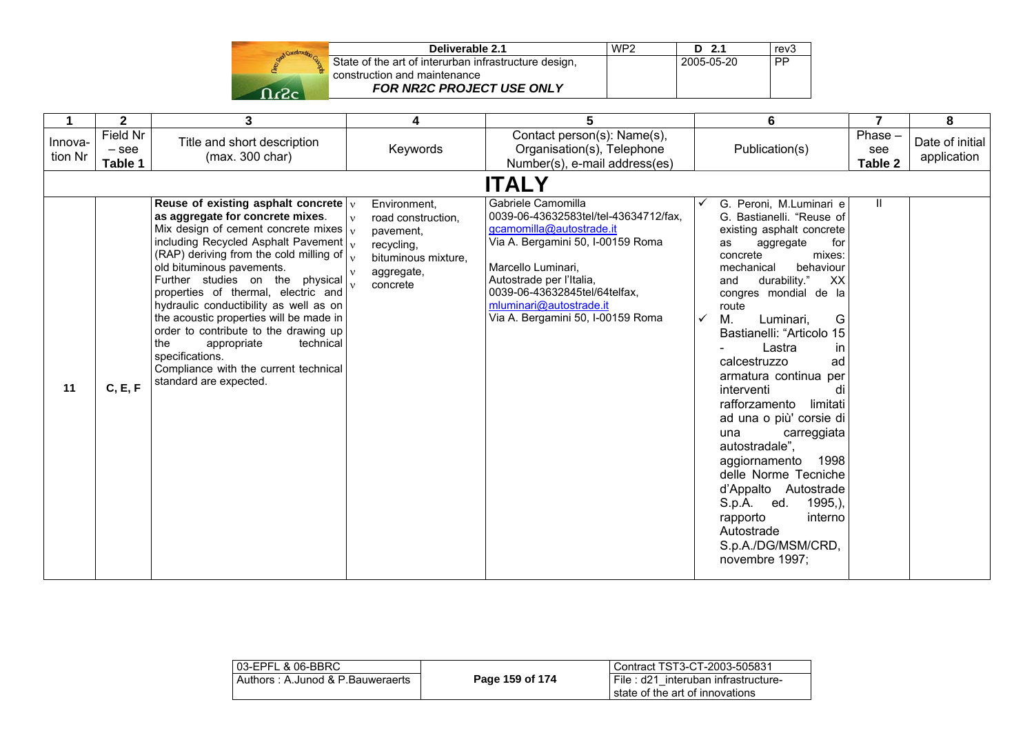| 1 | 2 | 3 | 4 | 5 | 6 | 7 | 8 |
|---|---|---|---|---|---|---|---|
| Innova-tion Nr | Field Nr – see **Table 1** | Title and short description (max. 300 char) | Keywords | Contact person(s): Name(s), Organisation(s), Telephone Number(s), e-mail address(es) | Publication(s) | Phase – see **Table 2** | Date of initial application |
| | | | **ITALY** | | | | |
| **11** | **C, E, F** | **Reuse of existing asphalt concrete as aggregate for concrete mixes**. Mix design of cement concrete mixes including Recycled Asphalt Pavement (RAP) deriving from the cold milling of old bituminous pavements. Further studies on the physical properties of thermal, electric and hydraulic conductibility as well as on the acoustic properties will be made in order to contribute to the drawing up the appropriate technical specifications. Compliance with the current technical standard are expected. | v Environment, v road construction, v pavement, v recycling, v bituminous mixture, v aggregate, v concrete | Gabriele Camomilla 0039-06-43632583tel/tel-43634712/fax, gcamomilla@autostrade.it Via A. Bergamini 50, I-00159 Roma<br><br>Marcello Luminari, Autostrade per l'Italia, 0039-06-43632845tel/64telfax, mluminari@autostrade.it Via A. Bergamini 50, I-00159 Roma | ✓ G. Peroni, M.Luminari e G. Bastianelli. "Reuse of existing asphalt concrete as aggregate for concrete mixes: mechanical behaviour and durability." XX congres mondial de la route<br>✓ M. Luminari, G Bastianelli: "Articolo 15 - Lastra in calcestruzzo ad armatura continua per interventi di rafforzamento limitati ad una o più' corsie di una carreggiata autostradale", aggiornamento 1998 delle Norme Tecniche d'Appalto Autostrade S.p.A. ed. 1995,), rapporto interno Autostrade S.p.A./DG/MSM/CRD, novembre 1997; | II | |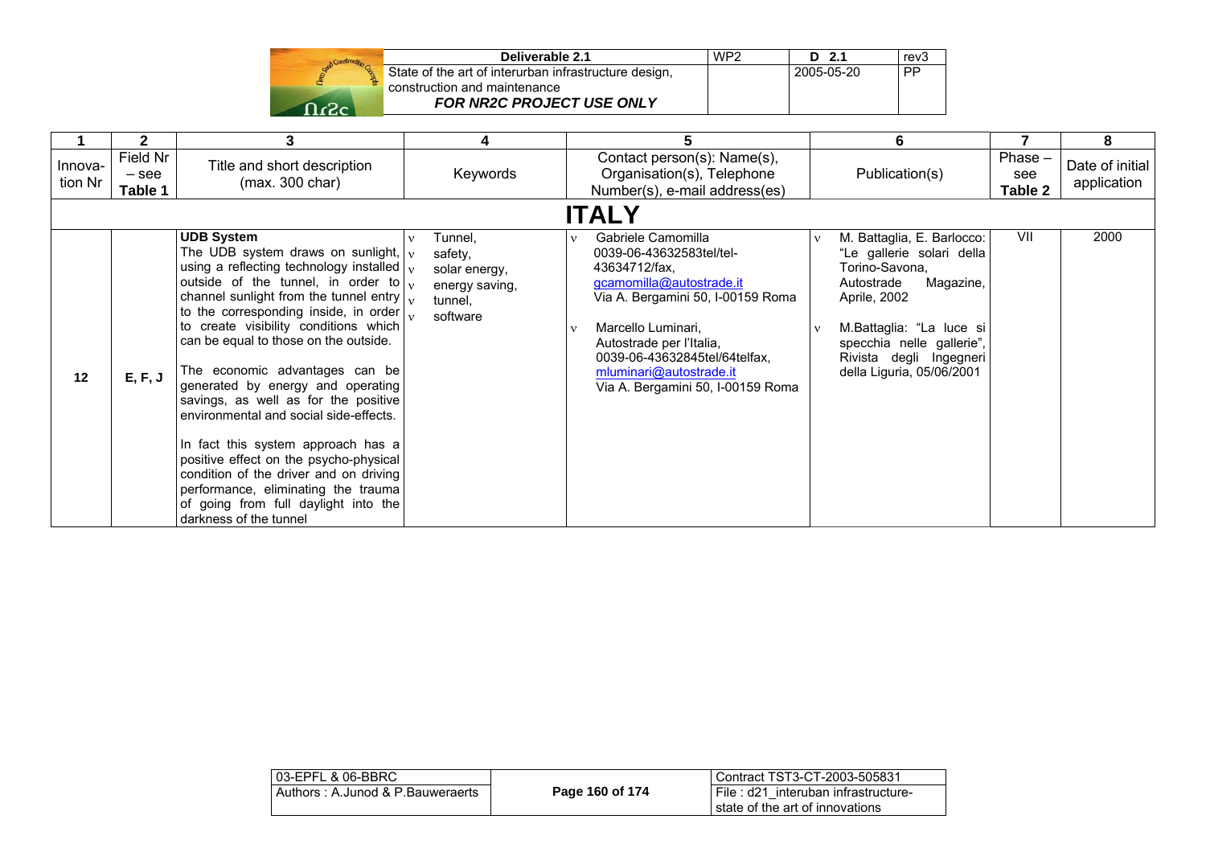| 1 | 2 | 3 | 4 | 5 | 6 | 7 | 8 |
|---|---|---|---|---|---|---|---|
| Innova-tion Nr | Field Nr – see Table 1 | Title and short description (max. 300 char) | Keywords | Contact person(s): Name(s), Organisation(s), Telephone Number(s), e-mail address(es) | Publication(s) | Phase – see Table 2 | Date of initial application |
| **ITALY** | | | | | | | |
| **12** | **E, F, J** | **UDB System**<br>The UDB system draws on sunlight, using a reflecting technology installed outside of the tunnel, in order to channel sunlight from the tunnel entry to the corresponding inside, in order to create visibility conditions which can be equal to those on the outside.<br><br>The economic advantages can be generated by energy and operating savings, as well as for the positive environmental and social side-effects.<br><br>In fact this system approach has a positive effect on the psycho-physical condition of the driver and on driving performance, eliminating the trauma of going from full daylight into the darkness of the tunnel | ν Tunnel,<br>ν safety,<br>ν solar energy,<br>ν energy saving,<br>ν tunnel,<br>ν software | ν Gabriele Camomilla<br>0039-06-43632583tel/tel-43634712/fax,<br>gcamomilla@autostrade.it<br>Via A. Bergamini 50, I-00159 Roma<br><br>ν Marcello Luminari,<br>Autostrade per l'Italia,<br>0039-06-43632845tel/64telfax,<br>mluminari@autostrade.it<br>Via A. Bergamini 50, I-00159 Roma | ν M. Battaglia, E. Barlocco: "Le gallerie solari della Torino-Savona, Autostrade Magazine, Aprile, 2002<br><br>ν M.Battaglia: "La luce si specchia nelle gallerie", Rivista degli Ingegneri della Liguria, 05/06/2001 | VII | 2000 |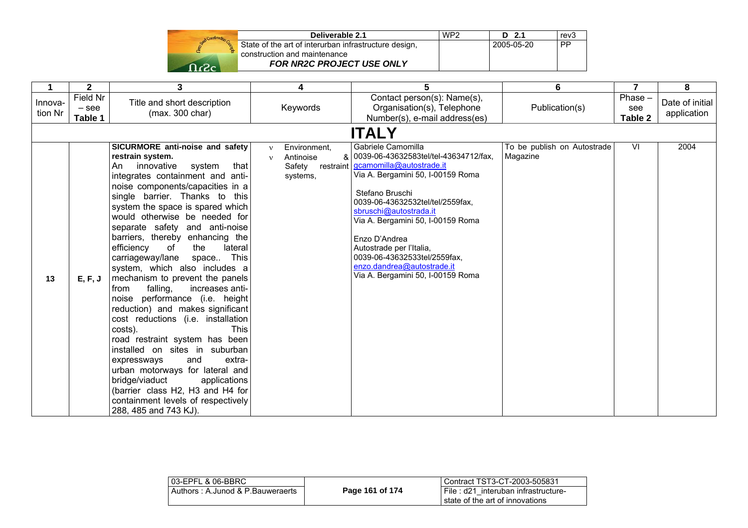| 1 | 2 | 3 | 4 | 5 | 6 | 7 | 8 |
|---|---|---|---|---|---|---|---|
| Innovation Nr | Field Nr – see **Table 1** | Title and short description (max. 300 char) | Keywords | Contact person(s): Name(s), Organisation(s), Telephone Number(s), e-mail address(es) | Publication(s) | Phase – see **Table 2** | Date of initial application |
| | | | | **ITALY** | | | |
| **13** | **E, F, J** | **SICURMORE anti-noise and safety restrain system.** An innovative system that integrates containment and anti-noise components/capacities in a single barrier. Thanks to this system the space is spared which would otherwise be needed for separate safety and anti-noise barriers, thereby enhancing the efficiency of the lateral carriageway/lane space.. This system, which also includes a mechanism to prevent the panels from falling, increases anti-noise performance (i.e. height reduction) and makes significant cost reductions (i.e. installation costs). This road restraint system has been installed on sites in suburban expressways and extra-urban motorways for lateral and bridge/viaduct applications (barrier class H2, H3 and H4 for containment levels of respectively 288, 485 and 743 KJ). | ν Environment, ν Antinoise & Safety restraint systems, | Gabriele Camomilla 0039-06-43632583tel/tel-43634712/fax, gcamomilla@autostrade.it Via A. Bergamini 50, I-00159 Roma <br><br> Stefano Bruschi 0039-06-43632532tel/tel/2559fax, sbruschi@autostrada.it Via A. Bergamini 50, I-00159 Roma <br><br> Enzo D'Andrea Autostrade per l'Italia, 0039-06-43632533tel/2559fax, enzo.dandrea@autostrade.it Via A. Bergamini 50, I-00159 Roma | To be publish on Autostrade Magazine | VI | 2004 |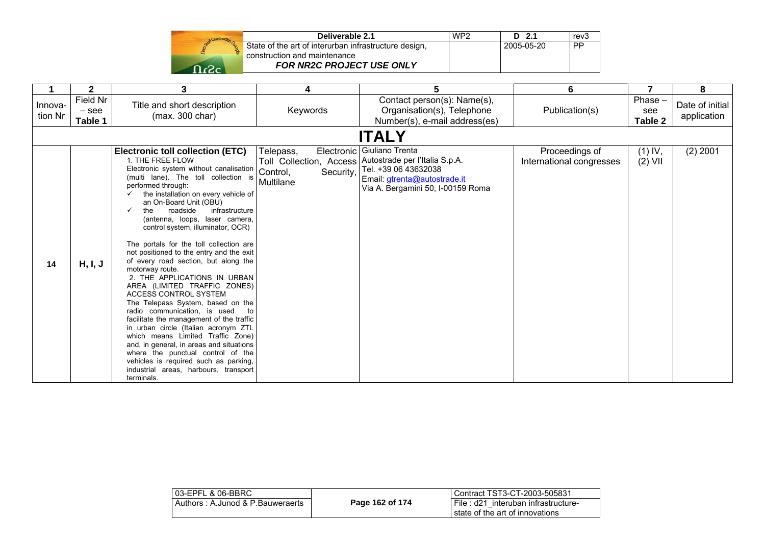| 1 | 2 | 3 | 4 | 5 | 6 | 7 | 8 |
|---|---|---|---|---|---|---|---|
| Innovation Nr | Field Nr – see **Table 1** | Title and short description (max. 300 char) | Keywords | Contact person(s): Name(s), Organisation(s), Telephone Number(s), e-mail address(es) | Publication(s) | Phase – see **Table 2** | Date of initial application |
| | | | **ITALY** | | | | |
| **14** | **H, I, J** | **Electronic toll collection (ETC)**<br>1. THE FREE FLOW<br>Electronic system without canalisation (multi lane). The toll collection is performed through:<br>✓ the installation on every vehicle of an On-Board Unit (OBU)<br>✓ the roadside infrastructure (antenna, loops, laser camera, control system, illuminator, OCR)<br><br>The portals for the toll collection are not positioned to the entry and the exit of every road section, but along the motorway route.<br>2. THE APPLICATIONS IN URBAN AREA (LIMITED TRAFFIC ZONES) ACCESS CONTROL SYSTEM<br>The Telepass System, based on the radio communication, is used to facilitate the management of the traffic in urban circle (Italian acronym ZTL which means Limited Traffic Zone) and, in general, in areas and situations where the punctual control of the vehicles is required such as parking, industrial areas, harbours, transport terminals. | Telepass, Electronic Toll Collection, Access Control, Security, Multilane | Giuliano Trenta<br>Autostrade per l'Italia S.p.A.<br>Tel. +39 06 43632038<br>Email: gtrenta@autostrade.it<br>Via A. Bergamini 50, I-00159 Roma | Proceedings of International congresses | (1) IV, (2) VII | (2) 2001 |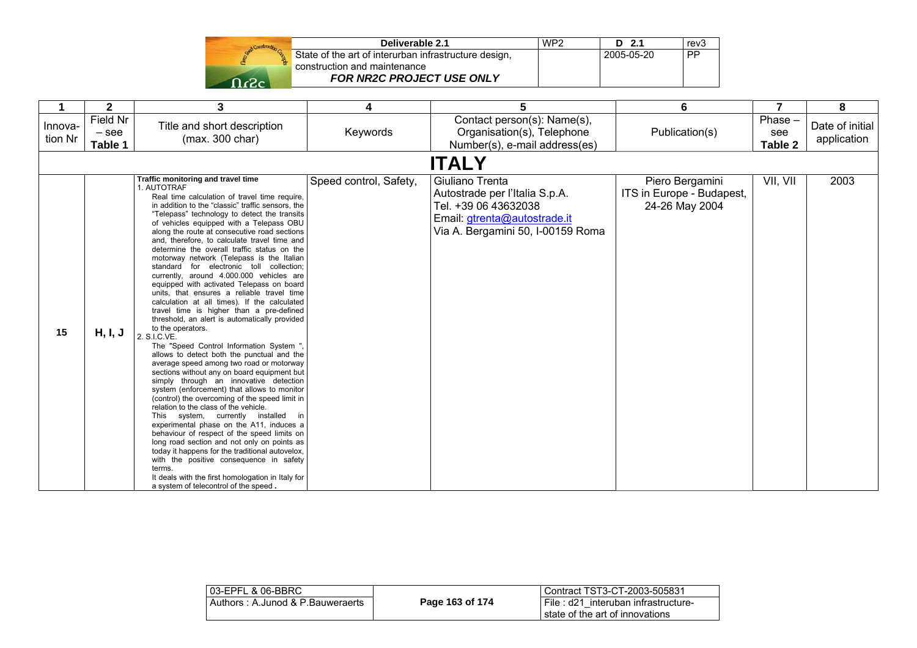| 1 | 2 | 3 | 4 | 5 | 6 | 7 | 8 |
|---|---|---|---|---|---|---|---|
| Innova-tion Nr | Field Nr – see **Table 1** | Title and short description (max. 300 char) | Keywords | Contact person(s): Name(s), Organisation(s), Telephone Number(s), e-mail address(es) | Publication(s) | Phase – see **Table 2** | Date of initial application |
| | | | **ITALY** | | | | |
| **15** | **H, I, J** | **Traffic monitoring and travel time**<br>1. AUTOTRAF<br>Real time calculation of travel time require, in addition to the "classic" traffic sensors, the "Telepass" technology to detect the transits of vehicles equipped with a Telepass OBU along the route at consecutive road sections and, therefore, to calculate travel time and determine the overall traffic status on the motorway network (Telepass is the Italian standard for electronic toll collection; currently, around 4.000.000 vehicles are equipped with activated Telepass on board units, that ensures a reliable travel time calculation at all times). If the calculated travel time is higher than a pre-defined threshold, an alert is automatically provided to the operators.<br>2. S.I.C.VE.<br>The "Speed Control Information System ", allows to detect both the punctual and the average speed among two road or motorway sections without any on board equipment but simply through an innovative detection system (enforcement) that allows to monitor (control) the overcoming of the speed limit in relation to the class of the vehicle.<br>This system, currently installed in experimental phase on the A11, induces a behaviour of respect of the speed limits on long road section and not only on points as today it happens for the traditional autovelox, with the positive consequence in safety terms.<br>It deals with the first homologation in Italy for a system of telecontrol of the speed **.** | Speed control, Safety, | Giuliano Trenta<br>Autostrade per l'Italia S.p.A.<br>Tel. +39 06 43632038<br>Email: gtrenta@autostrade.it<br>Via A. Bergamini 50, I-00159 Roma | Piero Bergamini<br>ITS in Europe - Budapest, 24-26 May 2004 | VII, VII | 2003 |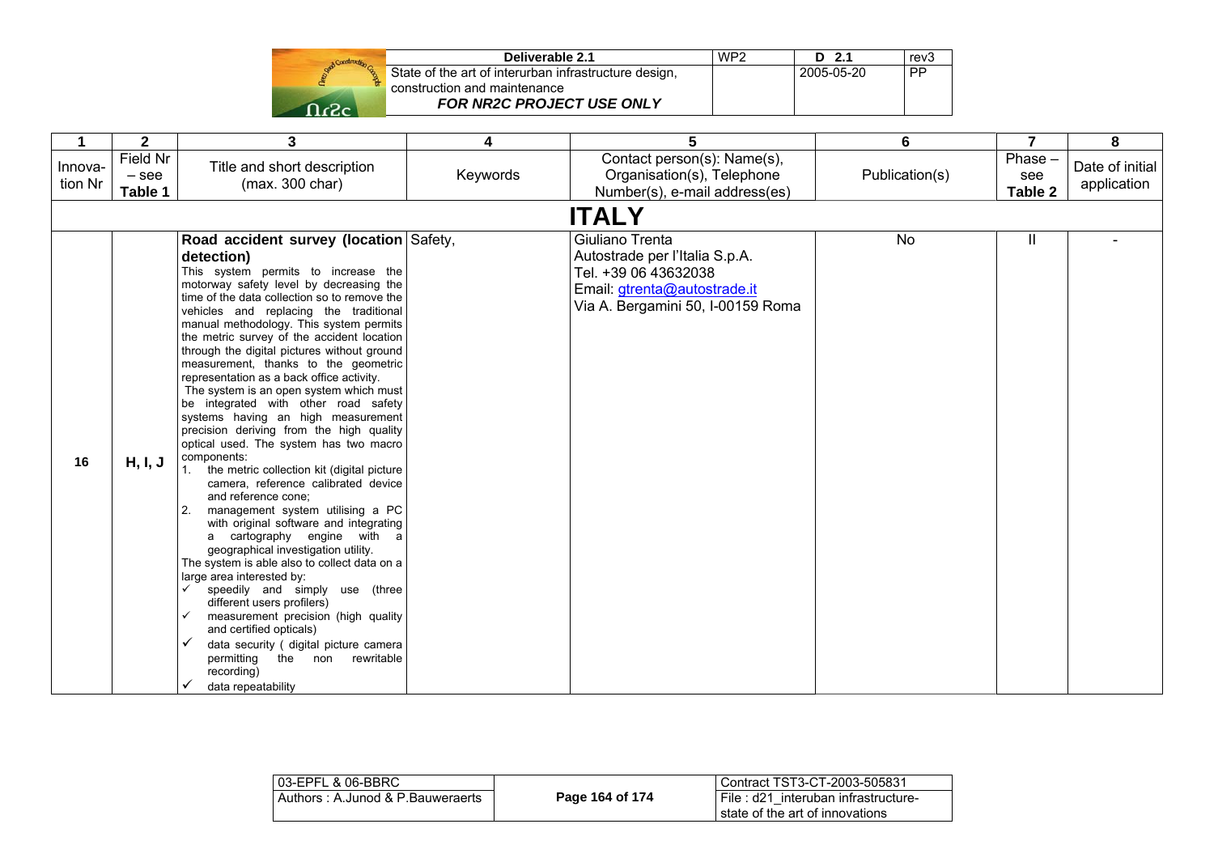| 1 | 2 | 3 | 4 | 5 | 6 | 7 | 8 |
|---|---|---|---|---|---|---|---|
| Innova-tion Nr | Field Nr – see Table 1 | Title and short description (max. 300 char) | Keywords | Contact person(s): Name(s), Organisation(s), Telephone Number(s), e-mail address(es) | Publication(s) | Phase – see Table 2 | Date of initial application |
| **ITALY** | | | | | | | |
| **16** | **H, I, J** | **Road accident survey (location detection)**<br>This system permits to increase the motorway safety level by decreasing the time of the data collection so to remove the vehicles and replacing the traditional manual methodology. This system permits the metric survey of the accident location through the digital pictures without ground measurement, thanks to the geometric representation as a back office activity.<br>The system is an open system which must be integrated with other road safety systems having an high measurement precision deriving from the high quality optical used. The system has two macro components:<br>1. the metric collection kit (digital picture camera, reference calibrated device and reference cone;<br>2. management system utilising a PC with original software and integrating a cartography engine with a geographical investigation utility.<br>The system is able also to collect data on a large area interested by:<br>✓ speedily and simply use (three different users profilers)<br>✓ measurement precision (high quality and certified opticals)<br>✓ data security ( digital picture camera permitting the non rewritable recording)<br>✓ data repeatability | Safety, | Giuliano Trenta<br>Autostrade per l'Italia S.p.A.<br>Tel. +39 06 43632038<br>Email: gtrenta@autostrade.it<br>Via A. Bergamini 50, I-00159 Roma | No | II | - |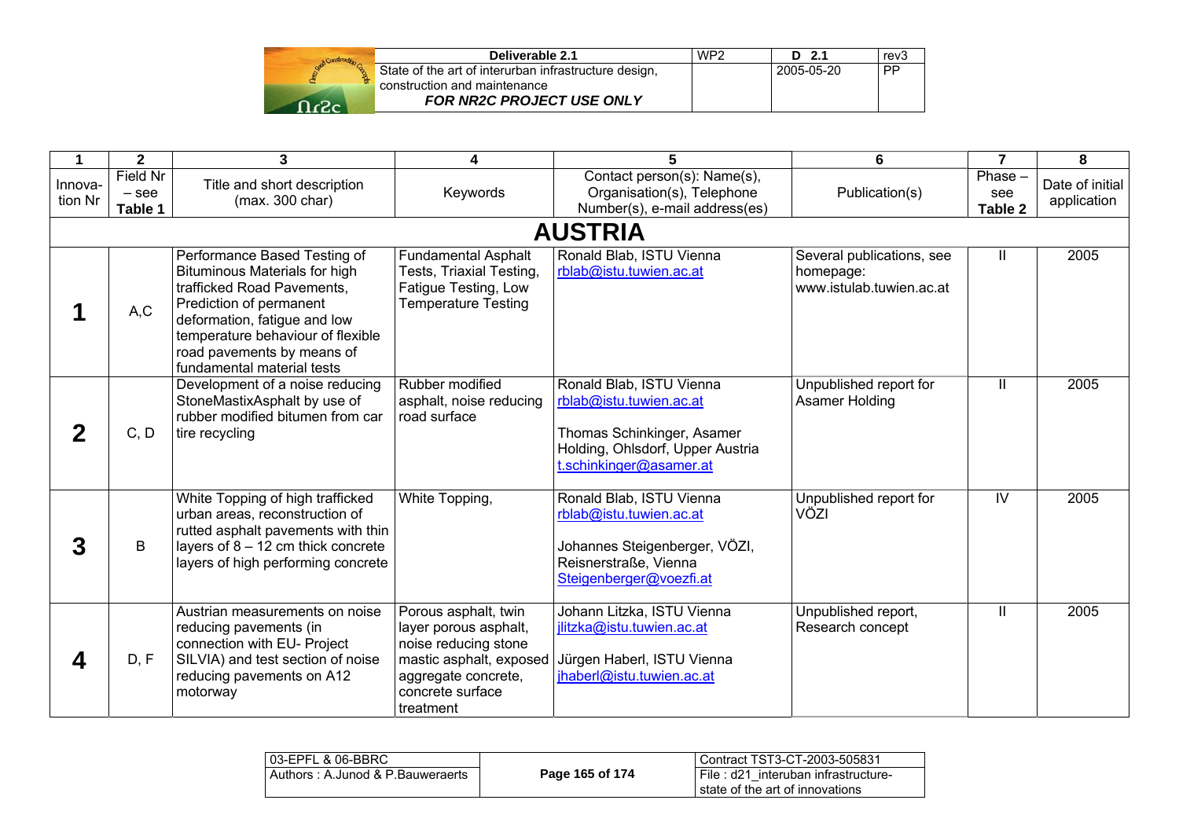| 1 | 2 | 3 | 4 | 5 | 6 | 7 | 8 |
|---|---|---|---|---|---|---|---|
| Innova-tion Nr | Field Nr – see **Table 1** | Title and short description (max. 300 char) | Keywords | Contact person(s): Name(s), Organisation(s), Telephone Number(s), e-mail address(es) | Publication(s) | Phase – see **Table 2** | Date of initial application |
| **AUSTRIA** | | | | | | | |
| **1** | A,C | Performance Based Testing of Bituminous Materials for high trafficked Road Pavements, Prediction of permanent deformation, fatigue and low temperature behaviour of flexible road pavements by means of fundamental material tests | Fundamental Asphalt Tests, Triaxial Testing, Fatigue Testing, Low Temperature Testing | Ronald Blab, ISTU Vienna rblab@istu.tuwien.ac.at | Several publications, see homepage: www.istulab.tuwien.ac.at | II | 2005 |
| **2** | C, D | Development of a noise reducing StoneMastixAsphalt by use of rubber modified bitumen from car tire recycling | Rubber modified asphalt, noise reducing road surface | Ronald Blab, ISTU Vienna rblab@istu.tuwien.ac.at<br><br>Thomas Schinkinger, Asamer Holding, Ohlsdorf, Upper Austria t.schinkinger@asamer.at | Unpublished report for Asamer Holding | II | 2005 |
| **3** | B | White Topping of high trafficked urban areas, reconstruction of rutted asphalt pavements with thin layers of 8 – 12 cm thick concrete layers of high performing concrete | White Topping, | Ronald Blab, ISTU Vienna rblab@istu.tuwien.ac.at<br><br>Johannes Steigenberger, VÖZI, Reisnerstraße, Vienna Steigenberger@voezfi.at | Unpublished report for VÖZI | IV | 2005 |
| **4** | D, F | Austrian measurements on noise reducing pavements (in connection with EU- Project SILVIA) and test section of noise reducing pavements on A12 motorway | Porous asphalt, twin layer porous asphalt, noise reducing stone mastic asphalt, exposed aggregate concrete, concrete surface treatment | Johann Litzka, ISTU Vienna jlitzka@istu.tuwien.ac.at<br><br>Jürgen Haberl, ISTU Vienna jhaberl@istu.tuwien.ac.at | Unpublished report, Research concept | II | 2005 |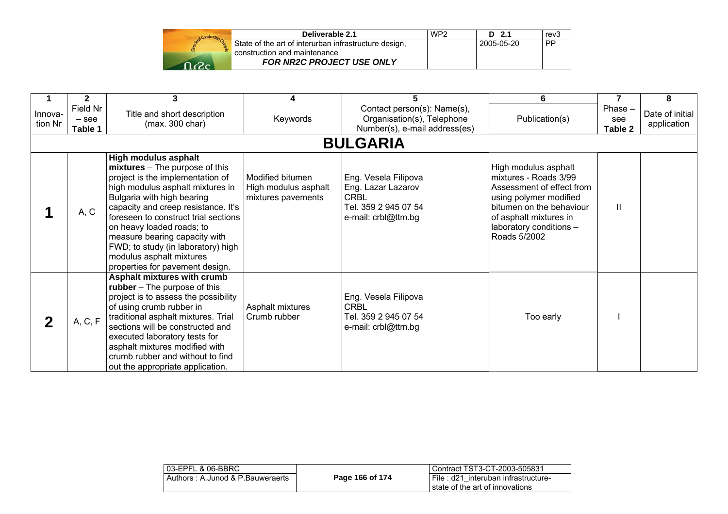| 1 | 2 | 3 | 4 | 5 | 6 | 7 | 8 |
|---|---|---|---|---|---|---|---|
| Innovation Nr | Field Nr – see Table 1 | Title and short description (max. 300 char) | Keywords | Contact person(s): Name(s), Organisation(s), Telephone Number(s), e-mail address(es) | Publication(s) | Phase – see Table 2 | Date of initial application |
| **BULGARIA** | | | | | | | |
| **1** | A, C | **High modulus asphalt mixtures** – The purpose of this project is the implementation of high modulus asphalt mixtures in Bulgaria with high bearing capacity and creep resistance. It's foreseen to construct trial sections on heavy loaded roads; to measure bearing capacity with FWD; to study (in laboratory) high modulus asphalt mixtures properties for pavement design. | Modified bitumen<br>High modulus asphalt mixtures pavements | Eng. Vesela Filipova<br>Eng. Lazar Lazarov<br>CRBL<br>Tel. 359 2 945 07 54<br>e-mail: crbl@ttm.bg | High modulus asphalt mixtures - Roads 3/99<br>Assessment of effect from using polymer modified bitumen on the behaviour of asphalt mixtures in laboratory conditions – Roads 5/2002 | II | |
| **2** | A, C, F | **Asphalt mixtures with crumb rubber** – The purpose of this project is to assess the possibility of using crumb rubber in traditional asphalt mixtures. Trial sections will be constructed and executed laboratory tests for asphalt mixtures modified with crumb rubber and without to find out the appropriate application. | Asphalt mixtures<br>Crumb rubber | Eng. Vesela Filipova<br>CRBL<br>Tel. 359 2 945 07 54<br>e-mail: crbl@ttm.bg | Too early | I | |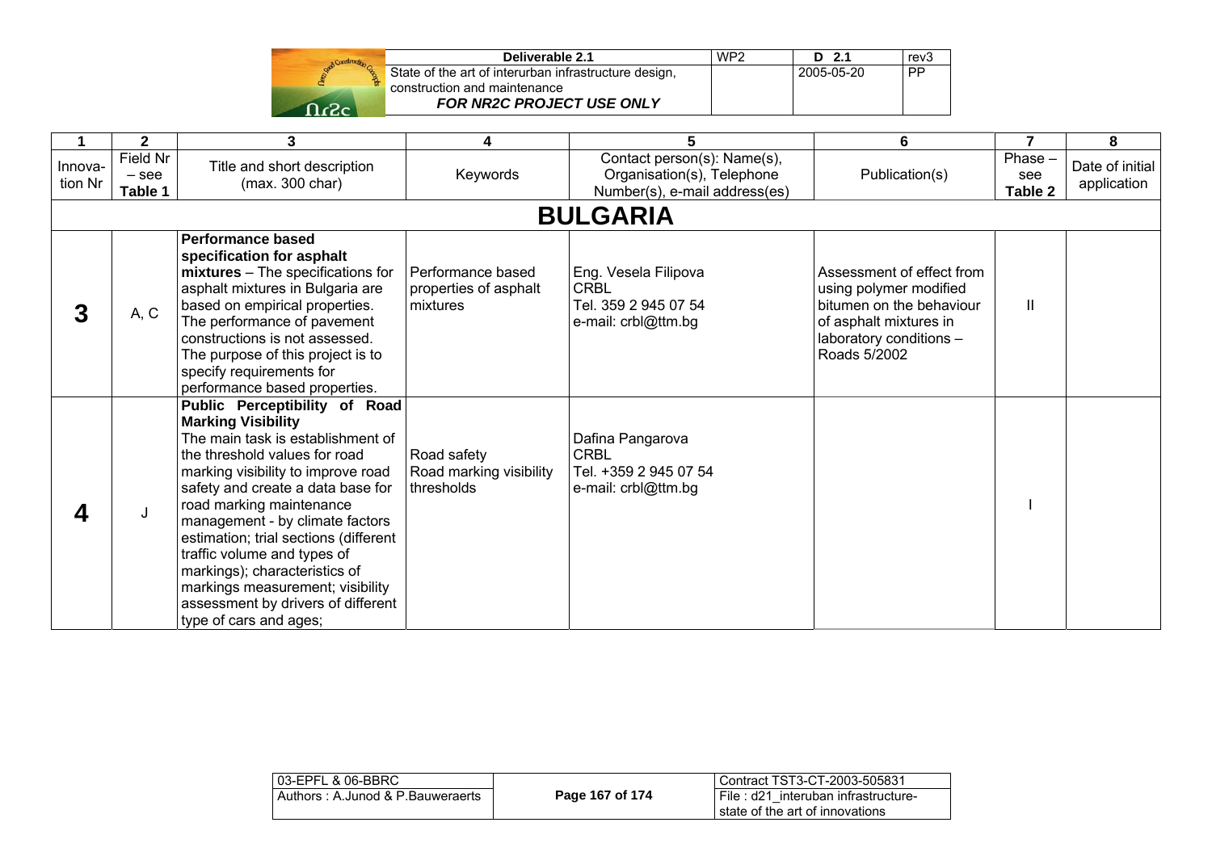| 1 | 2 | 3 | 4 | 5 | 6 | 7 | 8 |
|---|---|---|---|---|---|---|---|
| Innova-tion Nr | Field Nr – see **Table 1** | Title and short description (max. 300 char) | Keywords | Contact person(s): Name(s), Organisation(s), Telephone Number(s), e-mail address(es) | Publication(s) | Phase – see **Table 2** | Date of initial application |
| **BULGARIA** | | | | | | | |
| **3** | A, C | **Performance based specification for asphalt mixtures** – The specifications for asphalt mixtures in Bulgaria are based on empirical properties. The performance of pavement constructions is not assessed. The purpose of this project is to specify requirements for performance based properties. | Performance based properties of asphalt mixtures | Eng. Vesela Filipova<br>CRBL<br>Tel. 359 2 945 07 54<br>e-mail: crbl@ttm.bg | Assessment of effect from using polymer modified bitumen on the behaviour of asphalt mixtures in laboratory conditions – Roads 5/2002 | II | |
| **4** | J | **Public Perceptibility of Road Marking Visibility**<br>The main task is establishment of the threshold values for road marking visibility to improve road safety and create a data base for road marking maintenance management - by climate factors estimation; trial sections (different traffic volume and types of markings); characteristics of markings measurement; visibility assessment by drivers of different type of cars and ages; | Road safety<br>Road marking visibility thresholds | Dafina Pangarova<br>CRBL<br>Tel. +359 2 945 07 54<br>e-mail: crbl@ttm.bg | | I | |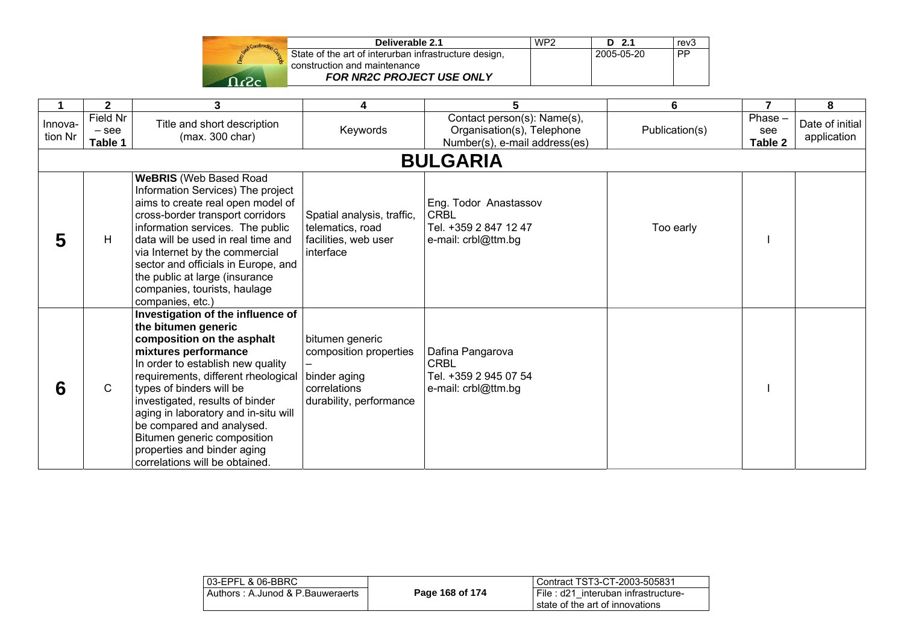| 1 | 2 | 3 | 4 | 5 | 6 | 7 | 8 |
|---|---|---|---|---|---|---|---|
| Innova-tion Nr | Field Nr – see **Table 1** | Title and short description (max. 300 char) | Keywords | Contact person(s): Name(s), Organisation(s), Telephone Number(s), e-mail address(es) | Publication(s) | Phase – see **Table 2** | Date of initial application |
| | | | | **BULGARIA** | | | |
| **5** | H | **WeBRIS** (Web Based Road Information Services) The project aims to create real open model of cross-border transport corridors information services. The public data will be used in real time and via Internet by the commercial sector and officials in Europe, and the public at large (insurance companies, tourists, haulage companies, etc.) | Spatial analysis, traffic, telematics, road facilities, web user interface | Eng. Todor Anastassov CRBL Tel. +359 2 847 12 47 e-mail: crbl@ttm.bg | Too early | I | |
| **6** | C | **Investigation of the influence of the bitumen generic composition on the asphalt mixtures performance** In order to establish new quality requirements, different rheological types of binders will be investigated, results of binder aging in laboratory and in-situ will be compared and analysed. Bitumen generic composition properties and binder aging correlations will be obtained. | bitumen generic composition properties – binder aging correlations durability, performance | Dafina Pangarova CRBL Tel. +359 2 945 07 54 e-mail: crbl@ttm.bg | | I | |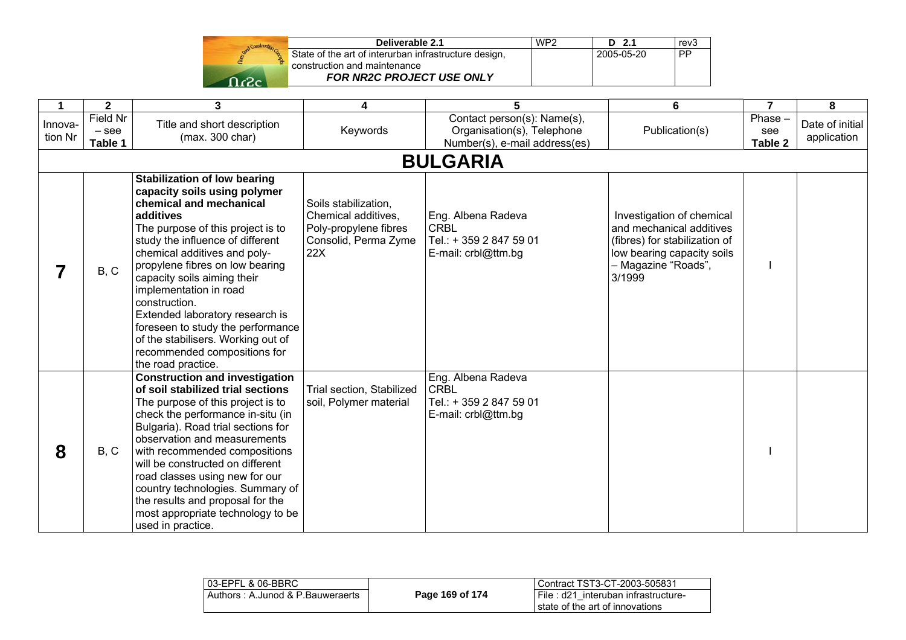| 1 | 2 | 3 | 4 | 5 | 6 | 7 | 8 |
|---|---|---|---|---|---|---|---|
| Innovation Nr | Field Nr – see Table 1 | Title and short description (max. 300 char) | Keywords | Contact person(s): Name(s), Organisation(s), Telephone Number(s), e-mail address(es) | Publication(s) | Phase – see Table 2 | Date of initial application |
| **BULGARIA** | | | | | | | |
| **7** | B, C | **Stabilization of low bearing capacity soils using polymer chemical and mechanical additives** The purpose of this project is to study the influence of different chemical additives and poly-propylene fibres on low bearing capacity soils aiming their implementation in road construction. Extended laboratory research is foreseen to study the performance of the stabilisers. Working out of recommended compositions for the road practice. | Soils stabilization, Chemical additives, Poly-propylene fibres Consolid, Perma Zyme 22X | Eng. Albena Radeva CRBL Tel.: + 359 2 847 59 01 E-mail: crbl@ttm.bg | Investigation of chemical and mechanical additives (fibres) for stabilization of low bearing capacity soils – Magazine "Roads", 3/1999 | I | |
| **8** | B, C | **Construction and investigation of soil stabilized trial sections** The purpose of this project is to check the performance in-situ (in Bulgaria). Road trial sections for observation and measurements with recommended compositions will be constructed on different road classes using new for our country technologies. Summary of the results and proposal for the most appropriate technology to be used in practice. | Trial section, Stabilized soil, Polymer material | Eng. Albena Radeva CRBL Tel.: + 359 2 847 59 01 E-mail: crbl@ttm.bg | | I | |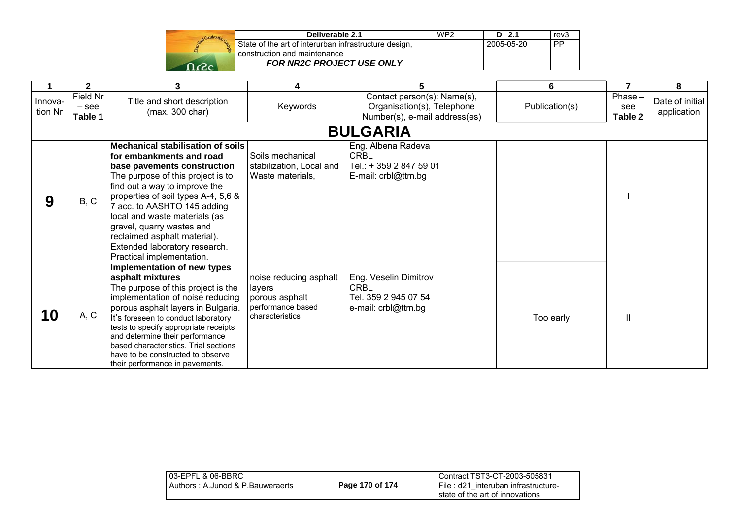| 1 | 2 | 3 | 4 | 5 | 6 | 7 | 8 |
|---|---|---|---|---|---|---|---|
| Innova-tion Nr | Field Nr – see **Table 1** | Title and short description (max. 300 char) | Keywords | Contact person(s): Name(s), Organisation(s), Telephone Number(s), e-mail address(es) | Publication(s) | Phase – see **Table 2** | Date of initial application |
| | | | **BULGARIA** | | | | |
| **9** | B, C | **Mechanical stabilisation of soils for embankments and road base pavements construction** The purpose of this project is to find out a way to improve the properties of soil types A-4, 5,6 & 7 acc. to AASHTO 145 adding local and waste materials (as gravel, quarry wastes and reclaimed asphalt material). Extended laboratory research. Practical implementation. | Soils mechanical stabilization, Local and Waste materials, | Eng. Albena Radeva CRBL Tel.: + 359 2 847 59 01 E-mail: crbl@ttm.bg | | I | |
| **10** | A, C | **Implementation of new types asphalt mixtures** The purpose of this project is the implementation of noise reducing porous asphalt layers in Bulgaria. It's foreseen to conduct laboratory tests to specify appropriate receipts and determine their performance based characteristics. Trial sections have to be constructed to observe their performance in pavements. | noise reducing asphalt layers porous asphalt performance based characteristics | Eng. Veselin Dimitrov CRBL Tel. 359 2 945 07 54 e-mail: crbl@ttm.bg | Too early | II | |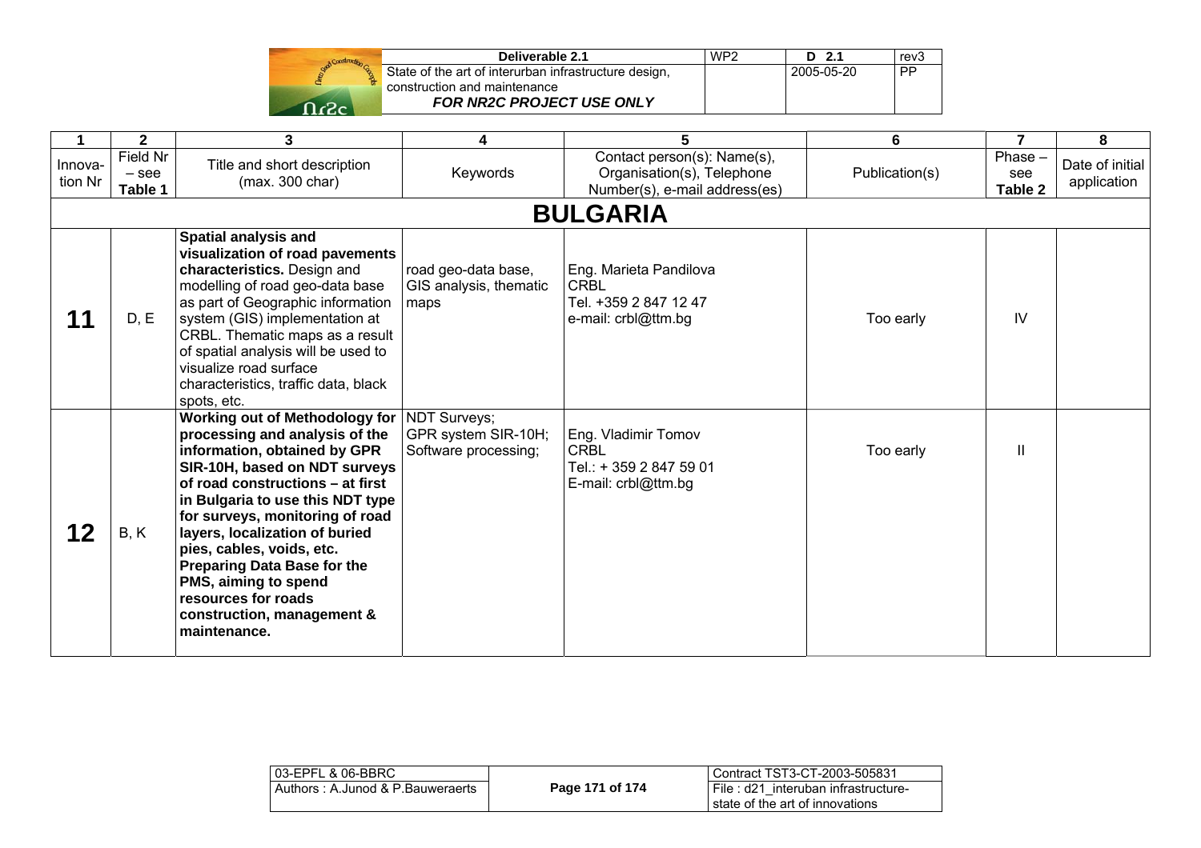| 1 | 2 | 3 | 4 | 5 | 6 | 7 | 8 |
|---|---|---|---|---|---|---|---|
| Innova-tion Nr | Field Nr – see Table 1 | Title and short description (max. 300 char) | Keywords | Contact person(s): Name(s), Organisation(s), Telephone Number(s), e-mail address(es) | Publication(s) | Phase – see Table 2 | Date of initial application |
| **BULGARIA** | | | | | | | |
| **11** | D, E | **Spatial analysis and visualization of road pavements characteristics.** Design and modelling of road geo-data base as part of Geographic information system (GIS) implementation at CRBL. Thematic maps as a result of spatial analysis will be used to visualize road surface characteristics, traffic data, black spots, etc. | road geo-data base, GIS analysis, thematic maps | Eng. Marieta Pandilova<br>CRBL<br>Tel. +359 2 847 12 47<br>e-mail: crbl@ttm.bg | Too early | IV | |
| **12** | B, K | **Working out of Methodology for processing and analysis of the information, obtained by GPR SIR-10H, based on NDT surveys of road constructions – at first in Bulgaria to use this NDT type for surveys, monitoring of road layers, localization of buried pies, cables, voids, etc. Preparing Data Base for the PMS, aiming to spend resources for roads construction, management & maintenance.** | NDT Surveys;<br>GPR system SIR-10H;<br>Software processing; | Eng. Vladimir Tomov<br>CRBL<br>Tel.: + 359 2 847 59 01<br>E-mail: crbl@ttm.bg | Too early | II | |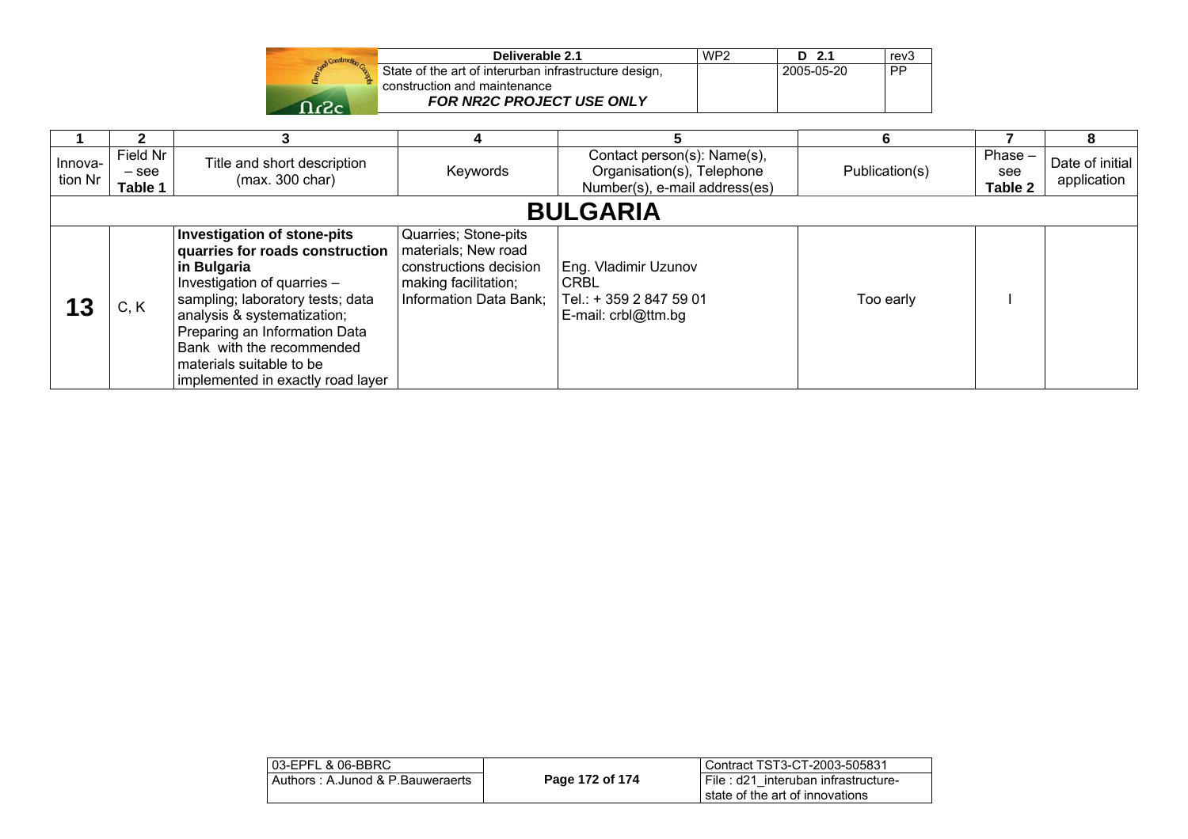| 1 | 2 | 3 | 4 | 5 | 6 | 7 | 8 |
|---|---|---|---|---|---|---|---|
| Innova-tion Nr | Field Nr – see **Table 1** | Title and short description (max. 300 char) | Keywords | Contact person(s): Name(s), Organisation(s), Telephone Number(s), e-mail address(es) | Publication(s) | Phase – see **Table 2** | Date of initial application |
| | | | | **BULGARIA** | | | |
| **13** | C, K | **Investigation of stone-pits quarries for roads construction in Bulgaria** Investigation of quarries – sampling; laboratory tests; data analysis & systematization; Preparing an Information Data Bank with the recommended materials suitable to be implemented in exactly road layer | Quarries; Stone-pits materials; New road constructions decision making facilitation; Information Data Bank; | Eng. Vladimir Uzunov CRBL Tel.: + 359 2 847 59 01 E-mail: crbl@ttm.bg | Too early | I | |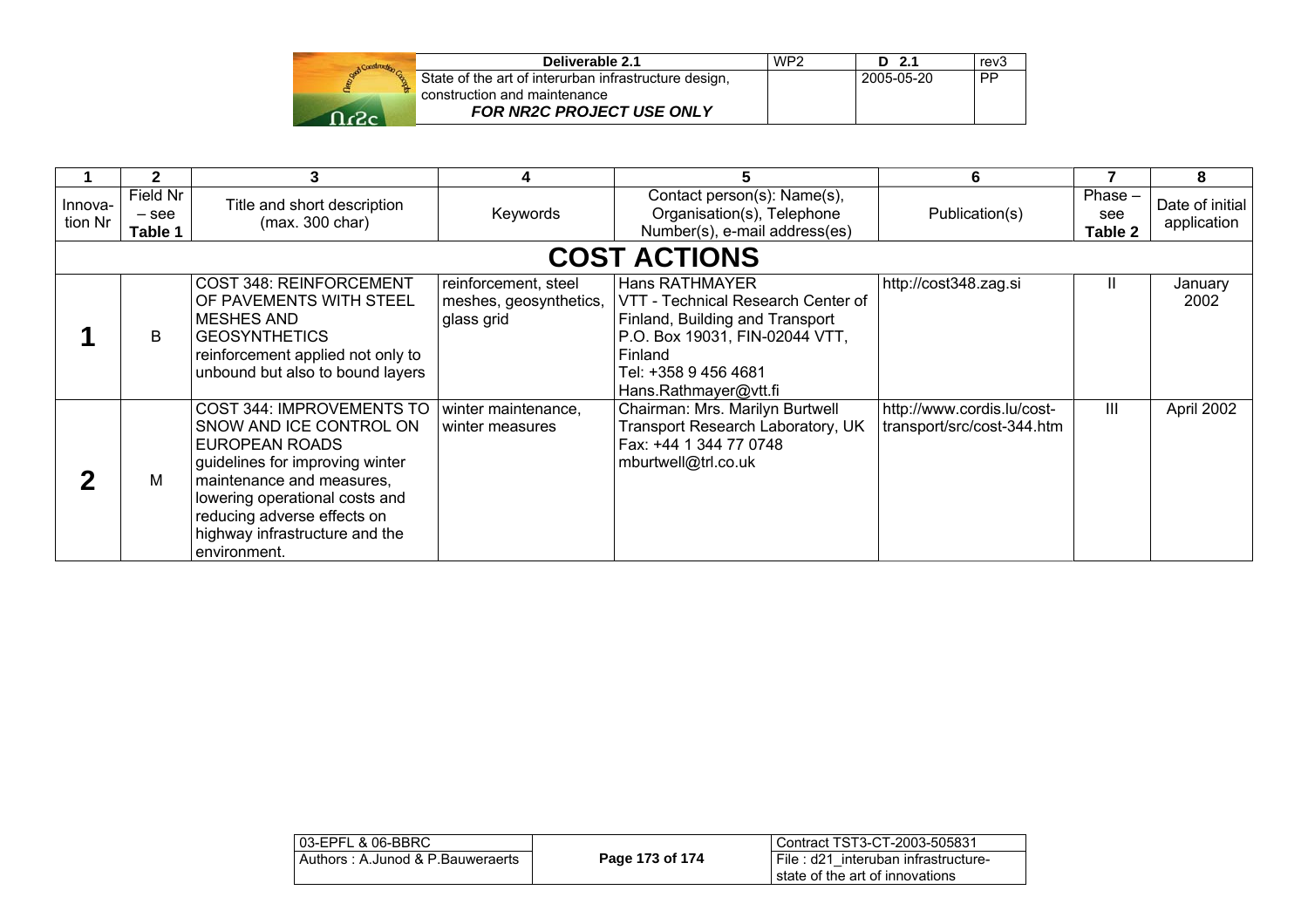| 1 | 2 | 3 | 4 | 5 | 6 | 7 | 8 |
|---|---|---|---|---|---|---|---|
| Innovation Nr | Field Nr – see Table 1 | Title and short description (max. 300 char) | Keywords | Contact person(s): Name(s), Organisation(s), Telephone Number(s), e-mail address(es) | Publication(s) | Phase – see Table 2 | Date of initial application |
| **COST ACTIONS** | | | | | | | |
| **1** | B | COST 348: REINFORCEMENT OF PAVEMENTS WITH STEEL MESHES AND GEOSYNTHETICS reinforcement applied not only to unbound but also to bound layers | reinforcement, steel meshes, geosynthetics, glass grid | Hans RATHMAYER VTT - Technical Research Center of Finland, Building and Transport P.O. Box 19031, FIN-02044 VTT, Finland Tel: +358 9 456 4681 Hans.Rathmayer@vtt.fi | http://cost348.zag.si | II | January 2002 |
| **2** | M | COST 344: IMPROVEMENTS TO SNOW AND ICE CONTROL ON EUROPEAN ROADS guidelines for improving winter maintenance and measures, lowering operational costs and reducing adverse effects on highway infrastructure and the environment. | winter maintenance, winter measures | Chairman: Mrs. Marilyn Burtwell Transport Research Laboratory, UK Fax: +44 1 344 77 0748 mburtwell@trl.co.uk | http://www.cordis.lu/cost-transport/src/cost-344.htm | III | April 2002 |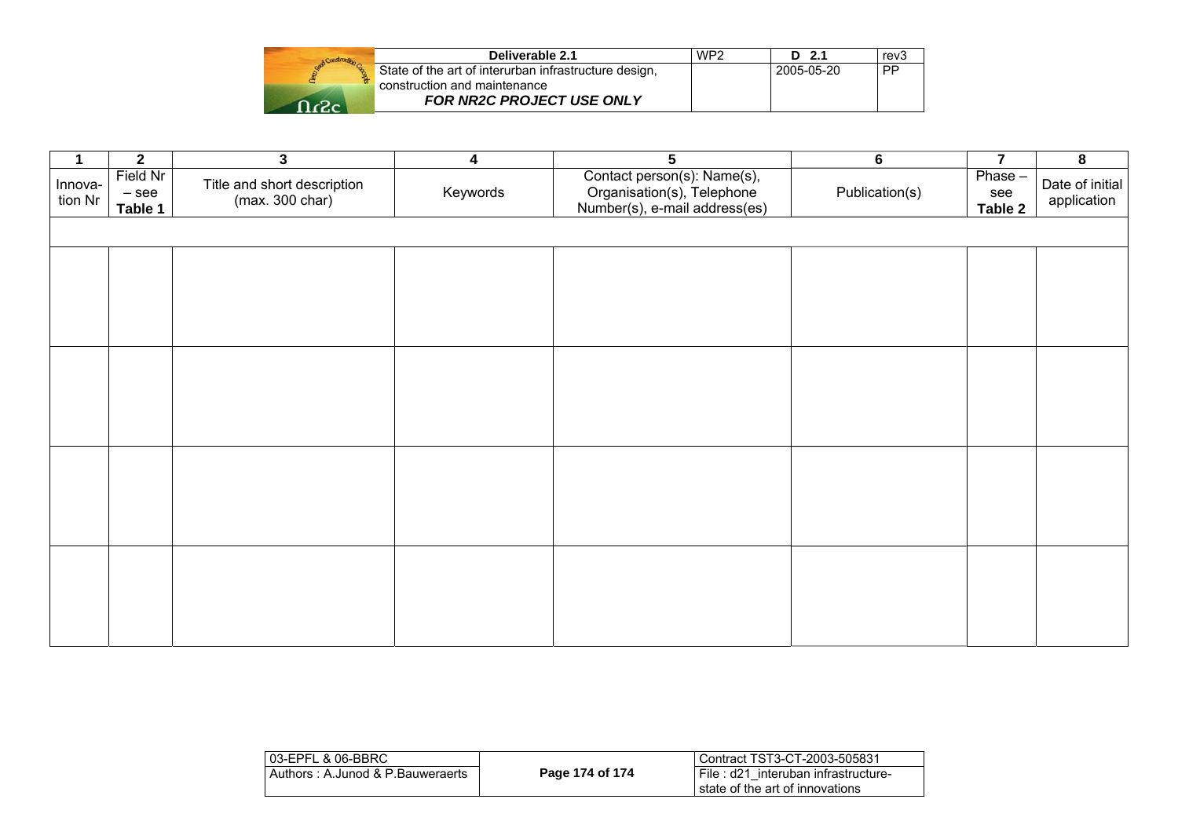| 1 | 2 | 3 | 4 | 5 | 6 | 7 | 8 |
|---|---|---|---|---|---|---|---|
| Innova-tion Nr | Field Nr – see **Table 1** | Title and short description (max. 300 char) | Keywords | Contact person(s): Name(s), Organisation(s), Telephone Number(s), e-mail address(es) | Publication(s) | Phase – see **Table 2** | Date of initial application |
| | | | | | | | |
| | | | | | | | |
| | | | | | | | |
| | | | | | | | |
| | | | | | | | |